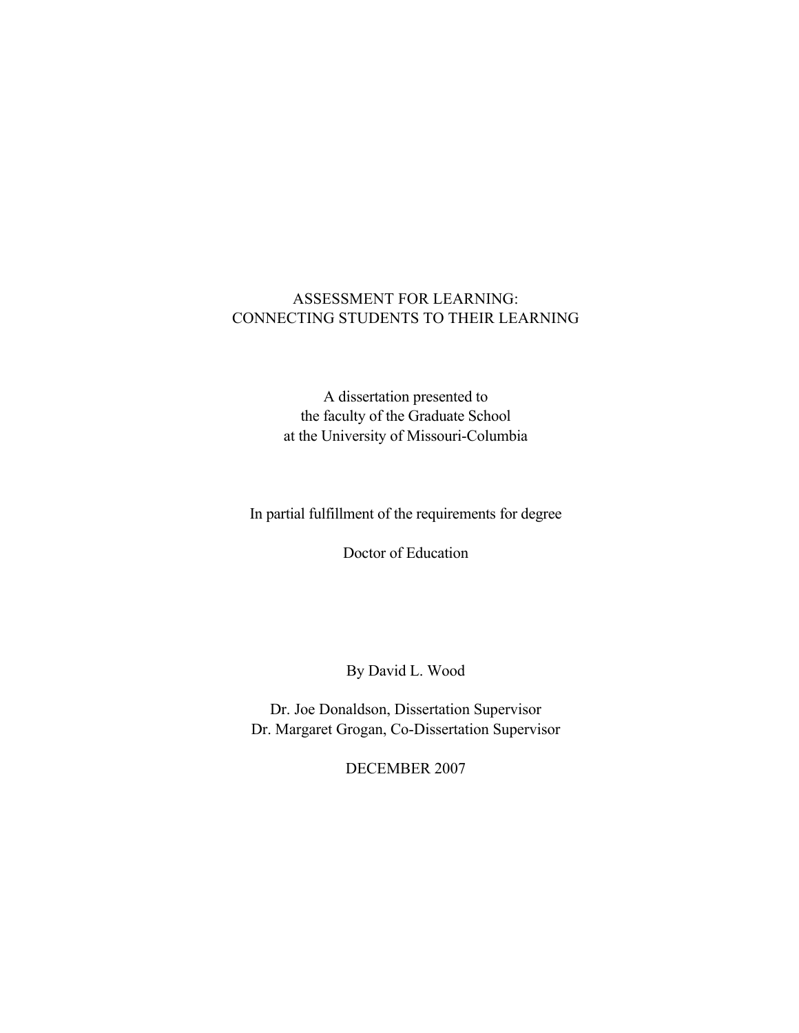# ASSESSMENT FOR LEARNING:
# CONNECTING STUDENTS TO THEIR LEARNING

A dissertation presented to
the faculty of the Graduate School
at the University of Missouri-Columbia

In partial fulfillment of the requirements for degree

Doctor of Education

By David L. Wood

Dr. Joe Donaldson, Dissertation Supervisor
Dr. Margaret Grogan, Co-Dissertation Supervisor

DECEMBER 2007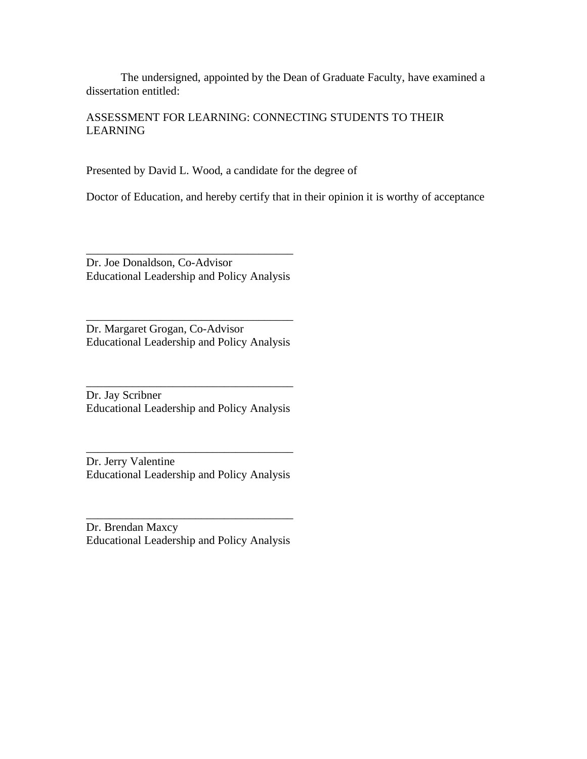The undersigned, appointed by the Dean of Graduate Faculty, have examined a dissertation entitled:

ASSESSMENT FOR LEARNING: CONNECTING STUDENTS TO THEIR LEARNING

Presented by David L. Wood, a candidate for the degree of

Doctor of Education, and hereby certify that in their opinion it is worthy of acceptance

\_\_\_\_\_\_\_\_\_\_\_\_\_\_\_\_\_\_\_\_\_\_\_\_\_\_\_\_\_\_\_\_\_\_\_\_

Dr. Joe Donaldson, Co-Advisor
Educational Leadership and Policy Analysis

\_\_\_\_\_\_\_\_\_\_\_\_\_\_\_\_\_\_\_\_\_\_\_\_\_\_\_\_\_\_\_\_\_\_\_\_

Dr. Margaret Grogan, Co-Advisor
Educational Leadership and Policy Analysis

\_\_\_\_\_\_\_\_\_\_\_\_\_\_\_\_\_\_\_\_\_\_\_\_\_\_\_\_\_\_\_\_\_\_\_\_

Dr. Jay Scribner
Educational Leadership and Policy Analysis

\_\_\_\_\_\_\_\_\_\_\_\_\_\_\_\_\_\_\_\_\_\_\_\_\_\_\_\_\_\_\_\_\_\_\_\_

Dr. Jerry Valentine
Educational Leadership and Policy Analysis

\_\_\_\_\_\_\_\_\_\_\_\_\_\_\_\_\_\_\_\_\_\_\_\_\_\_\_\_\_\_\_\_\_\_\_\_

Dr. Brendan Maxcy
Educational Leadership and Policy Analysis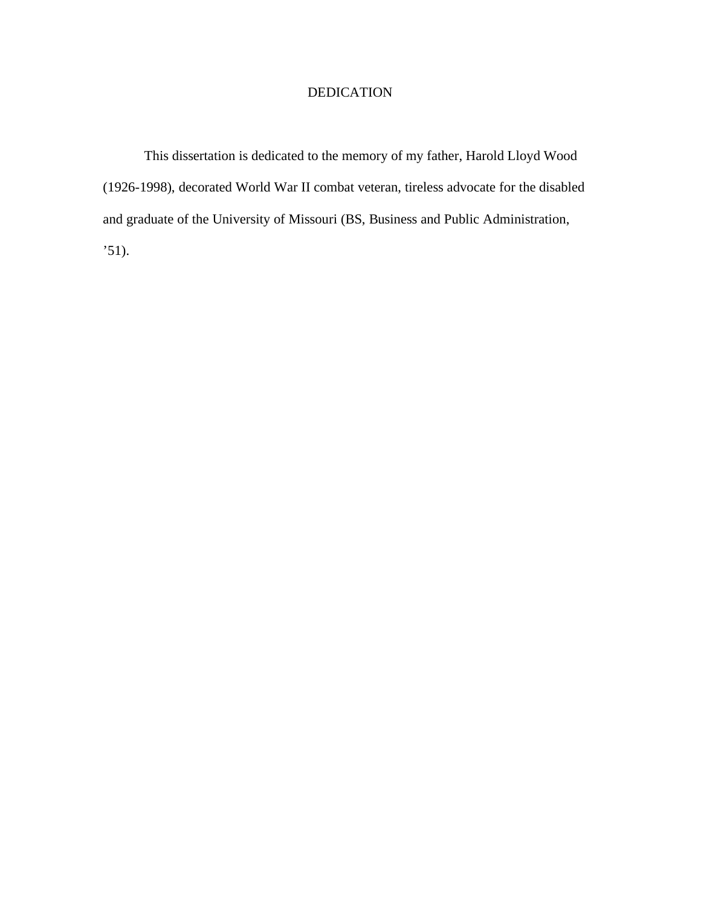# DEDICATION

This dissertation is dedicated to the memory of my father, Harold Lloyd Wood (1926-1998), decorated World War II combat veteran, tireless advocate for the disabled and graduate of the University of Missouri (BS, Business and Public Administration, ’51).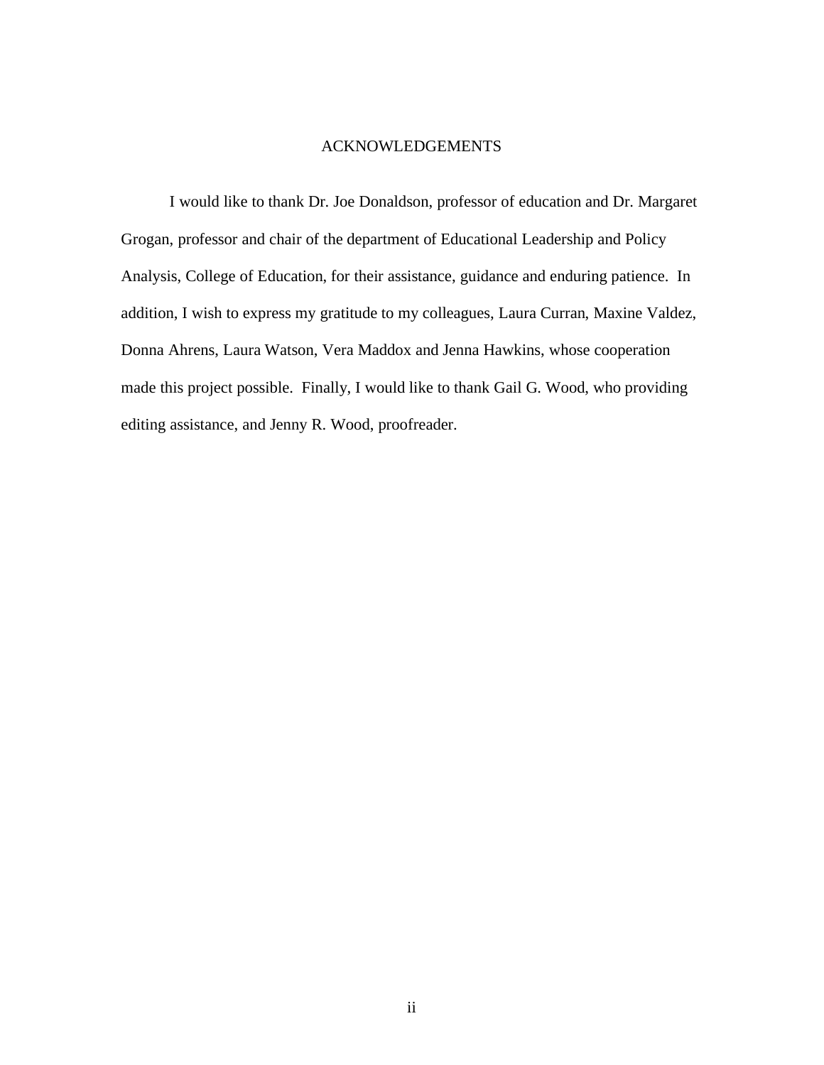## ACKNOWLEDGEMENTS

I would like to thank Dr. Joe Donaldson, professor of education and Dr. Margaret Grogan, professor and chair of the department of Educational Leadership and Policy Analysis, College of Education, for their assistance, guidance and enduring patience. In addition, I wish to express my gratitude to my colleagues, Laura Curran, Maxine Valdez, Donna Ahrens, Laura Watson, Vera Maddox and Jenna Hawkins, whose cooperation made this project possible. Finally, I would like to thank Gail G. Wood, who providing editing assistance, and Jenny R. Wood, proofreader.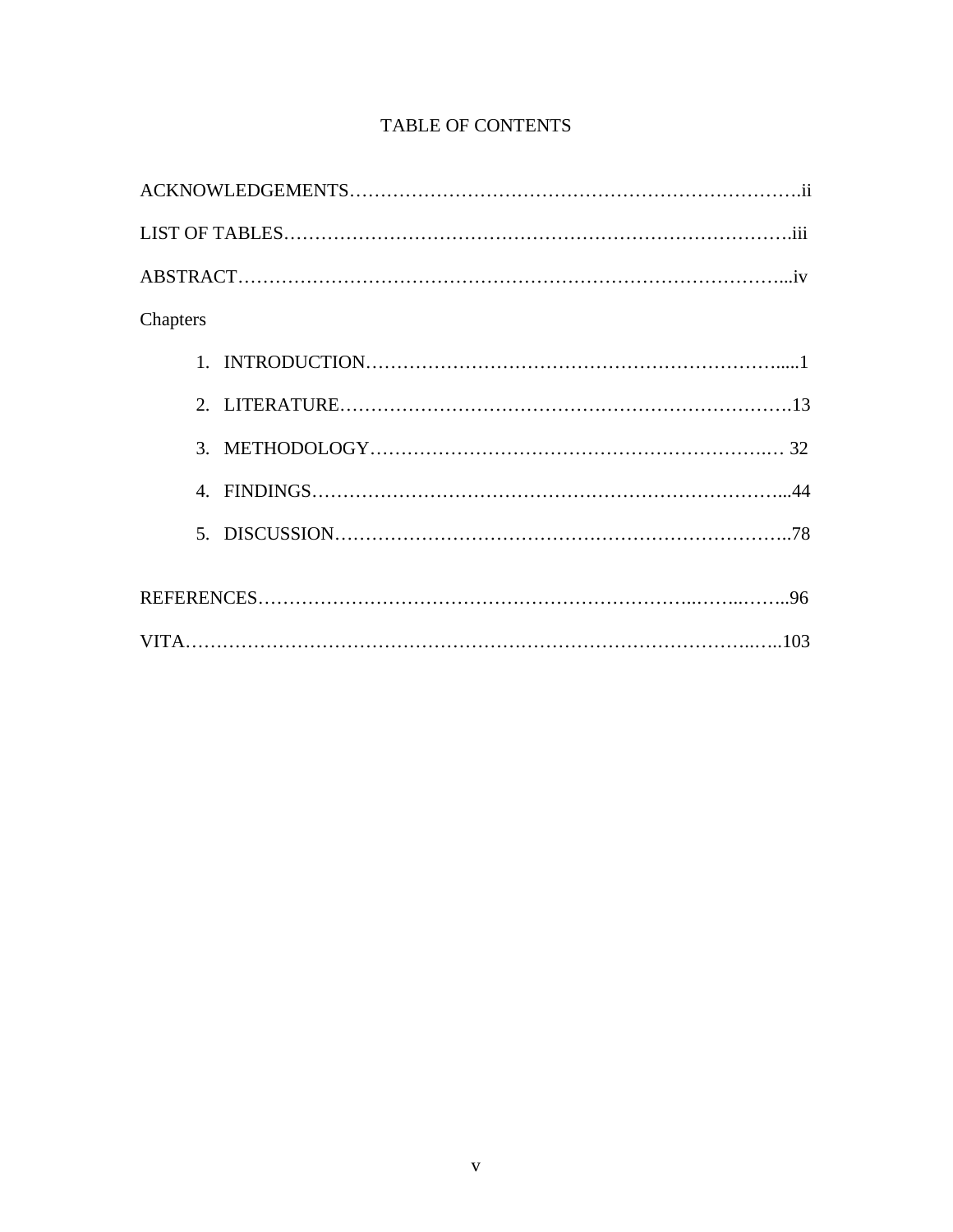# TABLE OF CONTENTS

ACKNOWLEDGEMENTS……………………………………………………………………….ii

LIST OF TABLES……………………………………………………………………….iii

ABSTRACT…………………………………………………………………………...iv

Chapters

1. INTRODUCTION…………………………………………………………….....1
2. LITERATURE……………………………………………………………………13
3. METHODOLOGY………………………………………………………….… 32
4. FINDINGS……………………………………………………………………...44
5. DISCUSSION……………………………………………………………………..78

REFERENCES…………………………………………………………...……..……..96

VITA………………………………………………………………………………..…..103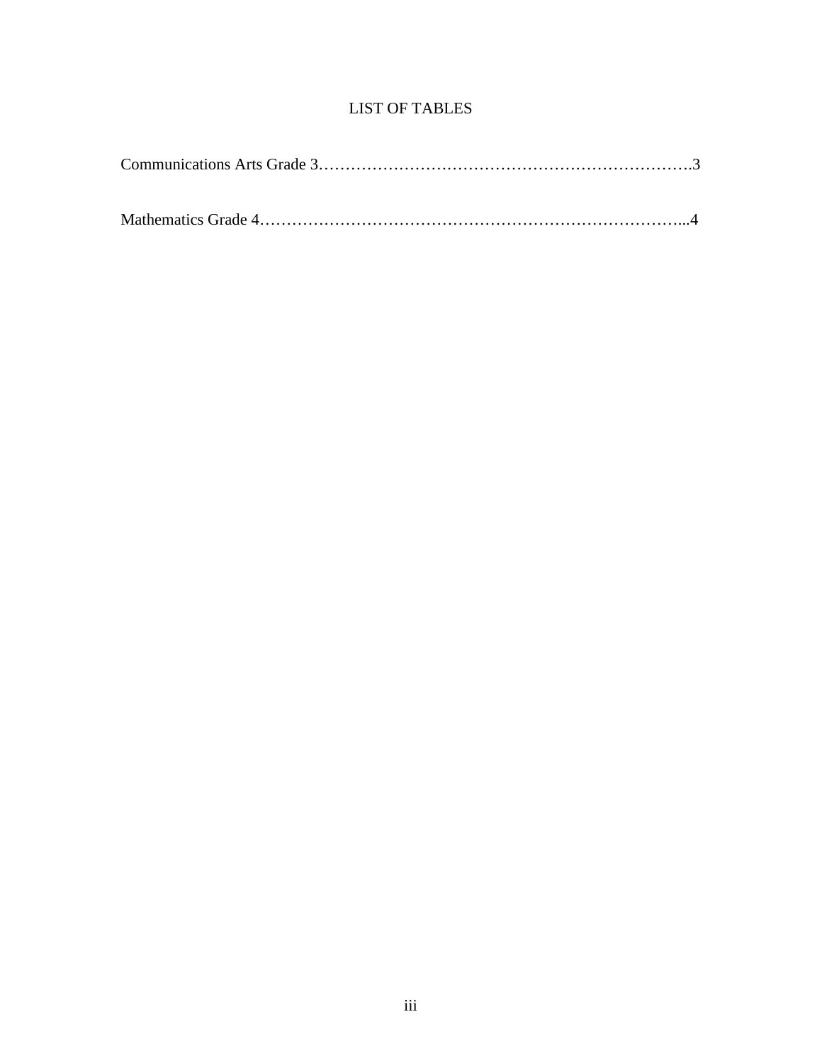# LIST OF TABLES

Communications Arts Grade 3…………………………………………………………….3

Mathematics Grade 4…………………………………………………………………...4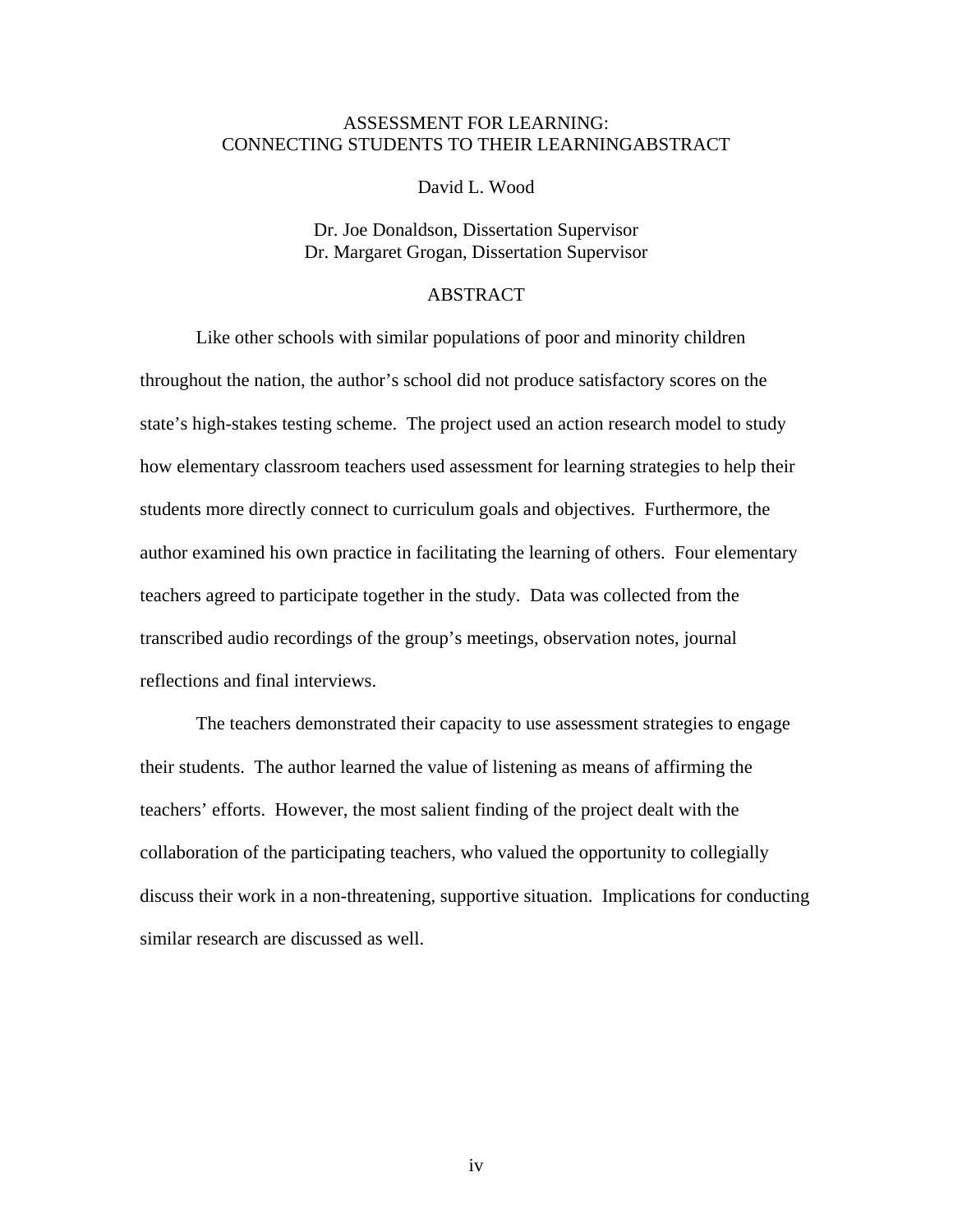ASSESSMENT FOR LEARNING:
CONNECTING STUDENTS TO THEIR LEARNINGABSTRACT

David L. Wood

Dr. Joe Donaldson, Dissertation Supervisor
Dr. Margaret Grogan, Dissertation Supervisor

## ABSTRACT

Like other schools with similar populations of poor and minority children throughout the nation, the author's school did not produce satisfactory scores on the state's high-stakes testing scheme. The project used an action research model to study how elementary classroom teachers used assessment for learning strategies to help their students more directly connect to curriculum goals and objectives. Furthermore, the author examined his own practice in facilitating the learning of others. Four elementary teachers agreed to participate together in the study. Data was collected from the transcribed audio recordings of the group's meetings, observation notes, journal reflections and final interviews.

The teachers demonstrated their capacity to use assessment strategies to engage their students. The author learned the value of listening as means of affirming the teachers' efforts. However, the most salient finding of the project dealt with the collaboration of the participating teachers, who valued the opportunity to collegially discuss their work in a non-threatening, supportive situation. Implications for conducting similar research are discussed as well.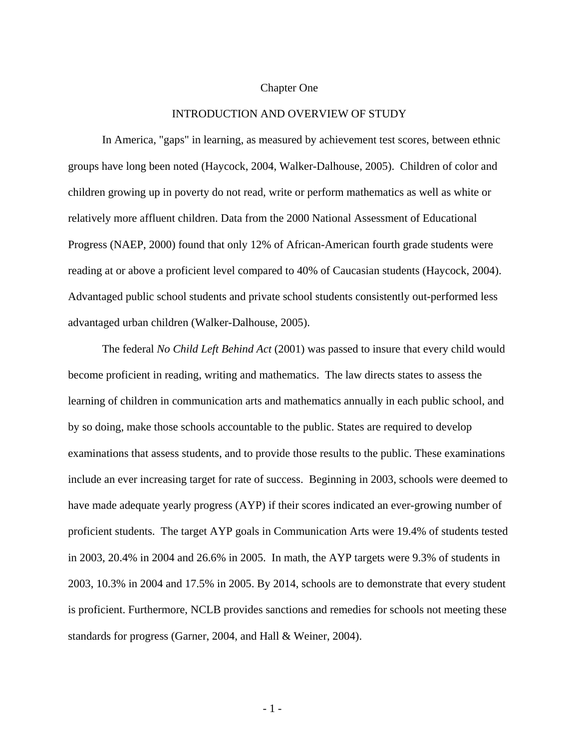# Chapter One

## INTRODUCTION AND OVERVIEW OF STUDY

In America, "gaps" in learning, as measured by achievement test scores, between ethnic groups have long been noted (Haycock, 2004, Walker-Dalhouse, 2005). Children of color and children growing up in poverty do not read, write or perform mathematics as well as white or relatively more affluent children. Data from the 2000 National Assessment of Educational Progress (NAEP, 2000) found that only 12% of African-American fourth grade students were reading at or above a proficient level compared to 40% of Caucasian students (Haycock, 2004). Advantaged public school students and private school students consistently out-performed less advantaged urban children (Walker-Dalhouse, 2005).

The federal *No Child Left Behind Act* (2001) was passed to insure that every child would become proficient in reading, writing and mathematics. The law directs states to assess the learning of children in communication arts and mathematics annually in each public school, and by so doing, make those schools accountable to the public. States are required to develop examinations that assess students, and to provide those results to the public. These examinations include an ever increasing target for rate of success. Beginning in 2003, schools were deemed to have made adequate yearly progress (AYP) if their scores indicated an ever-growing number of proficient students. The target AYP goals in Communication Arts were 19.4% of students tested in 2003, 20.4% in 2004 and 26.6% in 2005. In math, the AYP targets were 9.3% of students in 2003, 10.3% in 2004 and 17.5% in 2005. By 2014, schools are to demonstrate that every student is proficient. Furthermore, NCLB provides sanctions and remedies for schools not meeting these standards for progress (Garner, 2004, and Hall & Weiner, 2004).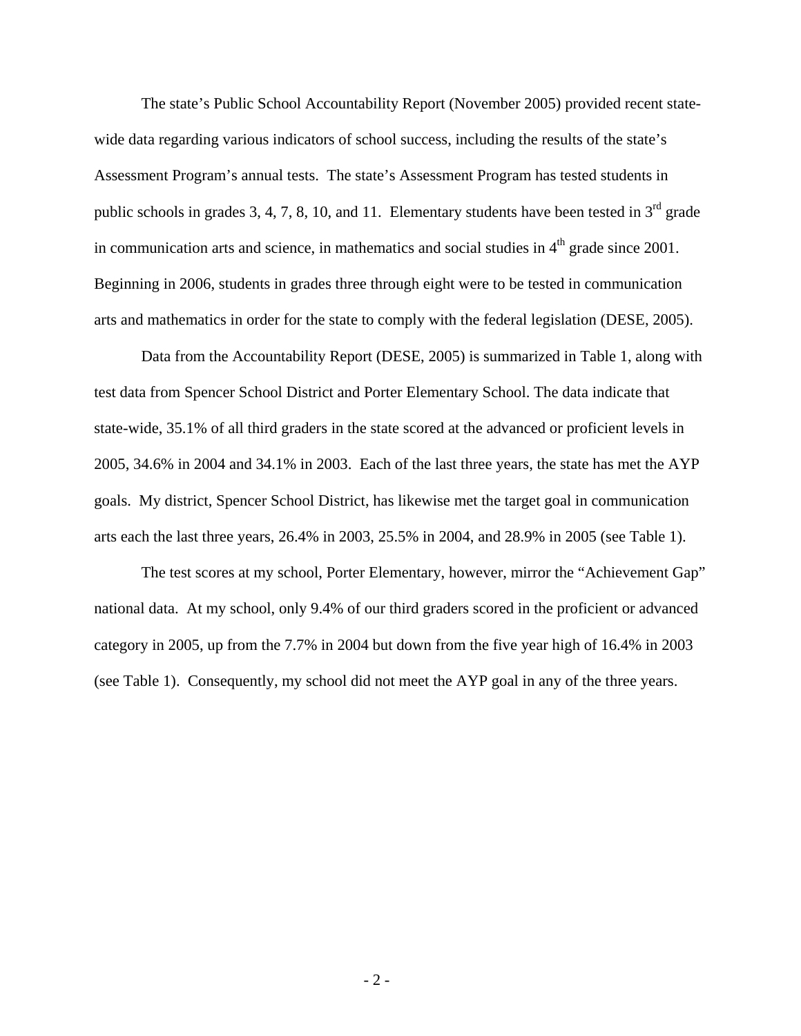The state's Public School Accountability Report (November 2005) provided recent state-wide data regarding various indicators of school success, including the results of the state's Assessment Program's annual tests. The state's Assessment Program has tested students in public schools in grades 3, 4, 7, 8, 10, and 11. Elementary students have been tested in 3rd grade in communication arts and science, in mathematics and social studies in 4th grade since 2001. Beginning in 2006, students in grades three through eight were to be tested in communication arts and mathematics in order for the state to comply with the federal legislation (DESE, 2005).

Data from the Accountability Report (DESE, 2005) is summarized in Table 1, along with test data from Spencer School District and Porter Elementary School. The data indicate that state-wide, 35.1% of all third graders in the state scored at the advanced or proficient levels in 2005, 34.6% in 2004 and 34.1% in 2003. Each of the last three years, the state has met the AYP goals. My district, Spencer School District, has likewise met the target goal in communication arts each the last three years, 26.4% in 2003, 25.5% in 2004, and 28.9% in 2005 (see Table 1).

The test scores at my school, Porter Elementary, however, mirror the "Achievement Gap" national data. At my school, only 9.4% of our third graders scored in the proficient or advanced category in 2005, up from the 7.7% in 2004 but down from the five year high of 16.4% in 2003 (see Table 1). Consequently, my school did not meet the AYP goal in any of the three years.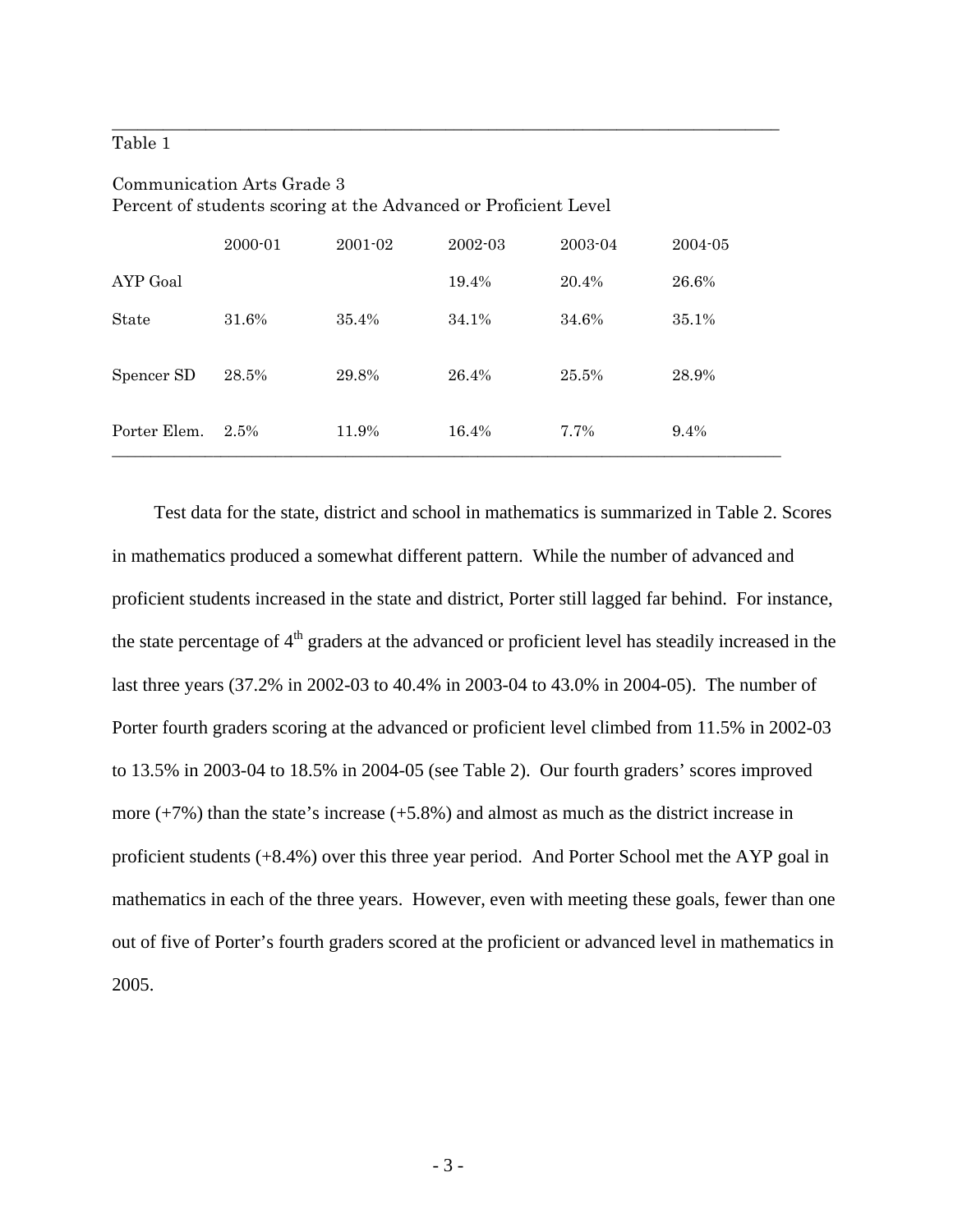Table 1

Communication Arts Grade 3
Percent of students scoring at the Advanced or Proficient Level

| | 2000-01 | 2001-02 | 2002-03 | 2003-04 | 2004-05 |
|---|---|---|---|---|---|
| AYP Goal | | | 19.4% | 20.4% | 26.6% |
| State | 31.6% | 35.4% | 34.1% | 34.6% | 35.1% |
| Spencer SD | 28.5% | 29.8% | 26.4% | 25.5% | 28.9% |
| Porter Elem. | 2.5% | 11.9% | 16.4% | 7.7% | 9.4% |

Test data for the state, district and school in mathematics is summarized in Table 2. Scores in mathematics produced a somewhat different pattern. While the number of advanced and proficient students increased in the state and district, Porter still lagged far behind. For instance, the state percentage of 4th graders at the advanced or proficient level has steadily increased in the last three years (37.2% in 2002-03 to 40.4% in 2003-04 to 43.0% in 2004-05). The number of Porter fourth graders scoring at the advanced or proficient level climbed from 11.5% in 2002-03 to 13.5% in 2003-04 to 18.5% in 2004-05 (see Table 2). Our fourth graders' scores improved more (+7%) than the state's increase (+5.8%) and almost as much as the district increase in proficient students (+8.4%) over this three year period. And Porter School met the AYP goal in mathematics in each of the three years. However, even with meeting these goals, fewer than one out of five of Porter's fourth graders scored at the proficient or advanced level in mathematics in 2005.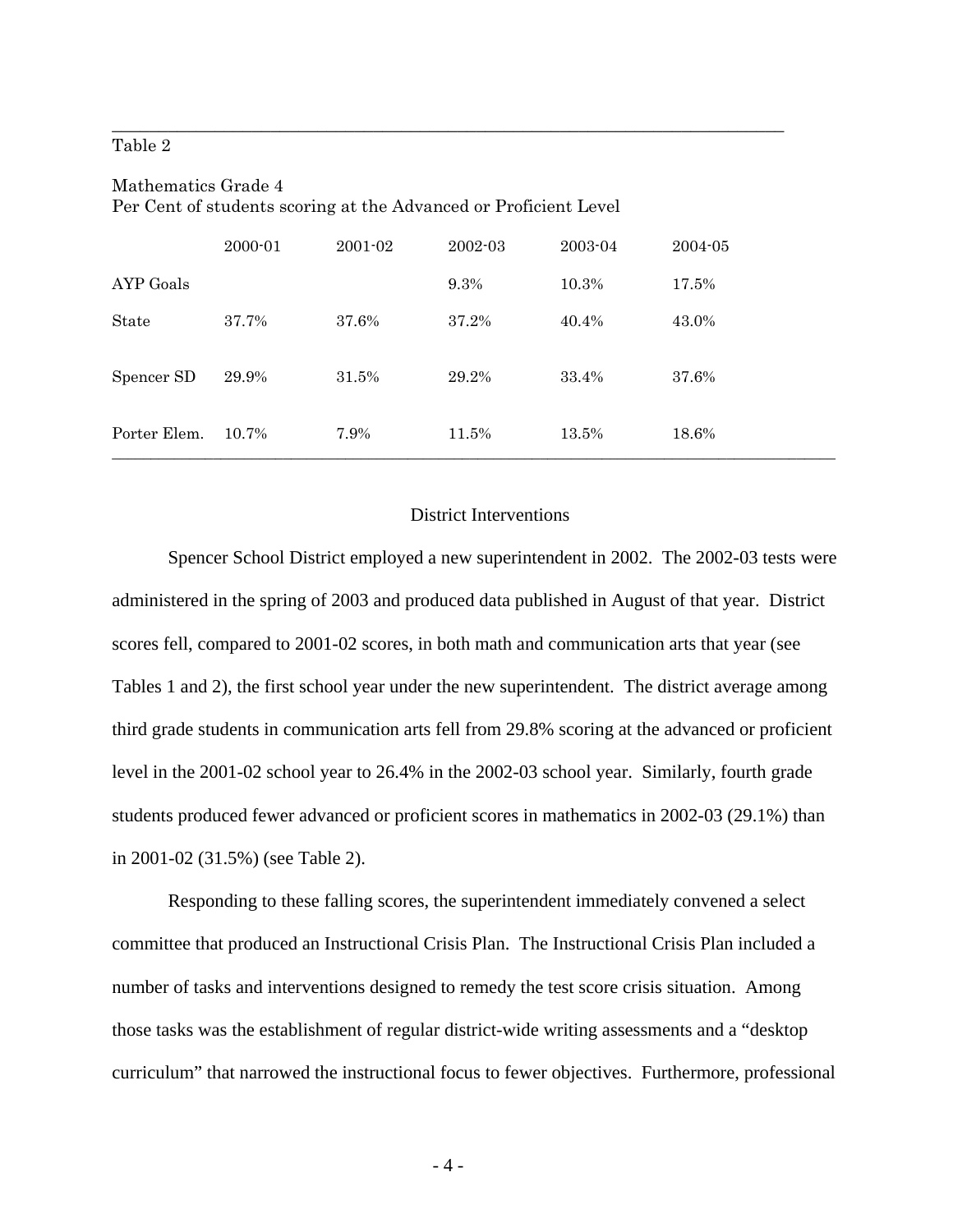Table 2

Mathematics Grade 4
Per Cent of students scoring at the Advanced or Proficient Level

| | 2000-01 | 2001-02 | 2002-03 | 2003-04 | 2004-05 |
|---|---|---|---|---|---|
| AYP Goals | | | 9.3% | 10.3% | 17.5% |
| State | 37.7% | 37.6% | 37.2% | 40.4% | 43.0% |
| Spencer SD | 29.9% | 31.5% | 29.2% | 33.4% | 37.6% |
| Porter Elem. | 10.7% | 7.9% | 11.5% | 13.5% | 18.6% |

## District Interventions

Spencer School District employed a new superintendent in 2002. The 2002-03 tests were administered in the spring of 2003 and produced data published in August of that year. District scores fell, compared to 2001-02 scores, in both math and communication arts that year (see Tables 1 and 2), the first school year under the new superintendent. The district average among third grade students in communication arts fell from 29.8% scoring at the advanced or proficient level in the 2001-02 school year to 26.4% in the 2002-03 school year. Similarly, fourth grade students produced fewer advanced or proficient scores in mathematics in 2002-03 (29.1%) than in 2001-02 (31.5%) (see Table 2).

Responding to these falling scores, the superintendent immediately convened a select committee that produced an Instructional Crisis Plan. The Instructional Crisis Plan included a number of tasks and interventions designed to remedy the test score crisis situation. Among those tasks was the establishment of regular district-wide writing assessments and a "desktop curriculum" that narrowed the instructional focus to fewer objectives. Furthermore, professional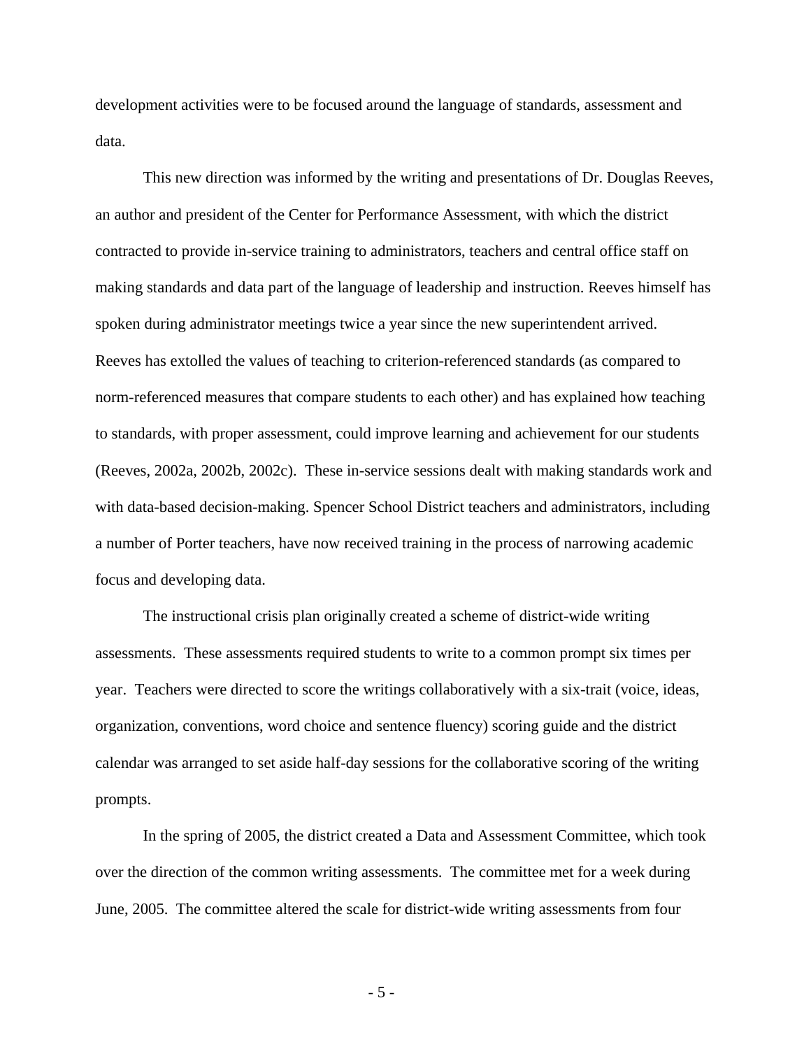development activities were to be focused around the language of standards, assessment and data.

This new direction was informed by the writing and presentations of Dr. Douglas Reeves, an author and president of the Center for Performance Assessment, with which the district contracted to provide in-service training to administrators, teachers and central office staff on making standards and data part of the language of leadership and instruction. Reeves himself has spoken during administrator meetings twice a year since the new superintendent arrived. Reeves has extolled the values of teaching to criterion-referenced standards (as compared to norm-referenced measures that compare students to each other) and has explained how teaching to standards, with proper assessment, could improve learning and achievement for our students (Reeves, 2002a, 2002b, 2002c). These in-service sessions dealt with making standards work and with data-based decision-making. Spencer School District teachers and administrators, including a number of Porter teachers, have now received training in the process of narrowing academic focus and developing data.

The instructional crisis plan originally created a scheme of district-wide writing assessments. These assessments required students to write to a common prompt six times per year. Teachers were directed to score the writings collaboratively with a six-trait (voice, ideas, organization, conventions, word choice and sentence fluency) scoring guide and the district calendar was arranged to set aside half-day sessions for the collaborative scoring of the writing prompts.

In the spring of 2005, the district created a Data and Assessment Committee, which took over the direction of the common writing assessments. The committee met for a week during June, 2005. The committee altered the scale for district-wide writing assessments from four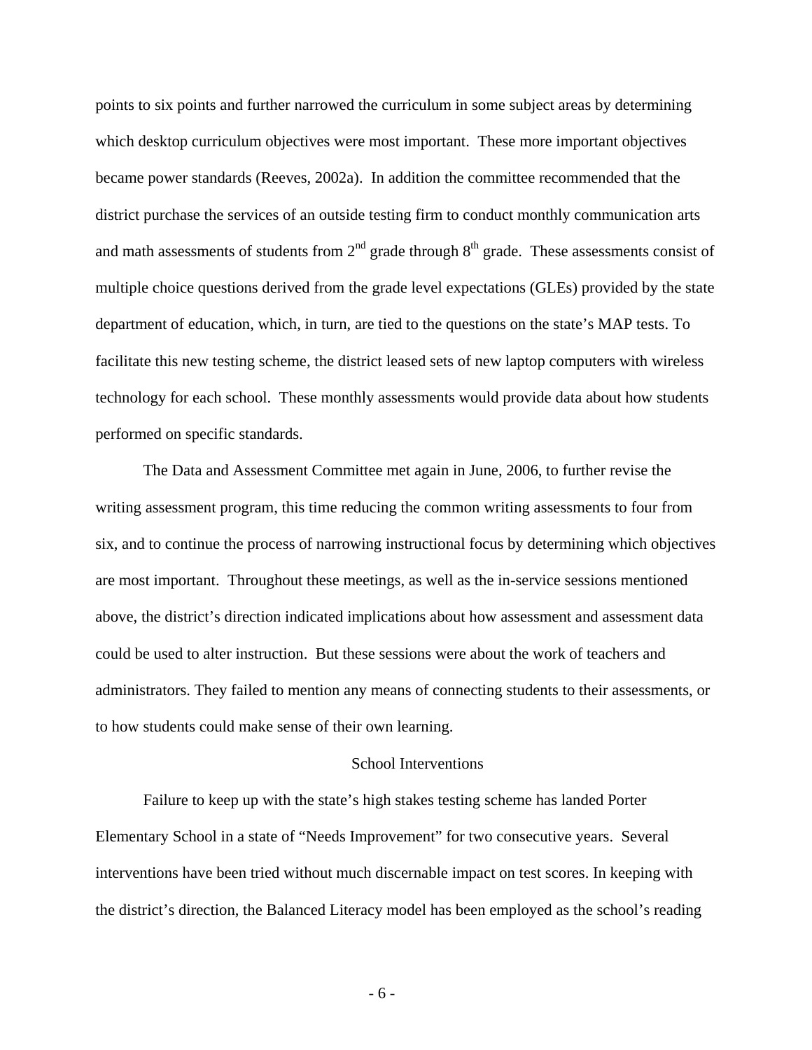points to six points and further narrowed the curriculum in some subject areas by determining which desktop curriculum objectives were most important. These more important objectives became power standards (Reeves, 2002a). In addition the committee recommended that the district purchase the services of an outside testing firm to conduct monthly communication arts and math assessments of students from 2nd grade through 8th grade. These assessments consist of multiple choice questions derived from the grade level expectations (GLEs) provided by the state department of education, which, in turn, are tied to the questions on the state's MAP tests. To facilitate this new testing scheme, the district leased sets of new laptop computers with wireless technology for each school. These monthly assessments would provide data about how students performed on specific standards.

The Data and Assessment Committee met again in June, 2006, to further revise the writing assessment program, this time reducing the common writing assessments to four from six, and to continue the process of narrowing instructional focus by determining which objectives are most important. Throughout these meetings, as well as the in-service sessions mentioned above, the district's direction indicated implications about how assessment and assessment data could be used to alter instruction. But these sessions were about the work of teachers and administrators. They failed to mention any means of connecting students to their assessments, or to how students could make sense of their own learning.

## School Interventions

Failure to keep up with the state's high stakes testing scheme has landed Porter Elementary School in a state of "Needs Improvement" for two consecutive years. Several interventions have been tried without much discernable impact on test scores. In keeping with the district's direction, the Balanced Literacy model has been employed as the school's reading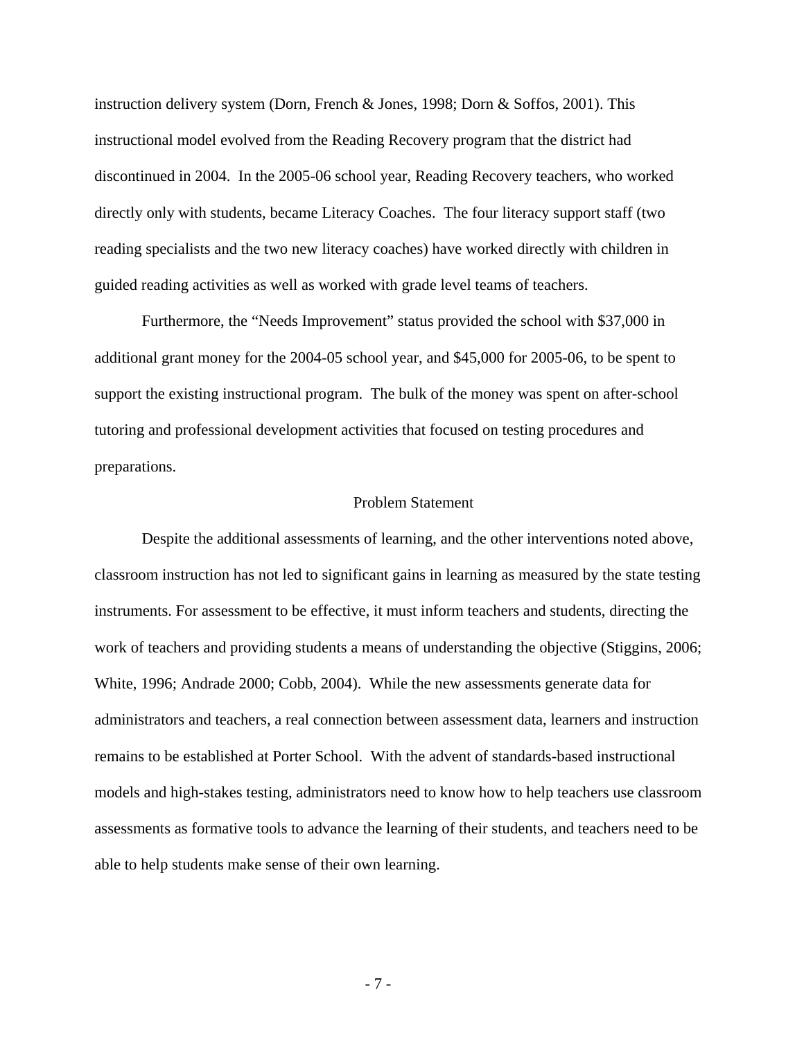instruction delivery system (Dorn, French & Jones, 1998; Dorn & Soffos, 2001). This instructional model evolved from the Reading Recovery program that the district had discontinued in 2004. In the 2005-06 school year, Reading Recovery teachers, who worked directly only with students, became Literacy Coaches. The four literacy support staff (two reading specialists and the two new literacy coaches) have worked directly with children in guided reading activities as well as worked with grade level teams of teachers.

Furthermore, the "Needs Improvement" status provided the school with $37,000 in additional grant money for the 2004-05 school year, and $45,000 for 2005-06, to be spent to support the existing instructional program. The bulk of the money was spent on after-school tutoring and professional development activities that focused on testing procedures and preparations.

## Problem Statement

Despite the additional assessments of learning, and the other interventions noted above, classroom instruction has not led to significant gains in learning as measured by the state testing instruments. For assessment to be effective, it must inform teachers and students, directing the work of teachers and providing students a means of understanding the objective (Stiggins, 2006; White, 1996; Andrade 2000; Cobb, 2004). While the new assessments generate data for administrators and teachers, a real connection between assessment data, learners and instruction remains to be established at Porter School. With the advent of standards-based instructional models and high-stakes testing, administrators need to know how to help teachers use classroom assessments as formative tools to advance the learning of their students, and teachers need to be able to help students make sense of their own learning.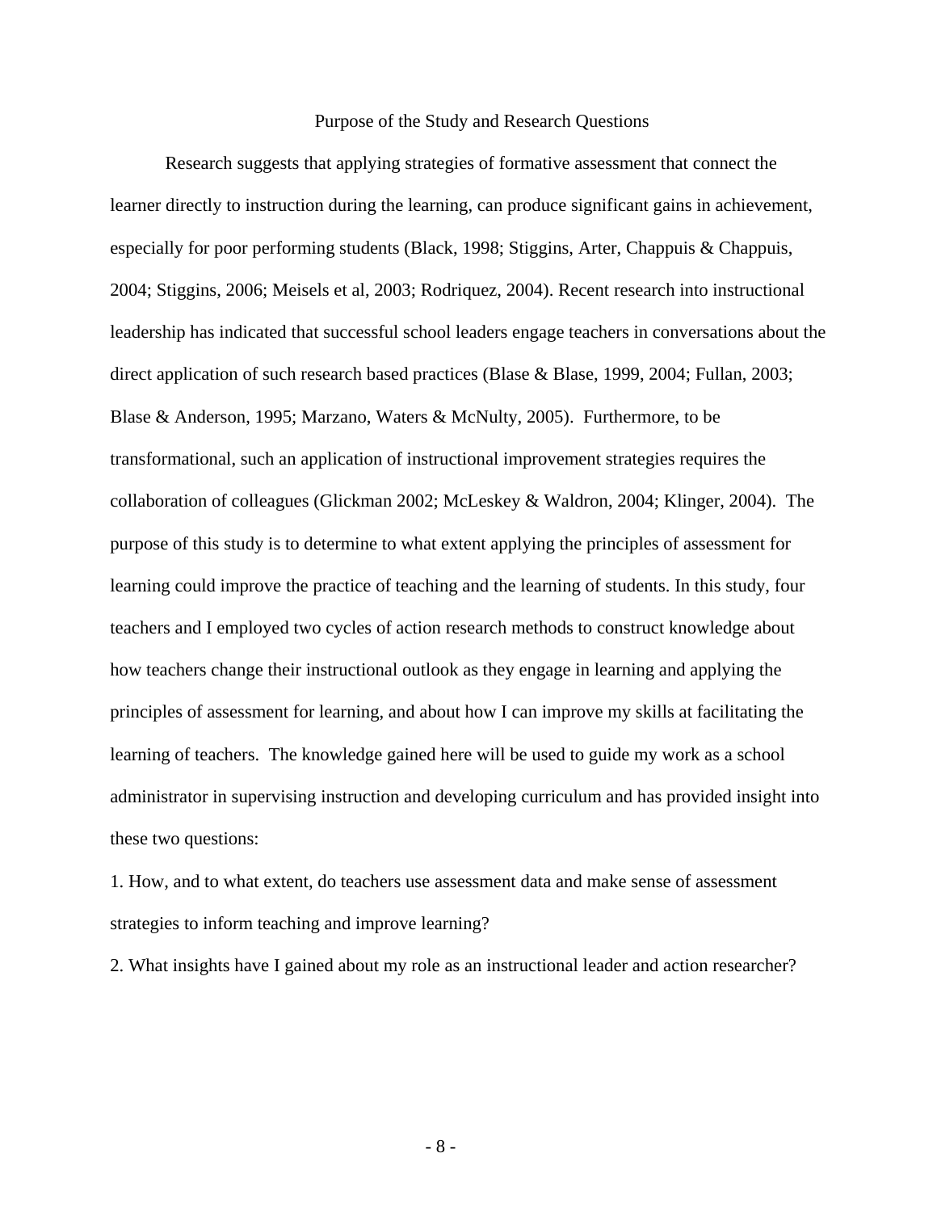## Purpose of the Study and Research Questions

Research suggests that applying strategies of formative assessment that connect the learner directly to instruction during the learning, can produce significant gains in achievement, especially for poor performing students (Black, 1998; Stiggins, Arter, Chappuis & Chappuis, 2004; Stiggins, 2006; Meisels et al, 2003; Rodriquez, 2004). Recent research into instructional leadership has indicated that successful school leaders engage teachers in conversations about the direct application of such research based practices (Blase & Blase, 1999, 2004; Fullan, 2003; Blase & Anderson, 1995; Marzano, Waters & McNulty, 2005). Furthermore, to be transformational, such an application of instructional improvement strategies requires the collaboration of colleagues (Glickman 2002; McLeskey & Waldron, 2004; Klinger, 2004). The purpose of this study is to determine to what extent applying the principles of assessment for learning could improve the practice of teaching and the learning of students. In this study, four teachers and I employed two cycles of action research methods to construct knowledge about how teachers change their instructional outlook as they engage in learning and applying the principles of assessment for learning, and about how I can improve my skills at facilitating the learning of teachers. The knowledge gained here will be used to guide my work as a school administrator in supervising instruction and developing curriculum and has provided insight into these two questions:

1. How, and to what extent, do teachers use assessment data and make sense of assessment strategies to inform teaching and improve learning?

2. What insights have I gained about my role as an instructional leader and action researcher?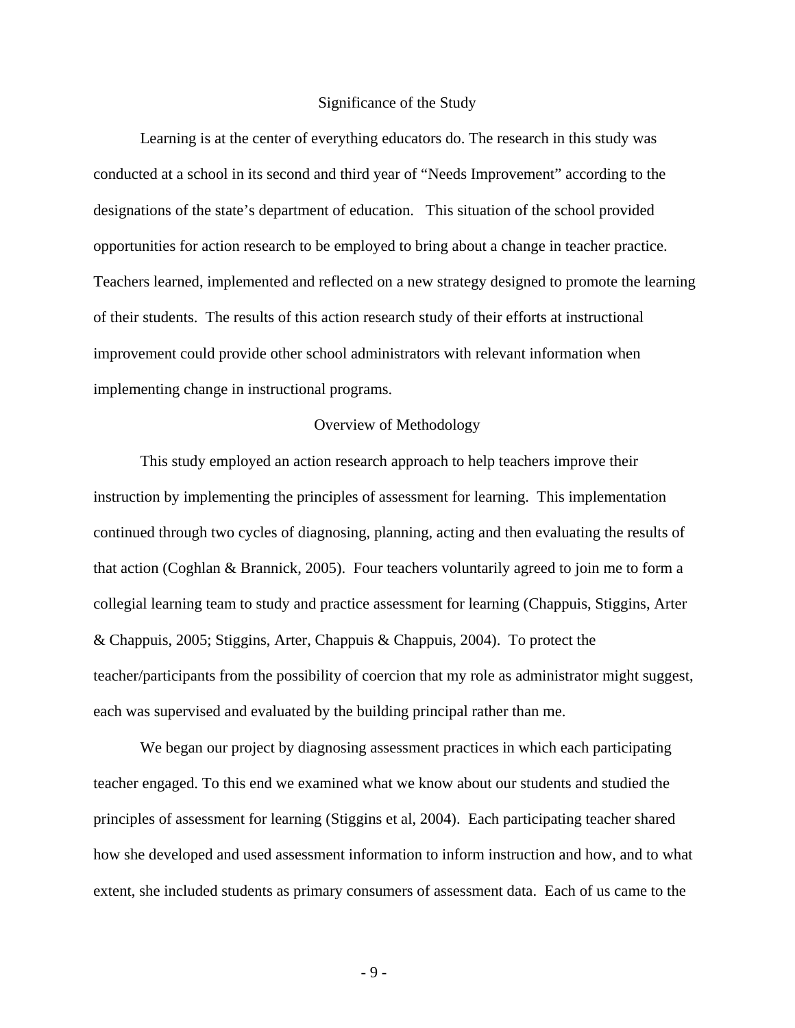## Significance of the Study

Learning is at the center of everything educators do. The research in this study was conducted at a school in its second and third year of "Needs Improvement" according to the designations of the state's department of education. This situation of the school provided opportunities for action research to be employed to bring about a change in teacher practice. Teachers learned, implemented and reflected on a new strategy designed to promote the learning of their students. The results of this action research study of their efforts at instructional improvement could provide other school administrators with relevant information when implementing change in instructional programs.

## Overview of Methodology

This study employed an action research approach to help teachers improve their instruction by implementing the principles of assessment for learning. This implementation continued through two cycles of diagnosing, planning, acting and then evaluating the results of that action (Coghlan & Brannick, 2005). Four teachers voluntarily agreed to join me to form a collegial learning team to study and practice assessment for learning (Chappuis, Stiggins, Arter & Chappuis, 2005; Stiggins, Arter, Chappuis & Chappuis, 2004). To protect the teacher/participants from the possibility of coercion that my role as administrator might suggest, each was supervised and evaluated by the building principal rather than me.

We began our project by diagnosing assessment practices in which each participating teacher engaged. To this end we examined what we know about our students and studied the principles of assessment for learning (Stiggins et al, 2004). Each participating teacher shared how she developed and used assessment information to inform instruction and how, and to what extent, she included students as primary consumers of assessment data. Each of us came to the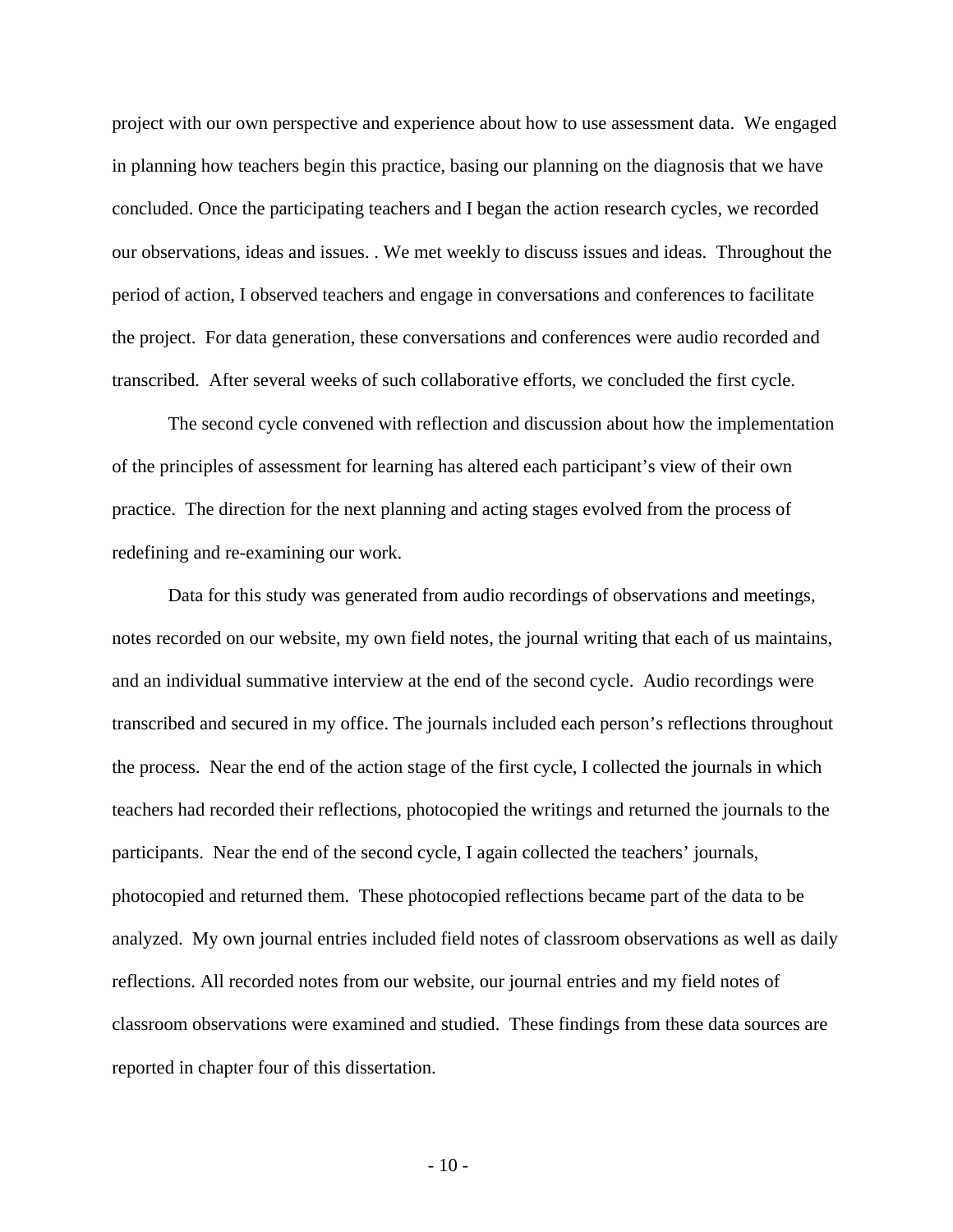project with our own perspective and experience about how to use assessment data. We engaged in planning how teachers begin this practice, basing our planning on the diagnosis that we have concluded. Once the participating teachers and I began the action research cycles, we recorded our observations, ideas and issues. . We met weekly to discuss issues and ideas. Throughout the period of action, I observed teachers and engage in conversations and conferences to facilitate the project. For data generation, these conversations and conferences were audio recorded and transcribed. After several weeks of such collaborative efforts, we concluded the first cycle.

The second cycle convened with reflection and discussion about how the implementation of the principles of assessment for learning has altered each participant's view of their own practice. The direction for the next planning and acting stages evolved from the process of redefining and re-examining our work.

Data for this study was generated from audio recordings of observations and meetings, notes recorded on our website, my own field notes, the journal writing that each of us maintains, and an individual summative interview at the end of the second cycle. Audio recordings were transcribed and secured in my office. The journals included each person's reflections throughout the process. Near the end of the action stage of the first cycle, I collected the journals in which teachers had recorded their reflections, photocopied the writings and returned the journals to the participants. Near the end of the second cycle, I again collected the teachers' journals, photocopied and returned them. These photocopied reflections became part of the data to be analyzed. My own journal entries included field notes of classroom observations as well as daily reflections. All recorded notes from our website, our journal entries and my field notes of classroom observations were examined and studied. These findings from these data sources are reported in chapter four of this dissertation.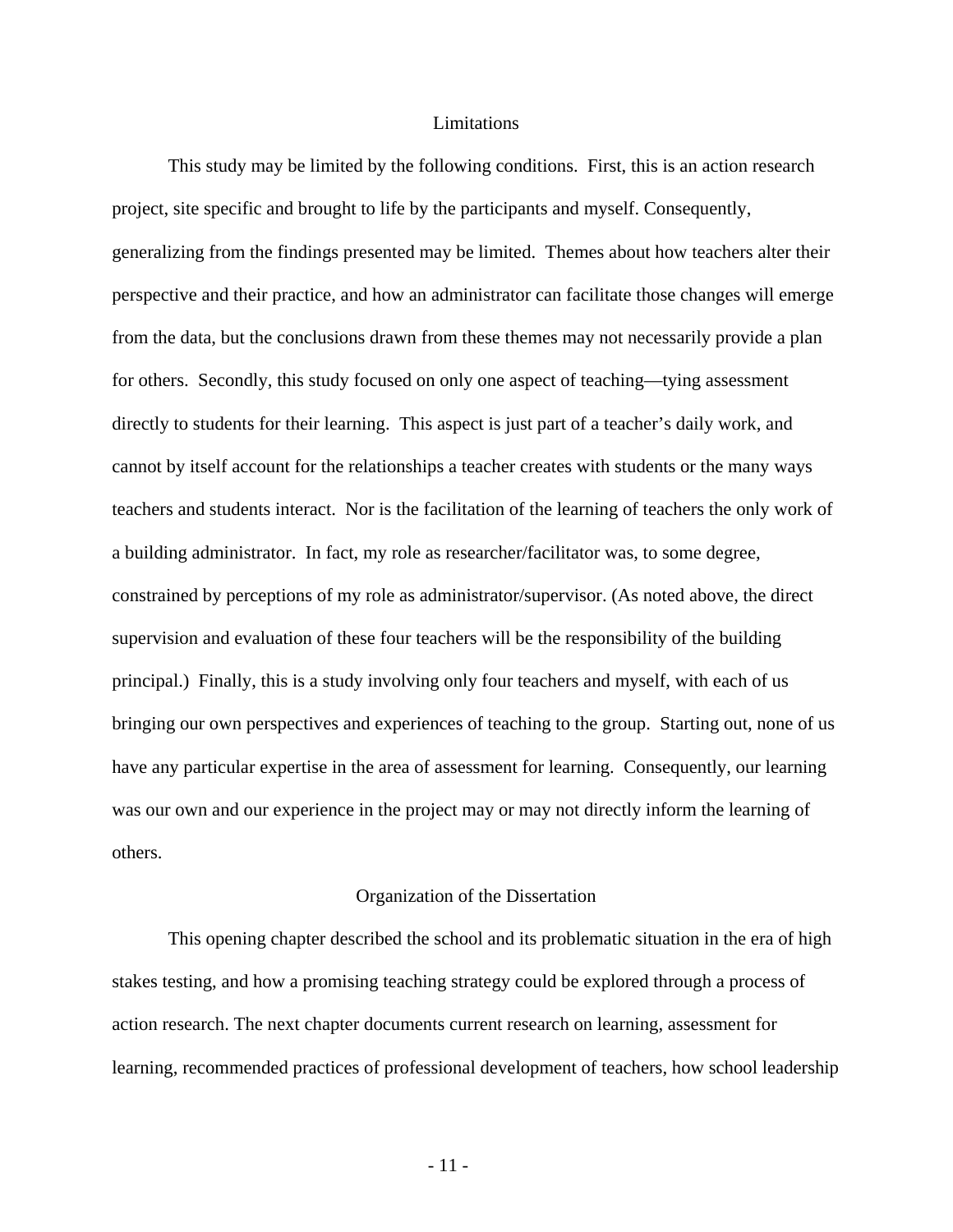## Limitations

This study may be limited by the following conditions. First, this is an action research project, site specific and brought to life by the participants and myself. Consequently, generalizing from the findings presented may be limited. Themes about how teachers alter their perspective and their practice, and how an administrator can facilitate those changes will emerge from the data, but the conclusions drawn from these themes may not necessarily provide a plan for others. Secondly, this study focused on only one aspect of teaching—tying assessment directly to students for their learning. This aspect is just part of a teacher's daily work, and cannot by itself account for the relationships a teacher creates with students or the many ways teachers and students interact. Nor is the facilitation of the learning of teachers the only work of a building administrator. In fact, my role as researcher/facilitator was, to some degree, constrained by perceptions of my role as administrator/supervisor. (As noted above, the direct supervision and evaluation of these four teachers will be the responsibility of the building principal.) Finally, this is a study involving only four teachers and myself, with each of us bringing our own perspectives and experiences of teaching to the group. Starting out, none of us have any particular expertise in the area of assessment for learning. Consequently, our learning was our own and our experience in the project may or may not directly inform the learning of others.

## Organization of the Dissertation

This opening chapter described the school and its problematic situation in the era of high stakes testing, and how a promising teaching strategy could be explored through a process of action research. The next chapter documents current research on learning, assessment for learning, recommended practices of professional development of teachers, how school leadership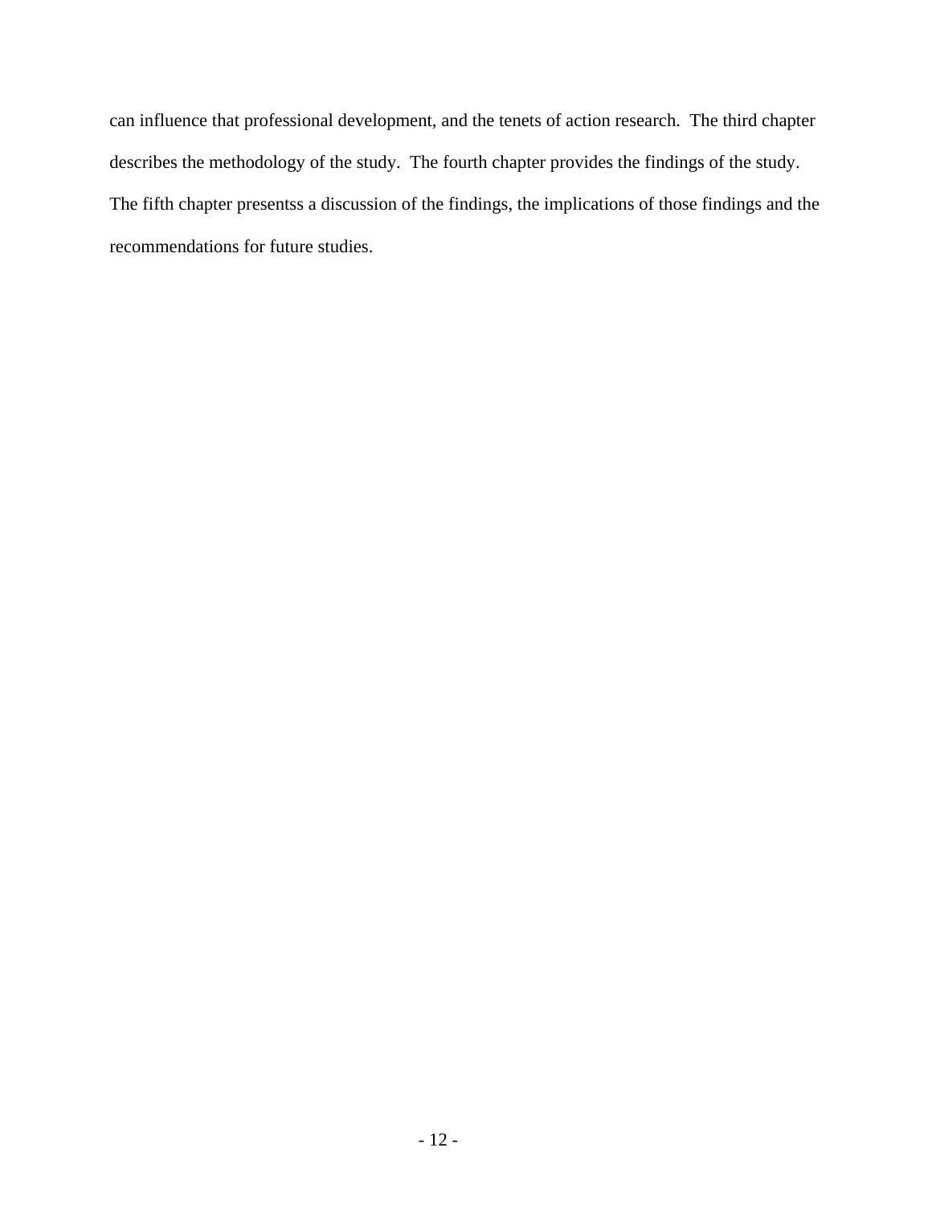can influence that professional development, and the tenets of action research. The third chapter describes the methodology of the study. The fourth chapter provides the findings of the study. The fifth chapter presentss a discussion of the findings, the implications of those findings and the recommendations for future studies.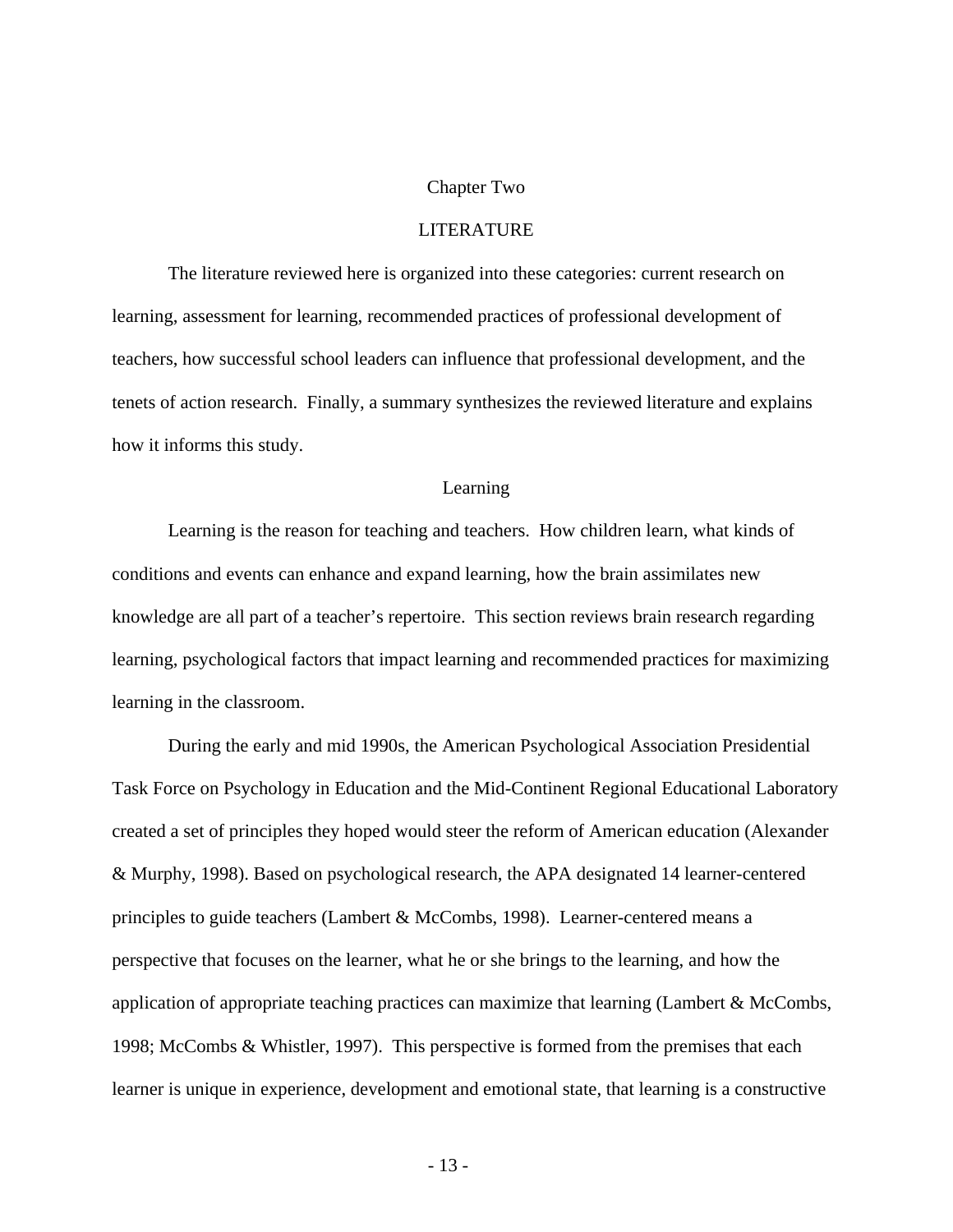# Chapter Two

# LITERATURE

The literature reviewed here is organized into these categories: current research on learning, assessment for learning, recommended practices of professional development of teachers, how successful school leaders can influence that professional development, and the tenets of action research. Finally, a summary synthesizes the reviewed literature and explains how it informs this study.

## Learning

Learning is the reason for teaching and teachers. How children learn, what kinds of conditions and events can enhance and expand learning, how the brain assimilates new knowledge are all part of a teacher's repertoire. This section reviews brain research regarding learning, psychological factors that impact learning and recommended practices for maximizing learning in the classroom.

During the early and mid 1990s, the American Psychological Association Presidential Task Force on Psychology in Education and the Mid-Continent Regional Educational Laboratory created a set of principles they hoped would steer the reform of American education (Alexander & Murphy, 1998). Based on psychological research, the APA designated 14 learner-centered principles to guide teachers (Lambert & McCombs, 1998). Learner-centered means a perspective that focuses on the learner, what he or she brings to the learning, and how the application of appropriate teaching practices can maximize that learning (Lambert & McCombs, 1998; McCombs & Whistler, 1997). This perspective is formed from the premises that each learner is unique in experience, development and emotional state, that learning is a constructive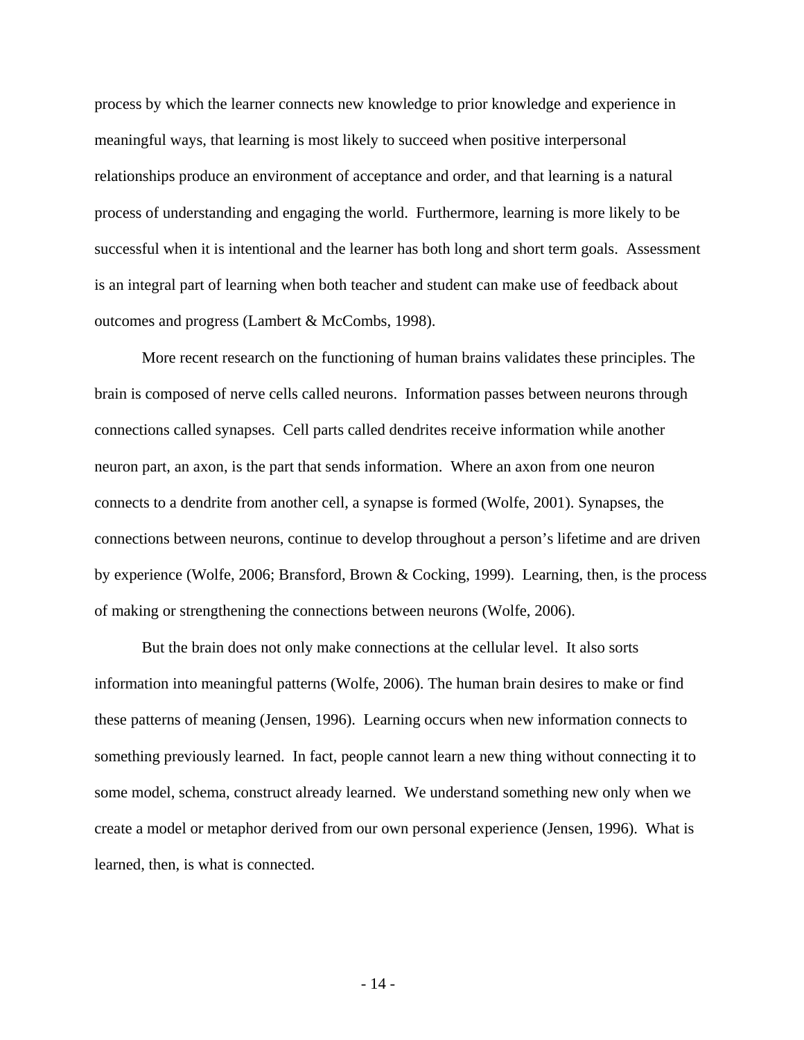process by which the learner connects new knowledge to prior knowledge and experience in meaningful ways, that learning is most likely to succeed when positive interpersonal relationships produce an environment of acceptance and order, and that learning is a natural process of understanding and engaging the world. Furthermore, learning is more likely to be successful when it is intentional and the learner has both long and short term goals. Assessment is an integral part of learning when both teacher and student can make use of feedback about outcomes and progress (Lambert & McCombs, 1998).

More recent research on the functioning of human brains validates these principles. The brain is composed of nerve cells called neurons. Information passes between neurons through connections called synapses. Cell parts called dendrites receive information while another neuron part, an axon, is the part that sends information. Where an axon from one neuron connects to a dendrite from another cell, a synapse is formed (Wolfe, 2001). Synapses, the connections between neurons, continue to develop throughout a person's lifetime and are driven by experience (Wolfe, 2006; Bransford, Brown & Cocking, 1999). Learning, then, is the process of making or strengthening the connections between neurons (Wolfe, 2006).

But the brain does not only make connections at the cellular level. It also sorts information into meaningful patterns (Wolfe, 2006). The human brain desires to make or find these patterns of meaning (Jensen, 1996). Learning occurs when new information connects to something previously learned. In fact, people cannot learn a new thing without connecting it to some model, schema, construct already learned. We understand something new only when we create a model or metaphor derived from our own personal experience (Jensen, 1996). What is learned, then, is what is connected.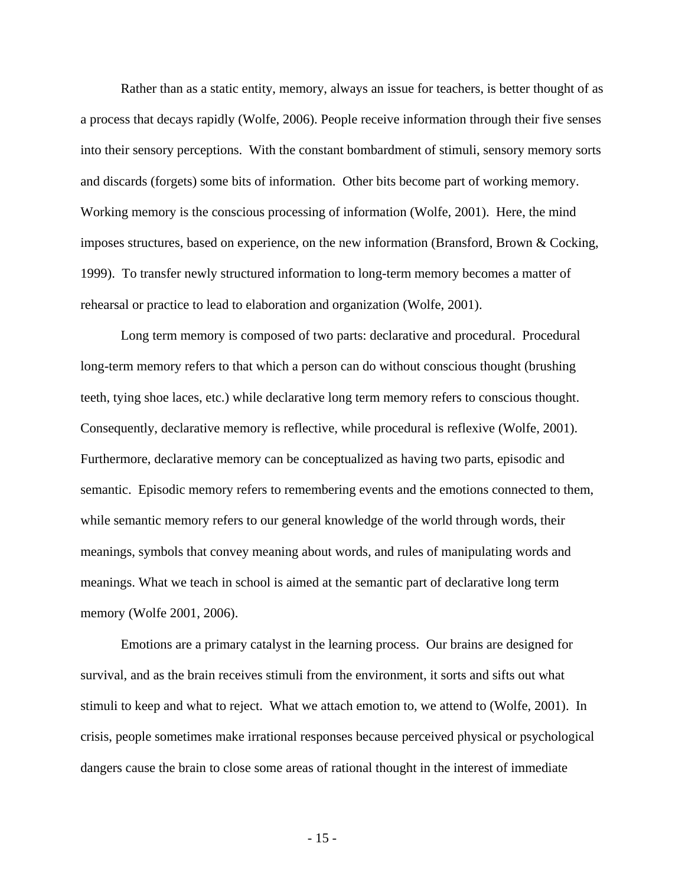Rather than as a static entity, memory, always an issue for teachers, is better thought of as a process that decays rapidly (Wolfe, 2006). People receive information through their five senses into their sensory perceptions. With the constant bombardment of stimuli, sensory memory sorts and discards (forgets) some bits of information. Other bits become part of working memory. Working memory is the conscious processing of information (Wolfe, 2001). Here, the mind imposes structures, based on experience, on the new information (Bransford, Brown & Cocking, 1999). To transfer newly structured information to long-term memory becomes a matter of rehearsal or practice to lead to elaboration and organization (Wolfe, 2001).

Long term memory is composed of two parts: declarative and procedural. Procedural long-term memory refers to that which a person can do without conscious thought (brushing teeth, tying shoe laces, etc.) while declarative long term memory refers to conscious thought. Consequently, declarative memory is reflective, while procedural is reflexive (Wolfe, 2001). Furthermore, declarative memory can be conceptualized as having two parts, episodic and semantic. Episodic memory refers to remembering events and the emotions connected to them, while semantic memory refers to our general knowledge of the world through words, their meanings, symbols that convey meaning about words, and rules of manipulating words and meanings. What we teach in school is aimed at the semantic part of declarative long term memory (Wolfe 2001, 2006).

Emotions are a primary catalyst in the learning process. Our brains are designed for survival, and as the brain receives stimuli from the environment, it sorts and sifts out what stimuli to keep and what to reject. What we attach emotion to, we attend to (Wolfe, 2001). In crisis, people sometimes make irrational responses because perceived physical or psychological dangers cause the brain to close some areas of rational thought in the interest of immediate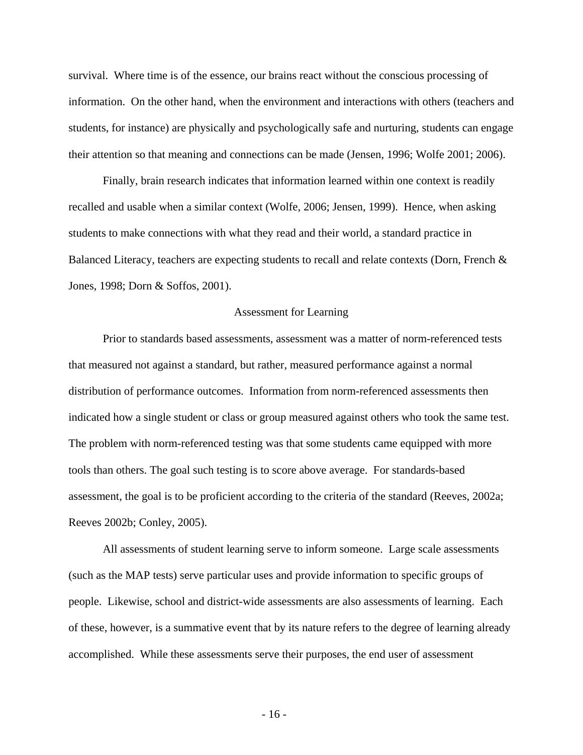survival. Where time is of the essence, our brains react without the conscious processing of information. On the other hand, when the environment and interactions with others (teachers and students, for instance) are physically and psychologically safe and nurturing, students can engage their attention so that meaning and connections can be made (Jensen, 1996; Wolfe 2001; 2006).

Finally, brain research indicates that information learned within one context is readily recalled and usable when a similar context (Wolfe, 2006; Jensen, 1999). Hence, when asking students to make connections with what they read and their world, a standard practice in Balanced Literacy, teachers are expecting students to recall and relate contexts (Dorn, French & Jones, 1998; Dorn & Soffos, 2001).

## Assessment for Learning

Prior to standards based assessments, assessment was a matter of norm-referenced tests that measured not against a standard, but rather, measured performance against a normal distribution of performance outcomes. Information from norm-referenced assessments then indicated how a single student or class or group measured against others who took the same test. The problem with norm-referenced testing was that some students came equipped with more tools than others. The goal such testing is to score above average. For standards-based assessment, the goal is to be proficient according to the criteria of the standard (Reeves, 2002a; Reeves 2002b; Conley, 2005).

All assessments of student learning serve to inform someone. Large scale assessments (such as the MAP tests) serve particular uses and provide information to specific groups of people. Likewise, school and district-wide assessments are also assessments of learning. Each of these, however, is a summative event that by its nature refers to the degree of learning already accomplished. While these assessments serve their purposes, the end user of assessment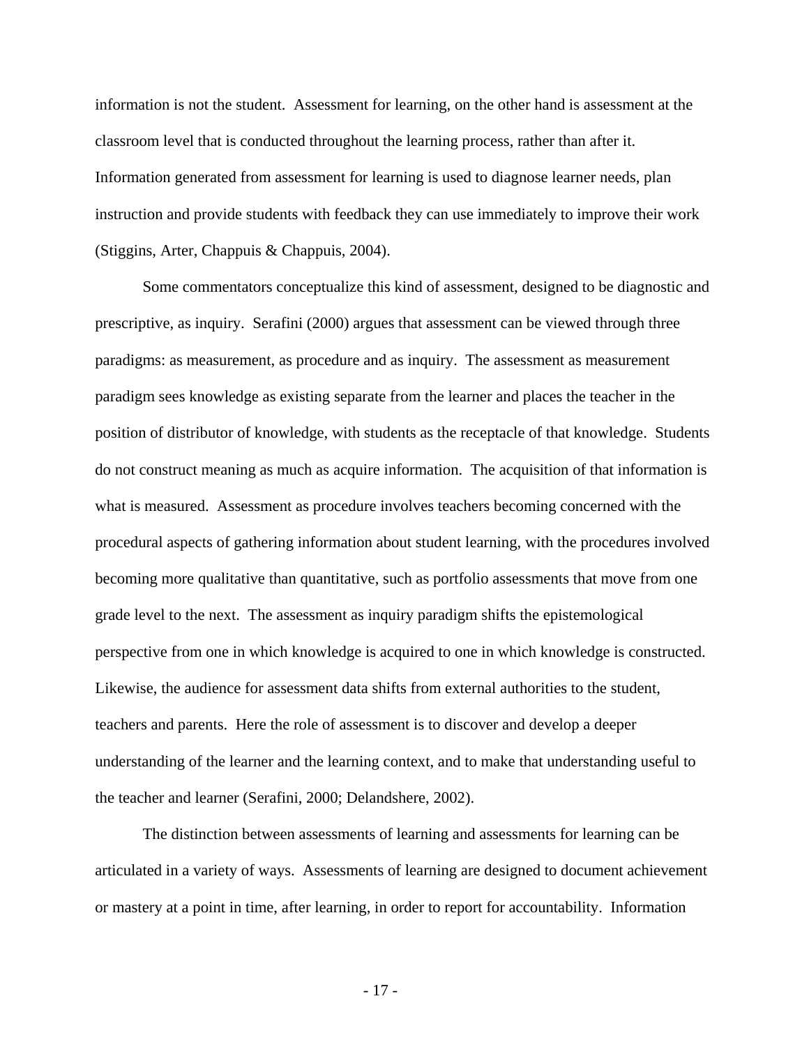information is not the student. Assessment for learning, on the other hand is assessment at the classroom level that is conducted throughout the learning process, rather than after it. Information generated from assessment for learning is used to diagnose learner needs, plan instruction and provide students with feedback they can use immediately to improve their work (Stiggins, Arter, Chappuis & Chappuis, 2004).

Some commentators conceptualize this kind of assessment, designed to be diagnostic and prescriptive, as inquiry. Serafini (2000) argues that assessment can be viewed through three paradigms: as measurement, as procedure and as inquiry. The assessment as measurement paradigm sees knowledge as existing separate from the learner and places the teacher in the position of distributor of knowledge, with students as the receptacle of that knowledge. Students do not construct meaning as much as acquire information. The acquisition of that information is what is measured. Assessment as procedure involves teachers becoming concerned with the procedural aspects of gathering information about student learning, with the procedures involved becoming more qualitative than quantitative, such as portfolio assessments that move from one grade level to the next. The assessment as inquiry paradigm shifts the epistemological perspective from one in which knowledge is acquired to one in which knowledge is constructed. Likewise, the audience for assessment data shifts from external authorities to the student, teachers and parents. Here the role of assessment is to discover and develop a deeper understanding of the learner and the learning context, and to make that understanding useful to the teacher and learner (Serafini, 2000; Delandshere, 2002).

The distinction between assessments of learning and assessments for learning can be articulated in a variety of ways. Assessments of learning are designed to document achievement or mastery at a point in time, after learning, in order to report for accountability. Information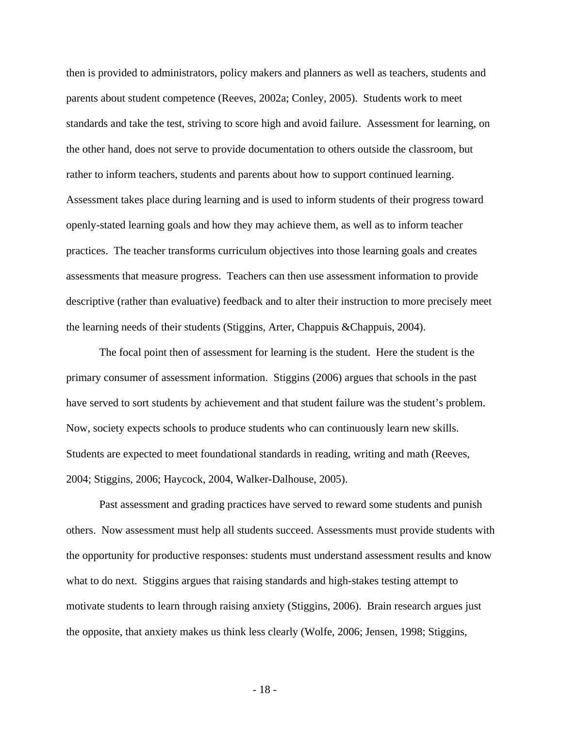then is provided to administrators, policy makers and planners as well as teachers, students and parents about student competence (Reeves, 2002a; Conley, 2005). Students work to meet standards and take the test, striving to score high and avoid failure. Assessment for learning, on the other hand, does not serve to provide documentation to others outside the classroom, but rather to inform teachers, students and parents about how to support continued learning. Assessment takes place during learning and is used to inform students of their progress toward openly-stated learning goals and how they may achieve them, as well as to inform teacher practices. The teacher transforms curriculum objectives into those learning goals and creates assessments that measure progress. Teachers can then use assessment information to provide descriptive (rather than evaluative) feedback and to alter their instruction to more precisely meet the learning needs of their students (Stiggins, Arter, Chappuis &Chappuis, 2004).

The focal point then of assessment for learning is the student. Here the student is the primary consumer of assessment information. Stiggins (2006) argues that schools in the past have served to sort students by achievement and that student failure was the student's problem. Now, society expects schools to produce students who can continuously learn new skills. Students are expected to meet foundational standards in reading, writing and math (Reeves, 2004; Stiggins, 2006; Haycock, 2004, Walker-Dalhouse, 2005).

Past assessment and grading practices have served to reward some students and punish others. Now assessment must help all students succeed. Assessments must provide students with the opportunity for productive responses: students must understand assessment results and know what to do next. Stiggins argues that raising standards and high-stakes testing attempt to motivate students to learn through raising anxiety (Stiggins, 2006). Brain research argues just the opposite, that anxiety makes us think less clearly (Wolfe, 2006; Jensen, 1998; Stiggins,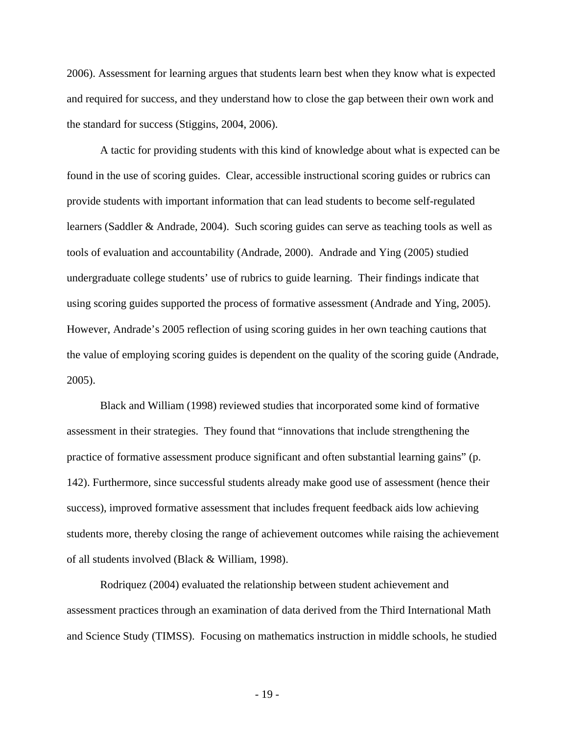2006). Assessment for learning argues that students learn best when they know what is expected and required for success, and they understand how to close the gap between their own work and the standard for success (Stiggins, 2004, 2006).

A tactic for providing students with this kind of knowledge about what is expected can be found in the use of scoring guides. Clear, accessible instructional scoring guides or rubrics can provide students with important information that can lead students to become self-regulated learners (Saddler & Andrade, 2004). Such scoring guides can serve as teaching tools as well as tools of evaluation and accountability (Andrade, 2000). Andrade and Ying (2005) studied undergraduate college students' use of rubrics to guide learning. Their findings indicate that using scoring guides supported the process of formative assessment (Andrade and Ying, 2005). However, Andrade's 2005 reflection of using scoring guides in her own teaching cautions that the value of employing scoring guides is dependent on the quality of the scoring guide (Andrade, 2005).

Black and William (1998) reviewed studies that incorporated some kind of formative assessment in their strategies. They found that "innovations that include strengthening the practice of formative assessment produce significant and often substantial learning gains" (p. 142). Furthermore, since successful students already make good use of assessment (hence their success), improved formative assessment that includes frequent feedback aids low achieving students more, thereby closing the range of achievement outcomes while raising the achievement of all students involved (Black & William, 1998).

Rodriquez (2004) evaluated the relationship between student achievement and assessment practices through an examination of data derived from the Third International Math and Science Study (TIMSS). Focusing on mathematics instruction in middle schools, he studied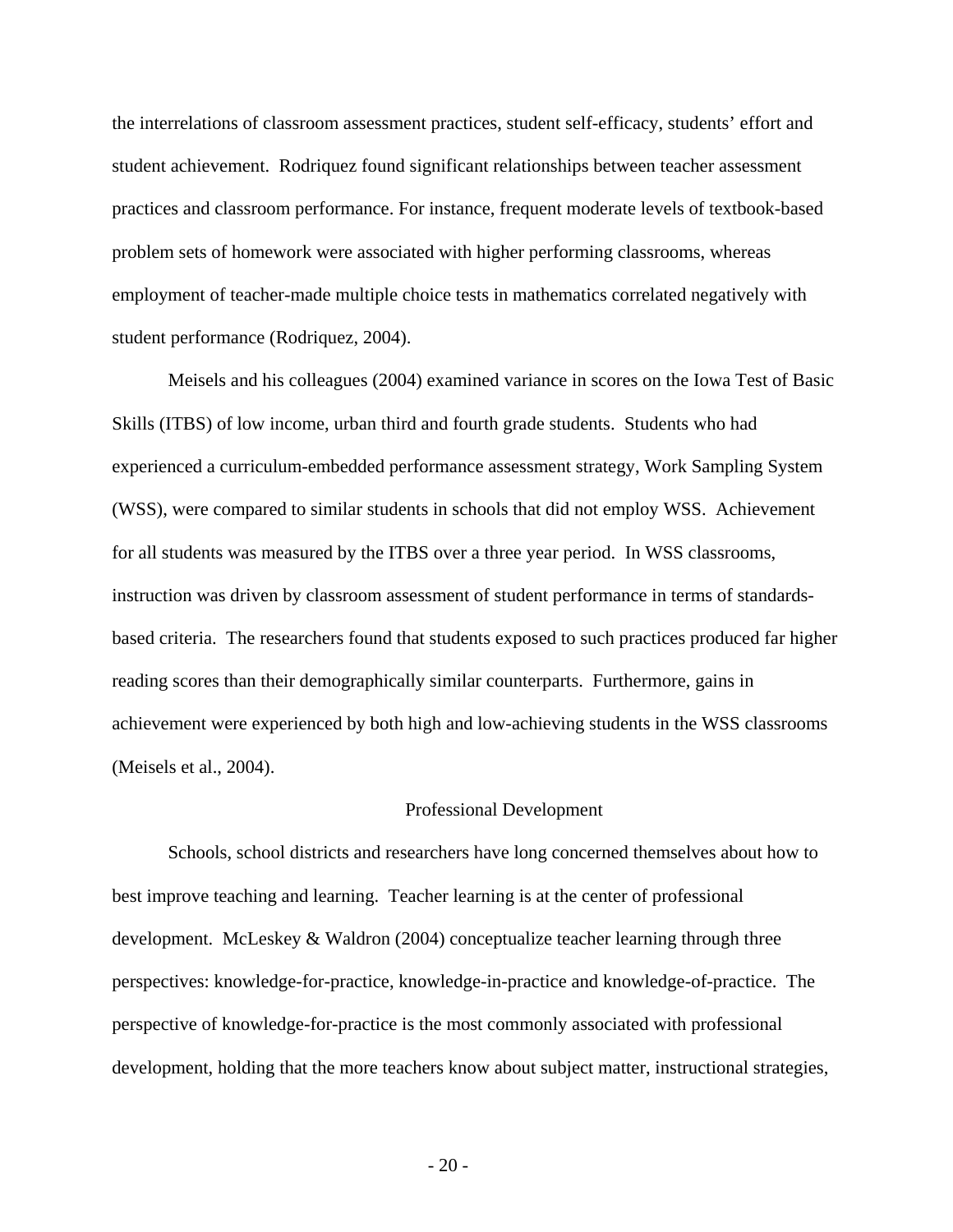the interrelations of classroom assessment practices, student self-efficacy, students' effort and student achievement. Rodriquez found significant relationships between teacher assessment practices and classroom performance. For instance, frequent moderate levels of textbook-based problem sets of homework were associated with higher performing classrooms, whereas employment of teacher-made multiple choice tests in mathematics correlated negatively with student performance (Rodriquez, 2004).

Meisels and his colleagues (2004) examined variance in scores on the Iowa Test of Basic Skills (ITBS) of low income, urban third and fourth grade students. Students who had experienced a curriculum-embedded performance assessment strategy, Work Sampling System (WSS), were compared to similar students in schools that did not employ WSS. Achievement for all students was measured by the ITBS over a three year period. In WSS classrooms, instruction was driven by classroom assessment of student performance in terms of standards-based criteria. The researchers found that students exposed to such practices produced far higher reading scores than their demographically similar counterparts. Furthermore, gains in achievement were experienced by both high and low-achieving students in the WSS classrooms (Meisels et al., 2004).

## Professional Development

Schools, school districts and researchers have long concerned themselves about how to best improve teaching and learning. Teacher learning is at the center of professional development. McLeskey & Waldron (2004) conceptualize teacher learning through three perspectives: knowledge-for-practice, knowledge-in-practice and knowledge-of-practice. The perspective of knowledge-for-practice is the most commonly associated with professional development, holding that the more teachers know about subject matter, instructional strategies,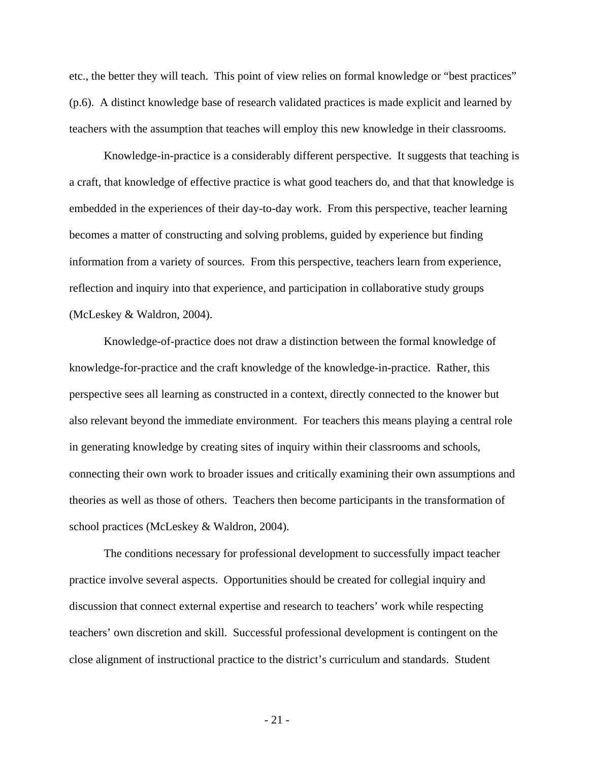etc., the better they will teach. This point of view relies on formal knowledge or "best practices" (p.6). A distinct knowledge base of research validated practices is made explicit and learned by teachers with the assumption that teaches will employ this new knowledge in their classrooms.

Knowledge-in-practice is a considerably different perspective. It suggests that teaching is a craft, that knowledge of effective practice is what good teachers do, and that that knowledge is embedded in the experiences of their day-to-day work. From this perspective, teacher learning becomes a matter of constructing and solving problems, guided by experience but finding information from a variety of sources. From this perspective, teachers learn from experience, reflection and inquiry into that experience, and participation in collaborative study groups (McLeskey & Waldron, 2004).

Knowledge-of-practice does not draw a distinction between the formal knowledge of knowledge-for-practice and the craft knowledge of the knowledge-in-practice. Rather, this perspective sees all learning as constructed in a context, directly connected to the knower but also relevant beyond the immediate environment. For teachers this means playing a central role in generating knowledge by creating sites of inquiry within their classrooms and schools, connecting their own work to broader issues and critically examining their own assumptions and theories as well as those of others. Teachers then become participants in the transformation of school practices (McLeskey & Waldron, 2004).

The conditions necessary for professional development to successfully impact teacher practice involve several aspects. Opportunities should be created for collegial inquiry and discussion that connect external expertise and research to teachers' work while respecting teachers' own discretion and skill. Successful professional development is contingent on the close alignment of instructional practice to the district's curriculum and standards. Student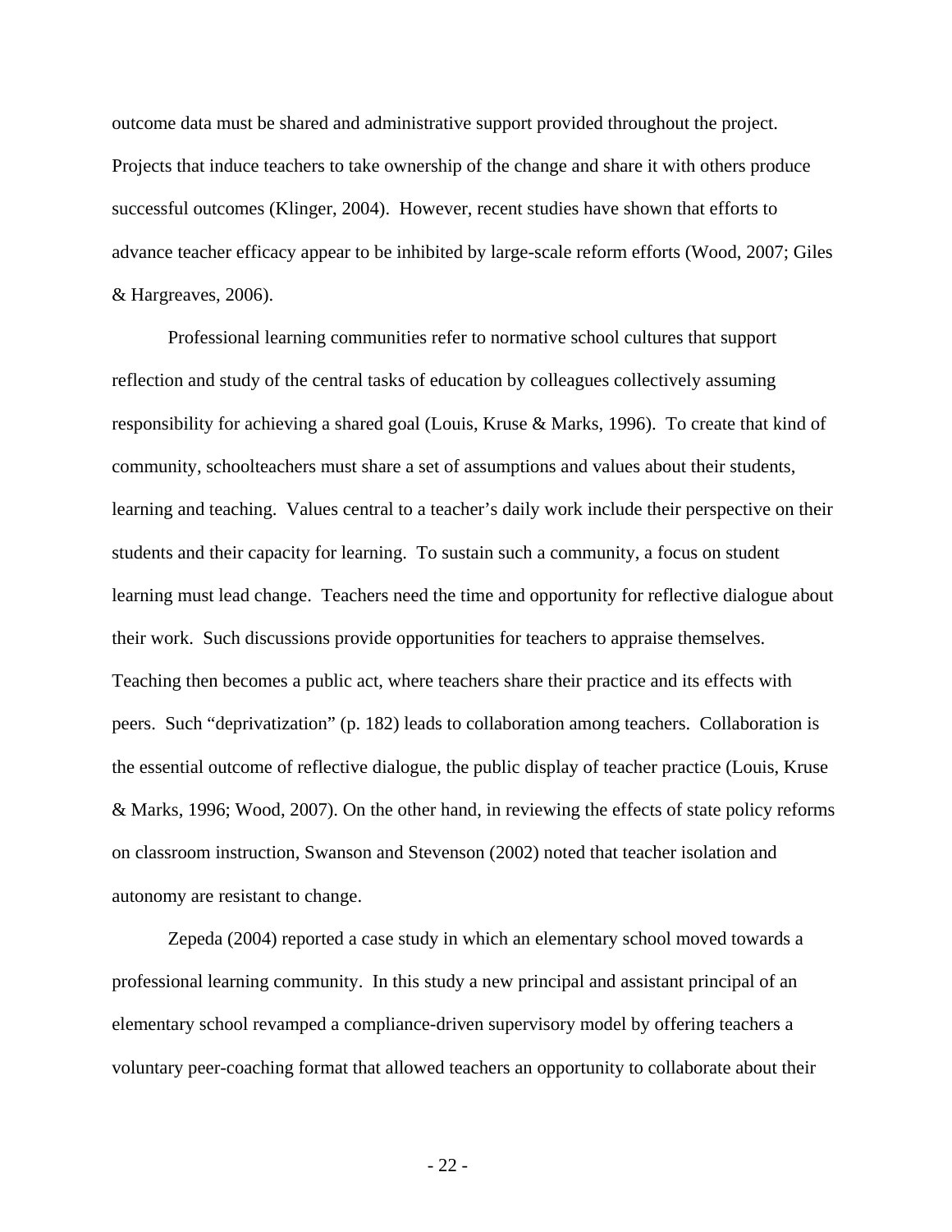outcome data must be shared and administrative support provided throughout the project. Projects that induce teachers to take ownership of the change and share it with others produce successful outcomes (Klinger, 2004). However, recent studies have shown that efforts to advance teacher efficacy appear to be inhibited by large-scale reform efforts (Wood, 2007; Giles & Hargreaves, 2006).

Professional learning communities refer to normative school cultures that support reflection and study of the central tasks of education by colleagues collectively assuming responsibility for achieving a shared goal (Louis, Kruse & Marks, 1996). To create that kind of community, schoolteachers must share a set of assumptions and values about their students, learning and teaching. Values central to a teacher's daily work include their perspective on their students and their capacity for learning. To sustain such a community, a focus on student learning must lead change. Teachers need the time and opportunity for reflective dialogue about their work. Such discussions provide opportunities for teachers to appraise themselves. Teaching then becomes a public act, where teachers share their practice and its effects with peers. Such "deprivatization" (p. 182) leads to collaboration among teachers. Collaboration is the essential outcome of reflective dialogue, the public display of teacher practice (Louis, Kruse & Marks, 1996; Wood, 2007). On the other hand, in reviewing the effects of state policy reforms on classroom instruction, Swanson and Stevenson (2002) noted that teacher isolation and autonomy are resistant to change.

Zepeda (2004) reported a case study in which an elementary school moved towards a professional learning community. In this study a new principal and assistant principal of an elementary school revamped a compliance-driven supervisory model by offering teachers a voluntary peer-coaching format that allowed teachers an opportunity to collaborate about their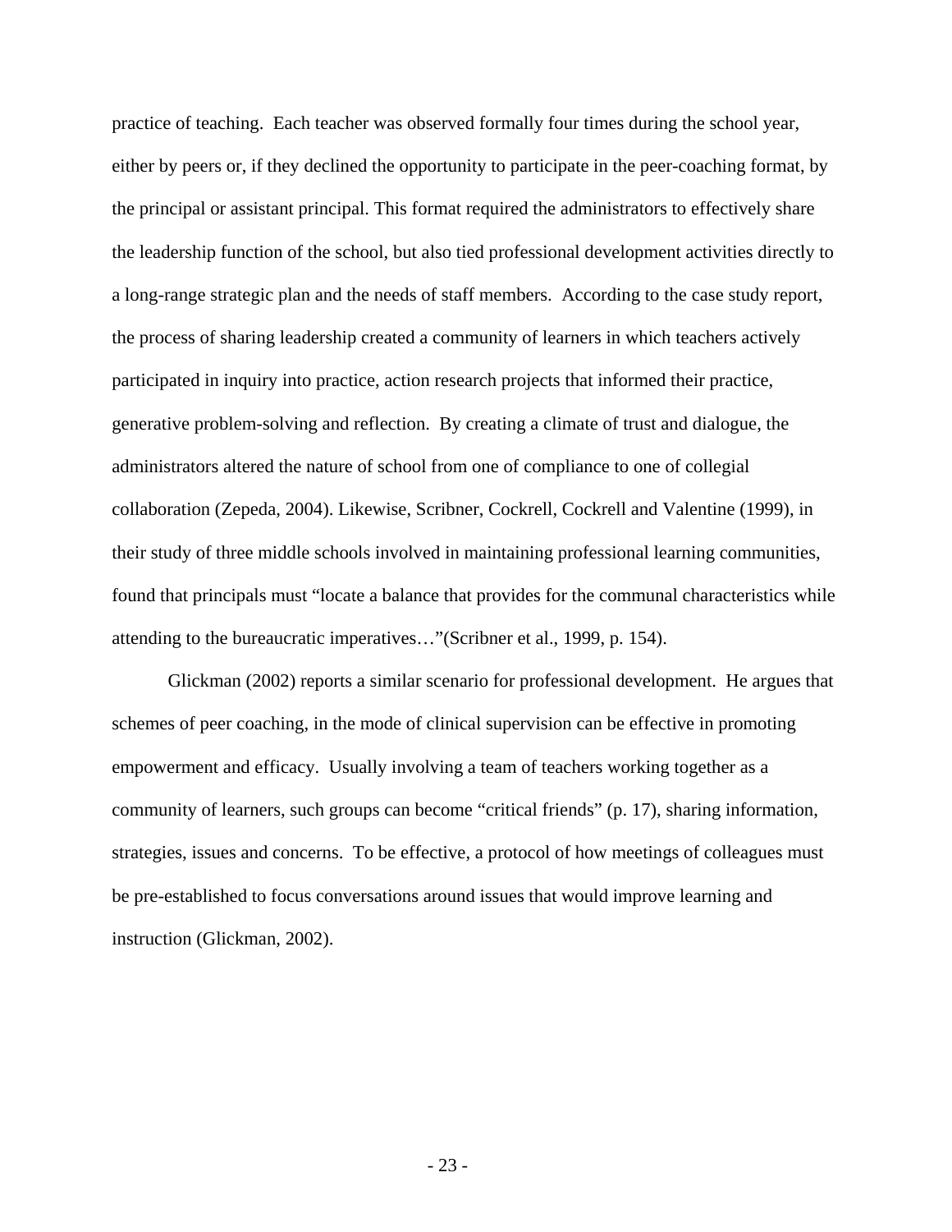practice of teaching. Each teacher was observed formally four times during the school year, either by peers or, if they declined the opportunity to participate in the peer-coaching format, by the principal or assistant principal. This format required the administrators to effectively share the leadership function of the school, but also tied professional development activities directly to a long-range strategic plan and the needs of staff members. According to the case study report, the process of sharing leadership created a community of learners in which teachers actively participated in inquiry into practice, action research projects that informed their practice, generative problem-solving and reflection. By creating a climate of trust and dialogue, the administrators altered the nature of school from one of compliance to one of collegial collaboration (Zepeda, 2004). Likewise, Scribner, Cockrell, Cockrell and Valentine (1999), in their study of three middle schools involved in maintaining professional learning communities, found that principals must "locate a balance that provides for the communal characteristics while attending to the bureaucratic imperatives…"(Scribner et al., 1999, p. 154).

Glickman (2002) reports a similar scenario for professional development. He argues that schemes of peer coaching, in the mode of clinical supervision can be effective in promoting empowerment and efficacy. Usually involving a team of teachers working together as a community of learners, such groups can become "critical friends" (p. 17), sharing information, strategies, issues and concerns. To be effective, a protocol of how meetings of colleagues must be pre-established to focus conversations around issues that would improve learning and instruction (Glickman, 2002).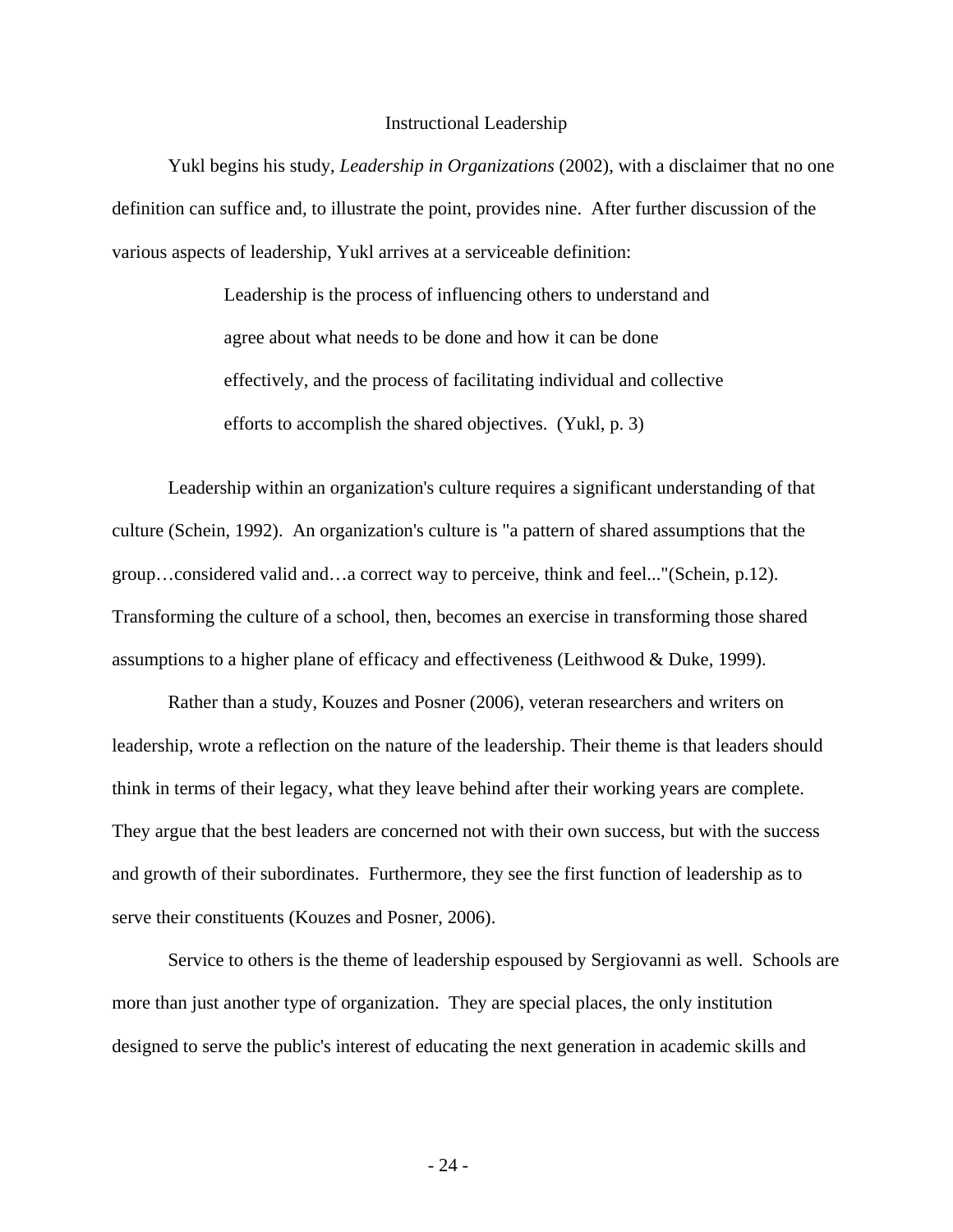## Instructional Leadership

Yukl begins his study, *Leadership in Organizations* (2002), with a disclaimer that no one definition can suffice and, to illustrate the point, provides nine. After further discussion of the various aspects of leadership, Yukl arrives at a serviceable definition:

> Leadership is the process of influencing others to understand and agree about what needs to be done and how it can be done effectively, and the process of facilitating individual and collective efforts to accomplish the shared objectives. (Yukl, p. 3)

Leadership within an organization's culture requires a significant understanding of that culture (Schein, 1992). An organization's culture is "a pattern of shared assumptions that the group…considered valid and…a correct way to perceive, think and feel..."(Schein, p.12). Transforming the culture of a school, then, becomes an exercise in transforming those shared assumptions to a higher plane of efficacy and effectiveness (Leithwood & Duke, 1999).

Rather than a study, Kouzes and Posner (2006), veteran researchers and writers on leadership, wrote a reflection on the nature of the leadership. Their theme is that leaders should think in terms of their legacy, what they leave behind after their working years are complete. They argue that the best leaders are concerned not with their own success, but with the success and growth of their subordinates. Furthermore, they see the first function of leadership as to serve their constituents (Kouzes and Posner, 2006).

Service to others is the theme of leadership espoused by Sergiovanni as well. Schools are more than just another type of organization. They are special places, the only institution designed to serve the public's interest of educating the next generation in academic skills and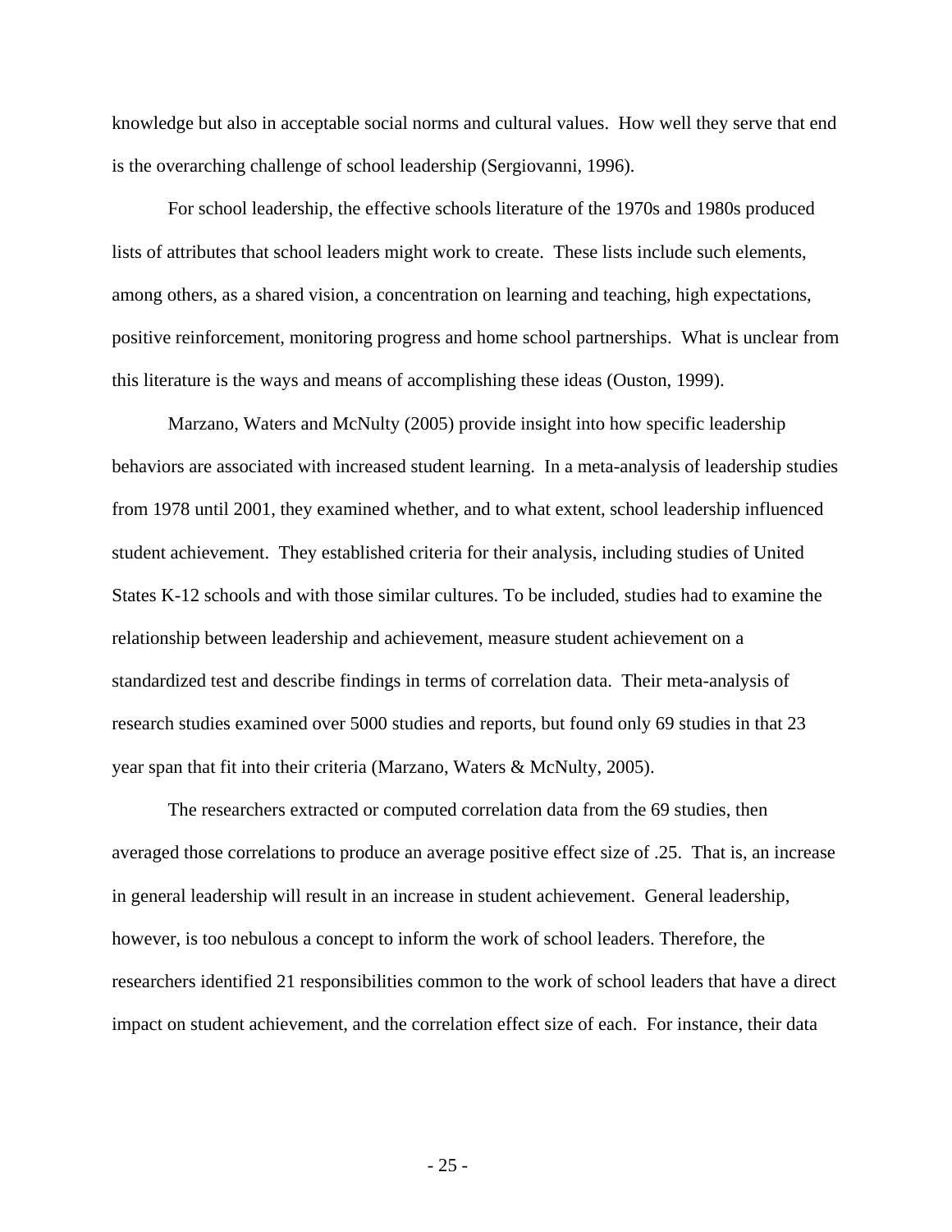knowledge but also in acceptable social norms and cultural values. How well they serve that end is the overarching challenge of school leadership (Sergiovanni, 1996).

For school leadership, the effective schools literature of the 1970s and 1980s produced lists of attributes that school leaders might work to create. These lists include such elements, among others, as a shared vision, a concentration on learning and teaching, high expectations, positive reinforcement, monitoring progress and home school partnerships. What is unclear from this literature is the ways and means of accomplishing these ideas (Ouston, 1999).

Marzano, Waters and McNulty (2005) provide insight into how specific leadership behaviors are associated with increased student learning. In a meta-analysis of leadership studies from 1978 until 2001, they examined whether, and to what extent, school leadership influenced student achievement. They established criteria for their analysis, including studies of United States K-12 schools and with those similar cultures. To be included, studies had to examine the relationship between leadership and achievement, measure student achievement on a standardized test and describe findings in terms of correlation data. Their meta-analysis of research studies examined over 5000 studies and reports, but found only 69 studies in that 23 year span that fit into their criteria (Marzano, Waters & McNulty, 2005).

The researchers extracted or computed correlation data from the 69 studies, then averaged those correlations to produce an average positive effect size of .25. That is, an increase in general leadership will result in an increase in student achievement. General leadership, however, is too nebulous a concept to inform the work of school leaders. Therefore, the researchers identified 21 responsibilities common to the work of school leaders that have a direct impact on student achievement, and the correlation effect size of each. For instance, their data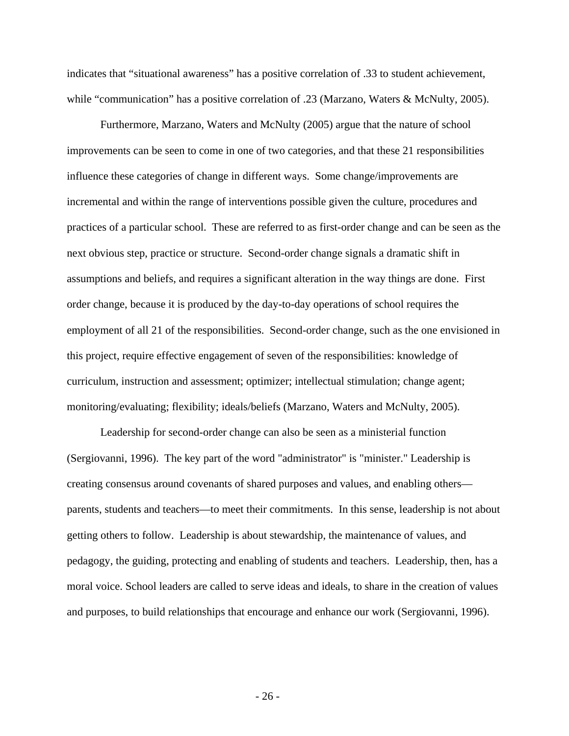indicates that "situational awareness" has a positive correlation of .33 to student achievement, while "communication" has a positive correlation of .23 (Marzano, Waters & McNulty, 2005).

Furthermore, Marzano, Waters and McNulty (2005) argue that the nature of school improvements can be seen to come in one of two categories, and that these 21 responsibilities influence these categories of change in different ways. Some change/improvements are incremental and within the range of interventions possible given the culture, procedures and practices of a particular school. These are referred to as first-order change and can be seen as the next obvious step, practice or structure. Second-order change signals a dramatic shift in assumptions and beliefs, and requires a significant alteration in the way things are done. First order change, because it is produced by the day-to-day operations of school requires the employment of all 21 of the responsibilities. Second-order change, such as the one envisioned in this project, require effective engagement of seven of the responsibilities: knowledge of curriculum, instruction and assessment; optimizer; intellectual stimulation; change agent; monitoring/evaluating; flexibility; ideals/beliefs (Marzano, Waters and McNulty, 2005).

Leadership for second-order change can also be seen as a ministerial function (Sergiovanni, 1996). The key part of the word "administrator" is "minister." Leadership is creating consensus around covenants of shared purposes and values, and enabling others—parents, students and teachers—to meet their commitments. In this sense, leadership is not about getting others to follow. Leadership is about stewardship, the maintenance of values, and pedagogy, the guiding, protecting and enabling of students and teachers. Leadership, then, has a moral voice. School leaders are called to serve ideas and ideals, to share in the creation of values and purposes, to build relationships that encourage and enhance our work (Sergiovanni, 1996).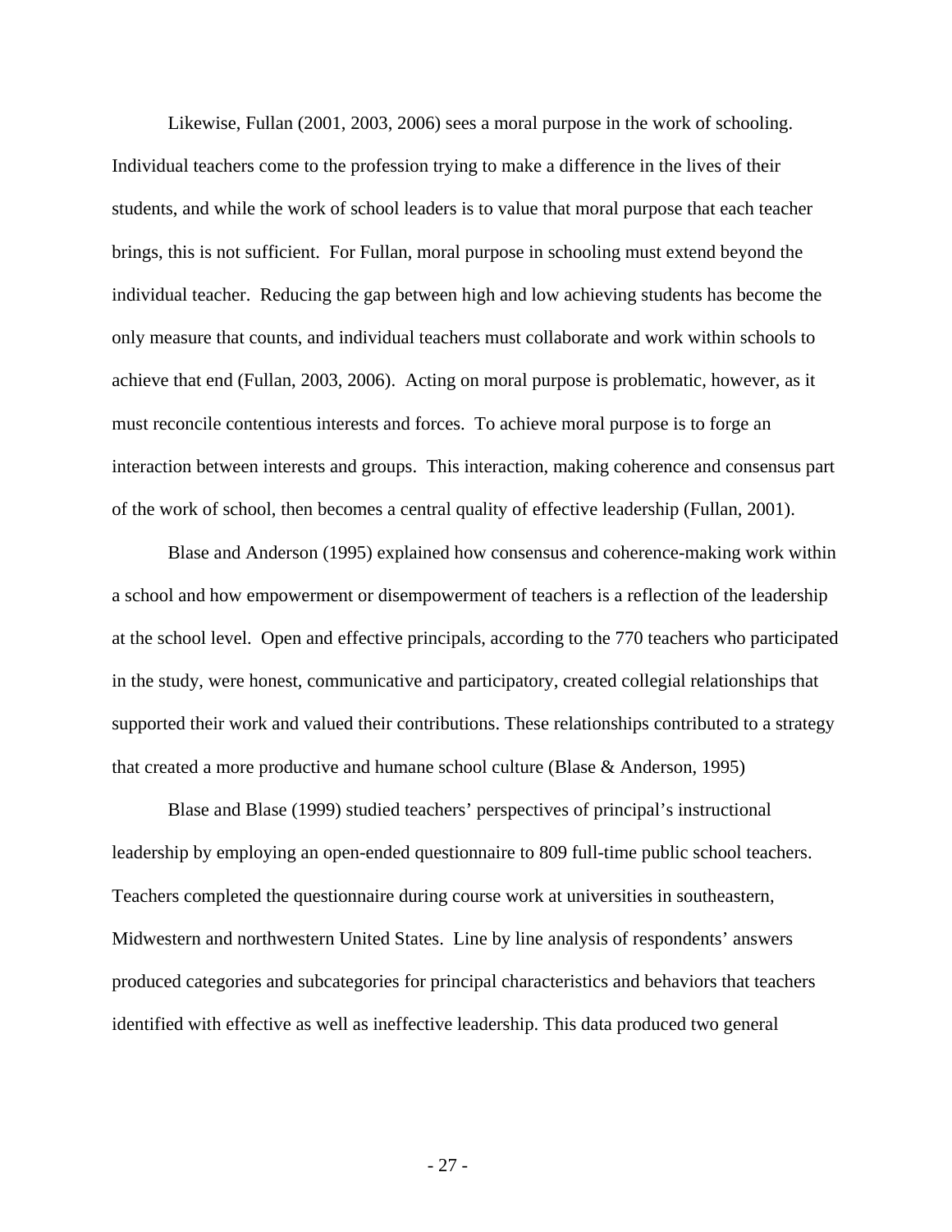Likewise, Fullan (2001, 2003, 2006) sees a moral purpose in the work of schooling. Individual teachers come to the profession trying to make a difference in the lives of their students, and while the work of school leaders is to value that moral purpose that each teacher brings, this is not sufficient. For Fullan, moral purpose in schooling must extend beyond the individual teacher. Reducing the gap between high and low achieving students has become the only measure that counts, and individual teachers must collaborate and work within schools to achieve that end (Fullan, 2003, 2006). Acting on moral purpose is problematic, however, as it must reconcile contentious interests and forces. To achieve moral purpose is to forge an interaction between interests and groups. This interaction, making coherence and consensus part of the work of school, then becomes a central quality of effective leadership (Fullan, 2001).

Blase and Anderson (1995) explained how consensus and coherence-making work within a school and how empowerment or disempowerment of teachers is a reflection of the leadership at the school level. Open and effective principals, according to the 770 teachers who participated in the study, were honest, communicative and participatory, created collegial relationships that supported their work and valued their contributions. These relationships contributed to a strategy that created a more productive and humane school culture (Blase & Anderson, 1995)

Blase and Blase (1999) studied teachers' perspectives of principal's instructional leadership by employing an open-ended questionnaire to 809 full-time public school teachers. Teachers completed the questionnaire during course work at universities in southeastern, Midwestern and northwestern United States. Line by line analysis of respondents' answers produced categories and subcategories for principal characteristics and behaviors that teachers identified with effective as well as ineffective leadership. This data produced two general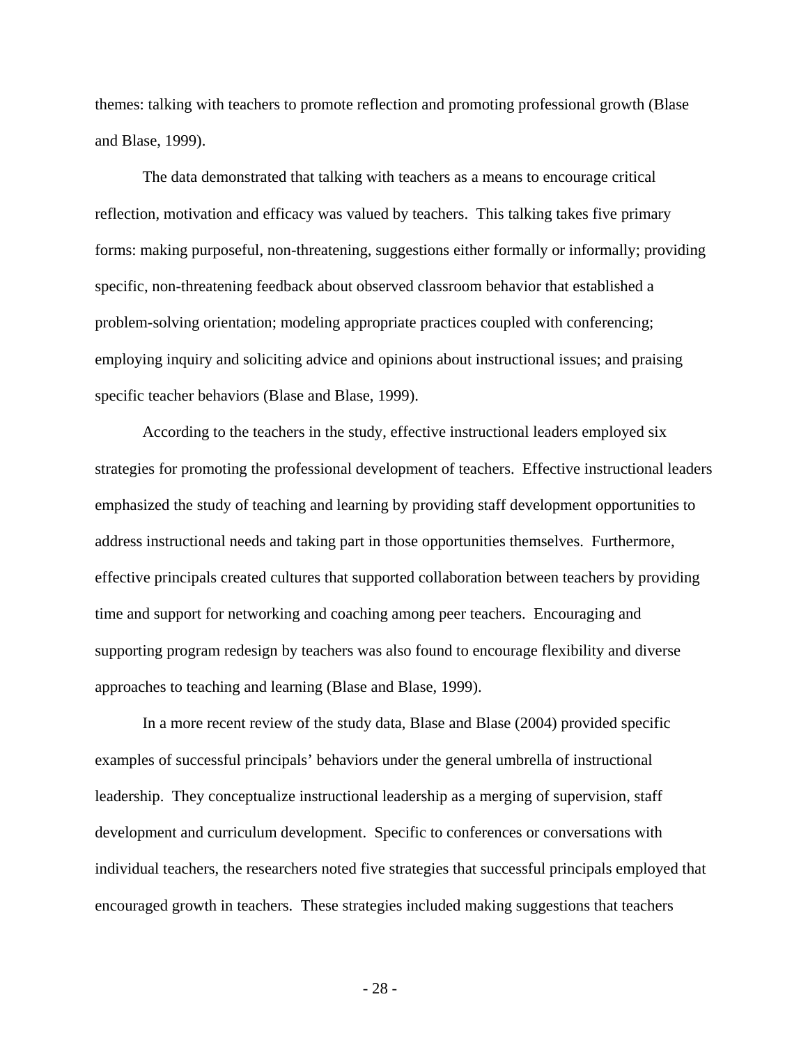themes: talking with teachers to promote reflection and promoting professional growth (Blase and Blase, 1999).

The data demonstrated that talking with teachers as a means to encourage critical reflection, motivation and efficacy was valued by teachers. This talking takes five primary forms: making purposeful, non-threatening, suggestions either formally or informally; providing specific, non-threatening feedback about observed classroom behavior that established a problem-solving orientation; modeling appropriate practices coupled with conferencing; employing inquiry and soliciting advice and opinions about instructional issues; and praising specific teacher behaviors (Blase and Blase, 1999).

According to the teachers in the study, effective instructional leaders employed six strategies for promoting the professional development of teachers. Effective instructional leaders emphasized the study of teaching and learning by providing staff development opportunities to address instructional needs and taking part in those opportunities themselves. Furthermore, effective principals created cultures that supported collaboration between teachers by providing time and support for networking and coaching among peer teachers. Encouraging and supporting program redesign by teachers was also found to encourage flexibility and diverse approaches to teaching and learning (Blase and Blase, 1999).

In a more recent review of the study data, Blase and Blase (2004) provided specific examples of successful principals' behaviors under the general umbrella of instructional leadership. They conceptualize instructional leadership as a merging of supervision, staff development and curriculum development. Specific to conferences or conversations with individual teachers, the researchers noted five strategies that successful principals employed that encouraged growth in teachers. These strategies included making suggestions that teachers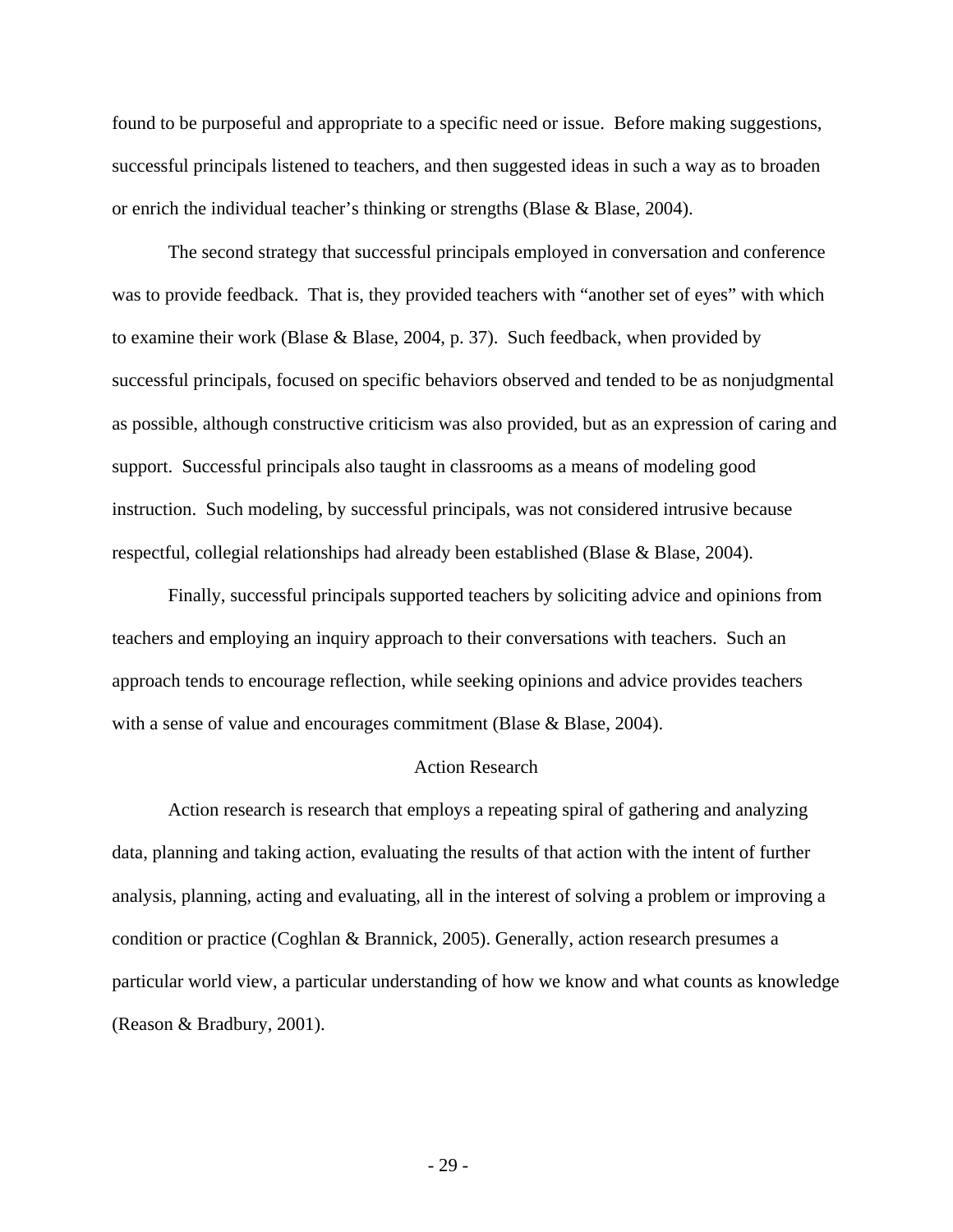found to be purposeful and appropriate to a specific need or issue. Before making suggestions, successful principals listened to teachers, and then suggested ideas in such a way as to broaden or enrich the individual teacher's thinking or strengths (Blase & Blase, 2004).

The second strategy that successful principals employed in conversation and conference was to provide feedback. That is, they provided teachers with "another set of eyes" with which to examine their work (Blase & Blase, 2004, p. 37). Such feedback, when provided by successful principals, focused on specific behaviors observed and tended to be as nonjudgmental as possible, although constructive criticism was also provided, but as an expression of caring and support. Successful principals also taught in classrooms as a means of modeling good instruction. Such modeling, by successful principals, was not considered intrusive because respectful, collegial relationships had already been established (Blase & Blase, 2004).

Finally, successful principals supported teachers by soliciting advice and opinions from teachers and employing an inquiry approach to their conversations with teachers. Such an approach tends to encourage reflection, while seeking opinions and advice provides teachers with a sense of value and encourages commitment (Blase & Blase, 2004).

## Action Research

Action research is research that employs a repeating spiral of gathering and analyzing data, planning and taking action, evaluating the results of that action with the intent of further analysis, planning, acting and evaluating, all in the interest of solving a problem or improving a condition or practice (Coghlan & Brannick, 2005). Generally, action research presumes a particular world view, a particular understanding of how we know and what counts as knowledge (Reason & Bradbury, 2001).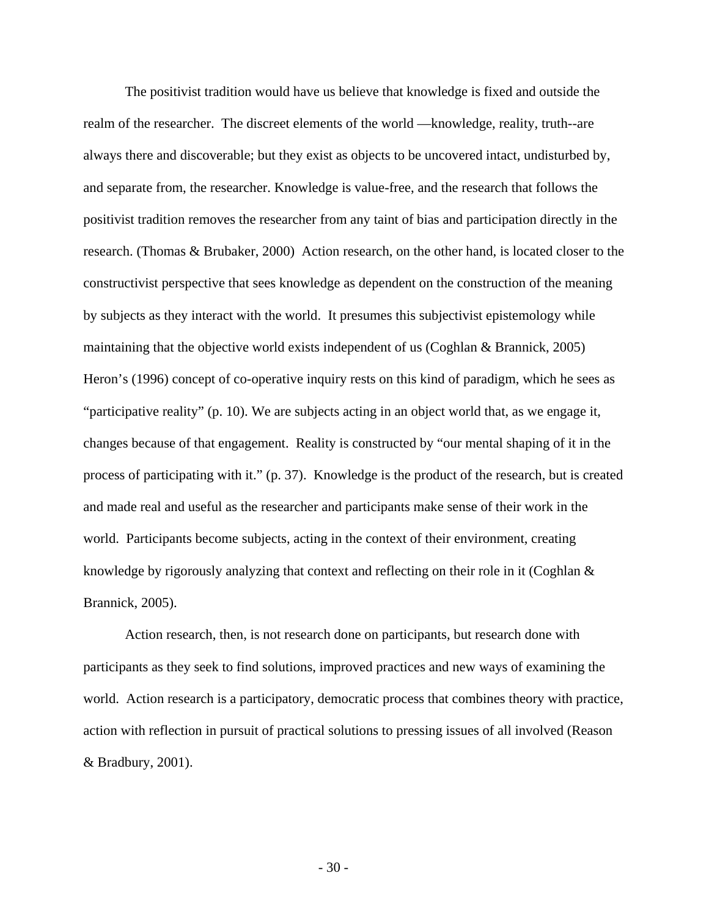The positivist tradition would have us believe that knowledge is fixed and outside the realm of the researcher. The discreet elements of the world —knowledge, reality, truth--are always there and discoverable; but they exist as objects to be uncovered intact, undisturbed by, and separate from, the researcher. Knowledge is value-free, and the research that follows the positivist tradition removes the researcher from any taint of bias and participation directly in the research. (Thomas & Brubaker, 2000) Action research, on the other hand, is located closer to the constructivist perspective that sees knowledge as dependent on the construction of the meaning by subjects as they interact with the world. It presumes this subjectivist epistemology while maintaining that the objective world exists independent of us (Coghlan & Brannick, 2005) Heron's (1996) concept of co-operative inquiry rests on this kind of paradigm, which he sees as "participative reality" (p. 10). We are subjects acting in an object world that, as we engage it, changes because of that engagement. Reality is constructed by "our mental shaping of it in the process of participating with it." (p. 37). Knowledge is the product of the research, but is created and made real and useful as the researcher and participants make sense of their work in the world. Participants become subjects, acting in the context of their environment, creating knowledge by rigorously analyzing that context and reflecting on their role in it (Coghlan & Brannick, 2005).

Action research, then, is not research done on participants, but research done with participants as they seek to find solutions, improved practices and new ways of examining the world. Action research is a participatory, democratic process that combines theory with practice, action with reflection in pursuit of practical solutions to pressing issues of all involved (Reason & Bradbury, 2001).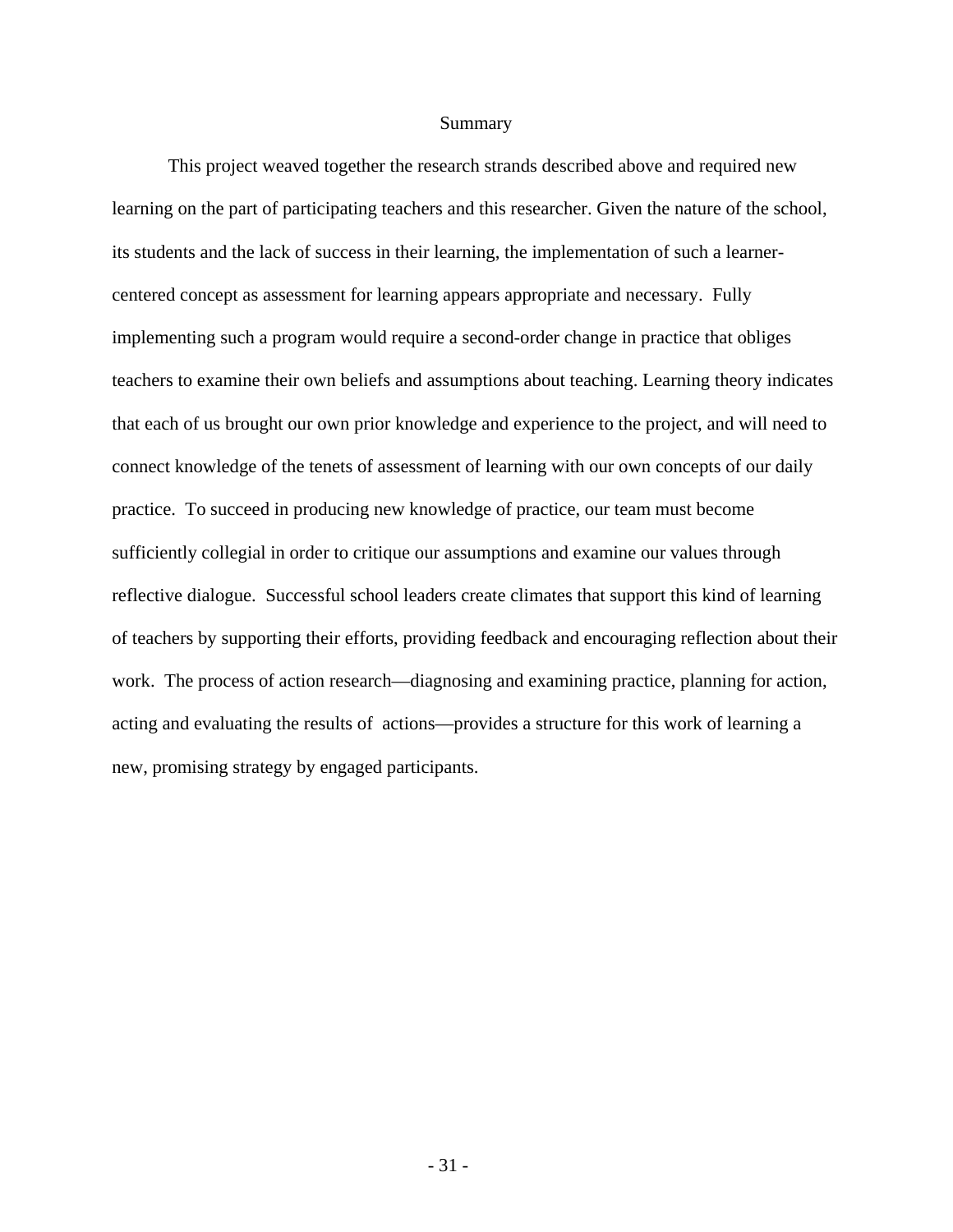## Summary

This project weaved together the research strands described above and required new learning on the part of participating teachers and this researcher. Given the nature of the school, its students and the lack of success in their learning, the implementation of such a learner-centered concept as assessment for learning appears appropriate and necessary. Fully implementing such a program would require a second-order change in practice that obliges teachers to examine their own beliefs and assumptions about teaching. Learning theory indicates that each of us brought our own prior knowledge and experience to the project, and will need to connect knowledge of the tenets of assessment of learning with our own concepts of our daily practice. To succeed in producing new knowledge of practice, our team must become sufficiently collegial in order to critique our assumptions and examine our values through reflective dialogue. Successful school leaders create climates that support this kind of learning of teachers by supporting their efforts, providing feedback and encouraging reflection about their work. The process of action research—diagnosing and examining practice, planning for action, acting and evaluating the results of actions—provides a structure for this work of learning a new, promising strategy by engaged participants.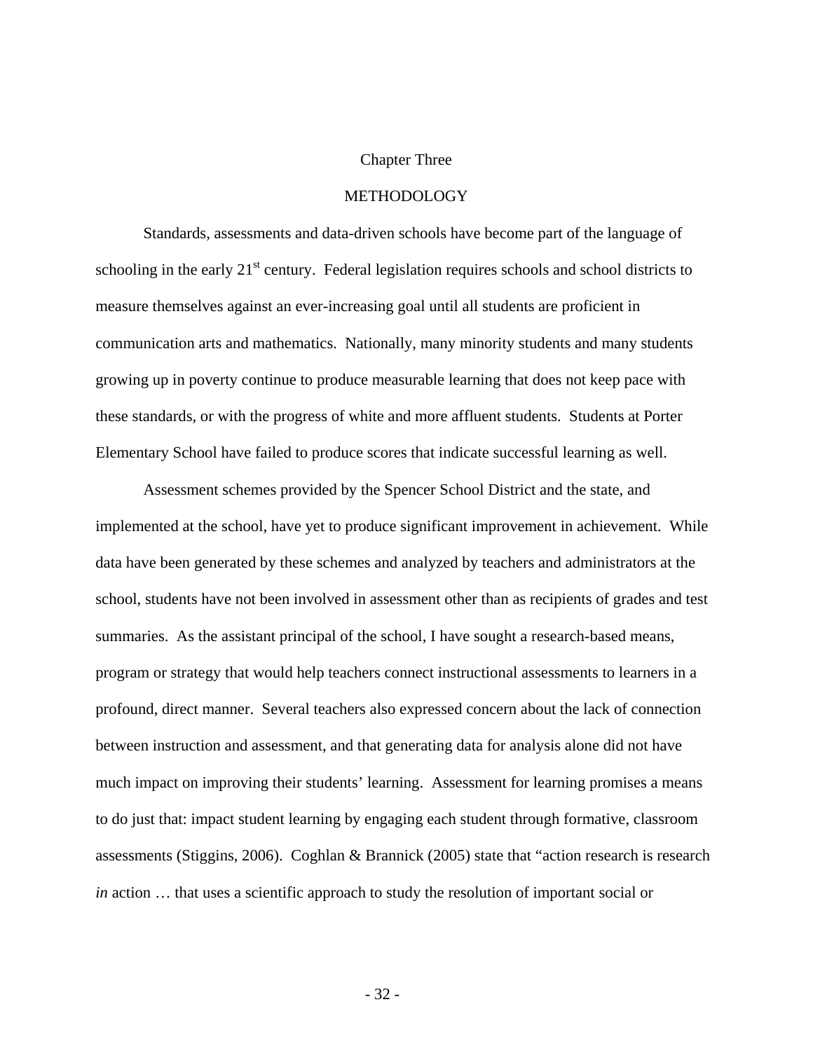# Chapter Three

## METHODOLOGY

Standards, assessments and data-driven schools have become part of the language of schooling in the early 21st century. Federal legislation requires schools and school districts to measure themselves against an ever-increasing goal until all students are proficient in communication arts and mathematics. Nationally, many minority students and many students growing up in poverty continue to produce measurable learning that does not keep pace with these standards, or with the progress of white and more affluent students. Students at Porter Elementary School have failed to produce scores that indicate successful learning as well.

Assessment schemes provided by the Spencer School District and the state, and implemented at the school, have yet to produce significant improvement in achievement. While data have been generated by these schemes and analyzed by teachers and administrators at the school, students have not been involved in assessment other than as recipients of grades and test summaries. As the assistant principal of the school, I have sought a research-based means, program or strategy that would help teachers connect instructional assessments to learners in a profound, direct manner. Several teachers also expressed concern about the lack of connection between instruction and assessment, and that generating data for analysis alone did not have much impact on improving their students' learning. Assessment for learning promises a means to do just that: impact student learning by engaging each student through formative, classroom assessments (Stiggins, 2006). Coghlan & Brannick (2005) state that "action research is research *in* action … that uses a scientific approach to study the resolution of important social or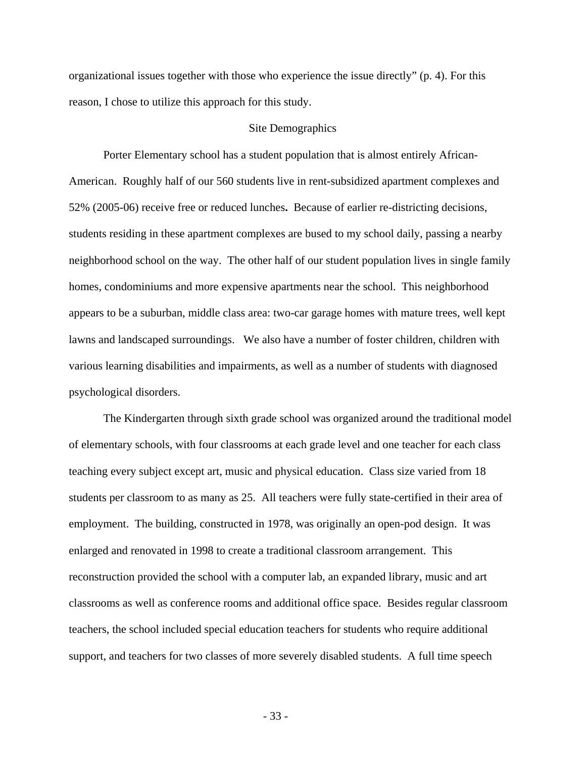organizational issues together with those who experience the issue directly" (p. 4). For this reason, I chose to utilize this approach for this study.

## Site Demographics

Porter Elementary school has a student population that is almost entirely African-American. Roughly half of our 560 students live in rent-subsidized apartment complexes and 52% (2005-06) receive free or reduced lunches**.** Because of earlier re-districting decisions, students residing in these apartment complexes are bused to my school daily, passing a nearby neighborhood school on the way. The other half of our student population lives in single family homes, condominiums and more expensive apartments near the school. This neighborhood appears to be a suburban, middle class area: two-car garage homes with mature trees, well kept lawns and landscaped surroundings. We also have a number of foster children, children with various learning disabilities and impairments, as well as a number of students with diagnosed psychological disorders.

The Kindergarten through sixth grade school was organized around the traditional model of elementary schools, with four classrooms at each grade level and one teacher for each class teaching every subject except art, music and physical education. Class size varied from 18 students per classroom to as many as 25. All teachers were fully state-certified in their area of employment. The building, constructed in 1978, was originally an open-pod design. It was enlarged and renovated in 1998 to create a traditional classroom arrangement. This reconstruction provided the school with a computer lab, an expanded library, music and art classrooms as well as conference rooms and additional office space. Besides regular classroom teachers, the school included special education teachers for students who require additional support, and teachers for two classes of more severely disabled students. A full time speech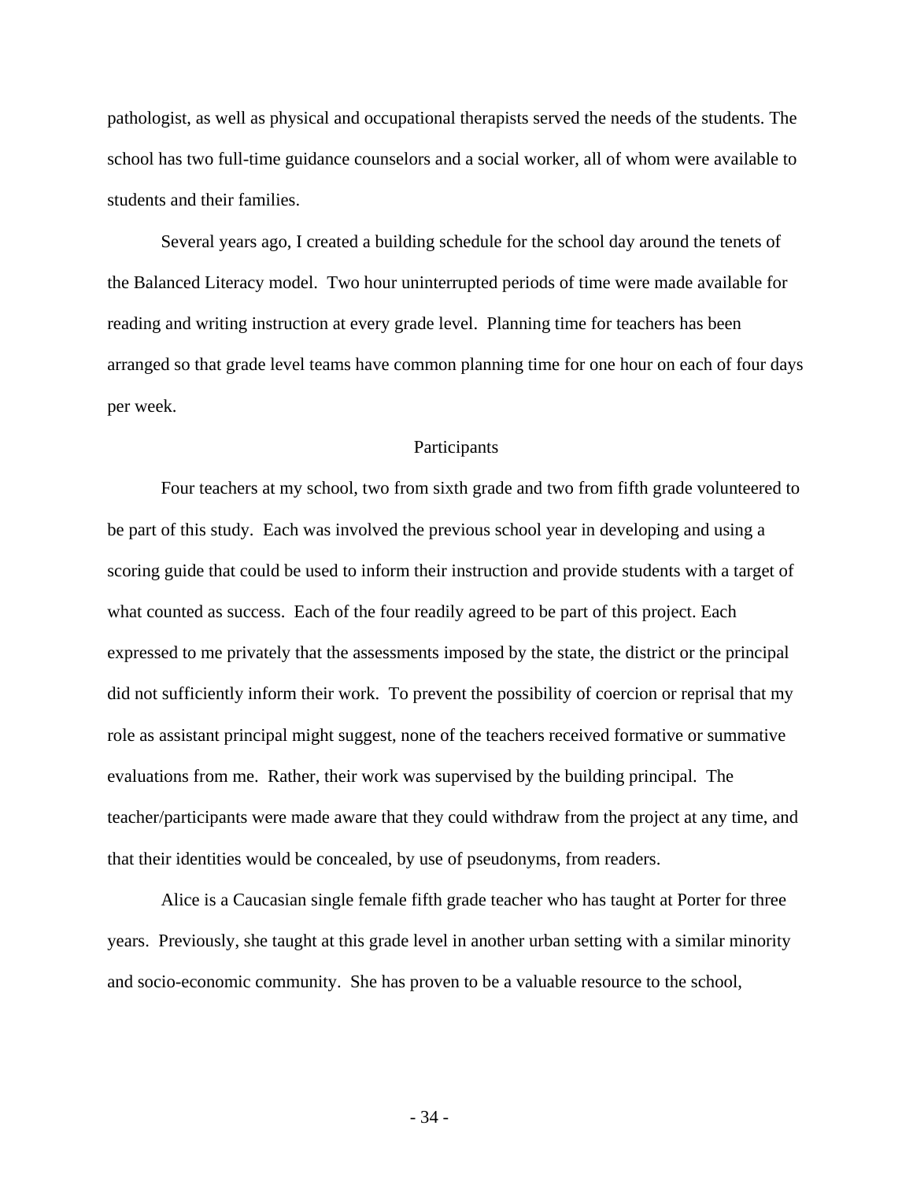pathologist, as well as physical and occupational therapists served the needs of the students. The school has two full-time guidance counselors and a social worker, all of whom were available to students and their families.

Several years ago, I created a building schedule for the school day around the tenets of the Balanced Literacy model. Two hour uninterrupted periods of time were made available for reading and writing instruction at every grade level. Planning time for teachers has been arranged so that grade level teams have common planning time for one hour on each of four days per week.

## Participants

Four teachers at my school, two from sixth grade and two from fifth grade volunteered to be part of this study. Each was involved the previous school year in developing and using a scoring guide that could be used to inform their instruction and provide students with a target of what counted as success. Each of the four readily agreed to be part of this project. Each expressed to me privately that the assessments imposed by the state, the district or the principal did not sufficiently inform their work. To prevent the possibility of coercion or reprisal that my role as assistant principal might suggest, none of the teachers received formative or summative evaluations from me. Rather, their work was supervised by the building principal. The teacher/participants were made aware that they could withdraw from the project at any time, and that their identities would be concealed, by use of pseudonyms, from readers.

Alice is a Caucasian single female fifth grade teacher who has taught at Porter for three years. Previously, she taught at this grade level in another urban setting with a similar minority and socio-economic community. She has proven to be a valuable resource to the school,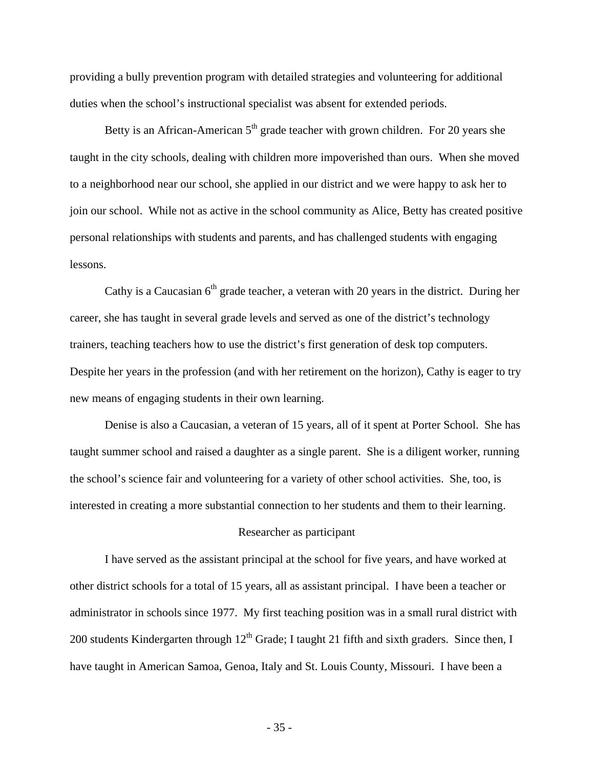providing a bully prevention program with detailed strategies and volunteering for additional duties when the school's instructional specialist was absent for extended periods.

Betty is an African-American 5th grade teacher with grown children. For 20 years she taught in the city schools, dealing with children more impoverished than ours. When she moved to a neighborhood near our school, she applied in our district and we were happy to ask her to join our school. While not as active in the school community as Alice, Betty has created positive personal relationships with students and parents, and has challenged students with engaging lessons.

Cathy is a Caucasian 6th grade teacher, a veteran with 20 years in the district. During her career, she has taught in several grade levels and served as one of the district's technology trainers, teaching teachers how to use the district's first generation of desk top computers. Despite her years in the profession (and with her retirement on the horizon), Cathy is eager to try new means of engaging students in their own learning.

Denise is also a Caucasian, a veteran of 15 years, all of it spent at Porter School. She has taught summer school and raised a daughter as a single parent. She is a diligent worker, running the school's science fair and volunteering for a variety of other school activities. She, too, is interested in creating a more substantial connection to her students and them to their learning.

## Researcher as participant

I have served as the assistant principal at the school for five years, and have worked at other district schools for a total of 15 years, all as assistant principal. I have been a teacher or administrator in schools since 1977. My first teaching position was in a small rural district with 200 students Kindergarten through 12th Grade; I taught 21 fifth and sixth graders. Since then, I have taught in American Samoa, Genoa, Italy and St. Louis County, Missouri. I have been a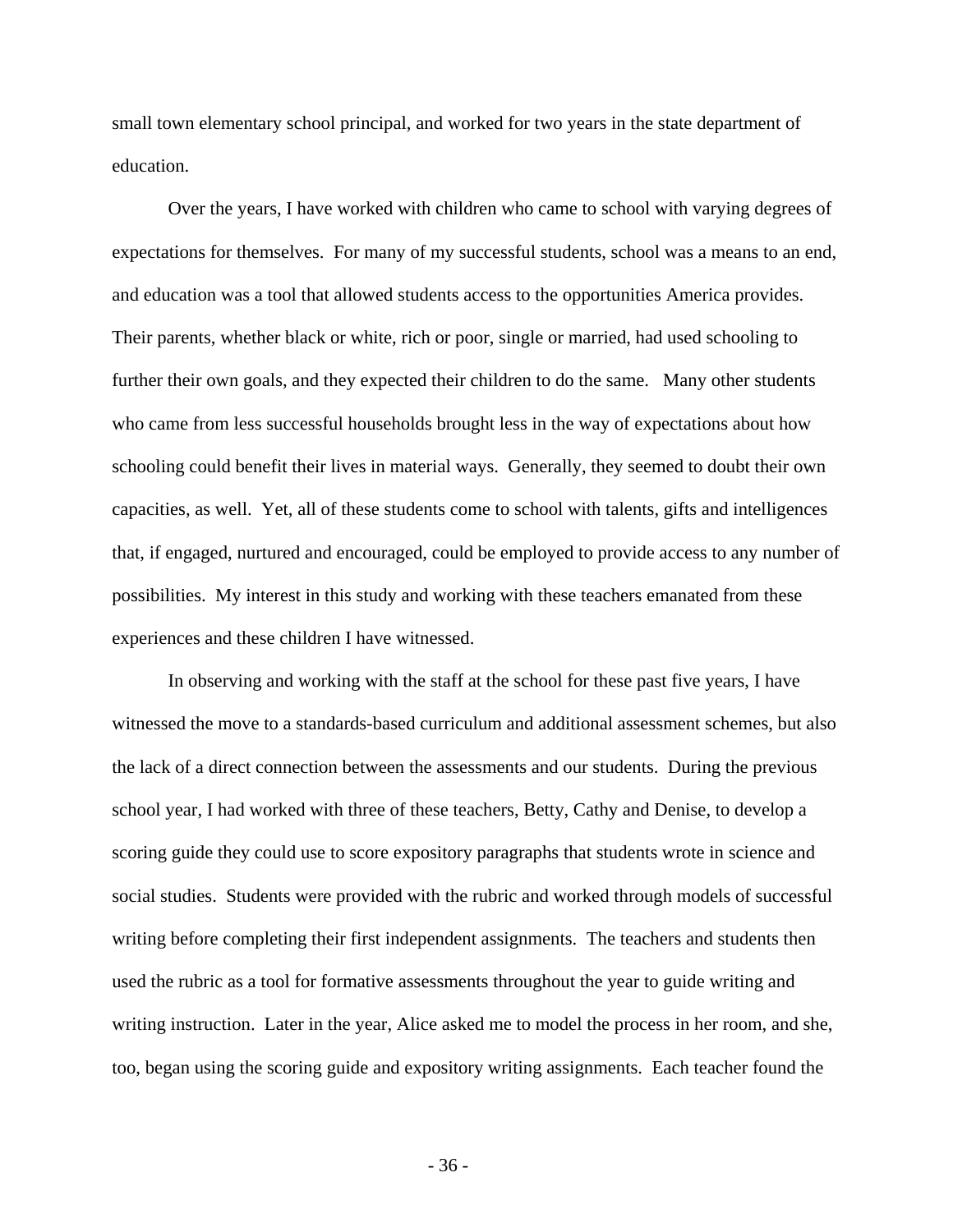small town elementary school principal, and worked for two years in the state department of education.

Over the years, I have worked with children who came to school with varying degrees of expectations for themselves. For many of my successful students, school was a means to an end, and education was a tool that allowed students access to the opportunities America provides. Their parents, whether black or white, rich or poor, single or married, had used schooling to further their own goals, and they expected their children to do the same. Many other students who came from less successful households brought less in the way of expectations about how schooling could benefit their lives in material ways. Generally, they seemed to doubt their own capacities, as well. Yet, all of these students come to school with talents, gifts and intelligences that, if engaged, nurtured and encouraged, could be employed to provide access to any number of possibilities. My interest in this study and working with these teachers emanated from these experiences and these children I have witnessed.

In observing and working with the staff at the school for these past five years, I have witnessed the move to a standards-based curriculum and additional assessment schemes, but also the lack of a direct connection between the assessments and our students. During the previous school year, I had worked with three of these teachers, Betty, Cathy and Denise, to develop a scoring guide they could use to score expository paragraphs that students wrote in science and social studies. Students were provided with the rubric and worked through models of successful writing before completing their first independent assignments. The teachers and students then used the rubric as a tool for formative assessments throughout the year to guide writing and writing instruction. Later in the year, Alice asked me to model the process in her room, and she, too, began using the scoring guide and expository writing assignments. Each teacher found the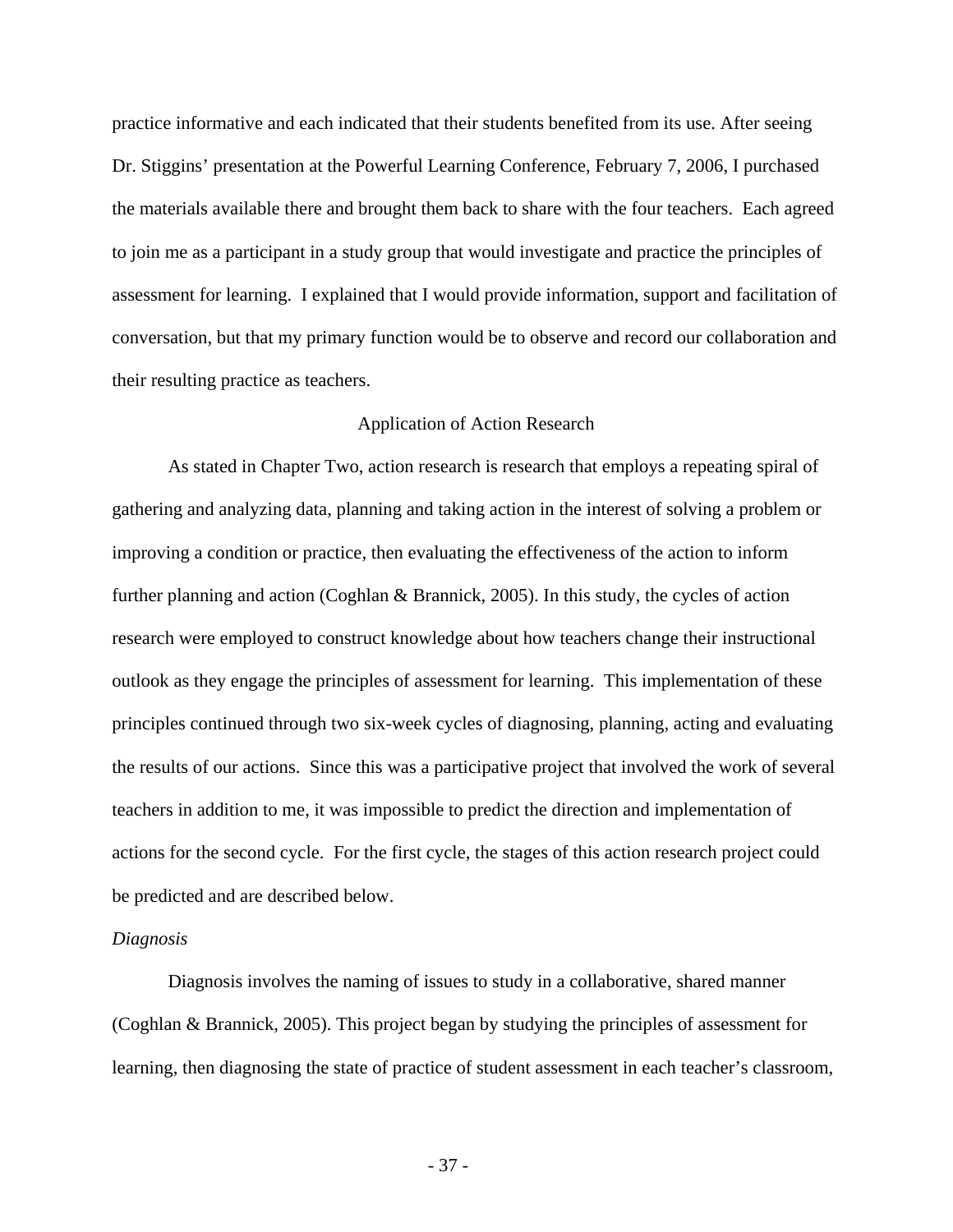practice informative and each indicated that their students benefited from its use. After seeing Dr. Stiggins' presentation at the Powerful Learning Conference, February 7, 2006, I purchased the materials available there and brought them back to share with the four teachers. Each agreed to join me as a participant in a study group that would investigate and practice the principles of assessment for learning. I explained that I would provide information, support and facilitation of conversation, but that my primary function would be to observe and record our collaboration and their resulting practice as teachers.

## Application of Action Research

As stated in Chapter Two, action research is research that employs a repeating spiral of gathering and analyzing data, planning and taking action in the interest of solving a problem or improving a condition or practice, then evaluating the effectiveness of the action to inform further planning and action (Coghlan & Brannick, 2005). In this study, the cycles of action research were employed to construct knowledge about how teachers change their instructional outlook as they engage the principles of assessment for learning. This implementation of these principles continued through two six-week cycles of diagnosing, planning, acting and evaluating the results of our actions. Since this was a participative project that involved the work of several teachers in addition to me, it was impossible to predict the direction and implementation of actions for the second cycle. For the first cycle, the stages of this action research project could be predicted and are described below.

### *Diagnosis*

Diagnosis involves the naming of issues to study in a collaborative, shared manner (Coghlan & Brannick, 2005). This project began by studying the principles of assessment for learning, then diagnosing the state of practice of student assessment in each teacher's classroom,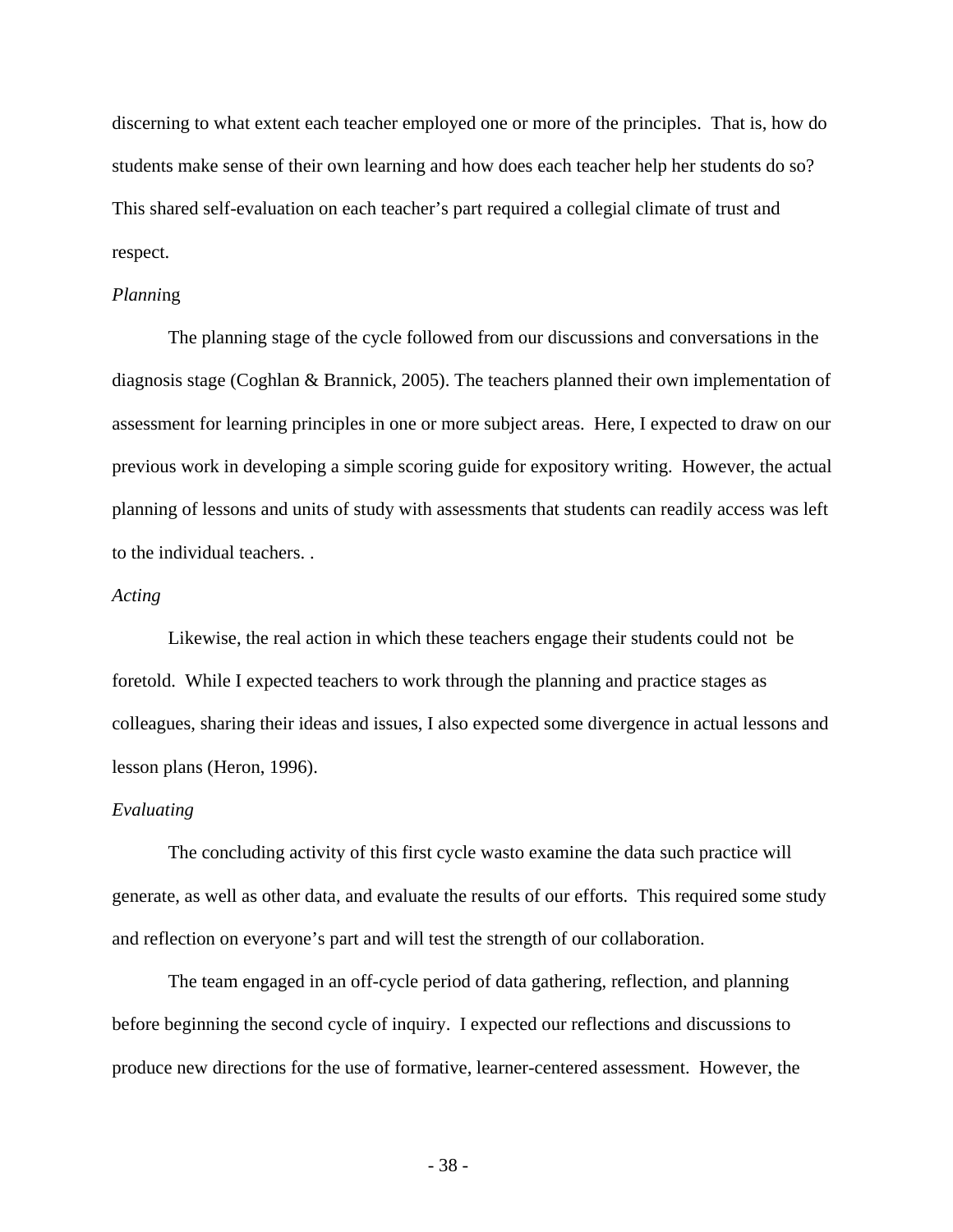discerning to what extent each teacher employed one or more of the principles. That is, how do students make sense of their own learning and how does each teacher help her students do so? This shared self-evaluation on each teacher's part required a collegial climate of trust and respect.

*Planni*ng

The planning stage of the cycle followed from our discussions and conversations in the diagnosis stage (Coghlan & Brannick, 2005). The teachers planned their own implementation of assessment for learning principles in one or more subject areas. Here, I expected to draw on our previous work in developing a simple scoring guide for expository writing. However, the actual planning of lessons and units of study with assessments that students can readily access was left to the individual teachers. .

*Acting*

Likewise, the real action in which these teachers engage their students could not be foretold. While I expected teachers to work through the planning and practice stages as colleagues, sharing their ideas and issues, I also expected some divergence in actual lessons and lesson plans (Heron, 1996).

*Evaluating*

The concluding activity of this first cycle wasto examine the data such practice will generate, as well as other data, and evaluate the results of our efforts. This required some study and reflection on everyone's part and will test the strength of our collaboration.

The team engaged in an off-cycle period of data gathering, reflection, and planning before beginning the second cycle of inquiry. I expected our reflections and discussions to produce new directions for the use of formative, learner-centered assessment. However, the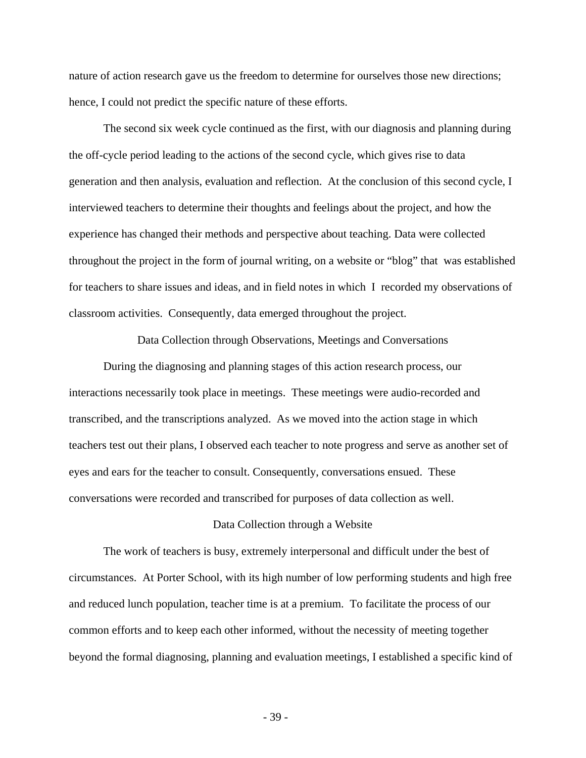nature of action research gave us the freedom to determine for ourselves those new directions; hence, I could not predict the specific nature of these efforts.

The second six week cycle continued as the first, with our diagnosis and planning during the off-cycle period leading to the actions of the second cycle, which gives rise to data generation and then analysis, evaluation and reflection. At the conclusion of this second cycle, I interviewed teachers to determine their thoughts and feelings about the project, and how the experience has changed their methods and perspective about teaching. Data were collected throughout the project in the form of journal writing, on a website or "blog" that was established for teachers to share issues and ideas, and in field notes in which I recorded my observations of classroom activities. Consequently, data emerged throughout the project.

### Data Collection through Observations, Meetings and Conversations

During the diagnosing and planning stages of this action research process, our interactions necessarily took place in meetings. These meetings were audio-recorded and transcribed, and the transcriptions analyzed. As we moved into the action stage in which teachers test out their plans, I observed each teacher to note progress and serve as another set of eyes and ears for the teacher to consult. Consequently, conversations ensued. These conversations were recorded and transcribed for purposes of data collection as well.

### Data Collection through a Website

The work of teachers is busy, extremely interpersonal and difficult under the best of circumstances. At Porter School, with its high number of low performing students and high free and reduced lunch population, teacher time is at a premium. To facilitate the process of our common efforts and to keep each other informed, without the necessity of meeting together beyond the formal diagnosing, planning and evaluation meetings, I established a specific kind of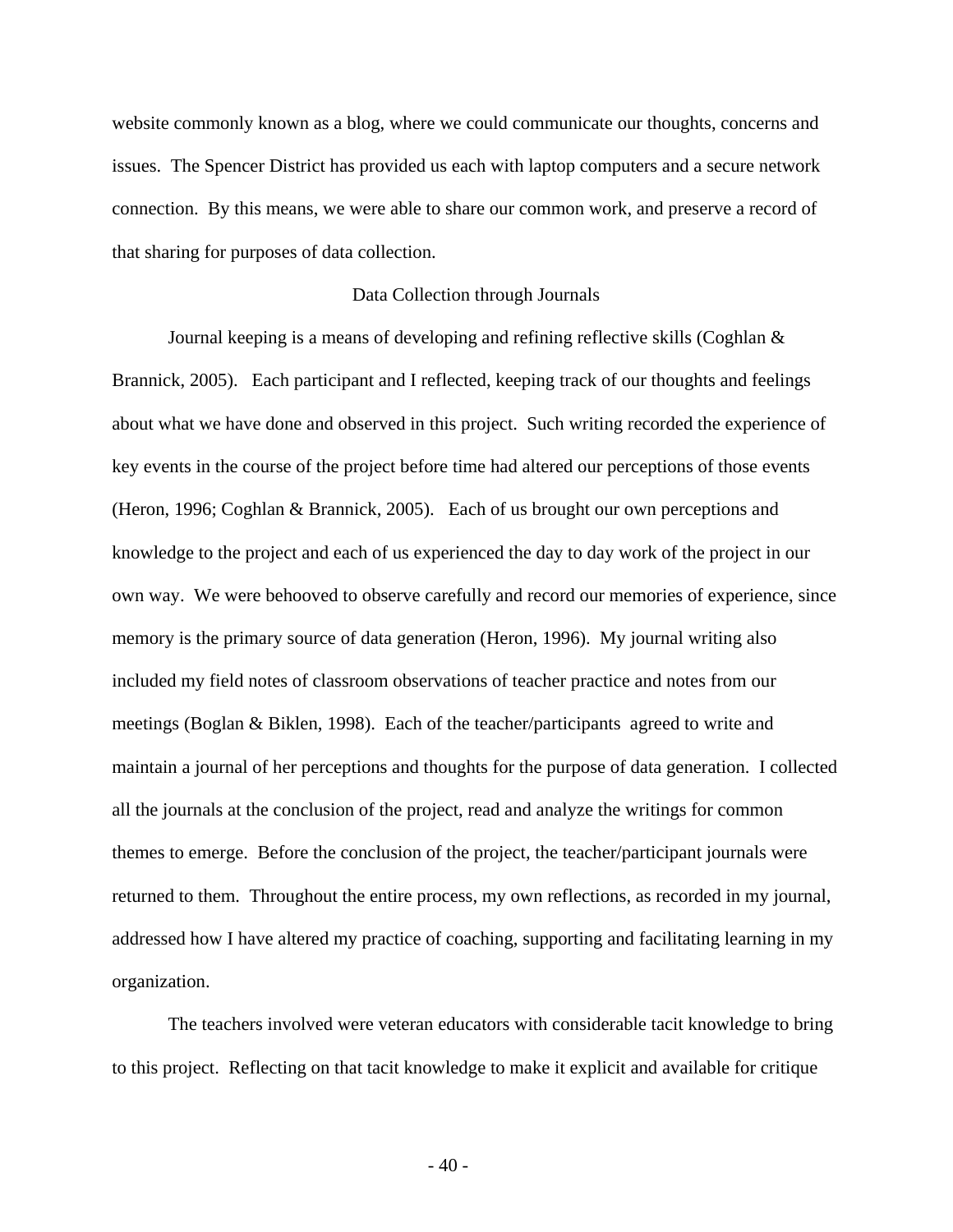website commonly known as a blog, where we could communicate our thoughts, concerns and issues. The Spencer District has provided us each with laptop computers and a secure network connection. By this means, we were able to share our common work, and preserve a record of that sharing for purposes of data collection.

### Data Collection through Journals

Journal keeping is a means of developing and refining reflective skills (Coghlan & Brannick, 2005). Each participant and I reflected, keeping track of our thoughts and feelings about what we have done and observed in this project. Such writing recorded the experience of key events in the course of the project before time had altered our perceptions of those events (Heron, 1996; Coghlan & Brannick, 2005). Each of us brought our own perceptions and knowledge to the project and each of us experienced the day to day work of the project in our own way. We were behooved to observe carefully and record our memories of experience, since memory is the primary source of data generation (Heron, 1996). My journal writing also included my field notes of classroom observations of teacher practice and notes from our meetings (Boglan & Biklen, 1998). Each of the teacher/participants agreed to write and maintain a journal of her perceptions and thoughts for the purpose of data generation. I collected all the journals at the conclusion of the project, read and analyze the writings for common themes to emerge. Before the conclusion of the project, the teacher/participant journals were returned to them. Throughout the entire process, my own reflections, as recorded in my journal, addressed how I have altered my practice of coaching, supporting and facilitating learning in my organization.

The teachers involved were veteran educators with considerable tacit knowledge to bring to this project. Reflecting on that tacit knowledge to make it explicit and available for critique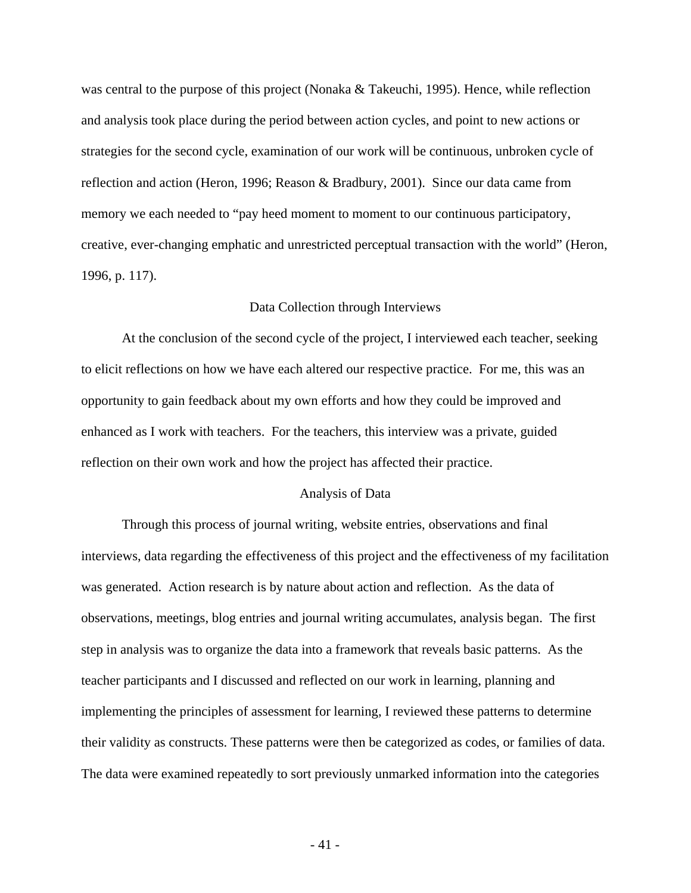was central to the purpose of this project (Nonaka & Takeuchi, 1995). Hence, while reflection and analysis took place during the period between action cycles, and point to new actions or strategies for the second cycle, examination of our work will be continuous, unbroken cycle of reflection and action (Heron, 1996; Reason & Bradbury, 2001). Since our data came from memory we each needed to "pay heed moment to moment to our continuous participatory, creative, ever-changing emphatic and unrestricted perceptual transaction with the world" (Heron, 1996, p. 117).

## Data Collection through Interviews

At the conclusion of the second cycle of the project, I interviewed each teacher, seeking to elicit reflections on how we have each altered our respective practice. For me, this was an opportunity to gain feedback about my own efforts and how they could be improved and enhanced as I work with teachers. For the teachers, this interview was a private, guided reflection on their own work and how the project has affected their practice.

## Analysis of Data

Through this process of journal writing, website entries, observations and final interviews, data regarding the effectiveness of this project and the effectiveness of my facilitation was generated. Action research is by nature about action and reflection. As the data of observations, meetings, blog entries and journal writing accumulates, analysis began. The first step in analysis was to organize the data into a framework that reveals basic patterns. As the teacher participants and I discussed and reflected on our work in learning, planning and implementing the principles of assessment for learning, I reviewed these patterns to determine their validity as constructs. These patterns were then be categorized as codes, or families of data. The data were examined repeatedly to sort previously unmarked information into the categories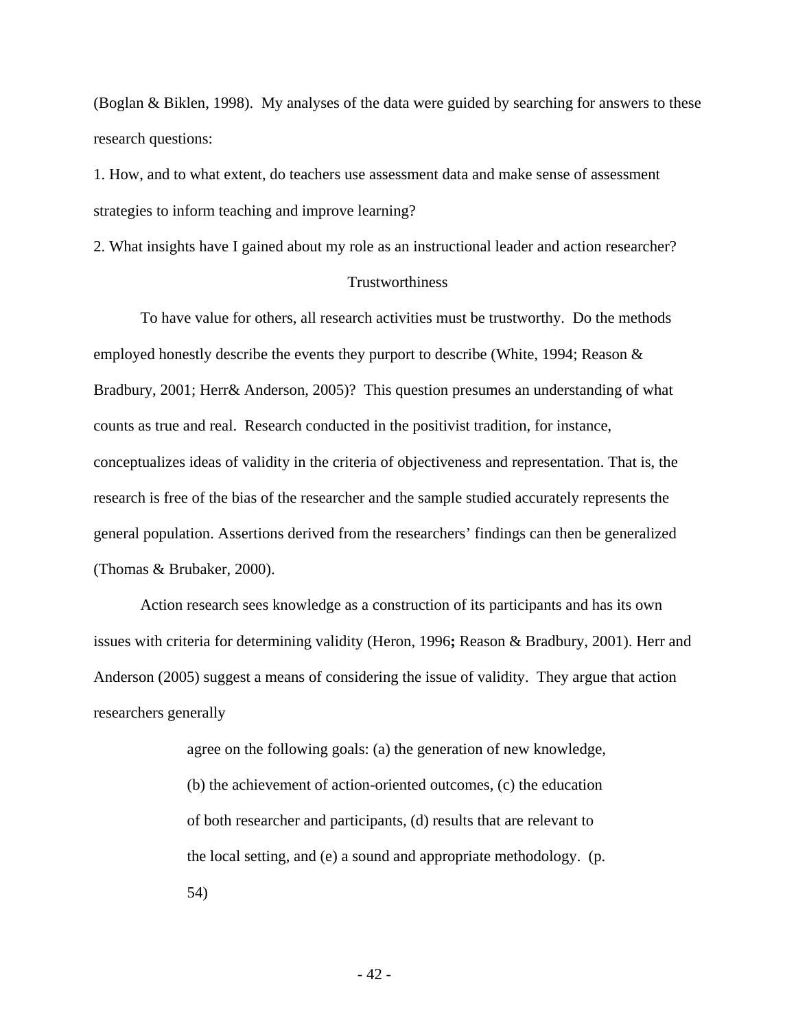(Boglan & Biklen, 1998). My analyses of the data were guided by searching for answers to these research questions:

1. How, and to what extent, do teachers use assessment data and make sense of assessment strategies to inform teaching and improve learning?
2. What insights have I gained about my role as an instructional leader and action researcher?

## Trustworthiness

To have value for others, all research activities must be trustworthy. Do the methods employed honestly describe the events they purport to describe (White, 1994; Reason & Bradbury, 2001; Herr& Anderson, 2005)? This question presumes an understanding of what counts as true and real. Research conducted in the positivist tradition, for instance, conceptualizes ideas of validity in the criteria of objectiveness and representation. That is, the research is free of the bias of the researcher and the sample studied accurately represents the general population. Assertions derived from the researchers' findings can then be generalized (Thomas & Brubaker, 2000).

Action research sees knowledge as a construction of its participants and has its own issues with criteria for determining validity (Heron, 1996**;** Reason & Bradbury, 2001). Herr and Anderson (2005) suggest a means of considering the issue of validity. They argue that action researchers generally

> agree on the following goals: (a) the generation of new knowledge, (b) the achievement of action-oriented outcomes, (c) the education of both researcher and participants, (d) results that are relevant to the local setting, and (e) a sound and appropriate methodology. (p. 54)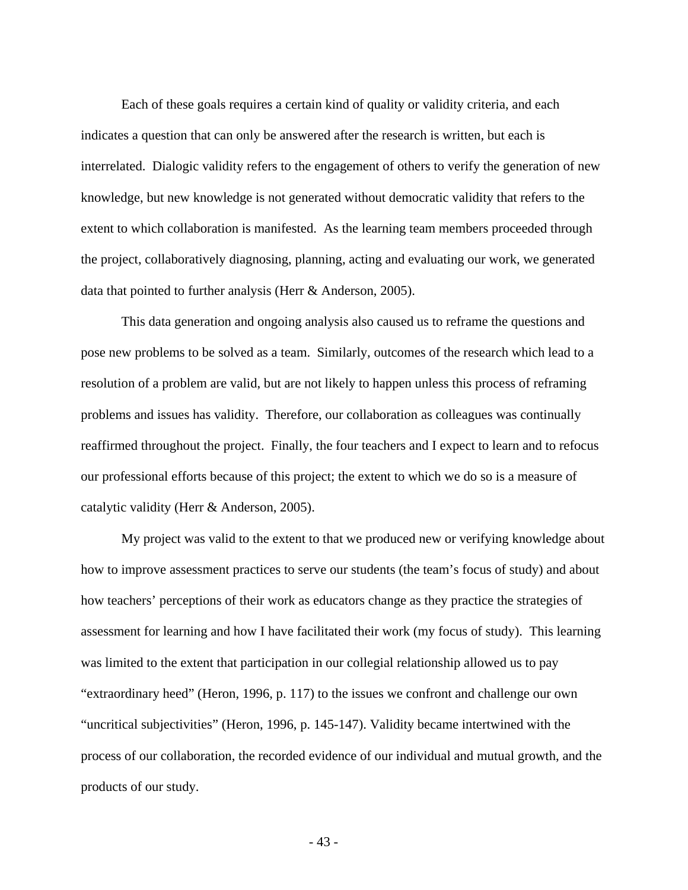Each of these goals requires a certain kind of quality or validity criteria, and each indicates a question that can only be answered after the research is written, but each is interrelated. Dialogic validity refers to the engagement of others to verify the generation of new knowledge, but new knowledge is not generated without democratic validity that refers to the extent to which collaboration is manifested. As the learning team members proceeded through the project, collaboratively diagnosing, planning, acting and evaluating our work, we generated data that pointed to further analysis (Herr & Anderson, 2005).

This data generation and ongoing analysis also caused us to reframe the questions and pose new problems to be solved as a team. Similarly, outcomes of the research which lead to a resolution of a problem are valid, but are not likely to happen unless this process of reframing problems and issues has validity. Therefore, our collaboration as colleagues was continually reaffirmed throughout the project. Finally, the four teachers and I expect to learn and to refocus our professional efforts because of this project; the extent to which we do so is a measure of catalytic validity (Herr & Anderson, 2005).

My project was valid to the extent to that we produced new or verifying knowledge about how to improve assessment practices to serve our students (the team's focus of study) and about how teachers' perceptions of their work as educators change as they practice the strategies of assessment for learning and how I have facilitated their work (my focus of study). This learning was limited to the extent that participation in our collegial relationship allowed us to pay "extraordinary heed" (Heron, 1996, p. 117) to the issues we confront and challenge our own "uncritical subjectivities" (Heron, 1996, p. 145-147). Validity became intertwined with the process of our collaboration, the recorded evidence of our individual and mutual growth, and the products of our study.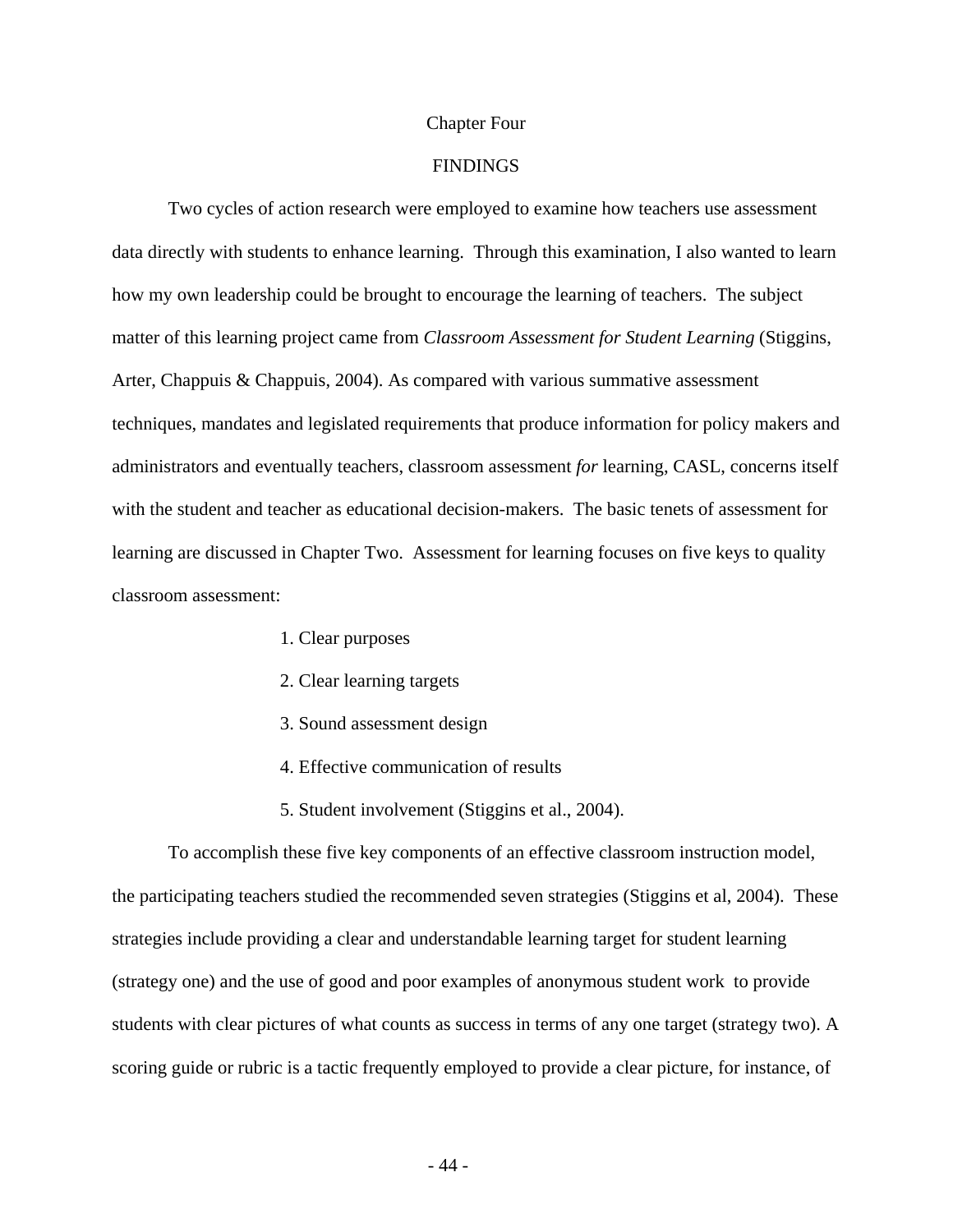# Chapter Four

## FINDINGS

Two cycles of action research were employed to examine how teachers use assessment data directly with students to enhance learning. Through this examination, I also wanted to learn how my own leadership could be brought to encourage the learning of teachers. The subject matter of this learning project came from *Classroom Assessment for Student Learning* (Stiggins, Arter, Chappuis & Chappuis, 2004). As compared with various summative assessment techniques, mandates and legislated requirements that produce information for policy makers and administrators and eventually teachers, classroom assessment *for* learning, CASL, concerns itself with the student and teacher as educational decision-makers. The basic tenets of assessment for learning are discussed in Chapter Two. Assessment for learning focuses on five keys to quality classroom assessment:

1. Clear purposes
2. Clear learning targets
3. Sound assessment design
4. Effective communication of results
5. Student involvement (Stiggins et al., 2004).

To accomplish these five key components of an effective classroom instruction model, the participating teachers studied the recommended seven strategies (Stiggins et al, 2004). These strategies include providing a clear and understandable learning target for student learning (strategy one) and the use of good and poor examples of anonymous student work to provide students with clear pictures of what counts as success in terms of any one target (strategy two). A scoring guide or rubric is a tactic frequently employed to provide a clear picture, for instance, of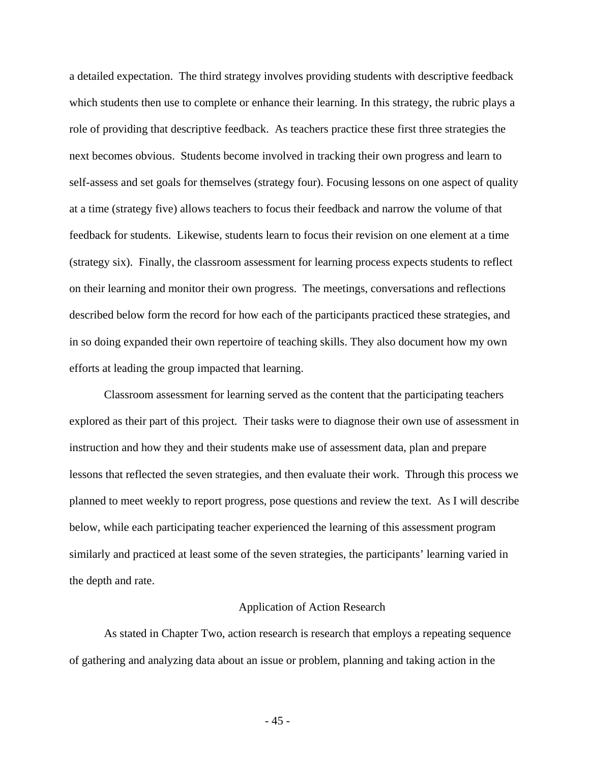a detailed expectation. The third strategy involves providing students with descriptive feedback which students then use to complete or enhance their learning. In this strategy, the rubric plays a role of providing that descriptive feedback. As teachers practice these first three strategies the next becomes obvious. Students become involved in tracking their own progress and learn to self-assess and set goals for themselves (strategy four). Focusing lessons on one aspect of quality at a time (strategy five) allows teachers to focus their feedback and narrow the volume of that feedback for students. Likewise, students learn to focus their revision on one element at a time (strategy six). Finally, the classroom assessment for learning process expects students to reflect on their learning and monitor their own progress. The meetings, conversations and reflections described below form the record for how each of the participants practiced these strategies, and in so doing expanded their own repertoire of teaching skills. They also document how my own efforts at leading the group impacted that learning.

Classroom assessment for learning served as the content that the participating teachers explored as their part of this project. Their tasks were to diagnose their own use of assessment in instruction and how they and their students make use of assessment data, plan and prepare lessons that reflected the seven strategies, and then evaluate their work. Through this process we planned to meet weekly to report progress, pose questions and review the text. As I will describe below, while each participating teacher experienced the learning of this assessment program similarly and practiced at least some of the seven strategies, the participants' learning varied in the depth and rate.

## Application of Action Research

As stated in Chapter Two, action research is research that employs a repeating sequence of gathering and analyzing data about an issue or problem, planning and taking action in the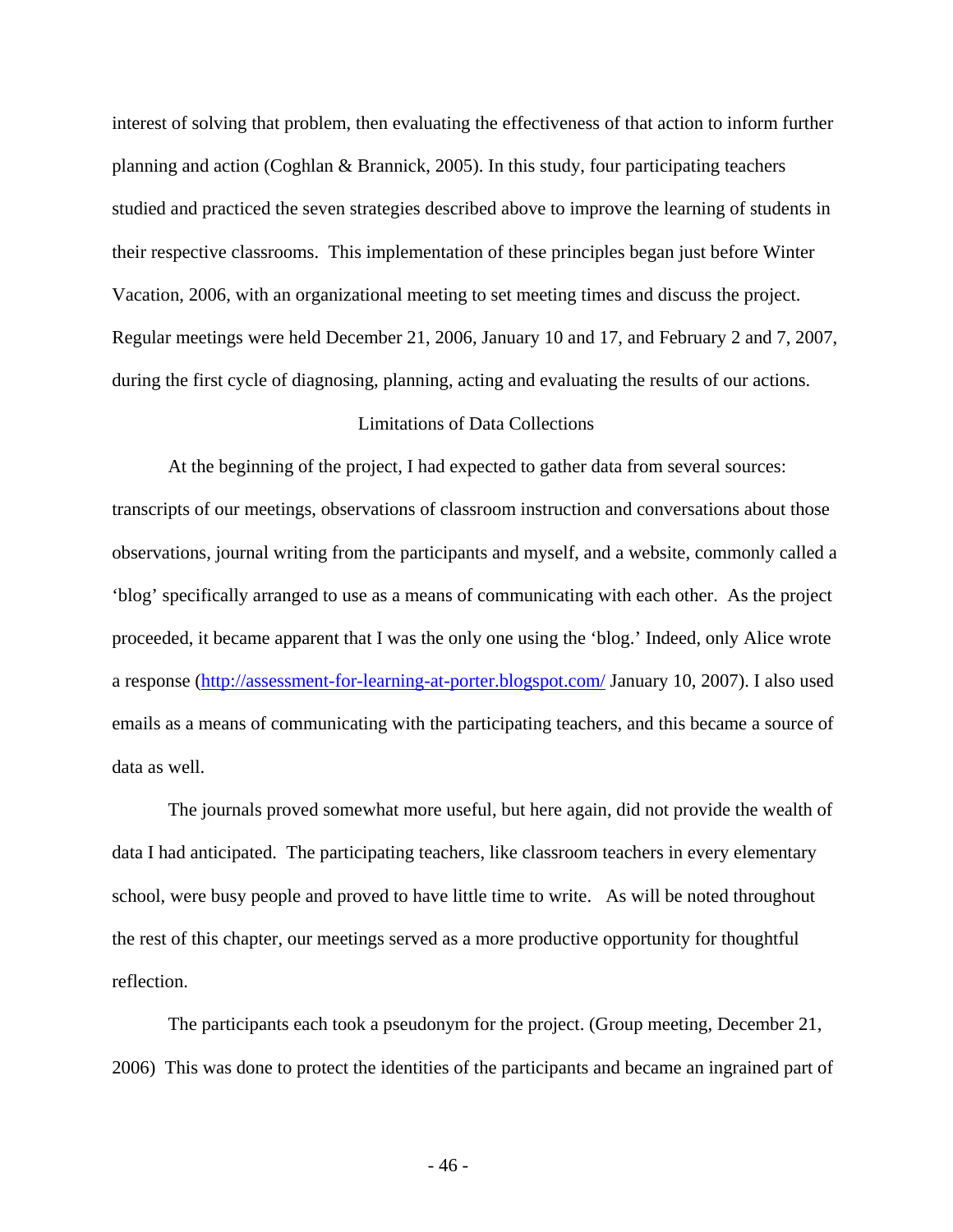interest of solving that problem, then evaluating the effectiveness of that action to inform further planning and action (Coghlan & Brannick, 2005). In this study, four participating teachers studied and practiced the seven strategies described above to improve the learning of students in their respective classrooms. This implementation of these principles began just before Winter Vacation, 2006, with an organizational meeting to set meeting times and discuss the project. Regular meetings were held December 21, 2006, January 10 and 17, and February 2 and 7, 2007, during the first cycle of diagnosing, planning, acting and evaluating the results of our actions.

## Limitations of Data Collections

At the beginning of the project, I had expected to gather data from several sources: transcripts of our meetings, observations of classroom instruction and conversations about those observations, journal writing from the participants and myself, and a website, commonly called a 'blog' specifically arranged to use as a means of communicating with each other. As the project proceeded, it became apparent that I was the only one using the 'blog.' Indeed, only Alice wrote a response (http://assessment-for-learning-at-porter.blogspot.com/ January 10, 2007). I also used emails as a means of communicating with the participating teachers, and this became a source of data as well.

The journals proved somewhat more useful, but here again, did not provide the wealth of data I had anticipated. The participating teachers, like classroom teachers in every elementary school, were busy people and proved to have little time to write. As will be noted throughout the rest of this chapter, our meetings served as a more productive opportunity for thoughtful reflection.

The participants each took a pseudonym for the project. (Group meeting, December 21, 2006) This was done to protect the identities of the participants and became an ingrained part of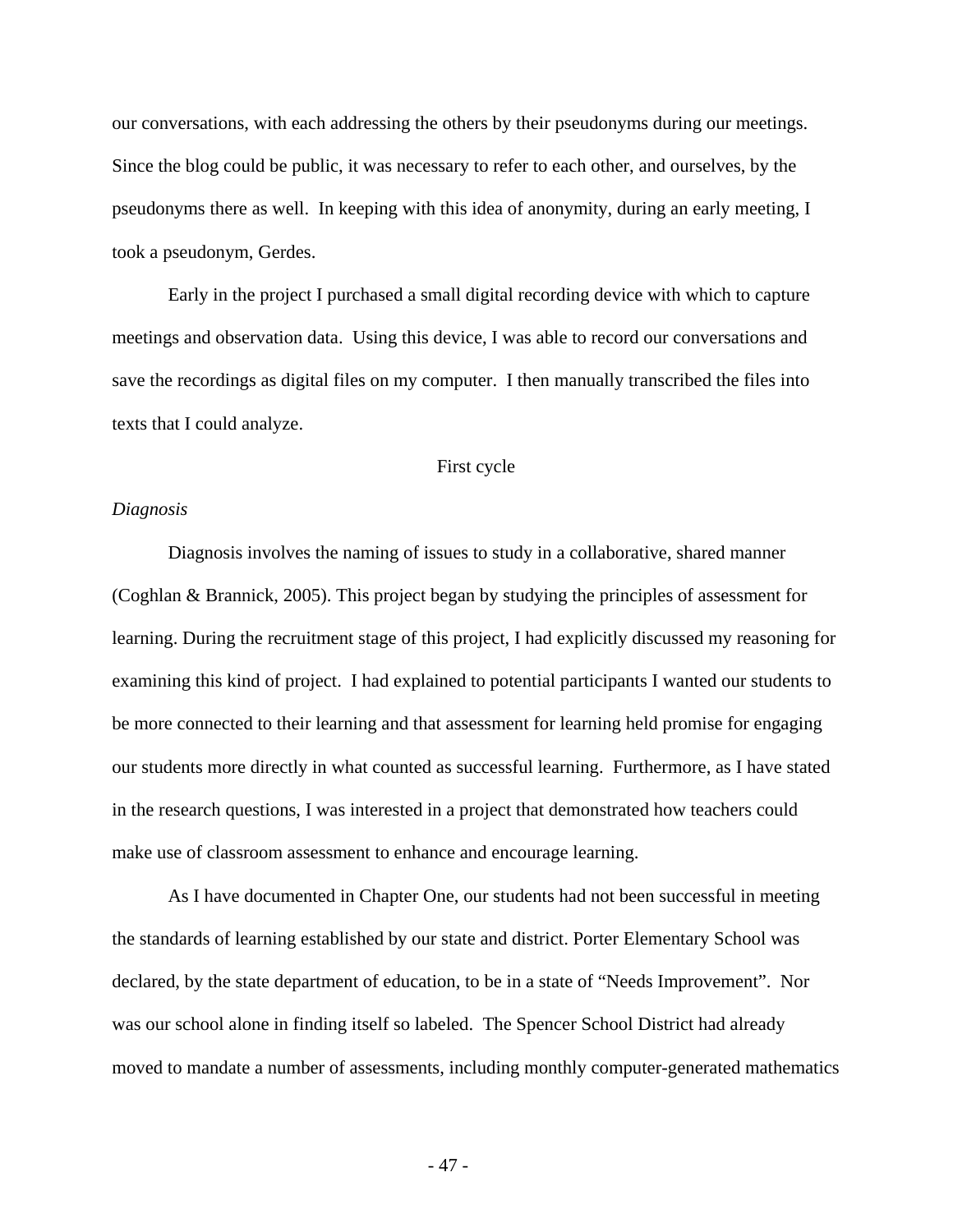our conversations, with each addressing the others by their pseudonyms during our meetings. Since the blog could be public, it was necessary to refer to each other, and ourselves, by the pseudonyms there as well. In keeping with this idea of anonymity, during an early meeting, I took a pseudonym, Gerdes.

Early in the project I purchased a small digital recording device with which to capture meetings and observation data. Using this device, I was able to record our conversations and save the recordings as digital files on my computer. I then manually transcribed the files into texts that I could analyze.

## First cycle

### *Diagnosis*

Diagnosis involves the naming of issues to study in a collaborative, shared manner (Coghlan & Brannick, 2005). This project began by studying the principles of assessment for learning. During the recruitment stage of this project, I had explicitly discussed my reasoning for examining this kind of project. I had explained to potential participants I wanted our students to be more connected to their learning and that assessment for learning held promise for engaging our students more directly in what counted as successful learning. Furthermore, as I have stated in the research questions, I was interested in a project that demonstrated how teachers could make use of classroom assessment to enhance and encourage learning.

As I have documented in Chapter One, our students had not been successful in meeting the standards of learning established by our state and district. Porter Elementary School was declared, by the state department of education, to be in a state of "Needs Improvement". Nor was our school alone in finding itself so labeled. The Spencer School District had already moved to mandate a number of assessments, including monthly computer-generated mathematics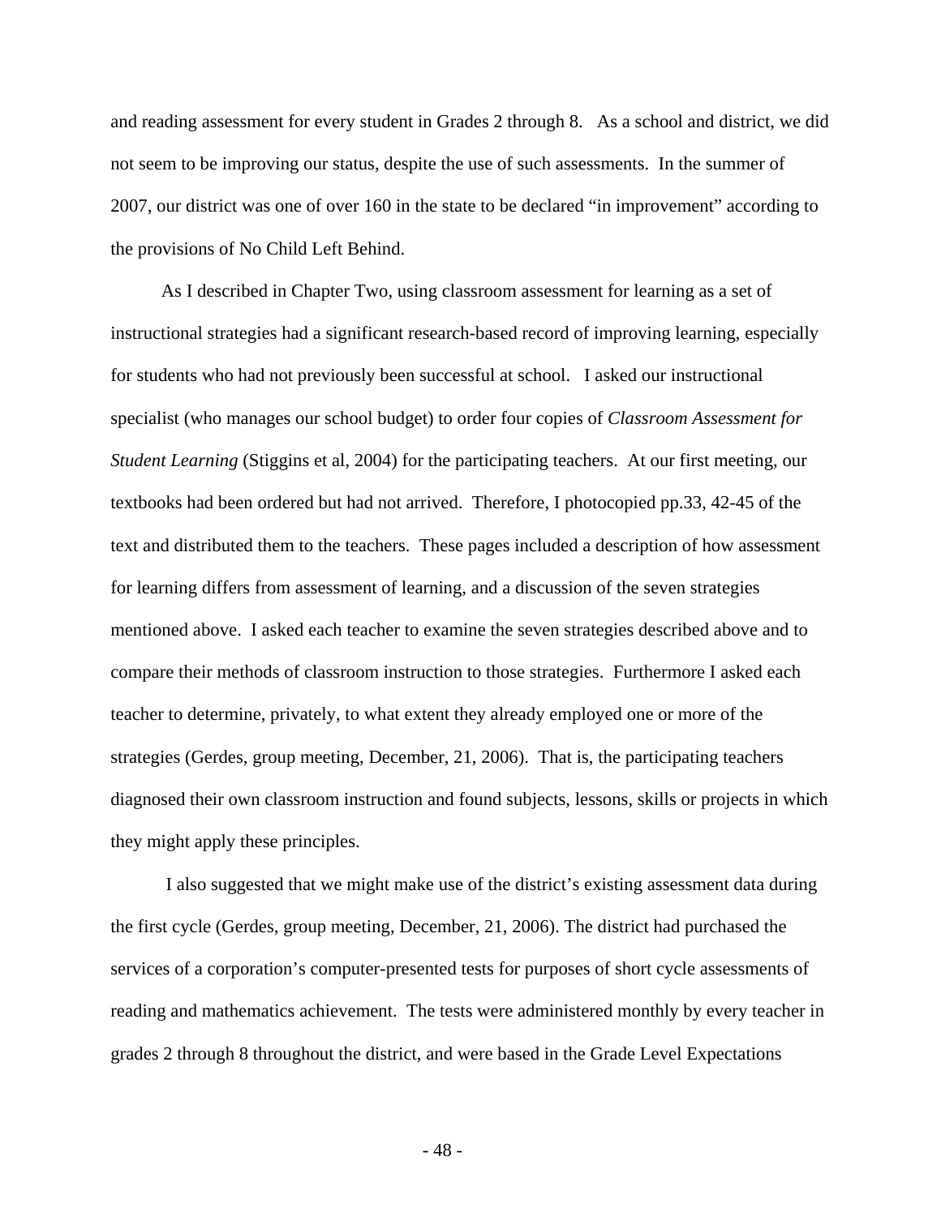and reading assessment for every student in Grades 2 through 8. As a school and district, we did not seem to be improving our status, despite the use of such assessments. In the summer of 2007, our district was one of over 160 in the state to be declared "in improvement" according to the provisions of No Child Left Behind.

As I described in Chapter Two, using classroom assessment for learning as a set of instructional strategies had a significant research-based record of improving learning, especially for students who had not previously been successful at school. I asked our instructional specialist (who manages our school budget) to order four copies of *Classroom Assessment for Student Learning* (Stiggins et al, 2004) for the participating teachers. At our first meeting, our textbooks had been ordered but had not arrived. Therefore, I photocopied pp.33, 42-45 of the text and distributed them to the teachers. These pages included a description of how assessment for learning differs from assessment of learning, and a discussion of the seven strategies mentioned above. I asked each teacher to examine the seven strategies described above and to compare their methods of classroom instruction to those strategies. Furthermore I asked each teacher to determine, privately, to what extent they already employed one or more of the strategies (Gerdes, group meeting, December, 21, 2006). That is, the participating teachers diagnosed their own classroom instruction and found subjects, lessons, skills or projects in which they might apply these principles.

I also suggested that we might make use of the district's existing assessment data during the first cycle (Gerdes, group meeting, December, 21, 2006). The district had purchased the services of a corporation's computer-presented tests for purposes of short cycle assessments of reading and mathematics achievement. The tests were administered monthly by every teacher in grades 2 through 8 throughout the district, and were based in the Grade Level Expectations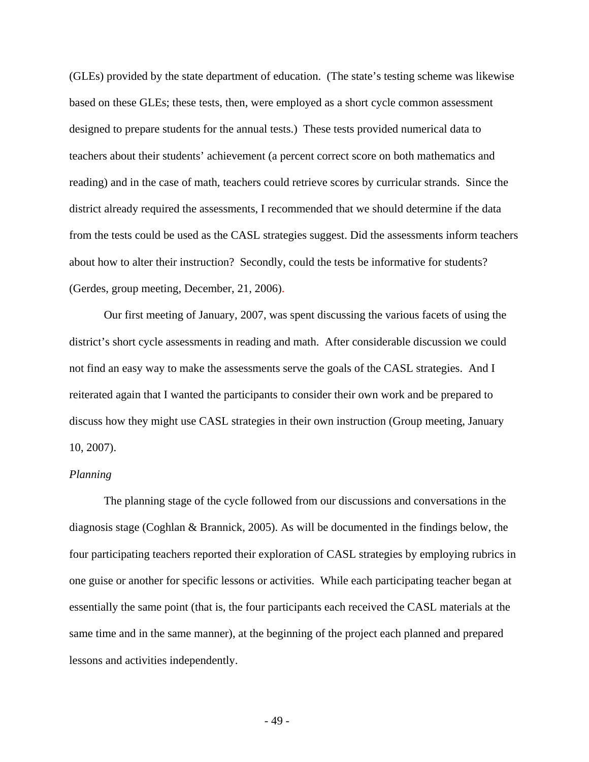(GLEs) provided by the state department of education. (The state's testing scheme was likewise based on these GLEs; these tests, then, were employed as a short cycle common assessment designed to prepare students for the annual tests.) These tests provided numerical data to teachers about their students' achievement (a percent correct score on both mathematics and reading) and in the case of math, teachers could retrieve scores by curricular strands. Since the district already required the assessments, I recommended that we should determine if the data from the tests could be used as the CASL strategies suggest. Did the assessments inform teachers about how to alter their instruction? Secondly, could the tests be informative for students? (Gerdes, group meeting, December, 21, 2006).

Our first meeting of January, 2007, was spent discussing the various facets of using the district's short cycle assessments in reading and math. After considerable discussion we could not find an easy way to make the assessments serve the goals of the CASL strategies. And I reiterated again that I wanted the participants to consider their own work and be prepared to discuss how they might use CASL strategies in their own instruction (Group meeting, January 10, 2007).

*Planning*

The planning stage of the cycle followed from our discussions and conversations in the diagnosis stage (Coghlan & Brannick, 2005). As will be documented in the findings below, the four participating teachers reported their exploration of CASL strategies by employing rubrics in one guise or another for specific lessons or activities. While each participating teacher began at essentially the same point (that is, the four participants each received the CASL materials at the same time and in the same manner), at the beginning of the project each planned and prepared lessons and activities independently.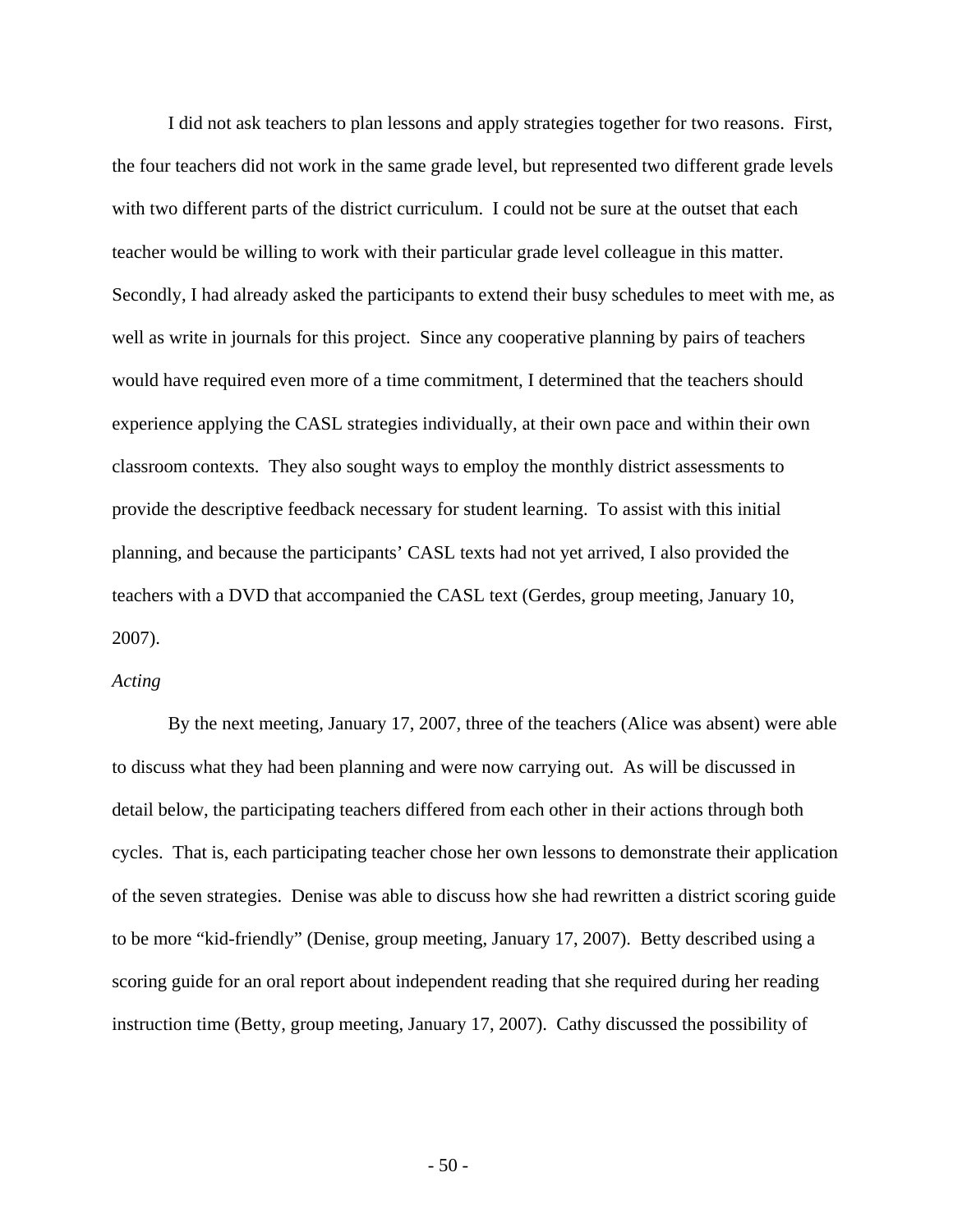I did not ask teachers to plan lessons and apply strategies together for two reasons. First, the four teachers did not work in the same grade level, but represented two different grade levels with two different parts of the district curriculum. I could not be sure at the outset that each teacher would be willing to work with their particular grade level colleague in this matter. Secondly, I had already asked the participants to extend their busy schedules to meet with me, as well as write in journals for this project. Since any cooperative planning by pairs of teachers would have required even more of a time commitment, I determined that the teachers should experience applying the CASL strategies individually, at their own pace and within their own classroom contexts. They also sought ways to employ the monthly district assessments to provide the descriptive feedback necessary for student learning. To assist with this initial planning, and because the participants' CASL texts had not yet arrived, I also provided the teachers with a DVD that accompanied the CASL text (Gerdes, group meeting, January 10, 2007).

*Acting*

By the next meeting, January 17, 2007, three of the teachers (Alice was absent) were able to discuss what they had been planning and were now carrying out. As will be discussed in detail below, the participating teachers differed from each other in their actions through both cycles. That is, each participating teacher chose her own lessons to demonstrate their application of the seven strategies. Denise was able to discuss how she had rewritten a district scoring guide to be more "kid-friendly" (Denise, group meeting, January 17, 2007). Betty described using a scoring guide for an oral report about independent reading that she required during her reading instruction time (Betty, group meeting, January 17, 2007). Cathy discussed the possibility of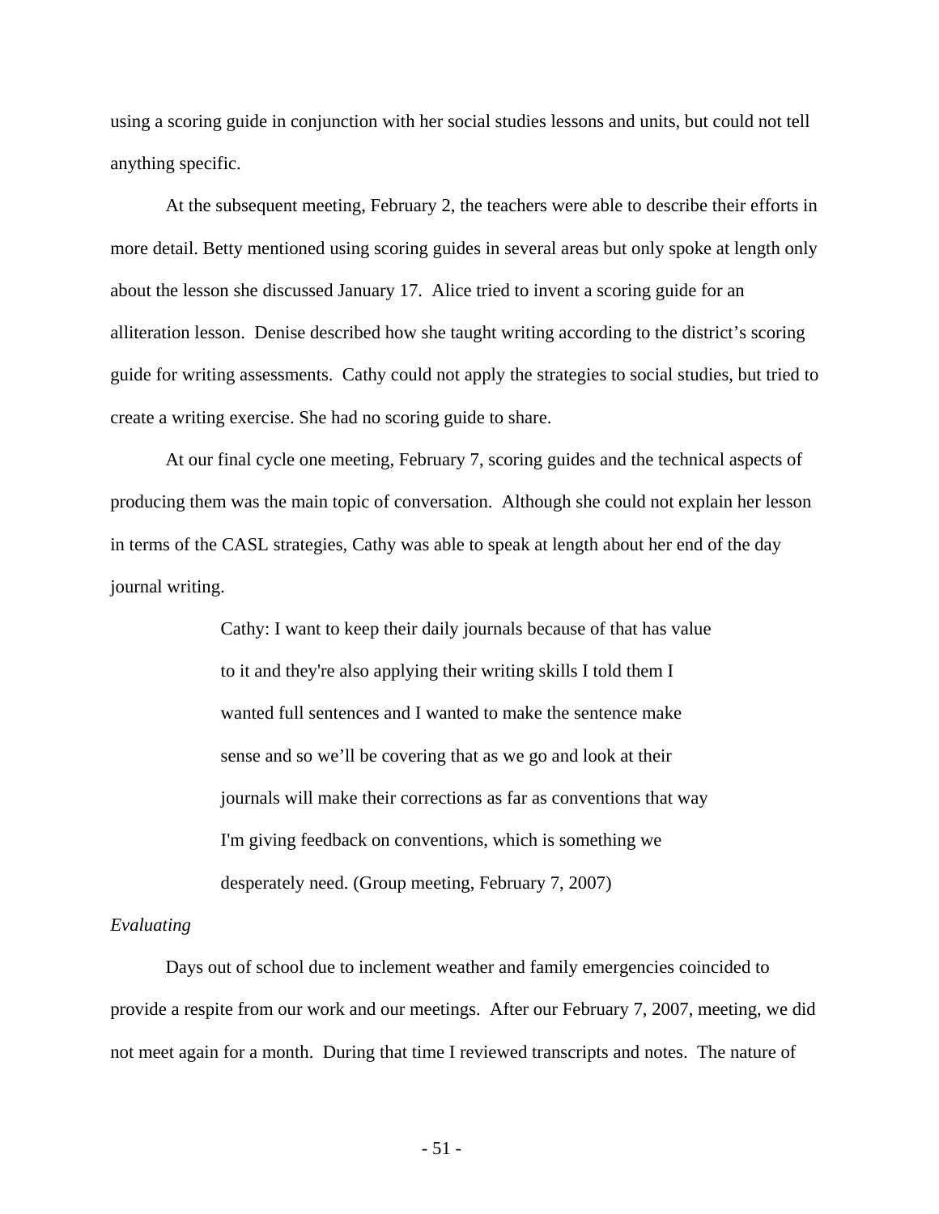using a scoring guide in conjunction with her social studies lessons and units, but could not tell anything specific.

At the subsequent meeting, February 2, the teachers were able to describe their efforts in more detail. Betty mentioned using scoring guides in several areas but only spoke at length only about the lesson she discussed January 17. Alice tried to invent a scoring guide for an alliteration lesson. Denise described how she taught writing according to the district's scoring guide for writing assessments. Cathy could not apply the strategies to social studies, but tried to create a writing exercise. She had no scoring guide to share.

At our final cycle one meeting, February 7, scoring guides and the technical aspects of producing them was the main topic of conversation. Although she could not explain her lesson in terms of the CASL strategies, Cathy was able to speak at length about her end of the day journal writing.

> Cathy: I want to keep their daily journals because of that has value to it and they're also applying their writing skills I told them I wanted full sentences and I wanted to make the sentence make sense and so we'll be covering that as we go and look at their journals will make their corrections as far as conventions that way I'm giving feedback on conventions, which is something we desperately need. (Group meeting, February 7, 2007)

*Evaluating*

Days out of school due to inclement weather and family emergencies coincided to provide a respite from our work and our meetings. After our February 7, 2007, meeting, we did not meet again for a month. During that time I reviewed transcripts and notes. The nature of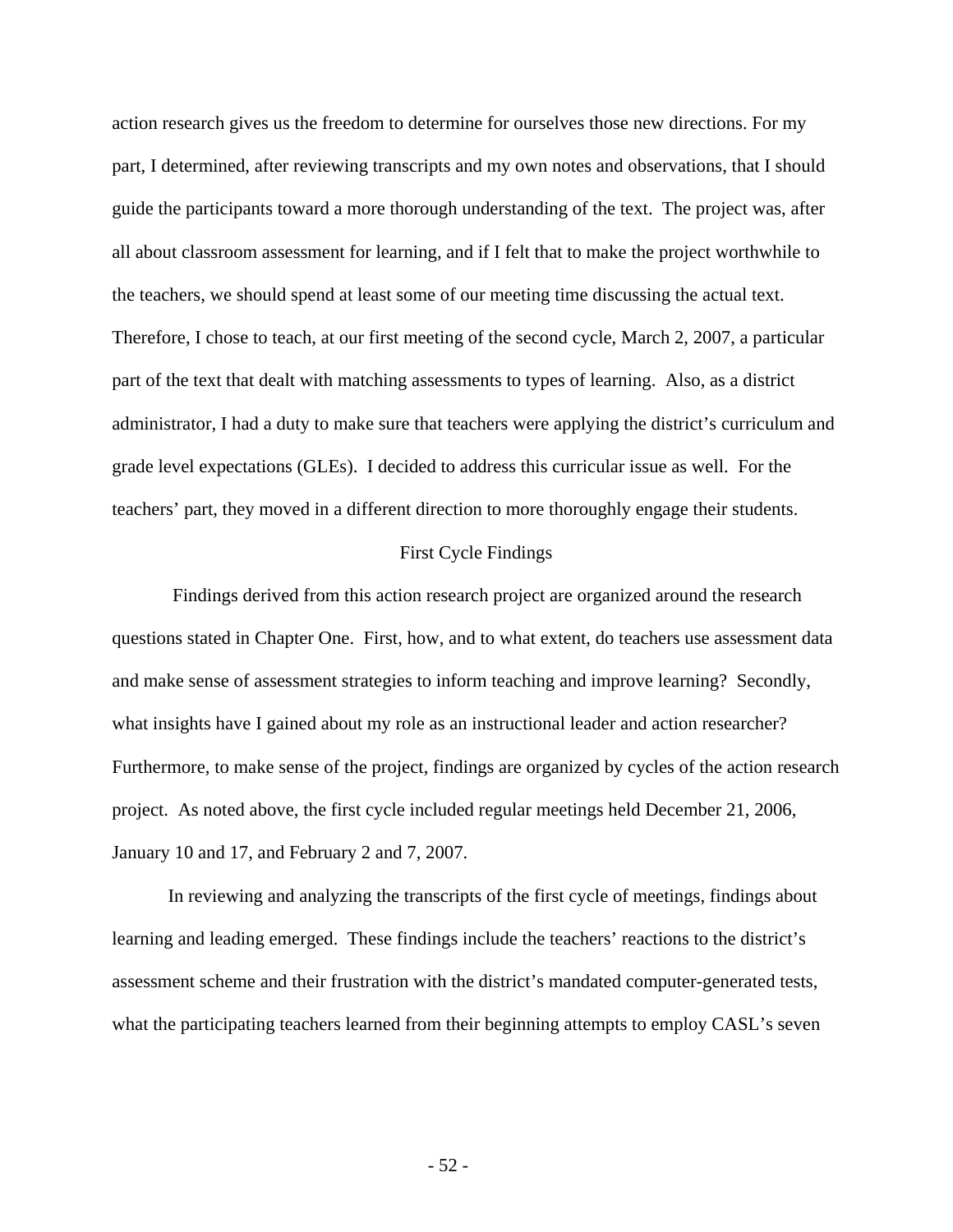action research gives us the freedom to determine for ourselves those new directions. For my part, I determined, after reviewing transcripts and my own notes and observations, that I should guide the participants toward a more thorough understanding of the text. The project was, after all about classroom assessment for learning, and if I felt that to make the project worthwhile to the teachers, we should spend at least some of our meeting time discussing the actual text. Therefore, I chose to teach, at our first meeting of the second cycle, March 2, 2007, a particular part of the text that dealt with matching assessments to types of learning. Also, as a district administrator, I had a duty to make sure that teachers were applying the district's curriculum and grade level expectations (GLEs). I decided to address this curricular issue as well. For the teachers' part, they moved in a different direction to more thoroughly engage their students.

## First Cycle Findings

Findings derived from this action research project are organized around the research questions stated in Chapter One. First, how, and to what extent, do teachers use assessment data and make sense of assessment strategies to inform teaching and improve learning? Secondly, what insights have I gained about my role as an instructional leader and action researcher? Furthermore, to make sense of the project, findings are organized by cycles of the action research project. As noted above, the first cycle included regular meetings held December 21, 2006, January 10 and 17, and February 2 and 7, 2007.

In reviewing and analyzing the transcripts of the first cycle of meetings, findings about learning and leading emerged. These findings include the teachers' reactions to the district's assessment scheme and their frustration with the district's mandated computer-generated tests, what the participating teachers learned from their beginning attempts to employ CASL's seven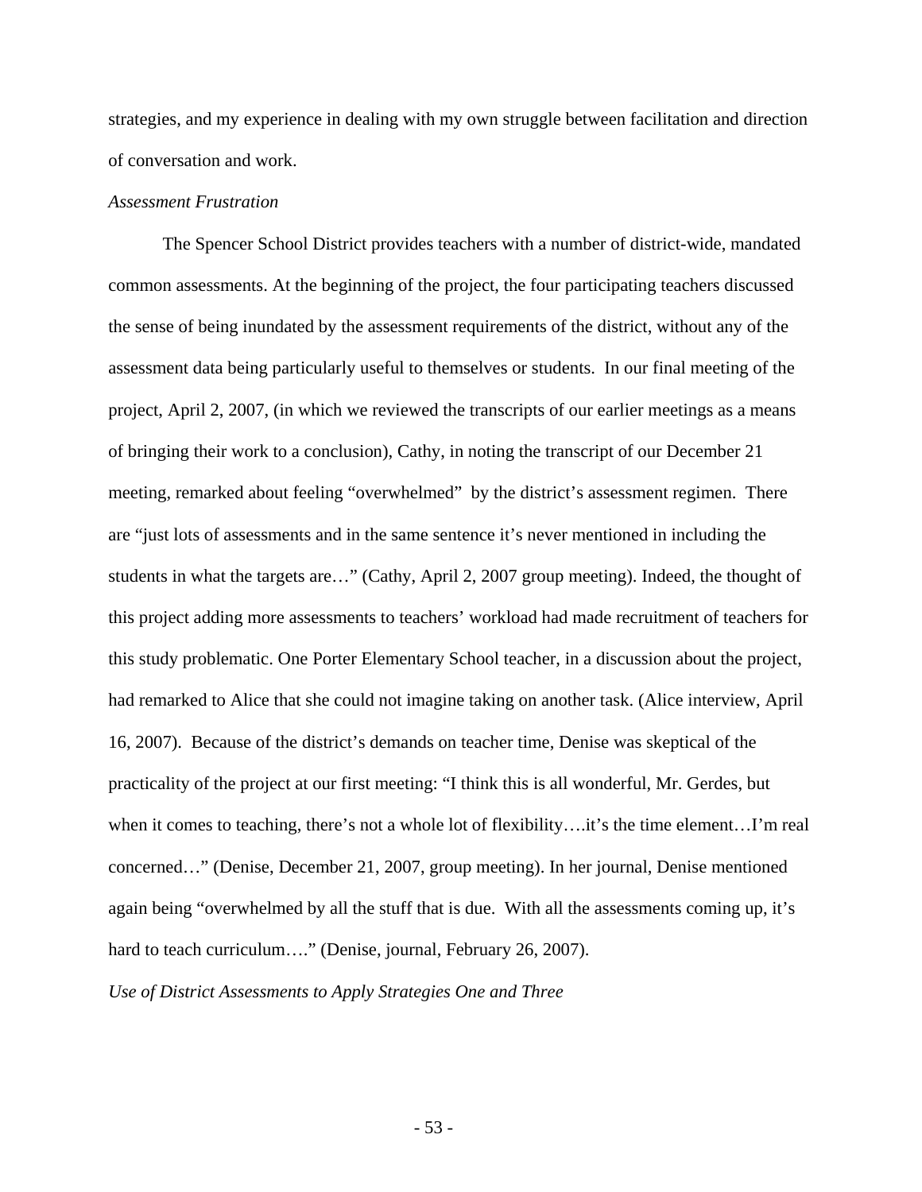strategies, and my experience in dealing with my own struggle between facilitation and direction of conversation and work.

*Assessment Frustration*

The Spencer School District provides teachers with a number of district-wide, mandated common assessments. At the beginning of the project, the four participating teachers discussed the sense of being inundated by the assessment requirements of the district, without any of the assessment data being particularly useful to themselves or students. In our final meeting of the project, April 2, 2007, (in which we reviewed the transcripts of our earlier meetings as a means of bringing their work to a conclusion), Cathy, in noting the transcript of our December 21 meeting, remarked about feeling "overwhelmed" by the district's assessment regimen. There are "just lots of assessments and in the same sentence it's never mentioned in including the students in what the targets are…" (Cathy, April 2, 2007 group meeting). Indeed, the thought of this project adding more assessments to teachers' workload had made recruitment of teachers for this study problematic. One Porter Elementary School teacher, in a discussion about the project, had remarked to Alice that she could not imagine taking on another task. (Alice interview, April 16, 2007). Because of the district's demands on teacher time, Denise was skeptical of the practicality of the project at our first meeting: "I think this is all wonderful, Mr. Gerdes, but when it comes to teaching, there's not a whole lot of flexibility….it's the time element…I'm real concerned…" (Denise, December 21, 2007, group meeting). In her journal, Denise mentioned again being "overwhelmed by all the stuff that is due. With all the assessments coming up, it's hard to teach curriculum…." (Denise, journal, February 26, 2007).

*Use of District Assessments to Apply Strategies One and Three*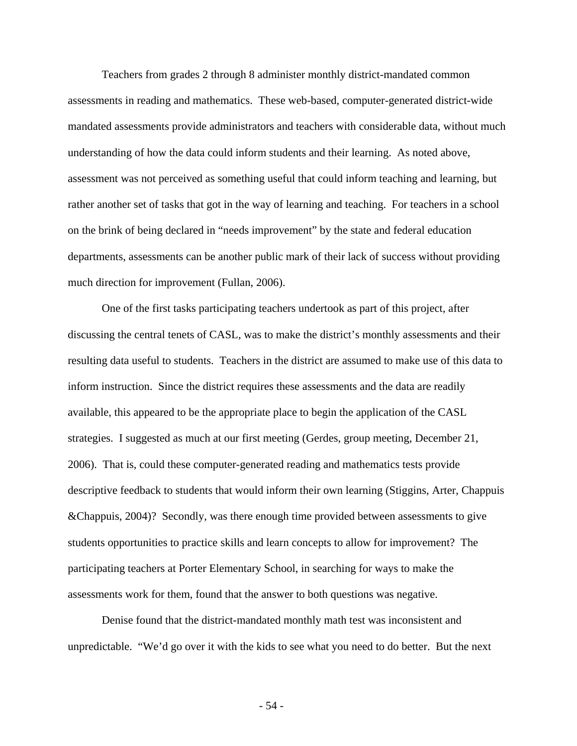Teachers from grades 2 through 8 administer monthly district-mandated common assessments in reading and mathematics. These web-based, computer-generated district-wide mandated assessments provide administrators and teachers with considerable data, without much understanding of how the data could inform students and their learning. As noted above, assessment was not perceived as something useful that could inform teaching and learning, but rather another set of tasks that got in the way of learning and teaching. For teachers in a school on the brink of being declared in "needs improvement" by the state and federal education departments, assessments can be another public mark of their lack of success without providing much direction for improvement (Fullan, 2006).

One of the first tasks participating teachers undertook as part of this project, after discussing the central tenets of CASL, was to make the district's monthly assessments and their resulting data useful to students. Teachers in the district are assumed to make use of this data to inform instruction. Since the district requires these assessments and the data are readily available, this appeared to be the appropriate place to begin the application of the CASL strategies. I suggested as much at our first meeting (Gerdes, group meeting, December 21, 2006). That is, could these computer-generated reading and mathematics tests provide descriptive feedback to students that would inform their own learning (Stiggins, Arter, Chappuis &Chappuis, 2004)? Secondly, was there enough time provided between assessments to give students opportunities to practice skills and learn concepts to allow for improvement? The participating teachers at Porter Elementary School, in searching for ways to make the assessments work for them, found that the answer to both questions was negative.

Denise found that the district-mandated monthly math test was inconsistent and unpredictable. "We'd go over it with the kids to see what you need to do better. But the next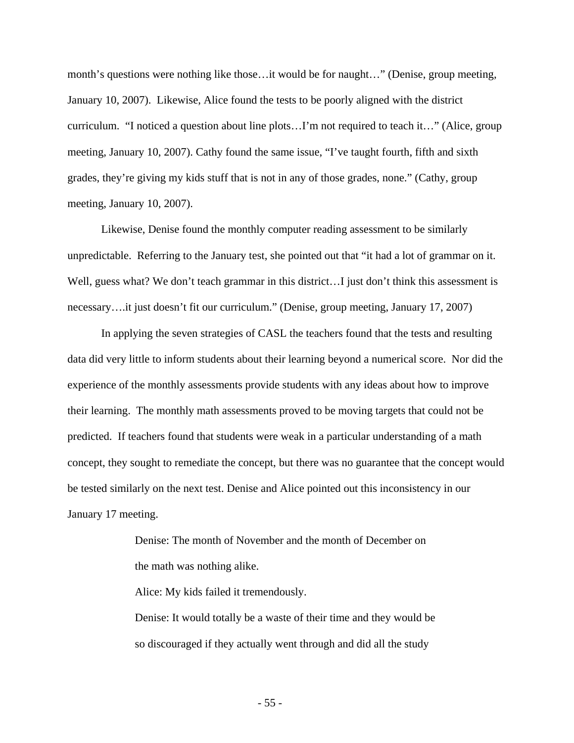month's questions were nothing like those…it would be for naught…" (Denise, group meeting, January 10, 2007). Likewise, Alice found the tests to be poorly aligned with the district curriculum. "I noticed a question about line plots…I'm not required to teach it…" (Alice, group meeting, January 10, 2007). Cathy found the same issue, "I've taught fourth, fifth and sixth grades, they're giving my kids stuff that is not in any of those grades, none." (Cathy, group meeting, January 10, 2007).

Likewise, Denise found the monthly computer reading assessment to be similarly unpredictable. Referring to the January test, she pointed out that "it had a lot of grammar on it. Well, guess what? We don't teach grammar in this district…I just don't think this assessment is necessary….it just doesn't fit our curriculum." (Denise, group meeting, January 17, 2007)

In applying the seven strategies of CASL the teachers found that the tests and resulting data did very little to inform students about their learning beyond a numerical score. Nor did the experience of the monthly assessments provide students with any ideas about how to improve their learning. The monthly math assessments proved to be moving targets that could not be predicted. If teachers found that students were weak in a particular understanding of a math concept, they sought to remediate the concept, but there was no guarantee that the concept would be tested similarly on the next test. Denise and Alice pointed out this inconsistency in our January 17 meeting.

> Denise: The month of November and the month of December on the math was nothing alike.
>
> Alice: My kids failed it tremendously.
>
> Denise: It would totally be a waste of their time and they would be so discouraged if they actually went through and did all the study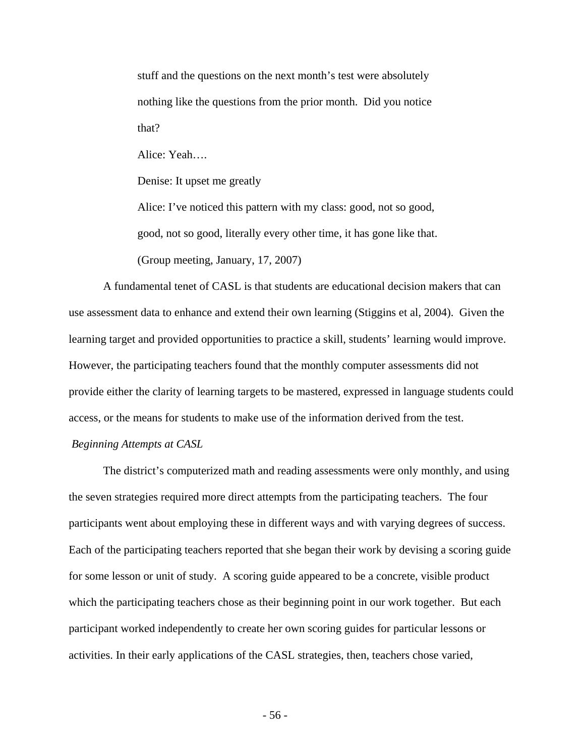> stuff and the questions on the next month's test were absolutely nothing like the questions from the prior month. Did you notice that?
>
> Alice: Yeah….
>
> Denise: It upset me greatly
>
> Alice: I've noticed this pattern with my class: good, not so good, good, not so good, literally every other time, it has gone like that. (Group meeting, January, 17, 2007)

A fundamental tenet of CASL is that students are educational decision makers that can use assessment data to enhance and extend their own learning (Stiggins et al, 2004). Given the learning target and provided opportunities to practice a skill, students' learning would improve. However, the participating teachers found that the monthly computer assessments did not provide either the clarity of learning targets to be mastered, expressed in language students could access, or the means for students to make use of the information derived from the test.

*Beginning Attempts at CASL*

The district's computerized math and reading assessments were only monthly, and using the seven strategies required more direct attempts from the participating teachers. The four participants went about employing these in different ways and with varying degrees of success. Each of the participating teachers reported that she began their work by devising a scoring guide for some lesson or unit of study. A scoring guide appeared to be a concrete, visible product which the participating teachers chose as their beginning point in our work together. But each participant worked independently to create her own scoring guides for particular lessons or activities. In their early applications of the CASL strategies, then, teachers chose varied,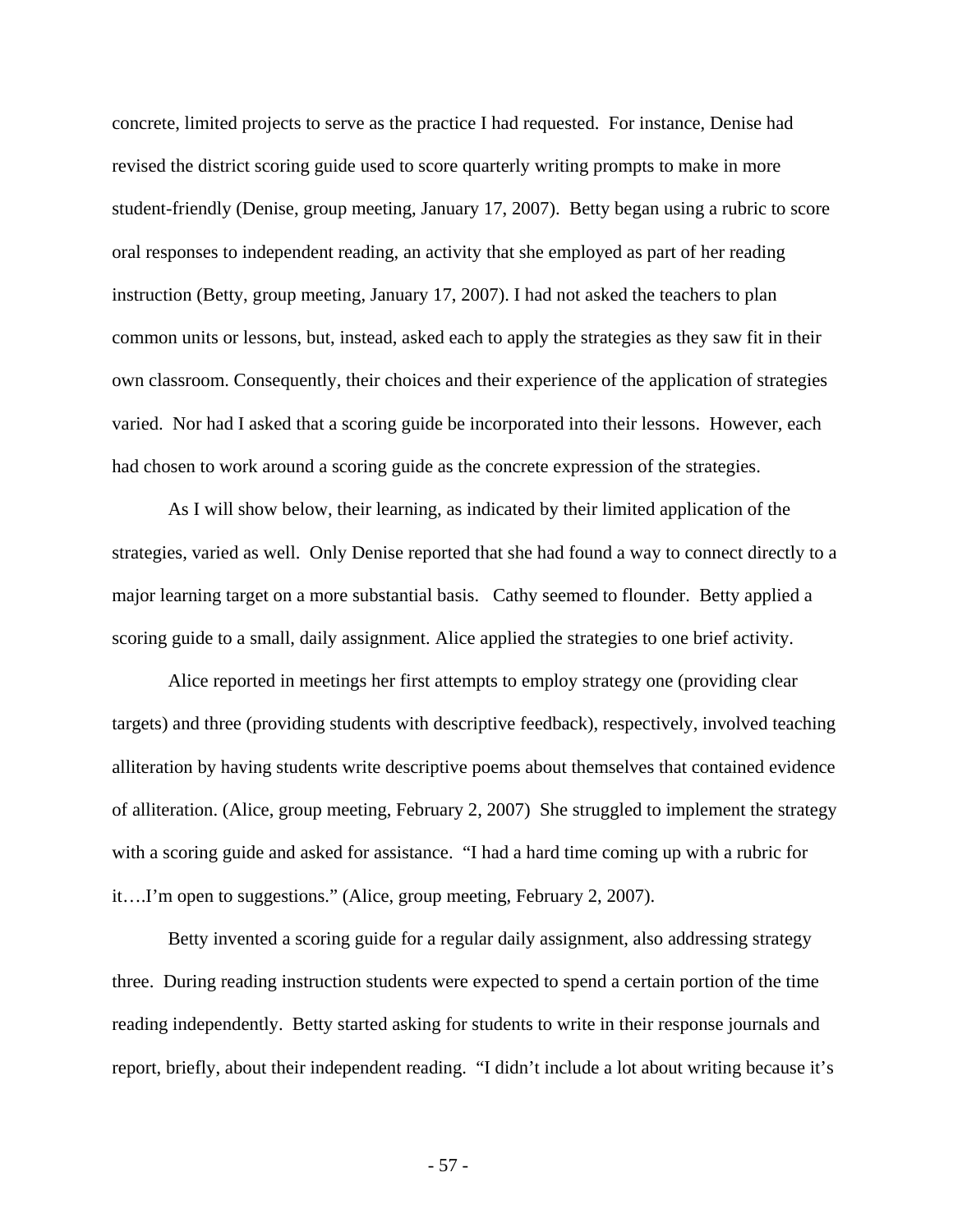concrete, limited projects to serve as the practice I had requested. For instance, Denise had revised the district scoring guide used to score quarterly writing prompts to make in more student-friendly (Denise, group meeting, January 17, 2007). Betty began using a rubric to score oral responses to independent reading, an activity that she employed as part of her reading instruction (Betty, group meeting, January 17, 2007). I had not asked the teachers to plan common units or lessons, but, instead, asked each to apply the strategies as they saw fit in their own classroom. Consequently, their choices and their experience of the application of strategies varied. Nor had I asked that a scoring guide be incorporated into their lessons. However, each had chosen to work around a scoring guide as the concrete expression of the strategies.

As I will show below, their learning, as indicated by their limited application of the strategies, varied as well. Only Denise reported that she had found a way to connect directly to a major learning target on a more substantial basis. Cathy seemed to flounder. Betty applied a scoring guide to a small, daily assignment. Alice applied the strategies to one brief activity.

Alice reported in meetings her first attempts to employ strategy one (providing clear targets) and three (providing students with descriptive feedback), respectively, involved teaching alliteration by having students write descriptive poems about themselves that contained evidence of alliteration. (Alice, group meeting, February 2, 2007) She struggled to implement the strategy with a scoring guide and asked for assistance. "I had a hard time coming up with a rubric for it….I'm open to suggestions." (Alice, group meeting, February 2, 2007).

Betty invented a scoring guide for a regular daily assignment, also addressing strategy three. During reading instruction students were expected to spend a certain portion of the time reading independently. Betty started asking for students to write in their response journals and report, briefly, about their independent reading. "I didn't include a lot about writing because it's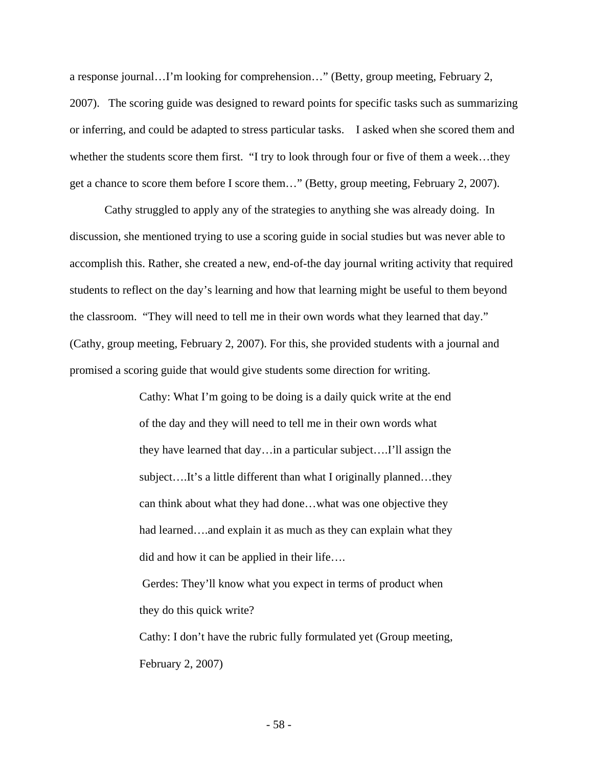a response journal…I'm looking for comprehension…" (Betty, group meeting, February 2, 2007). The scoring guide was designed to reward points for specific tasks such as summarizing or inferring, and could be adapted to stress particular tasks. I asked when she scored them and whether the students score them first. "I try to look through four or five of them a week…they get a chance to score them before I score them…" (Betty, group meeting, February 2, 2007).

Cathy struggled to apply any of the strategies to anything she was already doing. In discussion, she mentioned trying to use a scoring guide in social studies but was never able to accomplish this. Rather, she created a new, end-of-the day journal writing activity that required students to reflect on the day's learning and how that learning might be useful to them beyond the classroom. "They will need to tell me in their own words what they learned that day." (Cathy, group meeting, February 2, 2007). For this, she provided students with a journal and promised a scoring guide that would give students some direction for writing.

> Cathy: What I'm going to be doing is a daily quick write at the end of the day and they will need to tell me in their own words what they have learned that day…in a particular subject….I'll assign the subject….It's a little different than what I originally planned…they can think about what they had done…what was one objective they had learned….and explain it as much as they can explain what they did and how it can be applied in their life….
>
> Gerdes: They'll know what you expect in terms of product when they do this quick write?
>
> Cathy: I don't have the rubric fully formulated yet (Group meeting, February 2, 2007)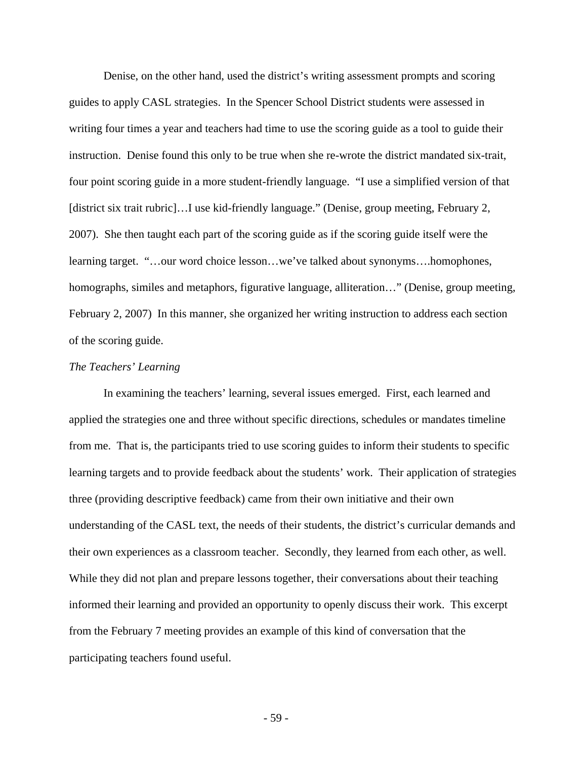Denise, on the other hand, used the district's writing assessment prompts and scoring guides to apply CASL strategies. In the Spencer School District students were assessed in writing four times a year and teachers had time to use the scoring guide as a tool to guide their instruction. Denise found this only to be true when she re-wrote the district mandated six-trait, four point scoring guide in a more student-friendly language. "I use a simplified version of that [district six trait rubric]…I use kid-friendly language." (Denise, group meeting, February 2, 2007). She then taught each part of the scoring guide as if the scoring guide itself were the learning target. "…our word choice lesson…we've talked about synonyms….homophones, homographs, similes and metaphors, figurative language, alliteration…" (Denise, group meeting, February 2, 2007) In this manner, she organized her writing instruction to address each section of the scoring guide.

*The Teachers' Learning*

In examining the teachers' learning, several issues emerged. First, each learned and applied the strategies one and three without specific directions, schedules or mandates timeline from me. That is, the participants tried to use scoring guides to inform their students to specific learning targets and to provide feedback about the students' work. Their application of strategies three (providing descriptive feedback) came from their own initiative and their own understanding of the CASL text, the needs of their students, the district's curricular demands and their own experiences as a classroom teacher. Secondly, they learned from each other, as well. While they did not plan and prepare lessons together, their conversations about their teaching informed their learning and provided an opportunity to openly discuss their work. This excerpt from the February 7 meeting provides an example of this kind of conversation that the participating teachers found useful.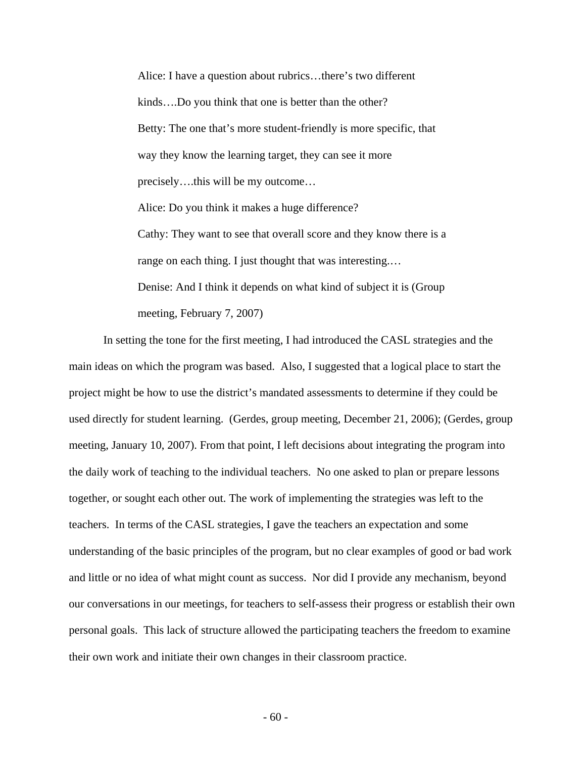> Alice: I have a question about rubrics…there's two different kinds….Do you think that one is better than the other?
>
> Betty: The one that's more student-friendly is more specific, that way they know the learning target, they can see it more precisely….this will be my outcome…
>
> Alice: Do you think it makes a huge difference?
>
> Cathy: They want to see that overall score and they know there is a range on each thing. I just thought that was interesting.…
>
> Denise: And I think it depends on what kind of subject it is (Group meeting, February 7, 2007)

In setting the tone for the first meeting, I had introduced the CASL strategies and the main ideas on which the program was based. Also, I suggested that a logical place to start the project might be how to use the district's mandated assessments to determine if they could be used directly for student learning. (Gerdes, group meeting, December 21, 2006); (Gerdes, group meeting, January 10, 2007). From that point, I left decisions about integrating the program into the daily work of teaching to the individual teachers. No one asked to plan or prepare lessons together, or sought each other out. The work of implementing the strategies was left to the teachers. In terms of the CASL strategies, I gave the teachers an expectation and some understanding of the basic principles of the program, but no clear examples of good or bad work and little or no idea of what might count as success. Nor did I provide any mechanism, beyond our conversations in our meetings, for teachers to self-assess their progress or establish their own personal goals. This lack of structure allowed the participating teachers the freedom to examine their own work and initiate their own changes in their classroom practice.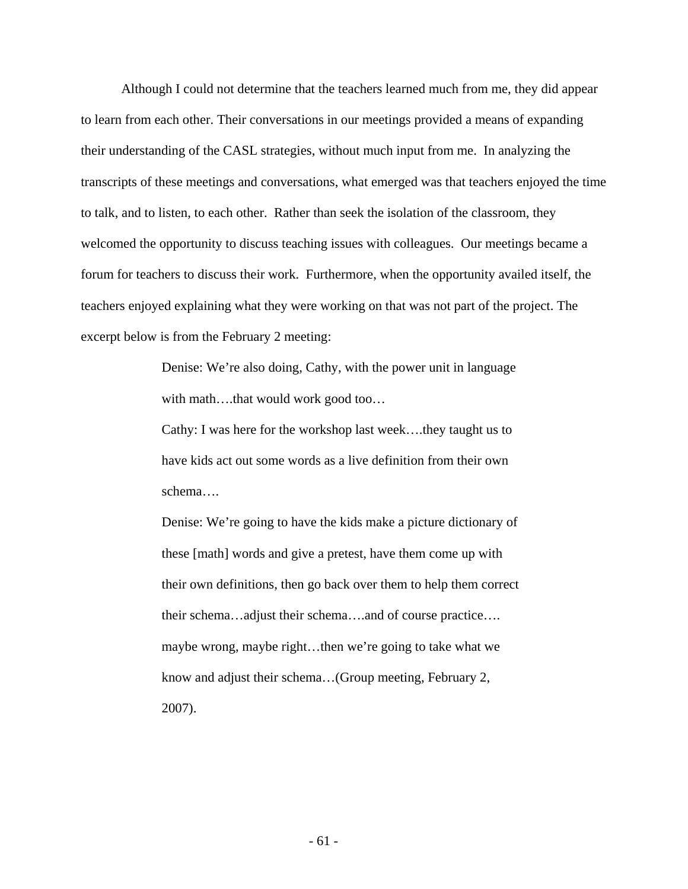Although I could not determine that the teachers learned much from me, they did appear to learn from each other. Their conversations in our meetings provided a means of expanding their understanding of the CASL strategies, without much input from me. In analyzing the transcripts of these meetings and conversations, what emerged was that teachers enjoyed the time to talk, and to listen, to each other. Rather than seek the isolation of the classroom, they welcomed the opportunity to discuss teaching issues with colleagues. Our meetings became a forum for teachers to discuss their work. Furthermore, when the opportunity availed itself, the teachers enjoyed explaining what they were working on that was not part of the project. The excerpt below is from the February 2 meeting:

> Denise: We're also doing, Cathy, with the power unit in language with math….that would work good too…
>
> Cathy: I was here for the workshop last week….they taught us to have kids act out some words as a live definition from their own schema….
>
> Denise: We're going to have the kids make a picture dictionary of these [math] words and give a pretest, have them come up with their own definitions, then go back over them to help them correct their schema…adjust their schema….and of course practice…. maybe wrong, maybe right…then we're going to take what we know and adjust their schema…(Group meeting, February 2, 2007).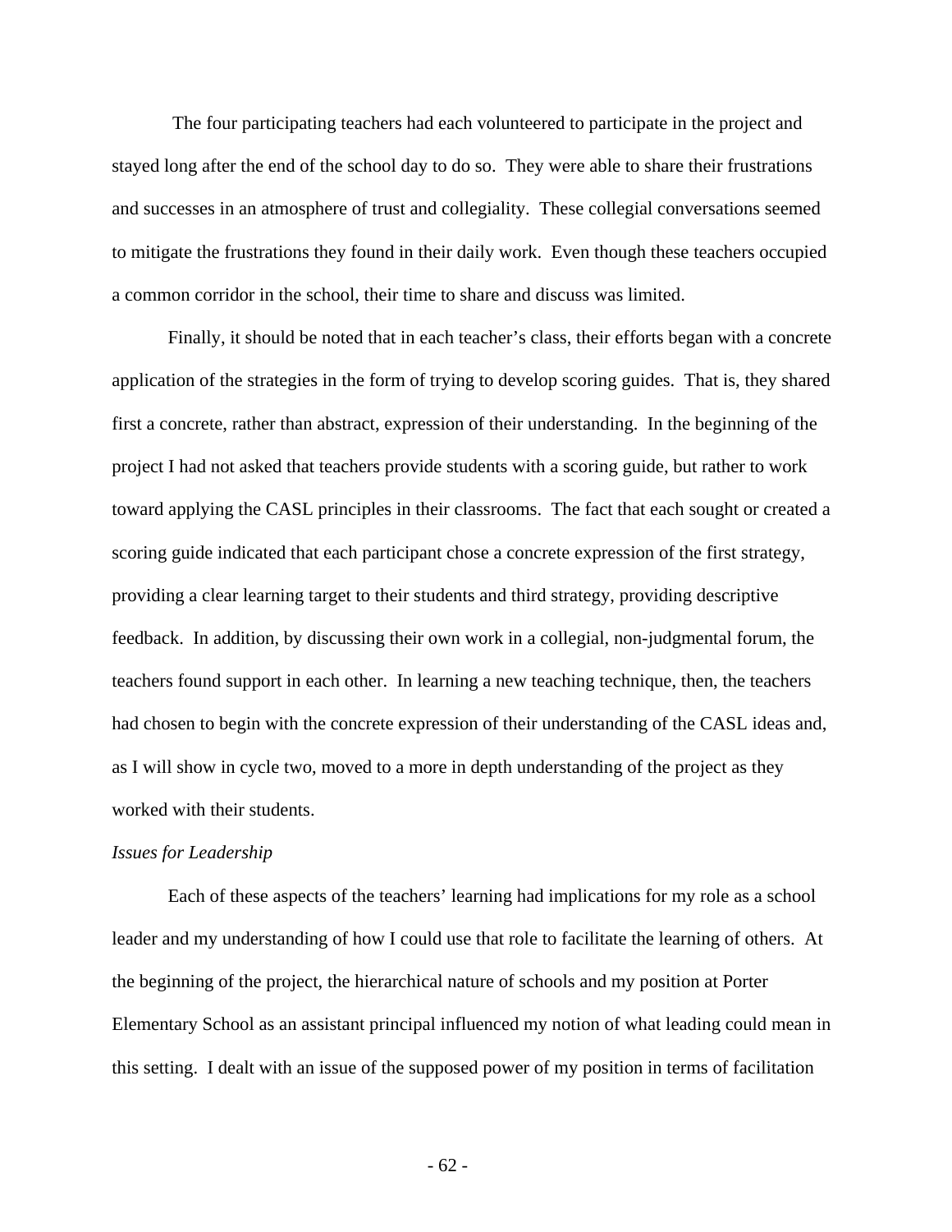The four participating teachers had each volunteered to participate in the project and stayed long after the end of the school day to do so. They were able to share their frustrations and successes in an atmosphere of trust and collegiality. These collegial conversations seemed to mitigate the frustrations they found in their daily work. Even though these teachers occupied a common corridor in the school, their time to share and discuss was limited.

Finally, it should be noted that in each teacher's class, their efforts began with a concrete application of the strategies in the form of trying to develop scoring guides. That is, they shared first a concrete, rather than abstract, expression of their understanding. In the beginning of the project I had not asked that teachers provide students with a scoring guide, but rather to work toward applying the CASL principles in their classrooms. The fact that each sought or created a scoring guide indicated that each participant chose a concrete expression of the first strategy, providing a clear learning target to their students and third strategy, providing descriptive feedback. In addition, by discussing their own work in a collegial, non-judgmental forum, the teachers found support in each other. In learning a new teaching technique, then, the teachers had chosen to begin with the concrete expression of their understanding of the CASL ideas and, as I will show in cycle two, moved to a more in depth understanding of the project as they worked with their students.

*Issues for Leadership*

Each of these aspects of the teachers' learning had implications for my role as a school leader and my understanding of how I could use that role to facilitate the learning of others. At the beginning of the project, the hierarchical nature of schools and my position at Porter Elementary School as an assistant principal influenced my notion of what leading could mean in this setting. I dealt with an issue of the supposed power of my position in terms of facilitation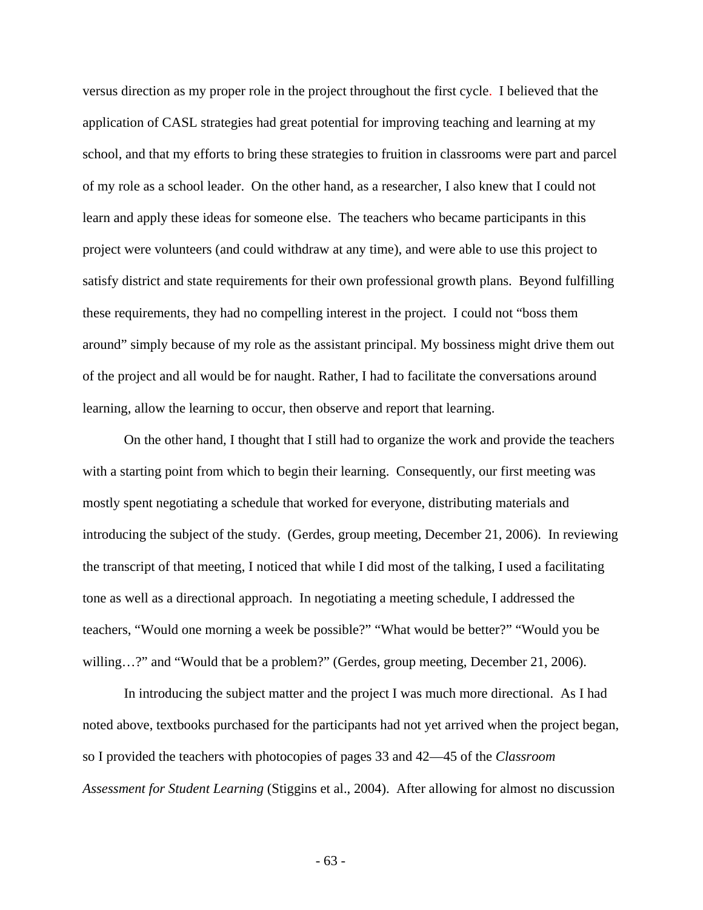versus direction as my proper role in the project throughout the first cycle. I believed that the application of CASL strategies had great potential for improving teaching and learning at my school, and that my efforts to bring these strategies to fruition in classrooms were part and parcel of my role as a school leader. On the other hand, as a researcher, I also knew that I could not learn and apply these ideas for someone else. The teachers who became participants in this project were volunteers (and could withdraw at any time), and were able to use this project to satisfy district and state requirements for their own professional growth plans. Beyond fulfilling these requirements, they had no compelling interest in the project. I could not "boss them around" simply because of my role as the assistant principal. My bossiness might drive them out of the project and all would be for naught. Rather, I had to facilitate the conversations around learning, allow the learning to occur, then observe and report that learning.

On the other hand, I thought that I still had to organize the work and provide the teachers with a starting point from which to begin their learning. Consequently, our first meeting was mostly spent negotiating a schedule that worked for everyone, distributing materials and introducing the subject of the study. (Gerdes, group meeting, December 21, 2006). In reviewing the transcript of that meeting, I noticed that while I did most of the talking, I used a facilitating tone as well as a directional approach. In negotiating a meeting schedule, I addressed the teachers, "Would one morning a week be possible?" "What would be better?" "Would you be willing…?" and "Would that be a problem?" (Gerdes, group meeting, December 21, 2006).

In introducing the subject matter and the project I was much more directional. As I had noted above, textbooks purchased for the participants had not yet arrived when the project began, so I provided the teachers with photocopies of pages 33 and 42—45 of the *Classroom Assessment for Student Learning* (Stiggins et al., 2004). After allowing for almost no discussion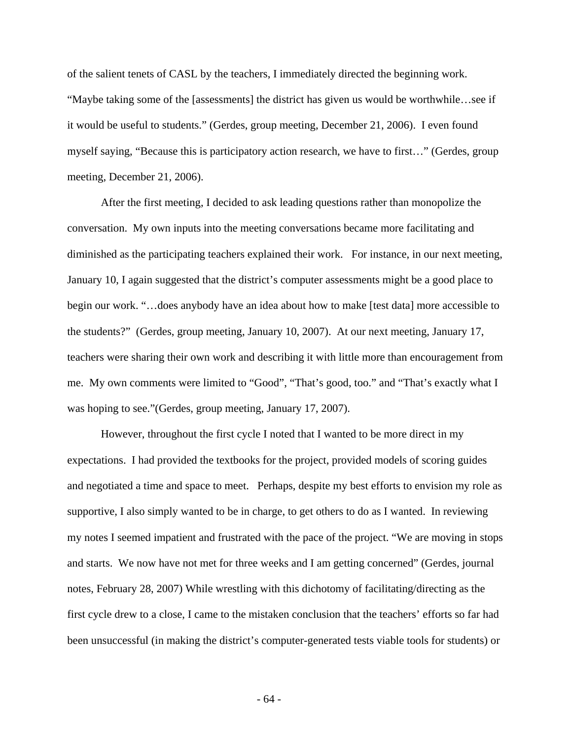of the salient tenets of CASL by the teachers, I immediately directed the beginning work. "Maybe taking some of the [assessments] the district has given us would be worthwhile…see if it would be useful to students." (Gerdes, group meeting, December 21, 2006). I even found myself saying, "Because this is participatory action research, we have to first…" (Gerdes, group meeting, December 21, 2006).

After the first meeting, I decided to ask leading questions rather than monopolize the conversation. My own inputs into the meeting conversations became more facilitating and diminished as the participating teachers explained their work. For instance, in our next meeting, January 10, I again suggested that the district's computer assessments might be a good place to begin our work. "…does anybody have an idea about how to make [test data] more accessible to the students?" (Gerdes, group meeting, January 10, 2007). At our next meeting, January 17, teachers were sharing their own work and describing it with little more than encouragement from me. My own comments were limited to "Good", "That's good, too." and "That's exactly what I was hoping to see."(Gerdes, group meeting, January 17, 2007).

However, throughout the first cycle I noted that I wanted to be more direct in my expectations. I had provided the textbooks for the project, provided models of scoring guides and negotiated a time and space to meet. Perhaps, despite my best efforts to envision my role as supportive, I also simply wanted to be in charge, to get others to do as I wanted. In reviewing my notes I seemed impatient and frustrated with the pace of the project. "We are moving in stops and starts. We now have not met for three weeks and I am getting concerned" (Gerdes, journal notes, February 28, 2007) While wrestling with this dichotomy of facilitating/directing as the first cycle drew to a close, I came to the mistaken conclusion that the teachers' efforts so far had been unsuccessful (in making the district's computer-generated tests viable tools for students) or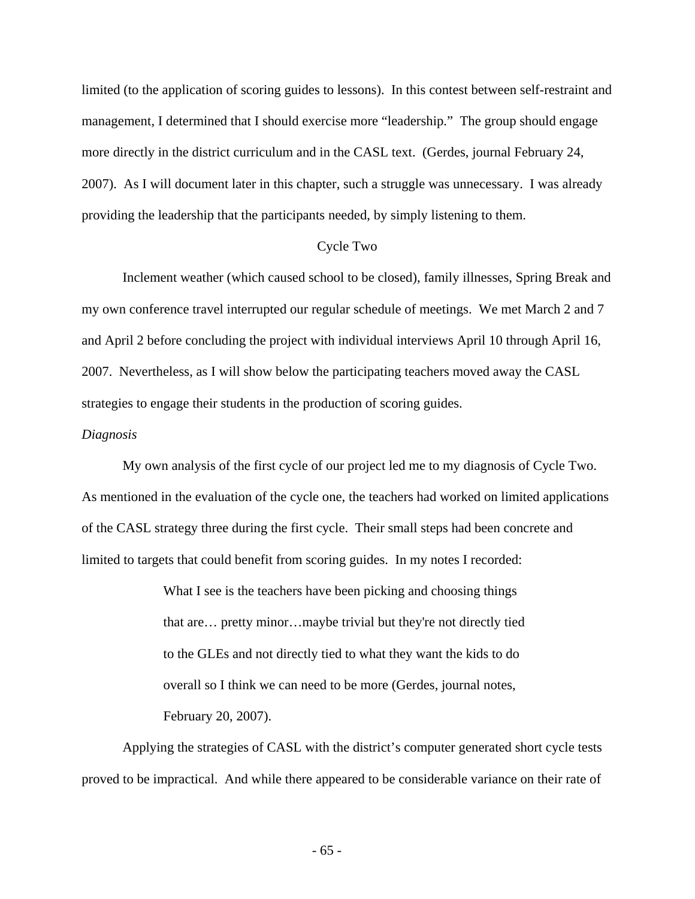limited (to the application of scoring guides to lessons). In this contest between self-restraint and management, I determined that I should exercise more "leadership." The group should engage more directly in the district curriculum and in the CASL text. (Gerdes, journal February 24, 2007). As I will document later in this chapter, such a struggle was unnecessary. I was already providing the leadership that the participants needed, by simply listening to them.

## Cycle Two

Inclement weather (which caused school to be closed), family illnesses, Spring Break and my own conference travel interrupted our regular schedule of meetings. We met March 2 and 7 and April 2 before concluding the project with individual interviews April 10 through April 16, 2007. Nevertheless, as I will show below the participating teachers moved away the CASL strategies to engage their students in the production of scoring guides.

### *Diagnosis*

My own analysis of the first cycle of our project led me to my diagnosis of Cycle Two. As mentioned in the evaluation of the cycle one, the teachers had worked on limited applications of the CASL strategy three during the first cycle. Their small steps had been concrete and limited to targets that could benefit from scoring guides. In my notes I recorded:

> What I see is the teachers have been picking and choosing things that are… pretty minor…maybe trivial but they're not directly tied to the GLEs and not directly tied to what they want the kids to do overall so I think we can need to be more (Gerdes, journal notes, February 20, 2007).

Applying the strategies of CASL with the district's computer generated short cycle tests proved to be impractical. And while there appeared to be considerable variance on their rate of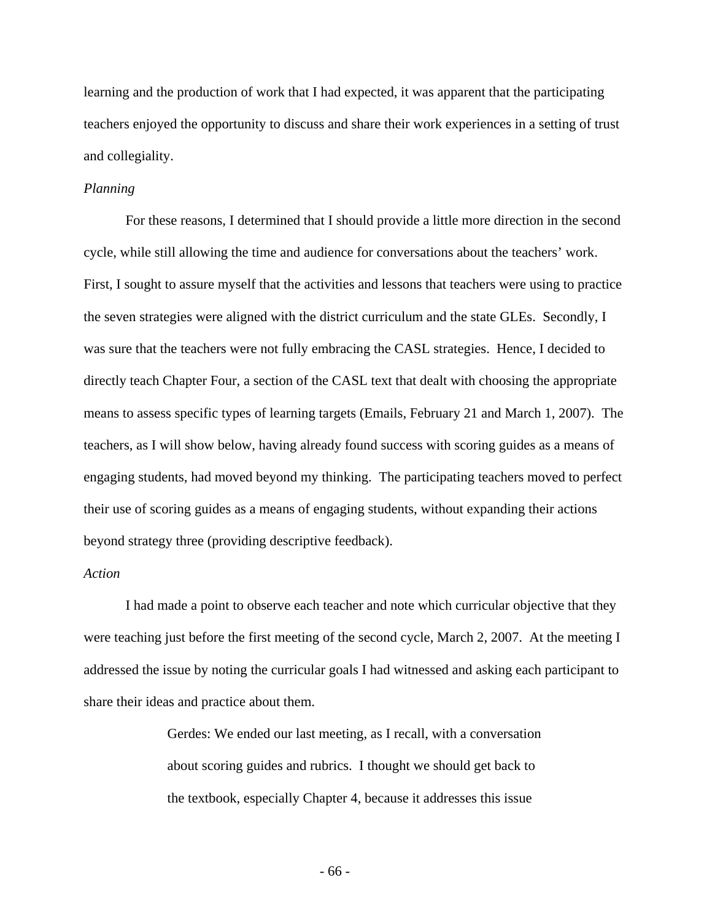learning and the production of work that I had expected, it was apparent that the participating teachers enjoyed the opportunity to discuss and share their work experiences in a setting of trust and collegiality.

*Planning*

For these reasons, I determined that I should provide a little more direction in the second cycle, while still allowing the time and audience for conversations about the teachers' work. First, I sought to assure myself that the activities and lessons that teachers were using to practice the seven strategies were aligned with the district curriculum and the state GLEs. Secondly, I was sure that the teachers were not fully embracing the CASL strategies. Hence, I decided to directly teach Chapter Four, a section of the CASL text that dealt with choosing the appropriate means to assess specific types of learning targets (Emails, February 21 and March 1, 2007). The teachers, as I will show below, having already found success with scoring guides as a means of engaging students, had moved beyond my thinking. The participating teachers moved to perfect their use of scoring guides as a means of engaging students, without expanding their actions beyond strategy three (providing descriptive feedback).

*Action*

I had made a point to observe each teacher and note which curricular objective that they were teaching just before the first meeting of the second cycle, March 2, 2007. At the meeting I addressed the issue by noting the curricular goals I had witnessed and asking each participant to share their ideas and practice about them.

> Gerdes: We ended our last meeting, as I recall, with a conversation about scoring guides and rubrics. I thought we should get back to the textbook, especially Chapter 4, because it addresses this issue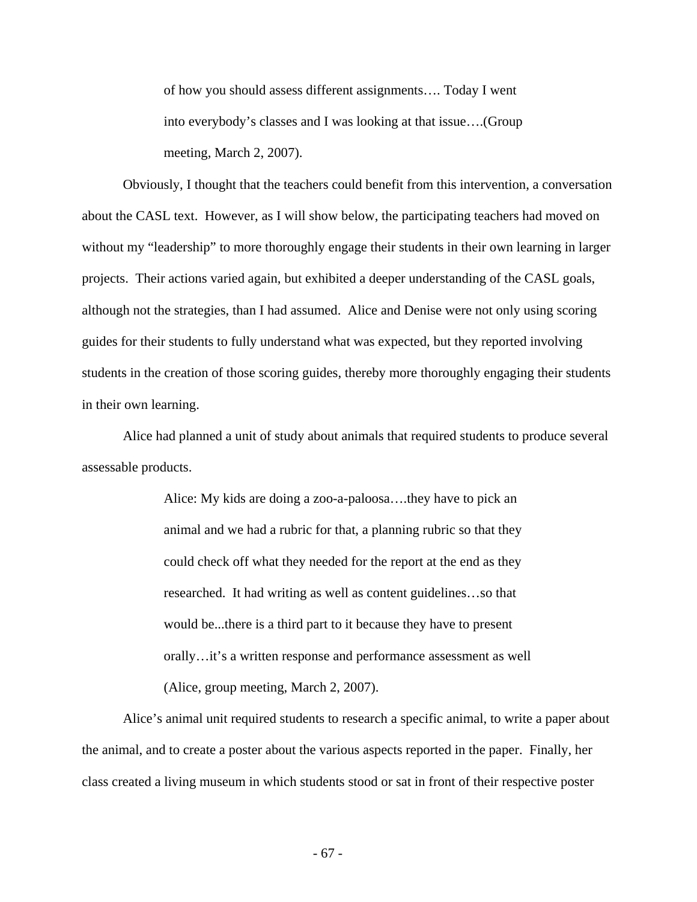> of how you should assess different assignments…. Today I went into everybody's classes and I was looking at that issue….(Group meeting, March 2, 2007).

Obviously, I thought that the teachers could benefit from this intervention, a conversation about the CASL text. However, as I will show below, the participating teachers had moved on without my "leadership" to more thoroughly engage their students in their own learning in larger projects. Their actions varied again, but exhibited a deeper understanding of the CASL goals, although not the strategies, than I had assumed. Alice and Denise were not only using scoring guides for their students to fully understand what was expected, but they reported involving students in the creation of those scoring guides, thereby more thoroughly engaging their students in their own learning.

Alice had planned a unit of study about animals that required students to produce several assessable products.

> Alice: My kids are doing a zoo-a-paloosa….they have to pick an animal and we had a rubric for that, a planning rubric so that they could check off what they needed for the report at the end as they researched. It had writing as well as content guidelines…so that would be...there is a third part to it because they have to present orally…it's a written response and performance assessment as well (Alice, group meeting, March 2, 2007).

Alice's animal unit required students to research a specific animal, to write a paper about the animal, and to create a poster about the various aspects reported in the paper. Finally, her class created a living museum in which students stood or sat in front of their respective poster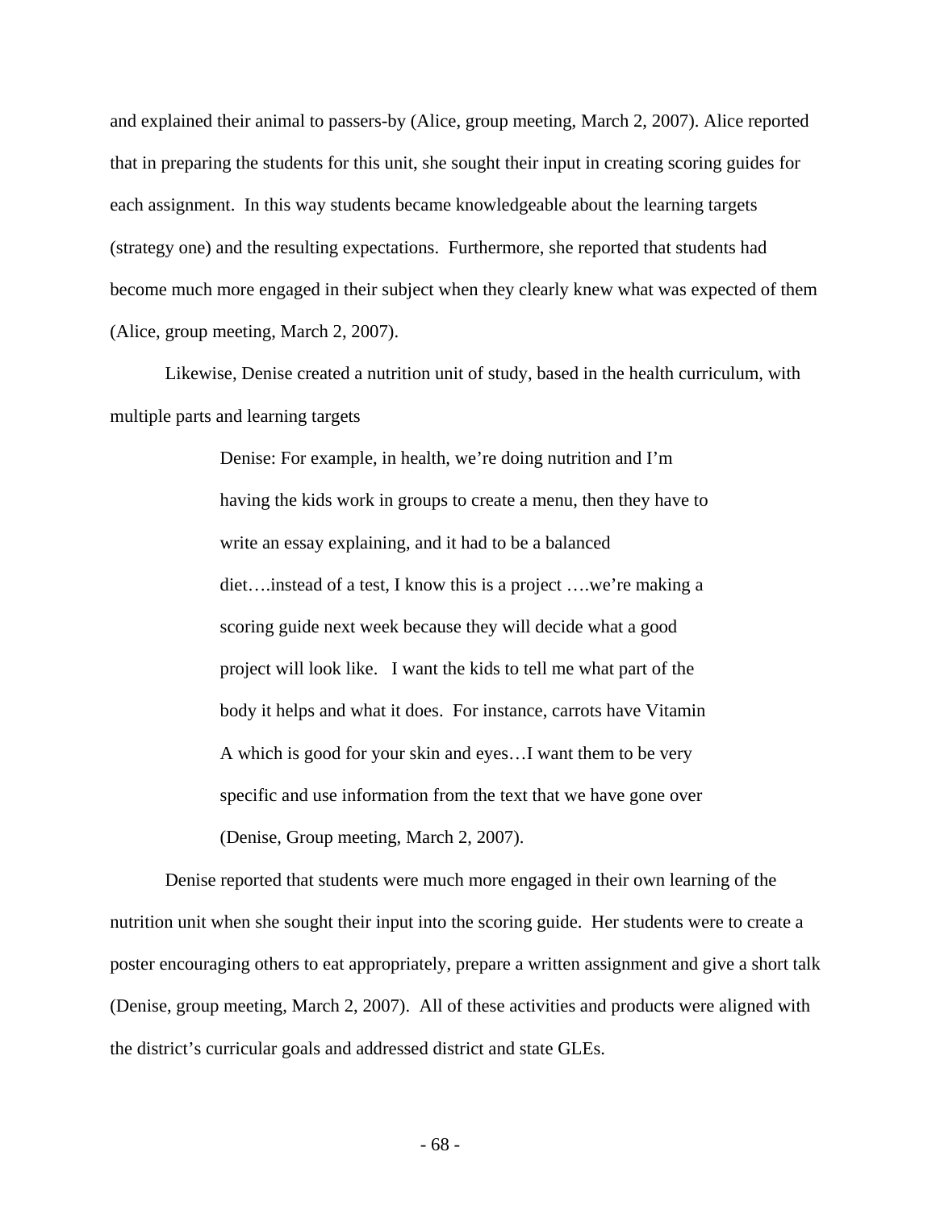and explained their animal to passers-by (Alice, group meeting, March 2, 2007). Alice reported that in preparing the students for this unit, she sought their input in creating scoring guides for each assignment. In this way students became knowledgeable about the learning targets (strategy one) and the resulting expectations. Furthermore, she reported that students had become much more engaged in their subject when they clearly knew what was expected of them (Alice, group meeting, March 2, 2007).

Likewise, Denise created a nutrition unit of study, based in the health curriculum, with multiple parts and learning targets

> Denise: For example, in health, we're doing nutrition and I'm having the kids work in groups to create a menu, then they have to write an essay explaining, and it had to be a balanced diet….instead of a test, I know this is a project ….we're making a scoring guide next week because they will decide what a good project will look like. I want the kids to tell me what part of the body it helps and what it does. For instance, carrots have Vitamin A which is good for your skin and eyes…I want them to be very specific and use information from the text that we have gone over (Denise, Group meeting, March 2, 2007).

Denise reported that students were much more engaged in their own learning of the nutrition unit when she sought their input into the scoring guide. Her students were to create a poster encouraging others to eat appropriately, prepare a written assignment and give a short talk (Denise, group meeting, March 2, 2007). All of these activities and products were aligned with the district's curricular goals and addressed district and state GLEs.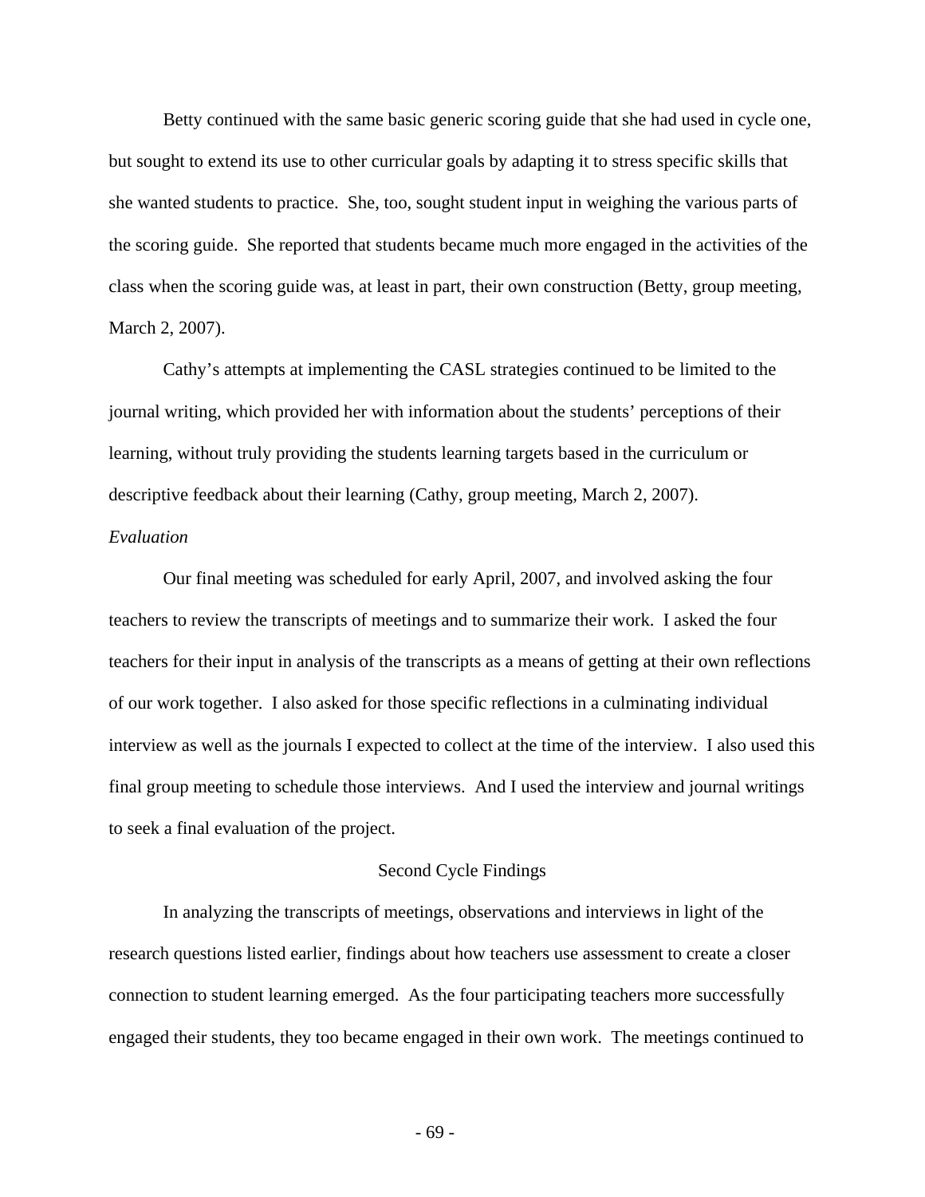Betty continued with the same basic generic scoring guide that she had used in cycle one, but sought to extend its use to other curricular goals by adapting it to stress specific skills that she wanted students to practice. She, too, sought student input in weighing the various parts of the scoring guide. She reported that students became much more engaged in the activities of the class when the scoring guide was, at least in part, their own construction (Betty, group meeting, March 2, 2007).

Cathy's attempts at implementing the CASL strategies continued to be limited to the journal writing, which provided her with information about the students' perceptions of their learning, without truly providing the students learning targets based in the curriculum or descriptive feedback about their learning (Cathy, group meeting, March 2, 2007).

*Evaluation*

Our final meeting was scheduled for early April, 2007, and involved asking the four teachers to review the transcripts of meetings and to summarize their work. I asked the four teachers for their input in analysis of the transcripts as a means of getting at their own reflections of our work together. I also asked for those specific reflections in a culminating individual interview as well as the journals I expected to collect at the time of the interview. I also used this final group meeting to schedule those interviews. And I used the interview and journal writings to seek a final evaluation of the project.

## Second Cycle Findings

In analyzing the transcripts of meetings, observations and interviews in light of the research questions listed earlier, findings about how teachers use assessment to create a closer connection to student learning emerged. As the four participating teachers more successfully engaged their students, they too became engaged in their own work. The meetings continued to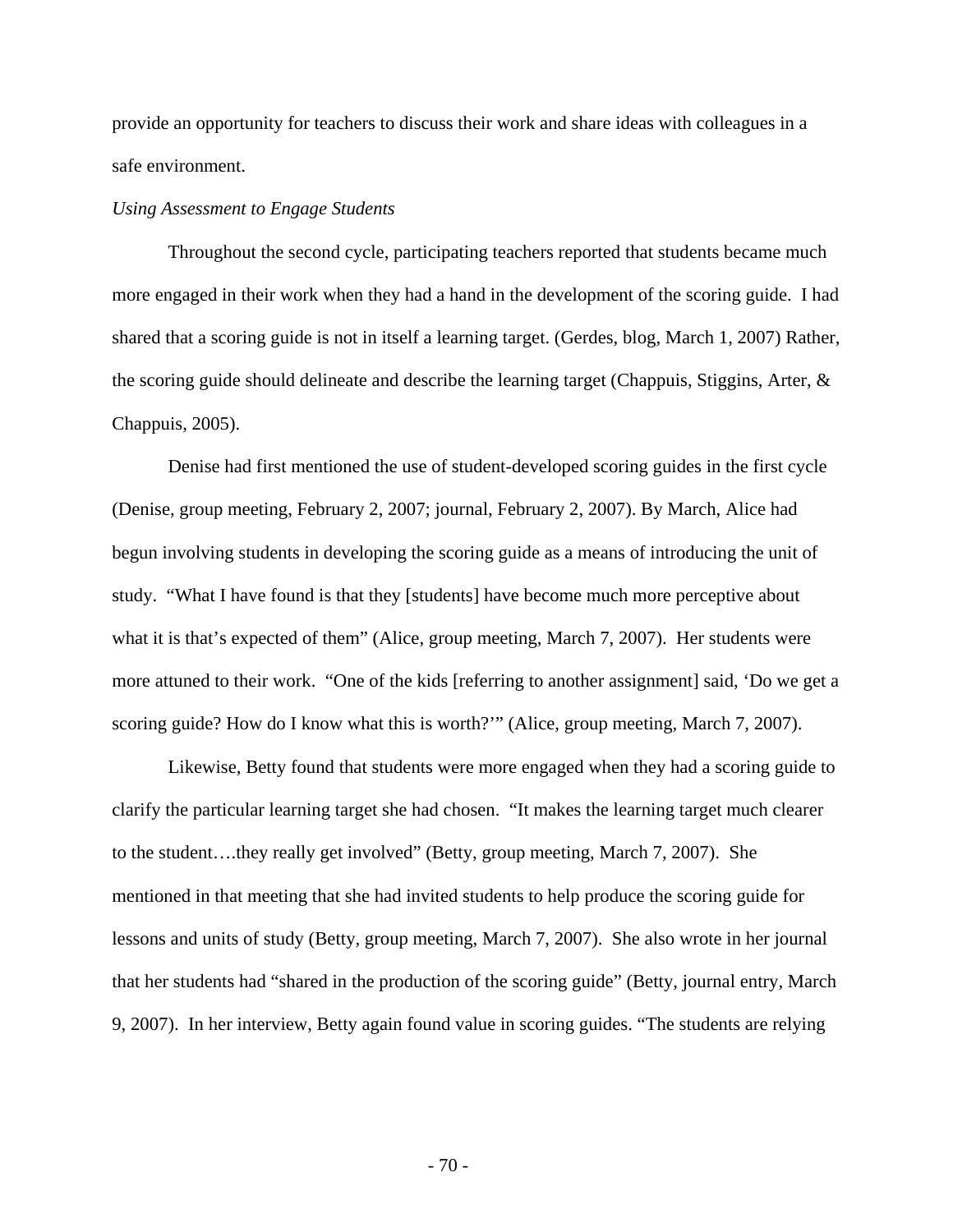provide an opportunity for teachers to discuss their work and share ideas with colleagues in a safe environment.

*Using Assessment to Engage Students*

Throughout the second cycle, participating teachers reported that students became much more engaged in their work when they had a hand in the development of the scoring guide. I had shared that a scoring guide is not in itself a learning target. (Gerdes, blog, March 1, 2007) Rather, the scoring guide should delineate and describe the learning target (Chappuis, Stiggins, Arter, & Chappuis, 2005).

Denise had first mentioned the use of student-developed scoring guides in the first cycle (Denise, group meeting, February 2, 2007; journal, February 2, 2007). By March, Alice had begun involving students in developing the scoring guide as a means of introducing the unit of study. "What I have found is that they [students] have become much more perceptive about what it is that's expected of them" (Alice, group meeting, March 7, 2007). Her students were more attuned to their work. "One of the kids [referring to another assignment] said, 'Do we get a scoring guide? How do I know what this is worth?'" (Alice, group meeting, March 7, 2007).

Likewise, Betty found that students were more engaged when they had a scoring guide to clarify the particular learning target she had chosen. "It makes the learning target much clearer to the student….they really get involved" (Betty, group meeting, March 7, 2007). She mentioned in that meeting that she had invited students to help produce the scoring guide for lessons and units of study (Betty, group meeting, March 7, 2007). She also wrote in her journal that her students had "shared in the production of the scoring guide" (Betty, journal entry, March 9, 2007). In her interview, Betty again found value in scoring guides. "The students are relying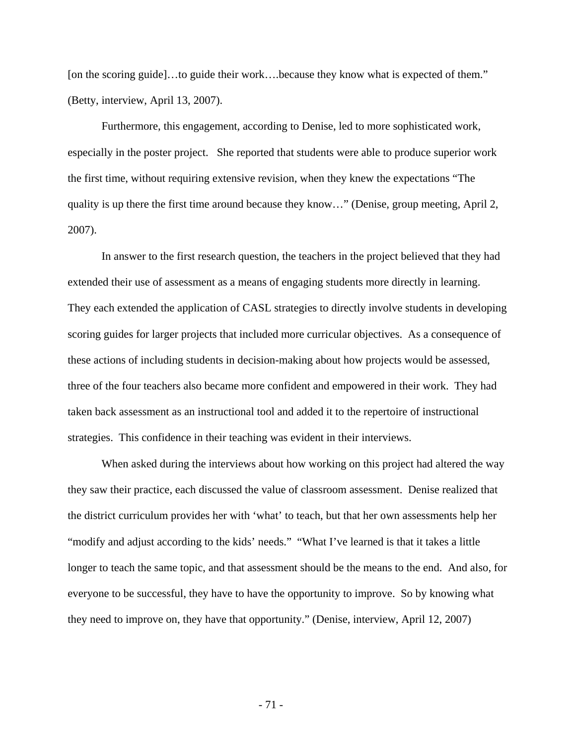[on the scoring guide]…to guide their work….because they know what is expected of them." (Betty, interview, April 13, 2007).

Furthermore, this engagement, according to Denise, led to more sophisticated work, especially in the poster project. She reported that students were able to produce superior work the first time, without requiring extensive revision, when they knew the expectations "The quality is up there the first time around because they know…" (Denise, group meeting, April 2, 2007).

In answer to the first research question, the teachers in the project believed that they had extended their use of assessment as a means of engaging students more directly in learning. They each extended the application of CASL strategies to directly involve students in developing scoring guides for larger projects that included more curricular objectives. As a consequence of these actions of including students in decision-making about how projects would be assessed, three of the four teachers also became more confident and empowered in their work. They had taken back assessment as an instructional tool and added it to the repertoire of instructional strategies. This confidence in their teaching was evident in their interviews.

When asked during the interviews about how working on this project had altered the way they saw their practice, each discussed the value of classroom assessment. Denise realized that the district curriculum provides her with 'what' to teach, but that her own assessments help her "modify and adjust according to the kids' needs." "What I've learned is that it takes a little longer to teach the same topic, and that assessment should be the means to the end. And also, for everyone to be successful, they have to have the opportunity to improve. So by knowing what they need to improve on, they have that opportunity." (Denise, interview, April 12, 2007)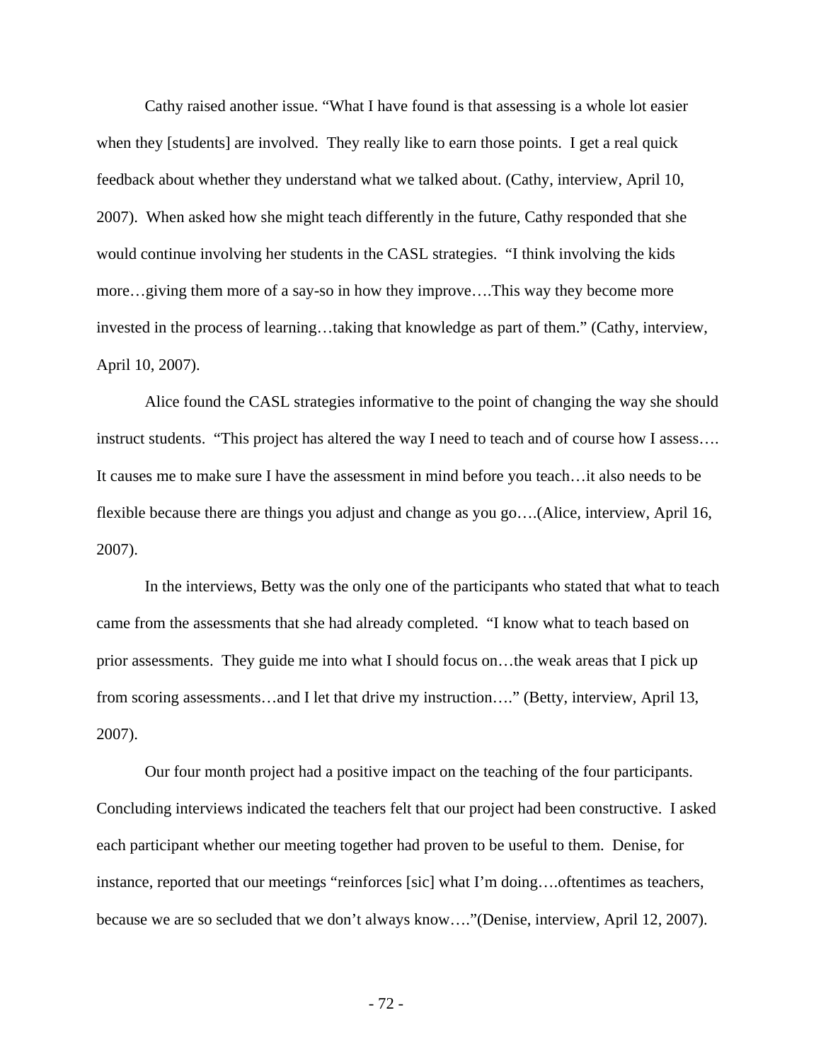Cathy raised another issue. "What I have found is that assessing is a whole lot easier when they [students] are involved. They really like to earn those points. I get a real quick feedback about whether they understand what we talked about. (Cathy, interview, April 10, 2007). When asked how she might teach differently in the future, Cathy responded that she would continue involving her students in the CASL strategies. "I think involving the kids more…giving them more of a say-so in how they improve….This way they become more invested in the process of learning…taking that knowledge as part of them." (Cathy, interview, April 10, 2007).

Alice found the CASL strategies informative to the point of changing the way she should instruct students. "This project has altered the way I need to teach and of course how I assess…. It causes me to make sure I have the assessment in mind before you teach…it also needs to be flexible because there are things you adjust and change as you go….(Alice, interview, April 16, 2007).

In the interviews, Betty was the only one of the participants who stated that what to teach came from the assessments that she had already completed. "I know what to teach based on prior assessments. They guide me into what I should focus on…the weak areas that I pick up from scoring assessments…and I let that drive my instruction…." (Betty, interview, April 13, 2007).

Our four month project had a positive impact on the teaching of the four participants. Concluding interviews indicated the teachers felt that our project had been constructive. I asked each participant whether our meeting together had proven to be useful to them. Denise, for instance, reported that our meetings "reinforces [sic] what I'm doing….oftentimes as teachers, because we are so secluded that we don't always know…."(Denise, interview, April 12, 2007).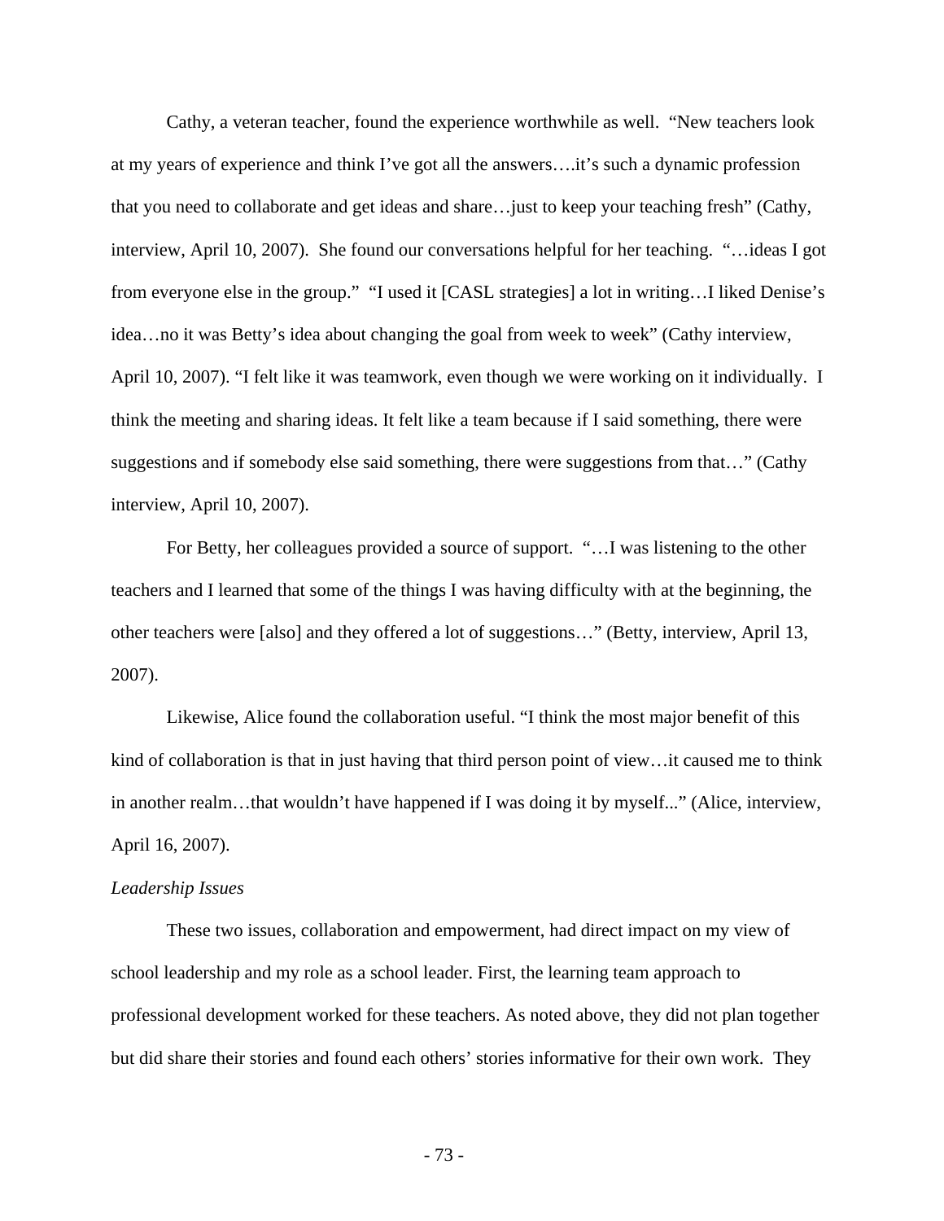Cathy, a veteran teacher, found the experience worthwhile as well. "New teachers look at my years of experience and think I've got all the answers….it's such a dynamic profession that you need to collaborate and get ideas and share…just to keep your teaching fresh" (Cathy, interview, April 10, 2007). She found our conversations helpful for her teaching. "…ideas I got from everyone else in the group." "I used it [CASL strategies] a lot in writing…I liked Denise's idea…no it was Betty's idea about changing the goal from week to week" (Cathy interview, April 10, 2007). "I felt like it was teamwork, even though we were working on it individually. I think the meeting and sharing ideas. It felt like a team because if I said something, there were suggestions and if somebody else said something, there were suggestions from that…" (Cathy interview, April 10, 2007).

For Betty, her colleagues provided a source of support. "…I was listening to the other teachers and I learned that some of the things I was having difficulty with at the beginning, the other teachers were [also] and they offered a lot of suggestions…" (Betty, interview, April 13, 2007).

Likewise, Alice found the collaboration useful. "I think the most major benefit of this kind of collaboration is that in just having that third person point of view…it caused me to think in another realm…that wouldn't have happened if I was doing it by myself..." (Alice, interview, April 16, 2007).

*Leadership Issues*

These two issues, collaboration and empowerment, had direct impact on my view of school leadership and my role as a school leader. First, the learning team approach to professional development worked for these teachers. As noted above, they did not plan together but did share their stories and found each others' stories informative for their own work. They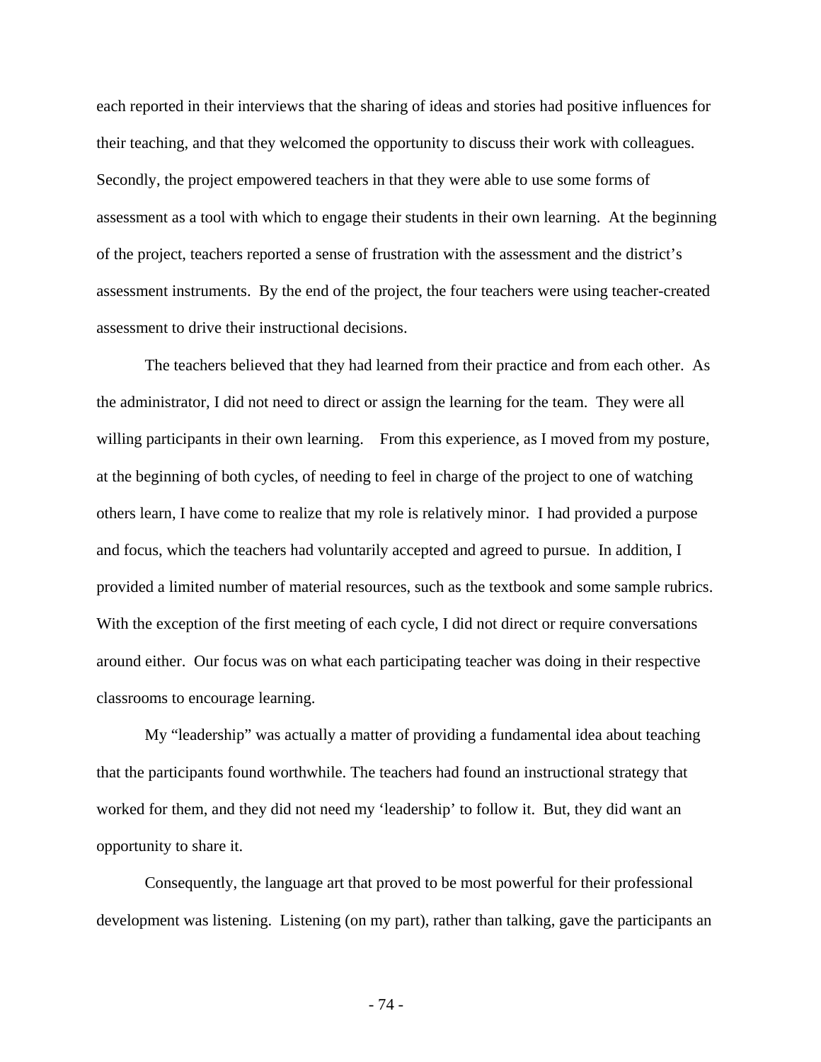each reported in their interviews that the sharing of ideas and stories had positive influences for their teaching, and that they welcomed the opportunity to discuss their work with colleagues. Secondly, the project empowered teachers in that they were able to use some forms of assessment as a tool with which to engage their students in their own learning. At the beginning of the project, teachers reported a sense of frustration with the assessment and the district's assessment instruments. By the end of the project, the four teachers were using teacher-created assessment to drive their instructional decisions.

The teachers believed that they had learned from their practice and from each other. As the administrator, I did not need to direct or assign the learning for the team. They were all willing participants in their own learning. From this experience, as I moved from my posture, at the beginning of both cycles, of needing to feel in charge of the project to one of watching others learn, I have come to realize that my role is relatively minor. I had provided a purpose and focus, which the teachers had voluntarily accepted and agreed to pursue. In addition, I provided a limited number of material resources, such as the textbook and some sample rubrics. With the exception of the first meeting of each cycle, I did not direct or require conversations around either. Our focus was on what each participating teacher was doing in their respective classrooms to encourage learning.

My "leadership" was actually a matter of providing a fundamental idea about teaching that the participants found worthwhile. The teachers had found an instructional strategy that worked for them, and they did not need my 'leadership' to follow it. But, they did want an opportunity to share it.

Consequently, the language art that proved to be most powerful for their professional development was listening. Listening (on my part), rather than talking, gave the participants an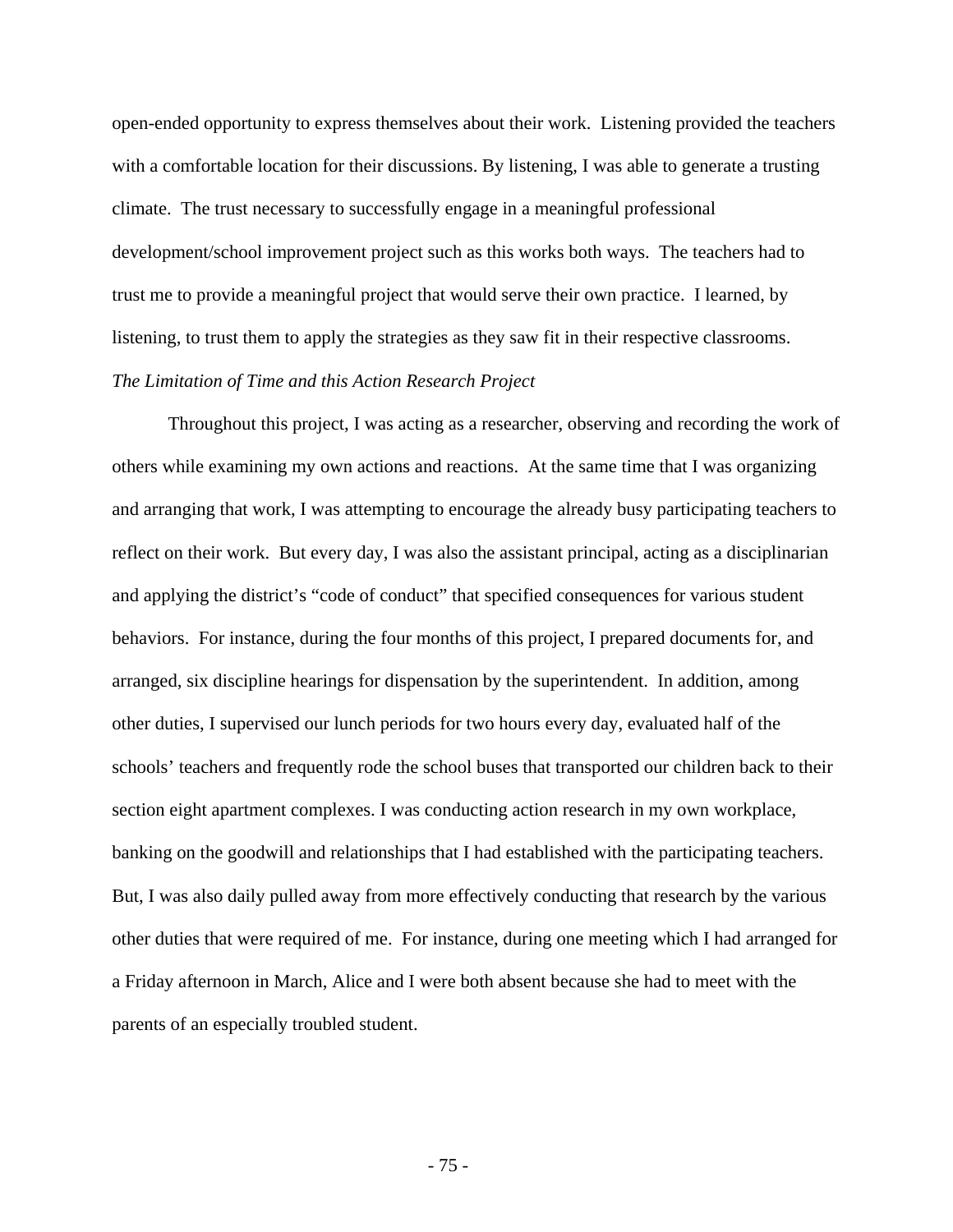open-ended opportunity to express themselves about their work. Listening provided the teachers with a comfortable location for their discussions. By listening, I was able to generate a trusting climate. The trust necessary to successfully engage in a meaningful professional development/school improvement project such as this works both ways. The teachers had to trust me to provide a meaningful project that would serve their own practice. I learned, by listening, to trust them to apply the strategies as they saw fit in their respective classrooms.

*The Limitation of Time and this Action Research Project*

Throughout this project, I was acting as a researcher, observing and recording the work of others while examining my own actions and reactions. At the same time that I was organizing and arranging that work, I was attempting to encourage the already busy participating teachers to reflect on their work. But every day, I was also the assistant principal, acting as a disciplinarian and applying the district's "code of conduct" that specified consequences for various student behaviors. For instance, during the four months of this project, I prepared documents for, and arranged, six discipline hearings for dispensation by the superintendent. In addition, among other duties, I supervised our lunch periods for two hours every day, evaluated half of the schools' teachers and frequently rode the school buses that transported our children back to their section eight apartment complexes. I was conducting action research in my own workplace, banking on the goodwill and relationships that I had established with the participating teachers. But, I was also daily pulled away from more effectively conducting that research by the various other duties that were required of me. For instance, during one meeting which I had arranged for a Friday afternoon in March, Alice and I were both absent because she had to meet with the parents of an especially troubled student.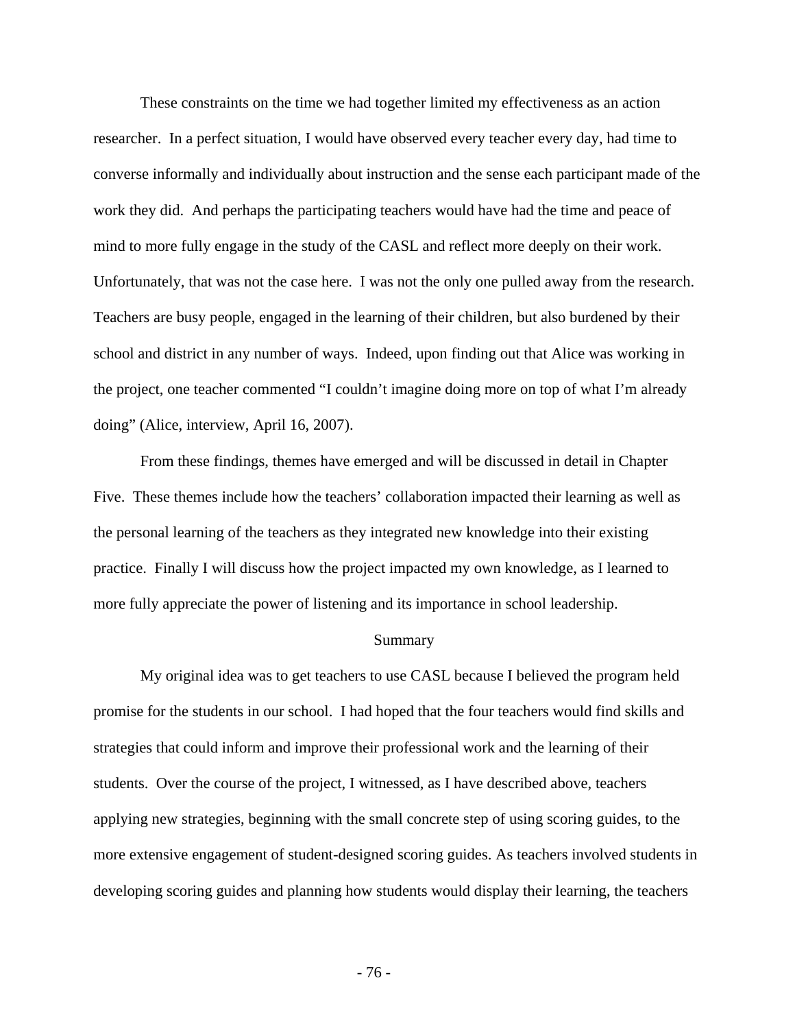These constraints on the time we had together limited my effectiveness as an action researcher. In a perfect situation, I would have observed every teacher every day, had time to converse informally and individually about instruction and the sense each participant made of the work they did. And perhaps the participating teachers would have had the time and peace of mind to more fully engage in the study of the CASL and reflect more deeply on their work. Unfortunately, that was not the case here. I was not the only one pulled away from the research. Teachers are busy people, engaged in the learning of their children, but also burdened by their school and district in any number of ways. Indeed, upon finding out that Alice was working in the project, one teacher commented "I couldn't imagine doing more on top of what I'm already doing" (Alice, interview, April 16, 2007).

From these findings, themes have emerged and will be discussed in detail in Chapter Five. These themes include how the teachers' collaboration impacted their learning as well as the personal learning of the teachers as they integrated new knowledge into their existing practice. Finally I will discuss how the project impacted my own knowledge, as I learned to more fully appreciate the power of listening and its importance in school leadership.

## Summary

My original idea was to get teachers to use CASL because I believed the program held promise for the students in our school. I had hoped that the four teachers would find skills and strategies that could inform and improve their professional work and the learning of their students. Over the course of the project, I witnessed, as I have described above, teachers applying new strategies, beginning with the small concrete step of using scoring guides, to the more extensive engagement of student-designed scoring guides. As teachers involved students in developing scoring guides and planning how students would display their learning, the teachers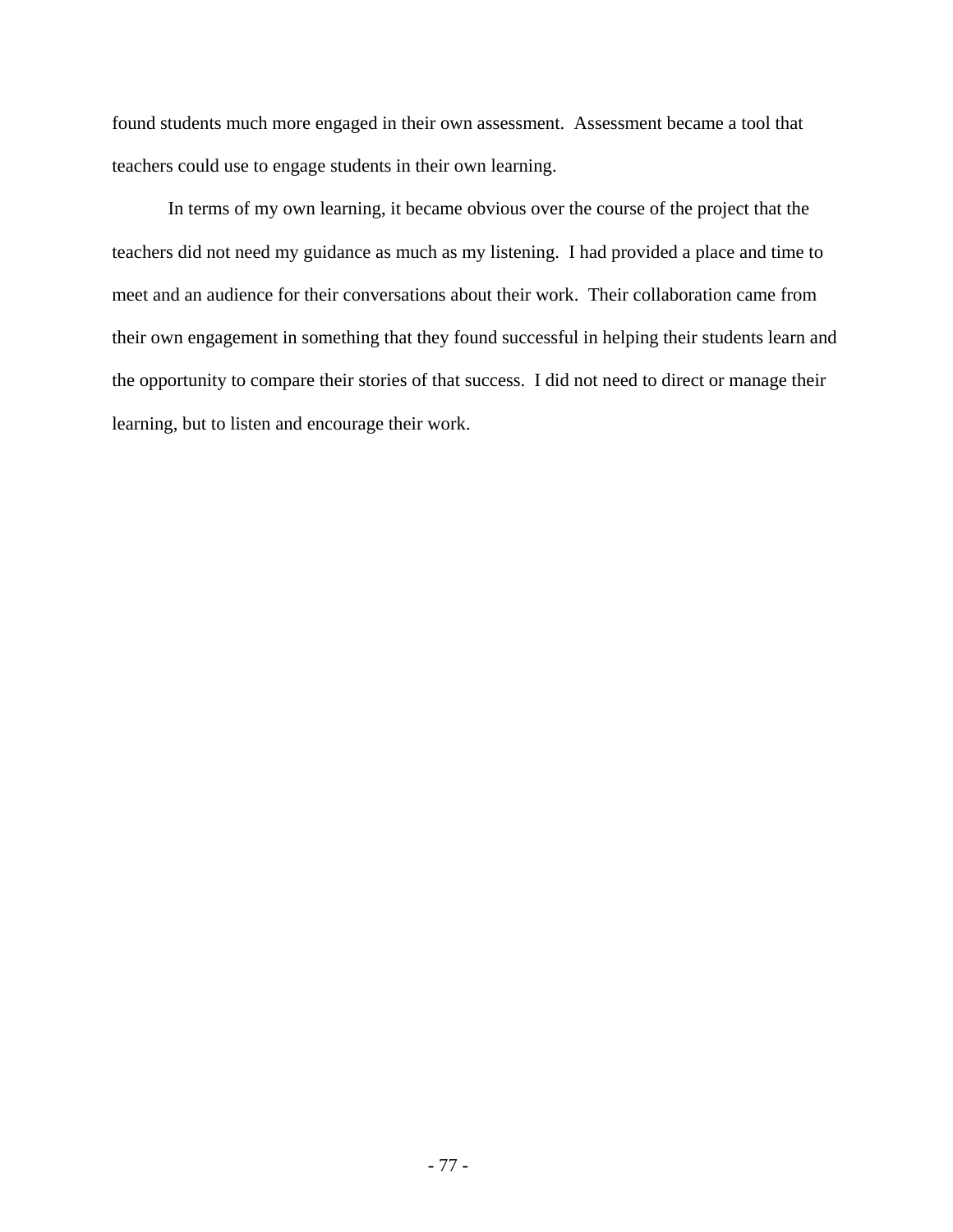found students much more engaged in their own assessment. Assessment became a tool that teachers could use to engage students in their own learning.

In terms of my own learning, it became obvious over the course of the project that the teachers did not need my guidance as much as my listening. I had provided a place and time to meet and an audience for their conversations about their work. Their collaboration came from their own engagement in something that they found successful in helping their students learn and the opportunity to compare their stories of that success. I did not need to direct or manage their learning, but to listen and encourage their work.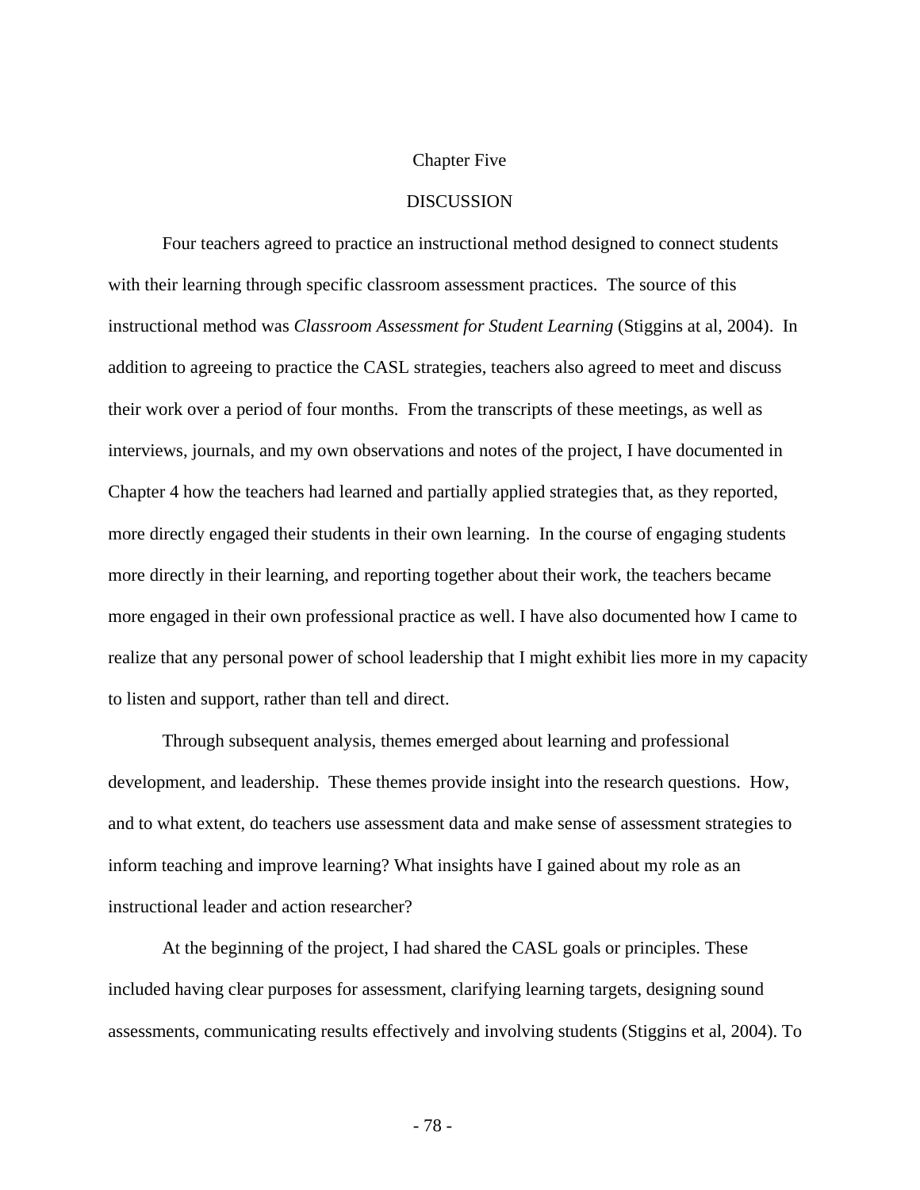# Chapter Five

## DISCUSSION

Four teachers agreed to practice an instructional method designed to connect students with their learning through specific classroom assessment practices. The source of this instructional method was *Classroom Assessment for Student Learning* (Stiggins at al, 2004). In addition to agreeing to practice the CASL strategies, teachers also agreed to meet and discuss their work over a period of four months. From the transcripts of these meetings, as well as interviews, journals, and my own observations and notes of the project, I have documented in Chapter 4 how the teachers had learned and partially applied strategies that, as they reported, more directly engaged their students in their own learning. In the course of engaging students more directly in their learning, and reporting together about their work, the teachers became more engaged in their own professional practice as well. I have also documented how I came to realize that any personal power of school leadership that I might exhibit lies more in my capacity to listen and support, rather than tell and direct.

Through subsequent analysis, themes emerged about learning and professional development, and leadership. These themes provide insight into the research questions. How, and to what extent, do teachers use assessment data and make sense of assessment strategies to inform teaching and improve learning? What insights have I gained about my role as an instructional leader and action researcher?

At the beginning of the project, I had shared the CASL goals or principles. These included having clear purposes for assessment, clarifying learning targets, designing sound assessments, communicating results effectively and involving students (Stiggins et al, 2004). To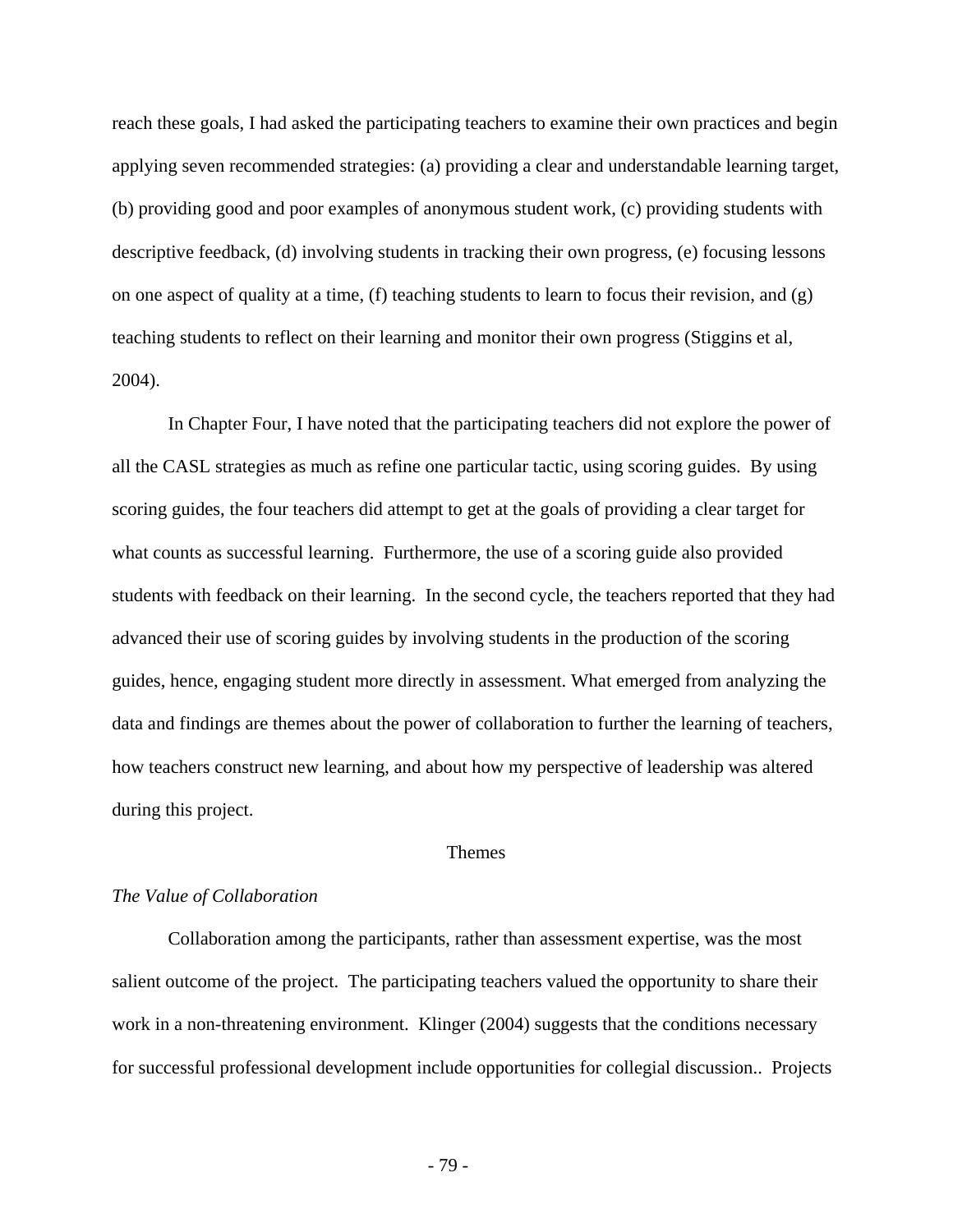reach these goals, I had asked the participating teachers to examine their own practices and begin applying seven recommended strategies: (a) providing a clear and understandable learning target, (b) providing good and poor examples of anonymous student work, (c) providing students with descriptive feedback, (d) involving students in tracking their own progress, (e) focusing lessons on one aspect of quality at a time, (f) teaching students to learn to focus their revision, and (g) teaching students to reflect on their learning and monitor their own progress (Stiggins et al, 2004).

In Chapter Four, I have noted that the participating teachers did not explore the power of all the CASL strategies as much as refine one particular tactic, using scoring guides. By using scoring guides, the four teachers did attempt to get at the goals of providing a clear target for what counts as successful learning. Furthermore, the use of a scoring guide also provided students with feedback on their learning. In the second cycle, the teachers reported that they had advanced their use of scoring guides by involving students in the production of the scoring guides, hence, engaging student more directly in assessment. What emerged from analyzing the data and findings are themes about the power of collaboration to further the learning of teachers, how teachers construct new learning, and about how my perspective of leadership was altered during this project.

## Themes

### *The Value of Collaboration*

Collaboration among the participants, rather than assessment expertise, was the most salient outcome of the project. The participating teachers valued the opportunity to share their work in a non-threatening environment. Klinger (2004) suggests that the conditions necessary for successful professional development include opportunities for collegial discussion.. Projects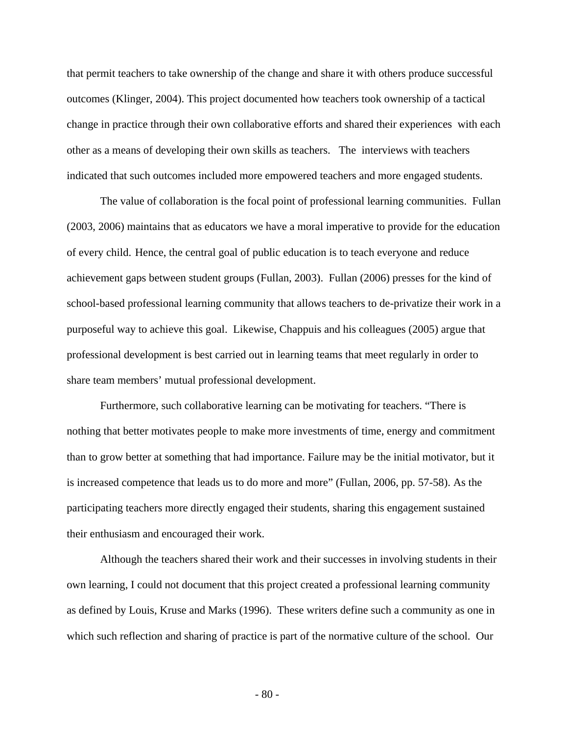that permit teachers to take ownership of the change and share it with others produce successful outcomes (Klinger, 2004). This project documented how teachers took ownership of a tactical change in practice through their own collaborative efforts and shared their experiences with each other as a means of developing their own skills as teachers. The interviews with teachers indicated that such outcomes included more empowered teachers and more engaged students.

The value of collaboration is the focal point of professional learning communities. Fullan (2003, 2006) maintains that as educators we have a moral imperative to provide for the education of every child. Hence, the central goal of public education is to teach everyone and reduce achievement gaps between student groups (Fullan, 2003). Fullan (2006) presses for the kind of school-based professional learning community that allows teachers to de-privatize their work in a purposeful way to achieve this goal. Likewise, Chappuis and his colleagues (2005) argue that professional development is best carried out in learning teams that meet regularly in order to share team members' mutual professional development.

Furthermore, such collaborative learning can be motivating for teachers. "There is nothing that better motivates people to make more investments of time, energy and commitment than to grow better at something that had importance. Failure may be the initial motivator, but it is increased competence that leads us to do more and more" (Fullan, 2006, pp. 57-58). As the participating teachers more directly engaged their students, sharing this engagement sustained their enthusiasm and encouraged their work.

Although the teachers shared their work and their successes in involving students in their own learning, I could not document that this project created a professional learning community as defined by Louis, Kruse and Marks (1996). These writers define such a community as one in which such reflection and sharing of practice is part of the normative culture of the school. Our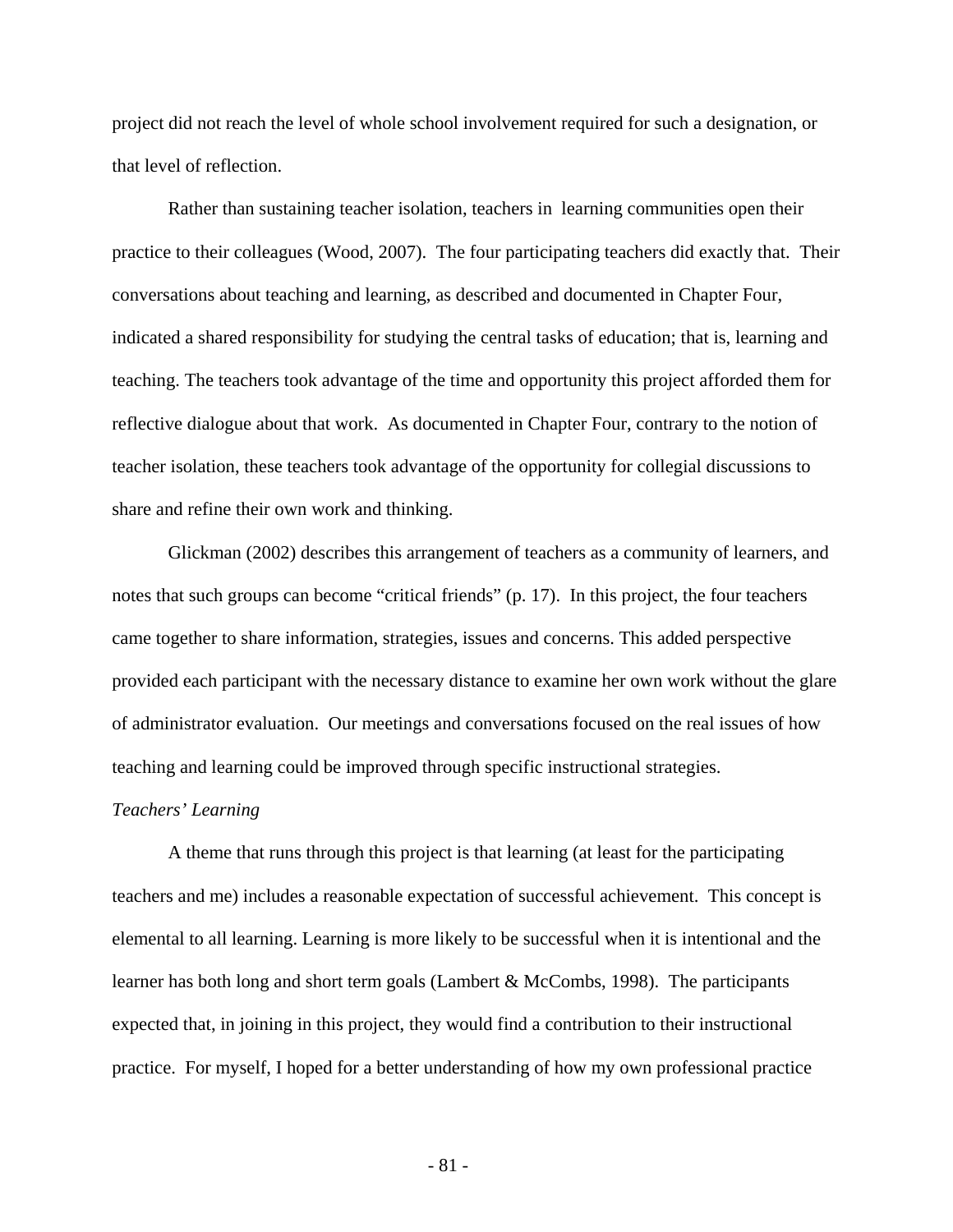project did not reach the level of whole school involvement required for such a designation, or that level of reflection.

Rather than sustaining teacher isolation, teachers in learning communities open their practice to their colleagues (Wood, 2007). The four participating teachers did exactly that. Their conversations about teaching and learning, as described and documented in Chapter Four, indicated a shared responsibility for studying the central tasks of education; that is, learning and teaching. The teachers took advantage of the time and opportunity this project afforded them for reflective dialogue about that work. As documented in Chapter Four, contrary to the notion of teacher isolation, these teachers took advantage of the opportunity for collegial discussions to share and refine their own work and thinking.

Glickman (2002) describes this arrangement of teachers as a community of learners, and notes that such groups can become "critical friends" (p. 17). In this project, the four teachers came together to share information, strategies, issues and concerns. This added perspective provided each participant with the necessary distance to examine her own work without the glare of administrator evaluation. Our meetings and conversations focused on the real issues of how teaching and learning could be improved through specific instructional strategies.

*Teachers' Learning*

A theme that runs through this project is that learning (at least for the participating teachers and me) includes a reasonable expectation of successful achievement. This concept is elemental to all learning. Learning is more likely to be successful when it is intentional and the learner has both long and short term goals (Lambert & McCombs, 1998). The participants expected that, in joining in this project, they would find a contribution to their instructional practice. For myself, I hoped for a better understanding of how my own professional practice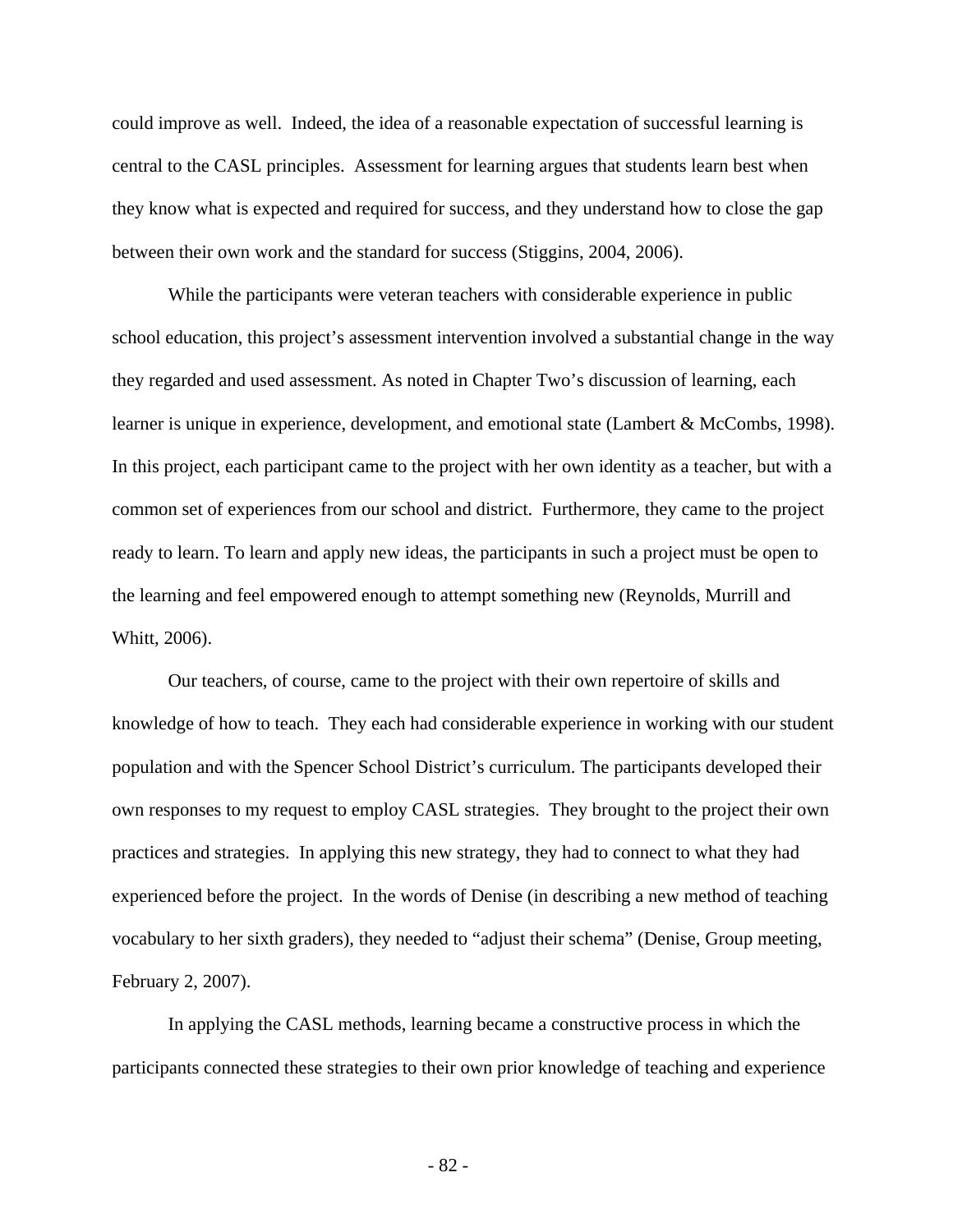could improve as well. Indeed, the idea of a reasonable expectation of successful learning is central to the CASL principles. Assessment for learning argues that students learn best when they know what is expected and required for success, and they understand how to close the gap between their own work and the standard for success (Stiggins, 2004, 2006).

While the participants were veteran teachers with considerable experience in public school education, this project's assessment intervention involved a substantial change in the way they regarded and used assessment. As noted in Chapter Two's discussion of learning, each learner is unique in experience, development, and emotional state (Lambert & McCombs, 1998). In this project, each participant came to the project with her own identity as a teacher, but with a common set of experiences from our school and district. Furthermore, they came to the project ready to learn. To learn and apply new ideas, the participants in such a project must be open to the learning and feel empowered enough to attempt something new (Reynolds, Murrill and Whitt, 2006).

Our teachers, of course, came to the project with their own repertoire of skills and knowledge of how to teach. They each had considerable experience in working with our student population and with the Spencer School District's curriculum. The participants developed their own responses to my request to employ CASL strategies. They brought to the project their own practices and strategies. In applying this new strategy, they had to connect to what they had experienced before the project. In the words of Denise (in describing a new method of teaching vocabulary to her sixth graders), they needed to "adjust their schema" (Denise, Group meeting, February 2, 2007).

In applying the CASL methods, learning became a constructive process in which the participants connected these strategies to their own prior knowledge of teaching and experience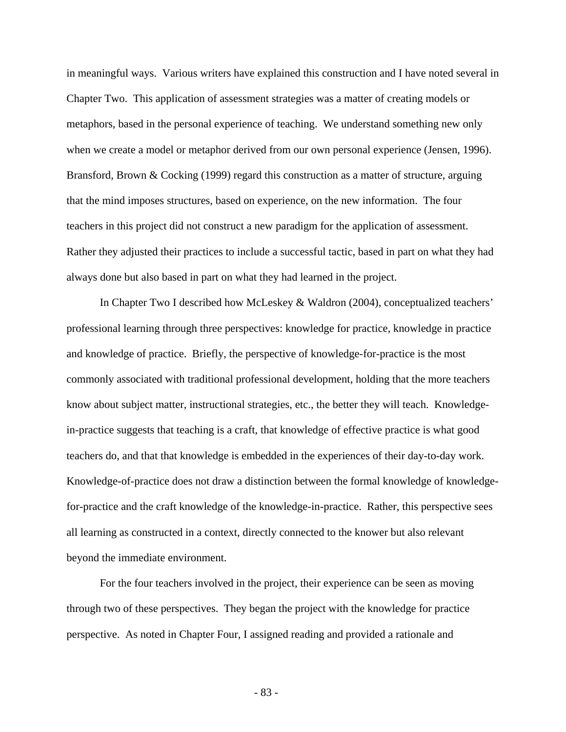in meaningful ways. Various writers have explained this construction and I have noted several in Chapter Two. This application of assessment strategies was a matter of creating models or metaphors, based in the personal experience of teaching. We understand something new only when we create a model or metaphor derived from our own personal experience (Jensen, 1996). Bransford, Brown & Cocking (1999) regard this construction as a matter of structure, arguing that the mind imposes structures, based on experience, on the new information. The four teachers in this project did not construct a new paradigm for the application of assessment. Rather they adjusted their practices to include a successful tactic, based in part on what they had always done but also based in part on what they had learned in the project.

In Chapter Two I described how McLeskey & Waldron (2004), conceptualized teachers' professional learning through three perspectives: knowledge for practice, knowledge in practice and knowledge of practice. Briefly, the perspective of knowledge-for-practice is the most commonly associated with traditional professional development, holding that the more teachers know about subject matter, instructional strategies, etc., the better they will teach. Knowledge-in-practice suggests that teaching is a craft, that knowledge of effective practice is what good teachers do, and that that knowledge is embedded in the experiences of their day-to-day work. Knowledge-of-practice does not draw a distinction between the formal knowledge of knowledge-for-practice and the craft knowledge of the knowledge-in-practice. Rather, this perspective sees all learning as constructed in a context, directly connected to the knower but also relevant beyond the immediate environment.

For the four teachers involved in the project, their experience can be seen as moving through two of these perspectives. They began the project with the knowledge for practice perspective. As noted in Chapter Four, I assigned reading and provided a rationale and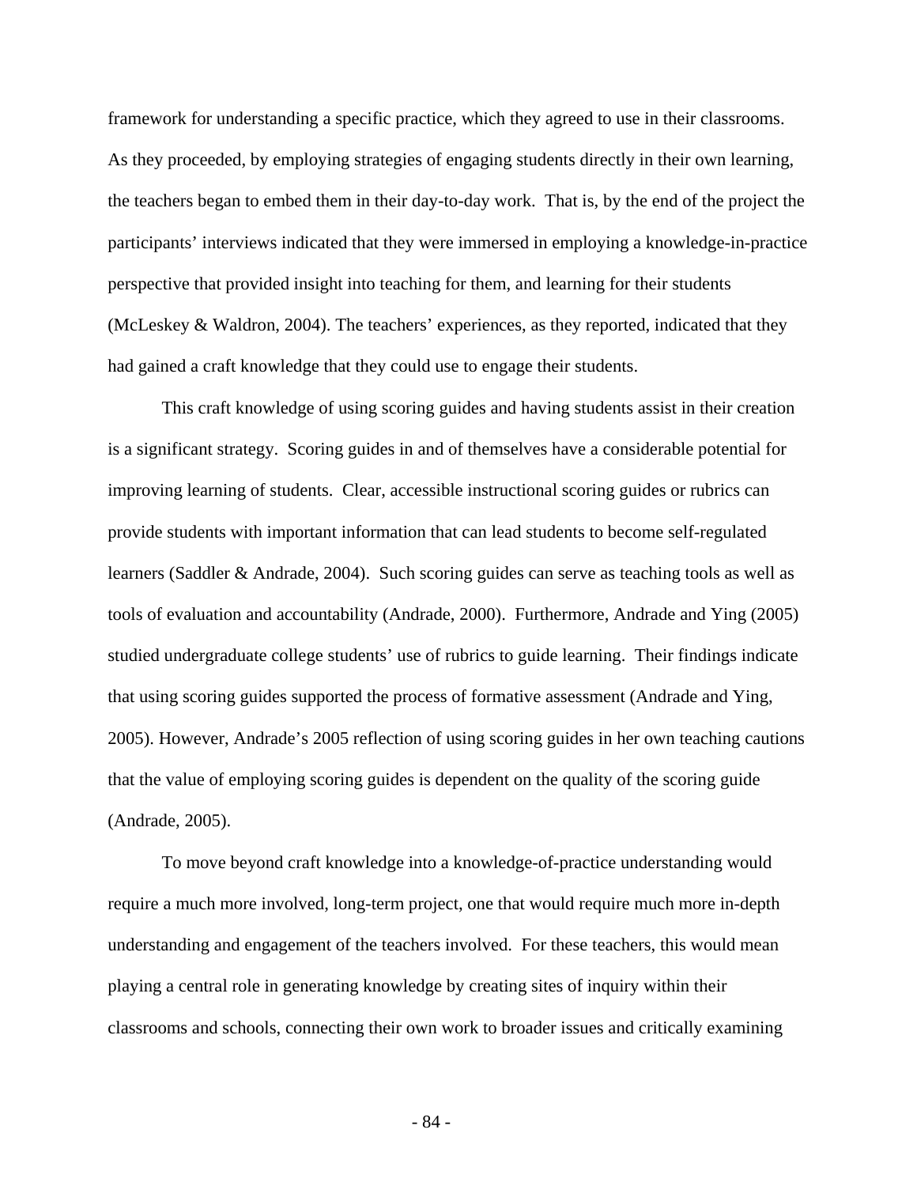framework for understanding a specific practice, which they agreed to use in their classrooms. As they proceeded, by employing strategies of engaging students directly in their own learning, the teachers began to embed them in their day-to-day work. That is, by the end of the project the participants' interviews indicated that they were immersed in employing a knowledge-in-practice perspective that provided insight into teaching for them, and learning for their students (McLeskey & Waldron, 2004). The teachers' experiences, as they reported, indicated that they had gained a craft knowledge that they could use to engage their students.

This craft knowledge of using scoring guides and having students assist in their creation is a significant strategy. Scoring guides in and of themselves have a considerable potential for improving learning of students. Clear, accessible instructional scoring guides or rubrics can provide students with important information that can lead students to become self-regulated learners (Saddler & Andrade, 2004). Such scoring guides can serve as teaching tools as well as tools of evaluation and accountability (Andrade, 2000). Furthermore, Andrade and Ying (2005) studied undergraduate college students' use of rubrics to guide learning. Their findings indicate that using scoring guides supported the process of formative assessment (Andrade and Ying, 2005). However, Andrade's 2005 reflection of using scoring guides in her own teaching cautions that the value of employing scoring guides is dependent on the quality of the scoring guide (Andrade, 2005).

To move beyond craft knowledge into a knowledge-of-practice understanding would require a much more involved, long-term project, one that would require much more in-depth understanding and engagement of the teachers involved. For these teachers, this would mean playing a central role in generating knowledge by creating sites of inquiry within their classrooms and schools, connecting their own work to broader issues and critically examining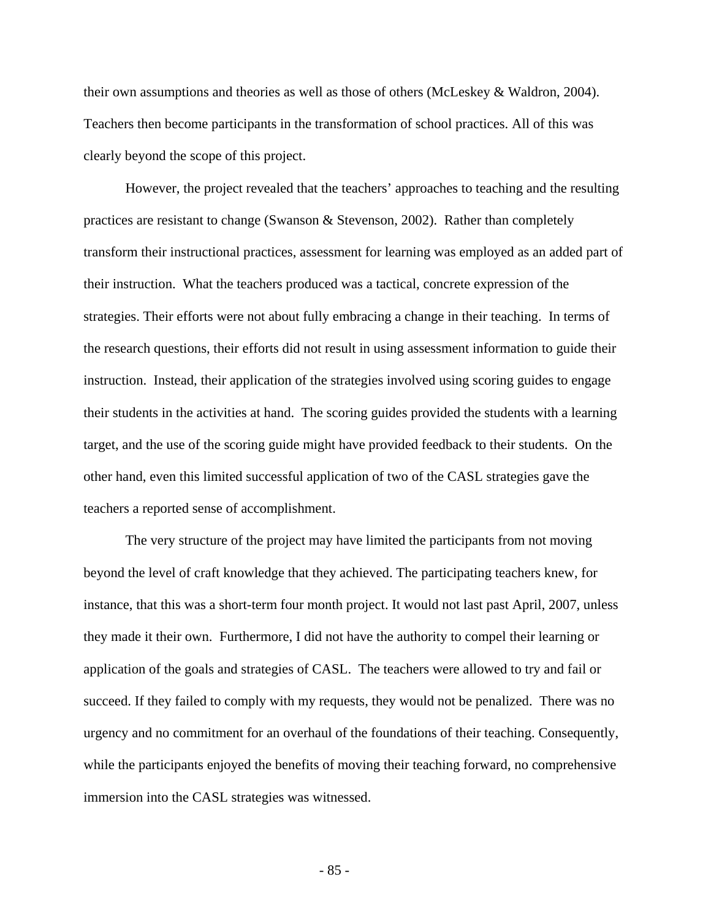their own assumptions and theories as well as those of others (McLeskey & Waldron, 2004). Teachers then become participants in the transformation of school practices. All of this was clearly beyond the scope of this project.

However, the project revealed that the teachers' approaches to teaching and the resulting practices are resistant to change (Swanson & Stevenson, 2002). Rather than completely transform their instructional practices, assessment for learning was employed as an added part of their instruction. What the teachers produced was a tactical, concrete expression of the strategies. Their efforts were not about fully embracing a change in their teaching. In terms of the research questions, their efforts did not result in using assessment information to guide their instruction. Instead, their application of the strategies involved using scoring guides to engage their students in the activities at hand. The scoring guides provided the students with a learning target, and the use of the scoring guide might have provided feedback to their students. On the other hand, even this limited successful application of two of the CASL strategies gave the teachers a reported sense of accomplishment.

The very structure of the project may have limited the participants from not moving beyond the level of craft knowledge that they achieved. The participating teachers knew, for instance, that this was a short-term four month project. It would not last past April, 2007, unless they made it their own. Furthermore, I did not have the authority to compel their learning or application of the goals and strategies of CASL. The teachers were allowed to try and fail or succeed. If they failed to comply with my requests, they would not be penalized. There was no urgency and no commitment for an overhaul of the foundations of their teaching. Consequently, while the participants enjoyed the benefits of moving their teaching forward, no comprehensive immersion into the CASL strategies was witnessed.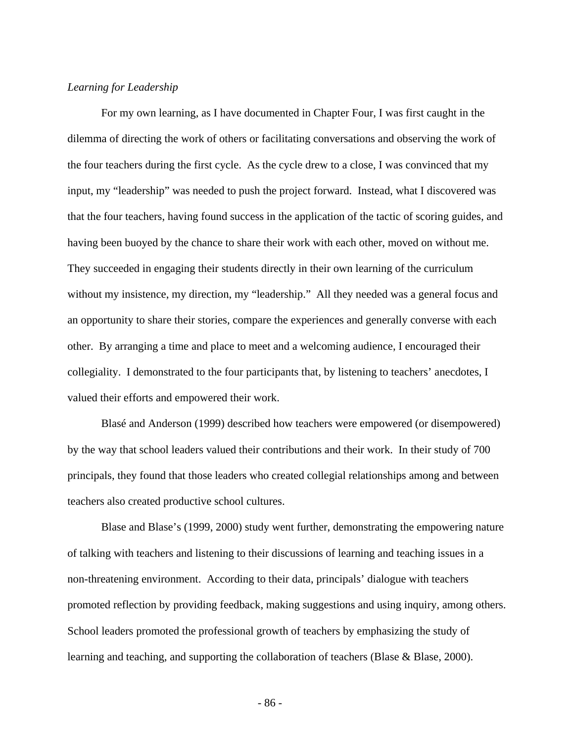*Learning for Leadership*

For my own learning, as I have documented in Chapter Four, I was first caught in the dilemma of directing the work of others or facilitating conversations and observing the work of the four teachers during the first cycle. As the cycle drew to a close, I was convinced that my input, my "leadership" was needed to push the project forward. Instead, what I discovered was that the four teachers, having found success in the application of the tactic of scoring guides, and having been buoyed by the chance to share their work with each other, moved on without me. They succeeded in engaging their students directly in their own learning of the curriculum without my insistence, my direction, my "leadership." All they needed was a general focus and an opportunity to share their stories, compare the experiences and generally converse with each other. By arranging a time and place to meet and a welcoming audience, I encouraged their collegiality. I demonstrated to the four participants that, by listening to teachers' anecdotes, I valued their efforts and empowered their work.

Blasé and Anderson (1999) described how teachers were empowered (or disempowered) by the way that school leaders valued their contributions and their work. In their study of 700 principals, they found that those leaders who created collegial relationships among and between teachers also created productive school cultures.

Blase and Blase's (1999, 2000) study went further, demonstrating the empowering nature of talking with teachers and listening to their discussions of learning and teaching issues in a non-threatening environment. According to their data, principals' dialogue with teachers promoted reflection by providing feedback, making suggestions and using inquiry, among others. School leaders promoted the professional growth of teachers by emphasizing the study of learning and teaching, and supporting the collaboration of teachers (Blase & Blase, 2000).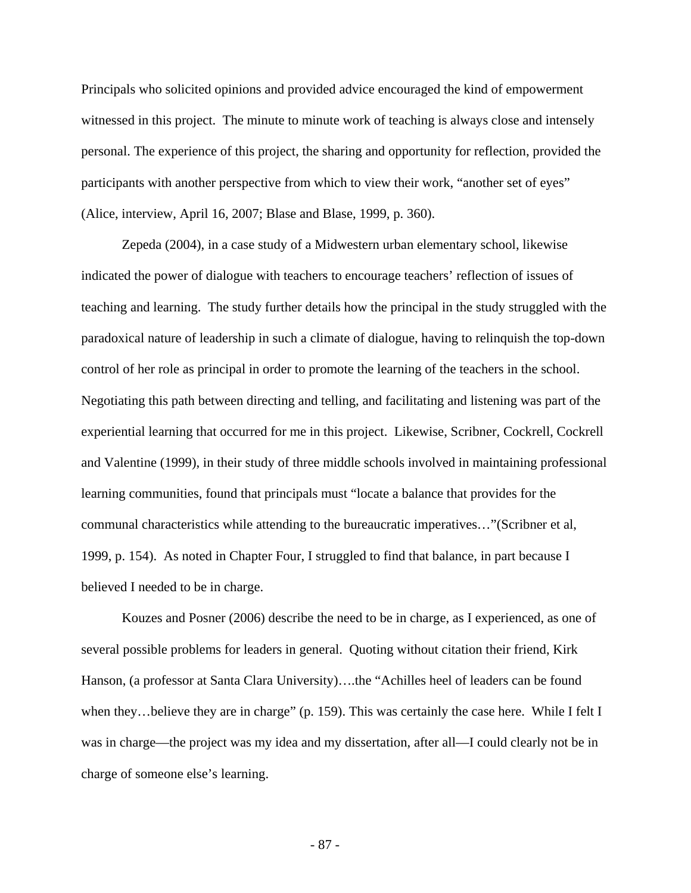Principals who solicited opinions and provided advice encouraged the kind of empowerment witnessed in this project. The minute to minute work of teaching is always close and intensely personal. The experience of this project, the sharing and opportunity for reflection, provided the participants with another perspective from which to view their work, "another set of eyes" (Alice, interview, April 16, 2007; Blase and Blase, 1999, p. 360).

Zepeda (2004), in a case study of a Midwestern urban elementary school, likewise indicated the power of dialogue with teachers to encourage teachers' reflection of issues of teaching and learning. The study further details how the principal in the study struggled with the paradoxical nature of leadership in such a climate of dialogue, having to relinquish the top-down control of her role as principal in order to promote the learning of the teachers in the school. Negotiating this path between directing and telling, and facilitating and listening was part of the experiential learning that occurred for me in this project. Likewise, Scribner, Cockrell, Cockrell and Valentine (1999), in their study of three middle schools involved in maintaining professional learning communities, found that principals must "locate a balance that provides for the communal characteristics while attending to the bureaucratic imperatives…"(Scribner et al, 1999, p. 154). As noted in Chapter Four, I struggled to find that balance, in part because I believed I needed to be in charge.

Kouzes and Posner (2006) describe the need to be in charge, as I experienced, as one of several possible problems for leaders in general. Quoting without citation their friend, Kirk Hanson, (a professor at Santa Clara University)….the "Achilles heel of leaders can be found when they…believe they are in charge" (p. 159). This was certainly the case here. While I felt I was in charge—the project was my idea and my dissertation, after all—I could clearly not be in charge of someone else's learning.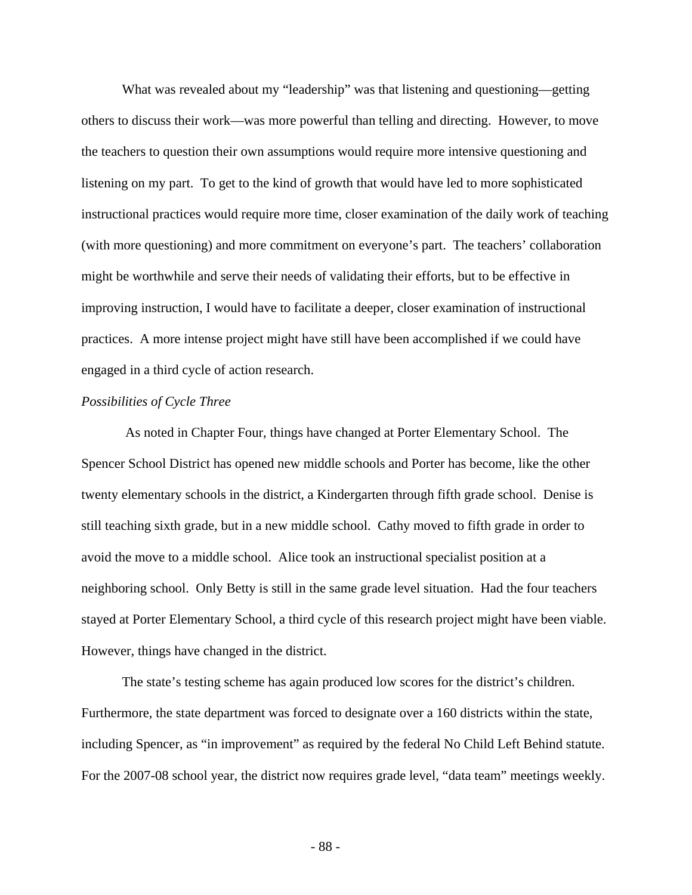What was revealed about my "leadership" was that listening and questioning—getting others to discuss their work—was more powerful than telling and directing. However, to move the teachers to question their own assumptions would require more intensive questioning and listening on my part. To get to the kind of growth that would have led to more sophisticated instructional practices would require more time, closer examination of the daily work of teaching (with more questioning) and more commitment on everyone's part. The teachers' collaboration might be worthwhile and serve their needs of validating their efforts, but to be effective in improving instruction, I would have to facilitate a deeper, closer examination of instructional practices. A more intense project might have still have been accomplished if we could have engaged in a third cycle of action research.

*Possibilities of Cycle Three*

As noted in Chapter Four, things have changed at Porter Elementary School. The Spencer School District has opened new middle schools and Porter has become, like the other twenty elementary schools in the district, a Kindergarten through fifth grade school. Denise is still teaching sixth grade, but in a new middle school. Cathy moved to fifth grade in order to avoid the move to a middle school. Alice took an instructional specialist position at a neighboring school. Only Betty is still in the same grade level situation. Had the four teachers stayed at Porter Elementary School, a third cycle of this research project might have been viable. However, things have changed in the district.

The state's testing scheme has again produced low scores for the district's children. Furthermore, the state department was forced to designate over a 160 districts within the state, including Spencer, as "in improvement" as required by the federal No Child Left Behind statute. For the 2007-08 school year, the district now requires grade level, "data team" meetings weekly.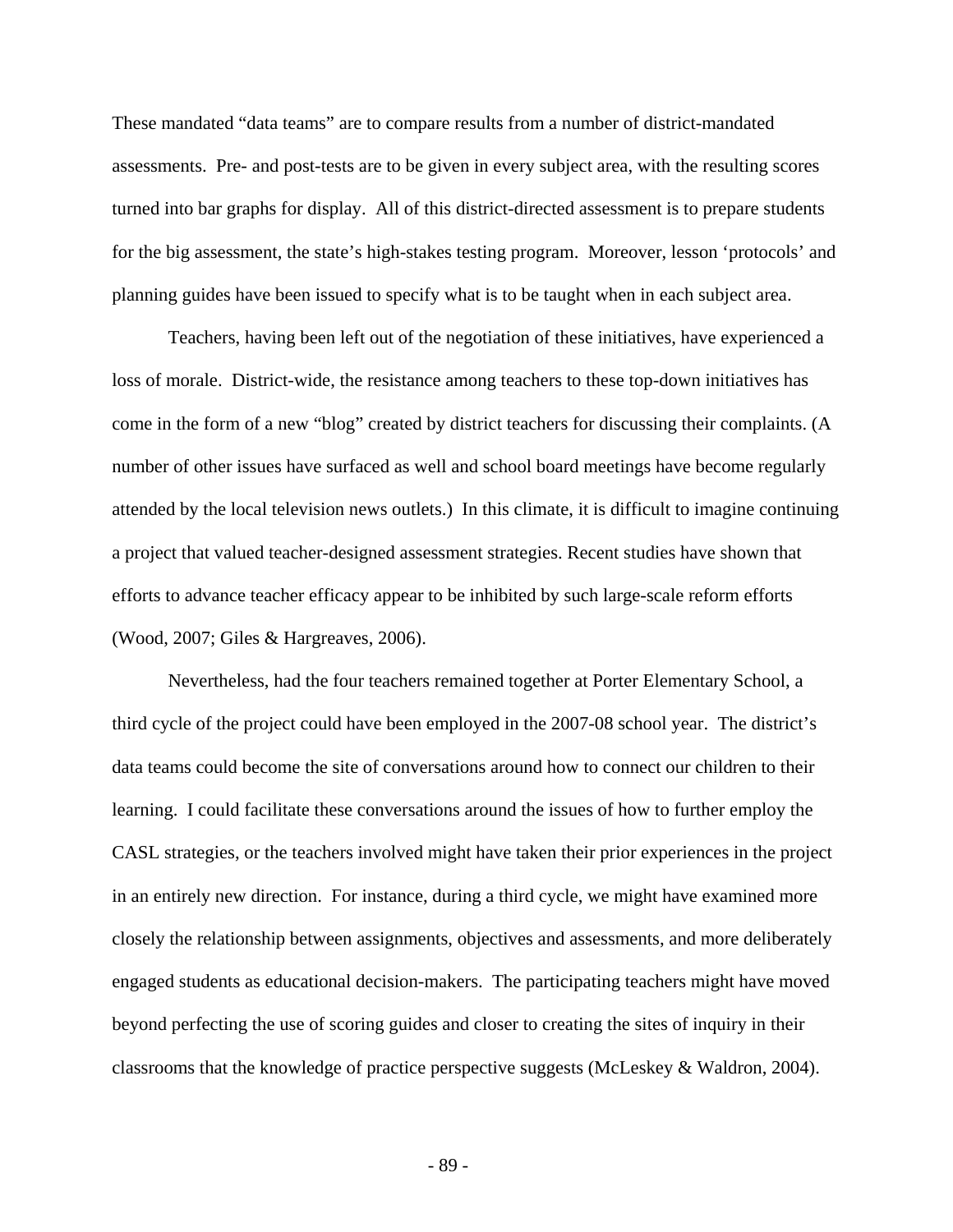These mandated "data teams" are to compare results from a number of district-mandated assessments. Pre- and post-tests are to be given in every subject area, with the resulting scores turned into bar graphs for display. All of this district-directed assessment is to prepare students for the big assessment, the state's high-stakes testing program. Moreover, lesson 'protocols' and planning guides have been issued to specify what is to be taught when in each subject area.

Teachers, having been left out of the negotiation of these initiatives, have experienced a loss of morale. District-wide, the resistance among teachers to these top-down initiatives has come in the form of a new "blog" created by district teachers for discussing their complaints. (A number of other issues have surfaced as well and school board meetings have become regularly attended by the local television news outlets.) In this climate, it is difficult to imagine continuing a project that valued teacher-designed assessment strategies. Recent studies have shown that efforts to advance teacher efficacy appear to be inhibited by such large-scale reform efforts (Wood, 2007; Giles & Hargreaves, 2006).

Nevertheless, had the four teachers remained together at Porter Elementary School, a third cycle of the project could have been employed in the 2007-08 school year. The district's data teams could become the site of conversations around how to connect our children to their learning. I could facilitate these conversations around the issues of how to further employ the CASL strategies, or the teachers involved might have taken their prior experiences in the project in an entirely new direction. For instance, during a third cycle, we might have examined more closely the relationship between assignments, objectives and assessments, and more deliberately engaged students as educational decision-makers. The participating teachers might have moved beyond perfecting the use of scoring guides and closer to creating the sites of inquiry in their classrooms that the knowledge of practice perspective suggests (McLeskey & Waldron, 2004).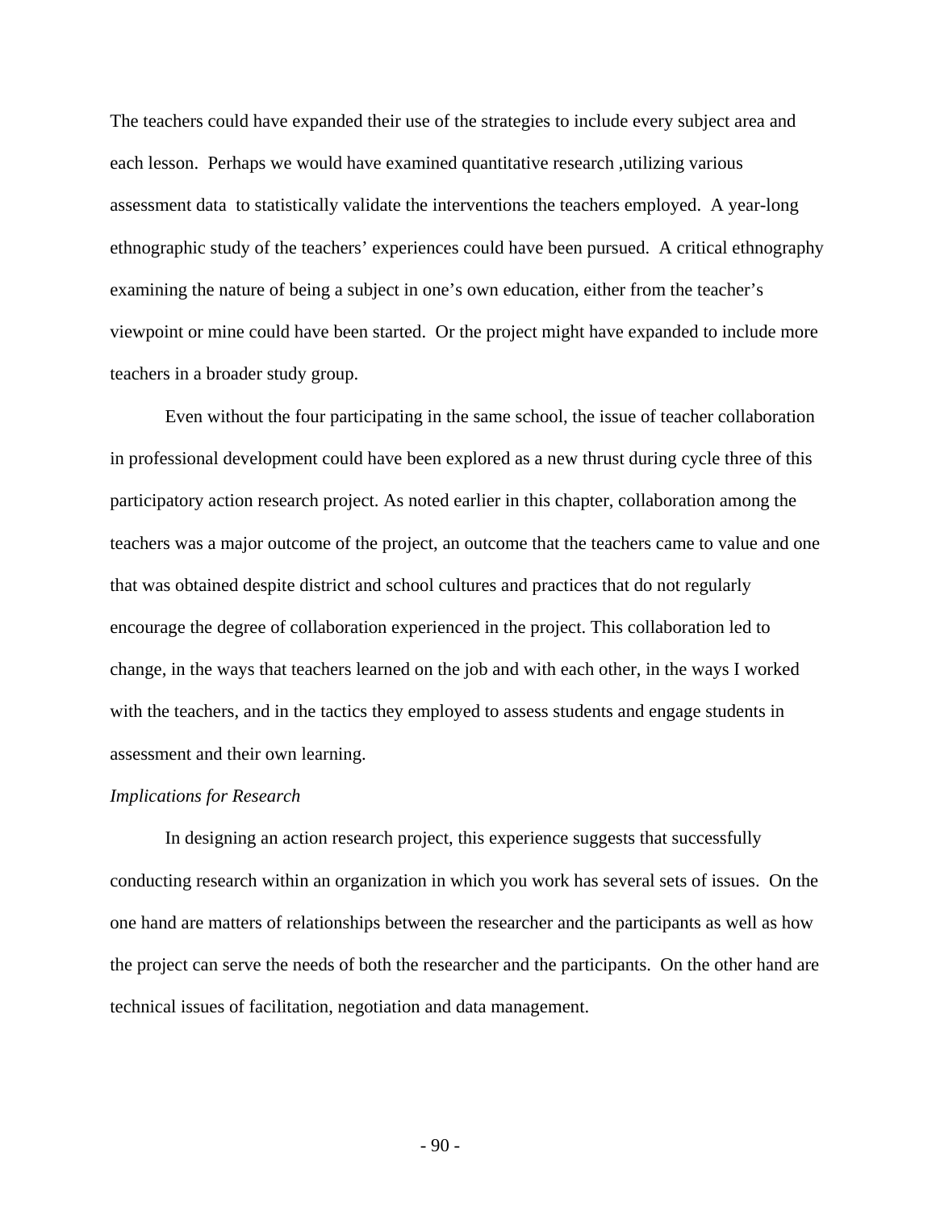The teachers could have expanded their use of the strategies to include every subject area and each lesson. Perhaps we would have examined quantitative research ,utilizing various assessment data to statistically validate the interventions the teachers employed. A year-long ethnographic study of the teachers' experiences could have been pursued. A critical ethnography examining the nature of being a subject in one's own education, either from the teacher's viewpoint or mine could have been started. Or the project might have expanded to include more teachers in a broader study group.

Even without the four participating in the same school, the issue of teacher collaboration in professional development could have been explored as a new thrust during cycle three of this participatory action research project. As noted earlier in this chapter, collaboration among the teachers was a major outcome of the project, an outcome that the teachers came to value and one that was obtained despite district and school cultures and practices that do not regularly encourage the degree of collaboration experienced in the project. This collaboration led to change, in the ways that teachers learned on the job and with each other, in the ways I worked with the teachers, and in the tactics they employed to assess students and engage students in assessment and their own learning.

*Implications for Research*

In designing an action research project, this experience suggests that successfully conducting research within an organization in which you work has several sets of issues. On the one hand are matters of relationships between the researcher and the participants as well as how the project can serve the needs of both the researcher and the participants. On the other hand are technical issues of facilitation, negotiation and data management.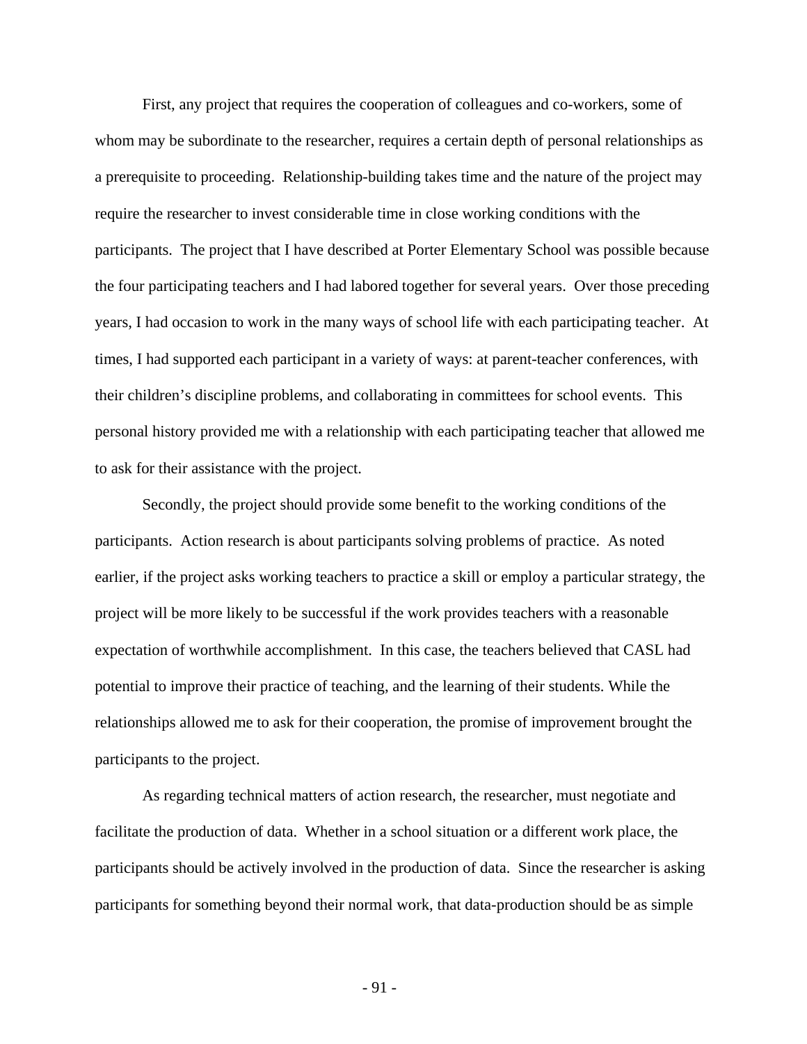First, any project that requires the cooperation of colleagues and co-workers, some of whom may be subordinate to the researcher, requires a certain depth of personal relationships as a prerequisite to proceeding. Relationship-building takes time and the nature of the project may require the researcher to invest considerable time in close working conditions with the participants. The project that I have described at Porter Elementary School was possible because the four participating teachers and I had labored together for several years. Over those preceding years, I had occasion to work in the many ways of school life with each participating teacher. At times, I had supported each participant in a variety of ways: at parent-teacher conferences, with their children's discipline problems, and collaborating in committees for school events. This personal history provided me with a relationship with each participating teacher that allowed me to ask for their assistance with the project.

Secondly, the project should provide some benefit to the working conditions of the participants. Action research is about participants solving problems of practice. As noted earlier, if the project asks working teachers to practice a skill or employ a particular strategy, the project will be more likely to be successful if the work provides teachers with a reasonable expectation of worthwhile accomplishment. In this case, the teachers believed that CASL had potential to improve their practice of teaching, and the learning of their students. While the relationships allowed me to ask for their cooperation, the promise of improvement brought the participants to the project.

As regarding technical matters of action research, the researcher, must negotiate and facilitate the production of data. Whether in a school situation or a different work place, the participants should be actively involved in the production of data. Since the researcher is asking participants for something beyond their normal work, that data-production should be as simple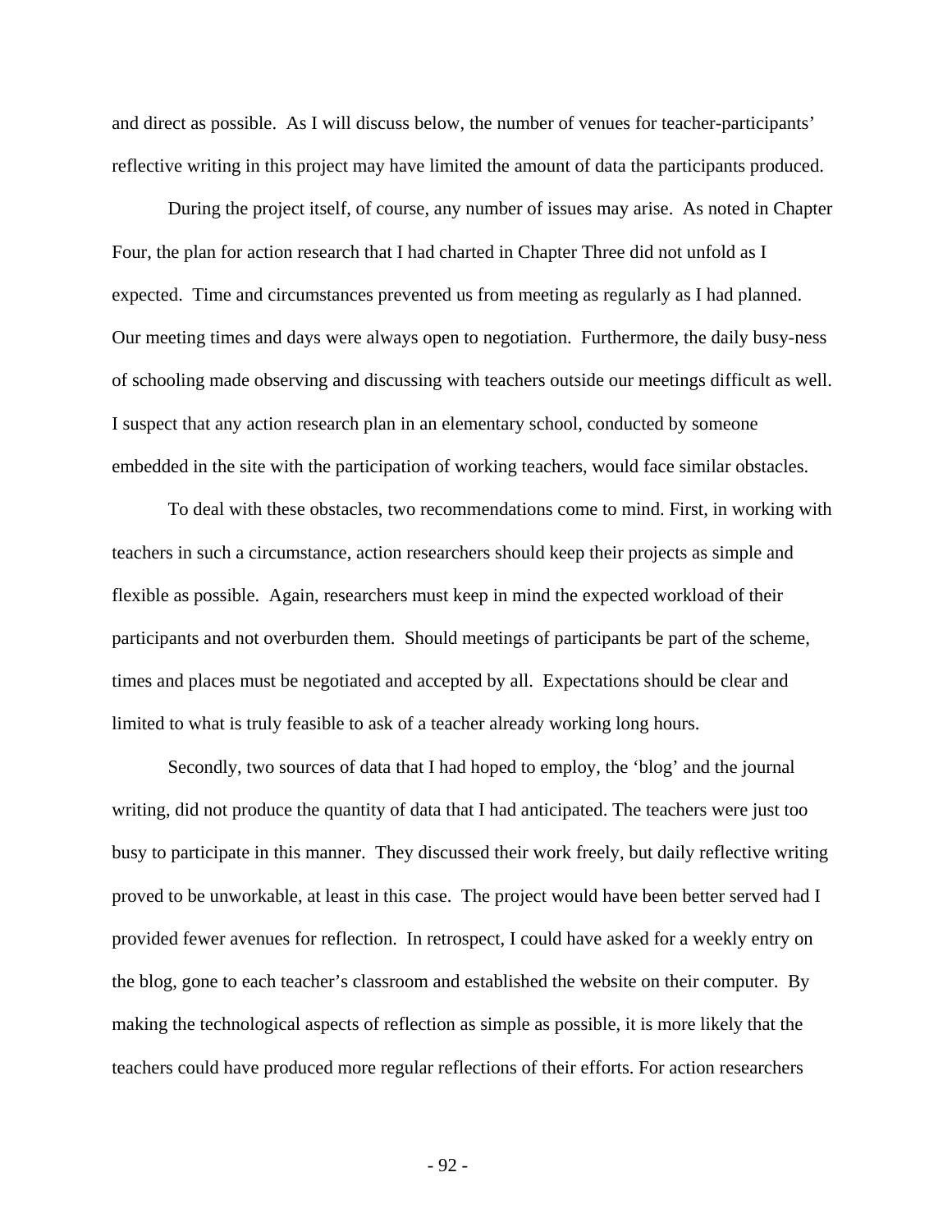and direct as possible. As I will discuss below, the number of venues for teacher-participants' reflective writing in this project may have limited the amount of data the participants produced.

During the project itself, of course, any number of issues may arise. As noted in Chapter Four, the plan for action research that I had charted in Chapter Three did not unfold as I expected. Time and circumstances prevented us from meeting as regularly as I had planned. Our meeting times and days were always open to negotiation. Furthermore, the daily busy-ness of schooling made observing and discussing with teachers outside our meetings difficult as well. I suspect that any action research plan in an elementary school, conducted by someone embedded in the site with the participation of working teachers, would face similar obstacles.

To deal with these obstacles, two recommendations come to mind. First, in working with teachers in such a circumstance, action researchers should keep their projects as simple and flexible as possible. Again, researchers must keep in mind the expected workload of their participants and not overburden them. Should meetings of participants be part of the scheme, times and places must be negotiated and accepted by all. Expectations should be clear and limited to what is truly feasible to ask of a teacher already working long hours.

Secondly, two sources of data that I had hoped to employ, the 'blog' and the journal writing, did not produce the quantity of data that I had anticipated. The teachers were just too busy to participate in this manner. They discussed their work freely, but daily reflective writing proved to be unworkable, at least in this case. The project would have been better served had I provided fewer avenues for reflection. In retrospect, I could have asked for a weekly entry on the blog, gone to each teacher's classroom and established the website on their computer. By making the technological aspects of reflection as simple as possible, it is more likely that the teachers could have produced more regular reflections of their efforts. For action researchers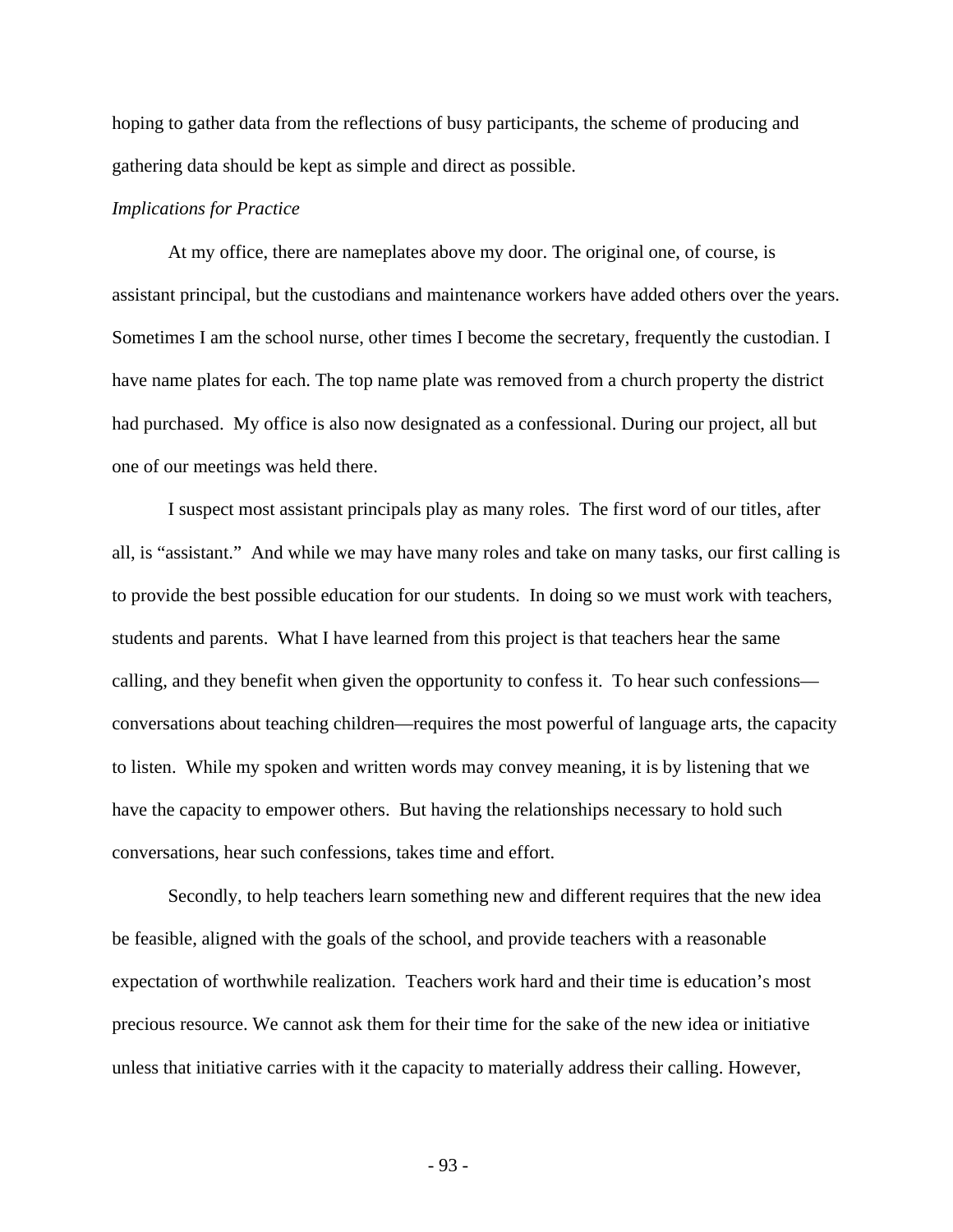hoping to gather data from the reflections of busy participants, the scheme of producing and gathering data should be kept as simple and direct as possible.

*Implications for Practice*

At my office, there are nameplates above my door. The original one, of course, is assistant principal, but the custodians and maintenance workers have added others over the years. Sometimes I am the school nurse, other times I become the secretary, frequently the custodian. I have name plates for each. The top name plate was removed from a church property the district had purchased. My office is also now designated as a confessional. During our project, all but one of our meetings was held there.

I suspect most assistant principals play as many roles. The first word of our titles, after all, is "assistant." And while we may have many roles and take on many tasks, our first calling is to provide the best possible education for our students. In doing so we must work with teachers, students and parents. What I have learned from this project is that teachers hear the same calling, and they benefit when given the opportunity to confess it. To hear such confessions—conversations about teaching children—requires the most powerful of language arts, the capacity to listen. While my spoken and written words may convey meaning, it is by listening that we have the capacity to empower others. But having the relationships necessary to hold such conversations, hear such confessions, takes time and effort.

Secondly, to help teachers learn something new and different requires that the new idea be feasible, aligned with the goals of the school, and provide teachers with a reasonable expectation of worthwhile realization. Teachers work hard and their time is education's most precious resource. We cannot ask them for their time for the sake of the new idea or initiative unless that initiative carries with it the capacity to materially address their calling. However,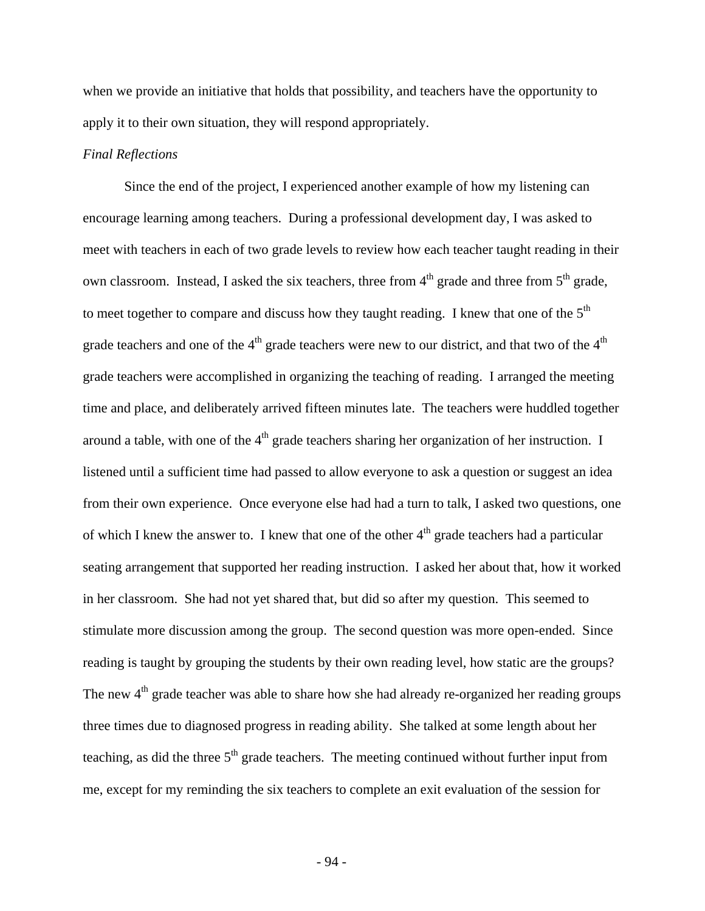when we provide an initiative that holds that possibility, and teachers have the opportunity to apply it to their own situation, they will respond appropriately.

*Final Reflections*

Since the end of the project, I experienced another example of how my listening can encourage learning among teachers. During a professional development day, I was asked to meet with teachers in each of two grade levels to review how each teacher taught reading in their own classroom. Instead, I asked the six teachers, three from 4th grade and three from 5th grade, to meet together to compare and discuss how they taught reading. I knew that one of the 5th grade teachers and one of the 4th grade teachers were new to our district, and that two of the 4th grade teachers were accomplished in organizing the teaching of reading. I arranged the meeting time and place, and deliberately arrived fifteen minutes late. The teachers were huddled together around a table, with one of the 4th grade teachers sharing her organization of her instruction. I listened until a sufficient time had passed to allow everyone to ask a question or suggest an idea from their own experience. Once everyone else had had a turn to talk, I asked two questions, one of which I knew the answer to. I knew that one of the other 4th grade teachers had a particular seating arrangement that supported her reading instruction. I asked her about that, how it worked in her classroom. She had not yet shared that, but did so after my question. This seemed to stimulate more discussion among the group. The second question was more open-ended. Since reading is taught by grouping the students by their own reading level, how static are the groups? The new 4th grade teacher was able to share how she had already re-organized her reading groups three times due to diagnosed progress in reading ability. She talked at some length about her teaching, as did the three 5th grade teachers. The meeting continued without further input from me, except for my reminding the six teachers to complete an exit evaluation of the session for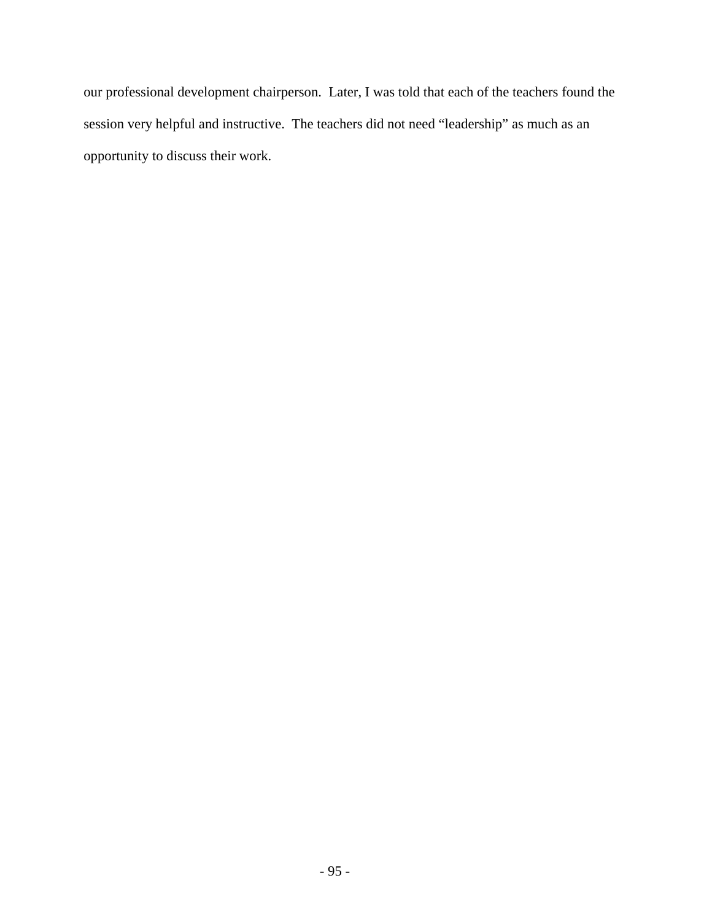our professional development chairperson.  Later, I was told that each of the teachers found the session very helpful and instructive.  The teachers did not need "leadership" as much as an opportunity to discuss their work.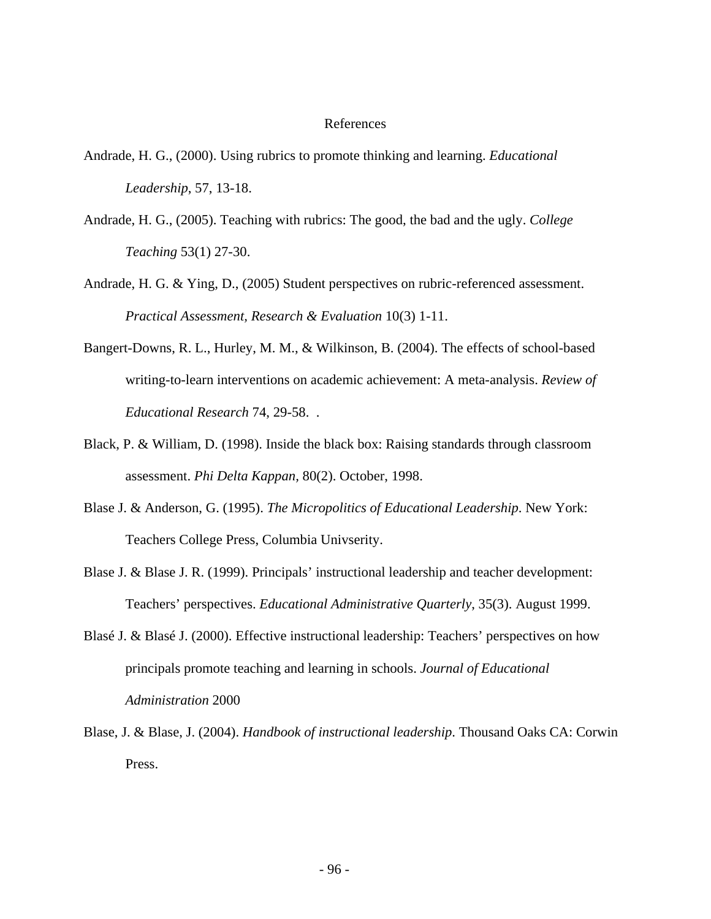# References

Andrade, H. G., (2000). Using rubrics to promote thinking and learning. *Educational Leadership*, 57, 13-18.

Andrade, H. G., (2005). Teaching with rubrics: The good, the bad and the ugly. *College Teaching* 53(1) 27-30.

Andrade, H. G. & Ying, D., (2005) Student perspectives on rubric-referenced assessment. *Practical Assessment, Research & Evaluation* 10(3) 1-11.

Bangert-Downs, R. L., Hurley, M. M., & Wilkinson, B. (2004). The effects of school-based writing-to-learn interventions on academic achievement: A meta-analysis. *Review of Educational Research* 74, 29-58. .

Black, P. & William, D. (1998). Inside the black box: Raising standards through classroom assessment. *Phi Delta Kappan,* 80(2). October, 1998.

Blase J. & Anderson, G. (1995). *The Micropolitics of Educational Leadership*. New York: Teachers College Press, Columbia Univserity.

Blase J. & Blase J. R. (1999). Principals' instructional leadership and teacher development: Teachers' perspectives. *Educational Administrative Quarterly*, 35(3). August 1999.

Blasé J. & Blasé J. (2000). Effective instructional leadership: Teachers' perspectives on how principals promote teaching and learning in schools. *Journal of Educational Administration* 2000

Blase, J. & Blase, J. (2004). *Handbook of instructional leadership*. Thousand Oaks CA: Corwin Press.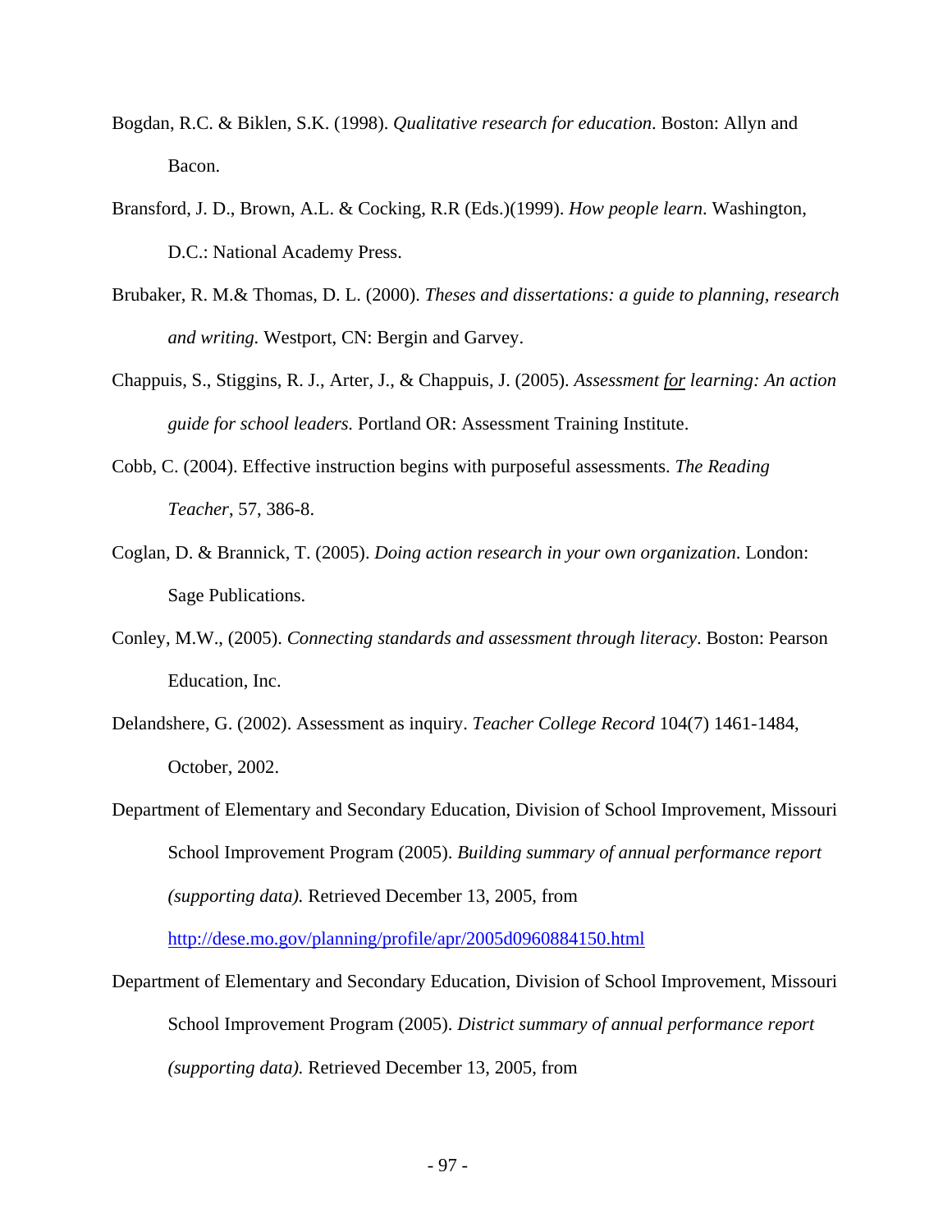Bogdan, R.C. & Biklen, S.K. (1998). *Qualitative research for education*. Boston: Allyn and Bacon.

Bransford, J. D., Brown, A.L. & Cocking, R.R (Eds.)(1999). *How people learn*. Washington, D.C.: National Academy Press.

Brubaker, R. M.& Thomas, D. L. (2000). *Theses and dissertations: a guide to planning, research and writing.* Westport, CN: Bergin and Garvey.

Chappuis, S., Stiggins, R. J., Arter, J., & Chappuis, J. (2005). *Assessment <u>for</u> learning: An action guide for school leaders.* Portland OR: Assessment Training Institute.

Cobb, C. (2004). Effective instruction begins with purposeful assessments. *The Reading Teacher*, 57, 386-8.

Coglan, D. & Brannick, T. (2005). *Doing action research in your own organization*. London: Sage Publications.

Conley, M.W., (2005). *Connecting standards and assessment through literacy*. Boston: Pearson Education, Inc.

Delandshere, G. (2002). Assessment as inquiry. *Teacher College Record* 104(7) 1461-1484, October, 2002.

Department of Elementary and Secondary Education, Division of School Improvement, Missouri School Improvement Program (2005). *Building summary of annual performance report (supporting data).* Retrieved December 13, 2005, from http://dese.mo.gov/planning/profile/apr/2005d0960884150.html

Department of Elementary and Secondary Education, Division of School Improvement, Missouri School Improvement Program (2005). *District summary of annual performance report (supporting data).* Retrieved December 13, 2005, from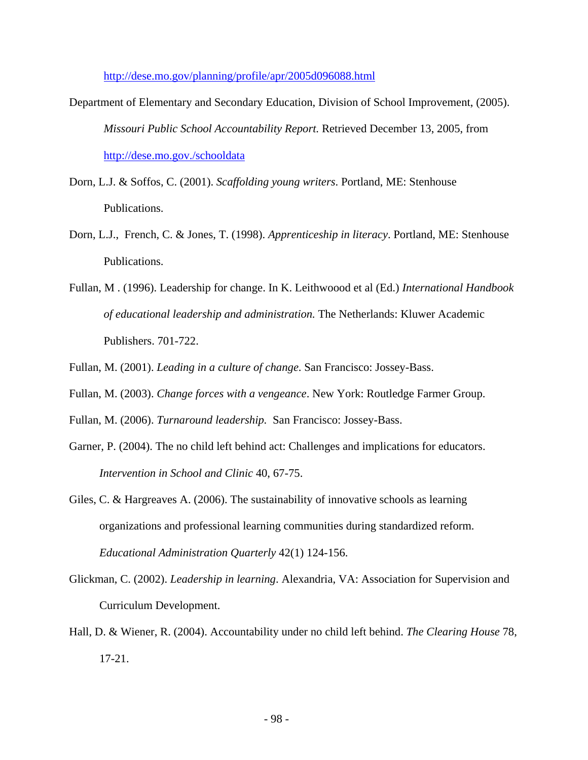http://dese.mo.gov/planning/profile/apr/2005d096088.html

Department of Elementary and Secondary Education, Division of School Improvement, (2005). *Missouri Public School Accountability Report.* Retrieved December 13, 2005, from http://dese.mo.gov./schooldata

Dorn, L.J. & Soffos, C. (2001). *Scaffolding young writers*. Portland, ME: Stenhouse Publications.

Dorn, L.J., French, C. & Jones, T. (1998). *Apprenticeship in literacy*. Portland, ME: Stenhouse Publications.

Fullan, M . (1996). Leadership for change. In K. Leithwoood et al (Ed.) *International Handbook of educational leadership and administration.* The Netherlands: Kluwer Academic Publishers. 701-722.

Fullan, M. (2001). *Leading in a culture of change*. San Francisco: Jossey-Bass.

Fullan, M. (2003). *Change forces with a vengeance*. New York: Routledge Farmer Group.

Fullan, M. (2006). *Turnaround leadership.* San Francisco: Jossey-Bass.

Garner, P. (2004). The no child left behind act: Challenges and implications for educators. *Intervention in School and Clinic* 40, 67-75.

Giles, C. & Hargreaves A. (2006). The sustainability of innovative schools as learning organizations and professional learning communities during standardized reform. *Educational Administration Quarterly* 42(1) 124-156.

Glickman, C. (2002). *Leadership in learning*. Alexandria, VA: Association for Supervision and Curriculum Development.

Hall, D. & Wiener, R. (2004). Accountability under no child left behind. *The Clearing House* 78, 17-21.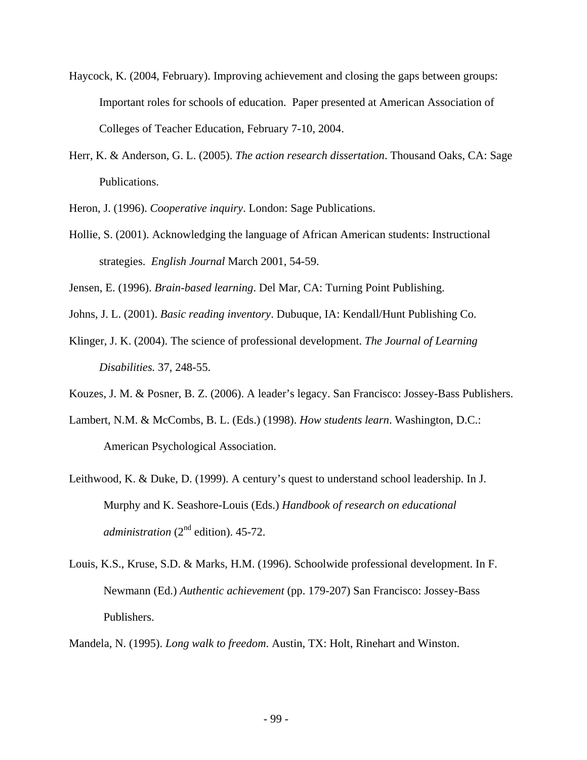Haycock, K. (2004, February). Improving achievement and closing the gaps between groups: Important roles for schools of education. Paper presented at American Association of Colleges of Teacher Education, February 7-10, 2004.

Herr, K. & Anderson, G. L. (2005). *The action research dissertation*. Thousand Oaks, CA: Sage Publications.

Heron, J. (1996). *Cooperative inquiry*. London: Sage Publications.

Hollie, S. (2001). Acknowledging the language of African American students: Instructional strategies. *English Journal* March 2001, 54-59.

Jensen, E. (1996). *Brain-based learning*. Del Mar, CA: Turning Point Publishing.

Johns, J. L. (2001). *Basic reading inventory*. Dubuque, IA: Kendall/Hunt Publishing Co.

Klinger, J. K. (2004). The science of professional development. *The Journal of Learning Disabilities.* 37, 248-55.

Kouzes, J. M. & Posner, B. Z. (2006). A leader's legacy. San Francisco: Jossey-Bass Publishers.

Lambert, N.M. & McCombs, B. L. (Eds.) (1998). *How students learn*. Washington, D.C.: American Psychological Association.

Leithwood, K. & Duke, D. (1999). A century's quest to understand school leadership. In J. Murphy and K. Seashore-Louis (Eds.) *Handbook of research on educational administration* (2nd edition). 45-72.

Louis, K.S., Kruse, S.D. & Marks, H.M. (1996). Schoolwide professional development. In F. Newmann (Ed.) *Authentic achievement* (pp. 179-207) San Francisco: Jossey-Bass Publishers.

Mandela, N. (1995). *Long walk to freedom*. Austin, TX: Holt, Rinehart and Winston.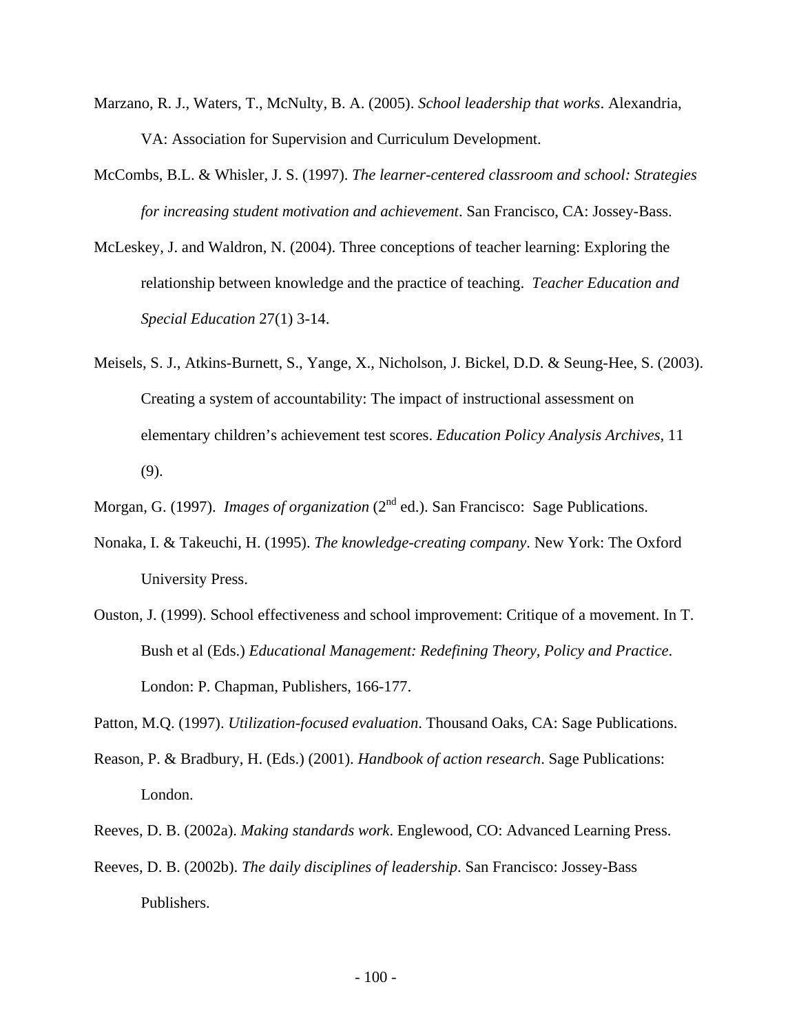Marzano, R. J., Waters, T., McNulty, B. A. (2005). *School leadership that works*. Alexandria, VA: Association for Supervision and Curriculum Development.

McCombs, B.L. & Whisler, J. S. (1997). *The learner-centered classroom and school: Strategies for increasing student motivation and achievement*. San Francisco, CA: Jossey-Bass.

McLeskey, J. and Waldron, N. (2004). Three conceptions of teacher learning: Exploring the relationship between knowledge and the practice of teaching. *Teacher Education and Special Education* 27(1) 3-14.

Meisels, S. J., Atkins-Burnett, S., Yange, X., Nicholson, J. Bickel, D.D. & Seung-Hee, S. (2003). Creating a system of accountability: The impact of instructional assessment on elementary children's achievement test scores. *Education Policy Analysis Archives*, 11 (9).

Morgan, G. (1997). *Images of organization* (2nd ed.). San Francisco: Sage Publications.

Nonaka, I. & Takeuchi, H. (1995). *The knowledge-creating company*. New York: The Oxford University Press.

Ouston, J. (1999). School effectiveness and school improvement: Critique of a movement. In T. Bush et al (Eds.) *Educational Management: Redefining Theory, Policy and Practice*. London: P. Chapman, Publishers, 166-177.

Patton, M.Q. (1997). *Utilization-focused evaluation*. Thousand Oaks, CA: Sage Publications.

Reason, P. & Bradbury, H. (Eds.) (2001). *Handbook of action research*. Sage Publications: London.

Reeves, D. B. (2002a). *Making standards work*. Englewood, CO: Advanced Learning Press.

Reeves, D. B. (2002b). *The daily disciplines of leadership*. San Francisco: Jossey-Bass Publishers.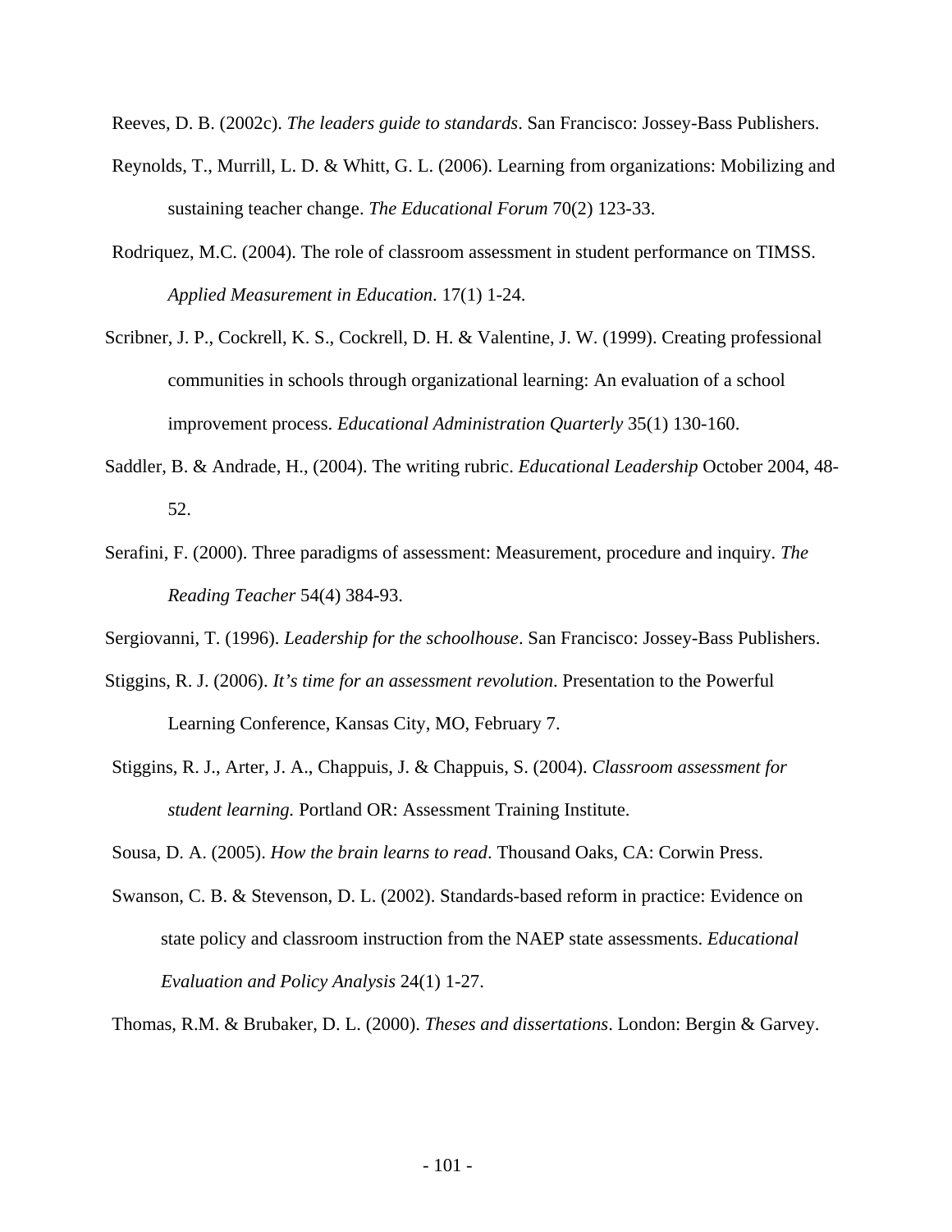Reeves, D. B. (2002c). *The leaders guide to standards*. San Francisco: Jossey-Bass Publishers.

Reynolds, T., Murrill, L. D. & Whitt, G. L. (2006). Learning from organizations: Mobilizing and sustaining teacher change. *The Educational Forum* 70(2) 123-33.

Rodriquez, M.C. (2004). The role of classroom assessment in student performance on TIMSS. *Applied Measurement in Education*. 17(1) 1-24.

Scribner, J. P., Cockrell, K. S., Cockrell, D. H. & Valentine, J. W. (1999). Creating professional communities in schools through organizational learning: An evaluation of a school improvement process. *Educational Administration Quarterly* 35(1) 130-160.

Saddler, B. & Andrade, H., (2004). The writing rubric. *Educational Leadership* October 2004, 48-52.

Serafini, F. (2000). Three paradigms of assessment: Measurement, procedure and inquiry. *The Reading Teacher* 54(4) 384-93.

Sergiovanni, T. (1996). *Leadership for the schoolhouse*. San Francisco: Jossey-Bass Publishers.

Stiggins, R. J. (2006). *It's time for an assessment revolution*. Presentation to the Powerful Learning Conference, Kansas City, MO, February 7.

Stiggins, R. J., Arter, J. A., Chappuis, J. & Chappuis, S. (2004). *Classroom assessment for student learning.* Portland OR: Assessment Training Institute.

Sousa, D. A. (2005). *How the brain learns to read*. Thousand Oaks, CA: Corwin Press.

Swanson, C. B. & Stevenson, D. L. (2002). Standards-based reform in practice: Evidence on state policy and classroom instruction from the NAEP state assessments. *Educational Evaluation and Policy Analysis* 24(1) 1-27.

Thomas, R.M. & Brubaker, D. L. (2000). *Theses and dissertations*. London: Bergin & Garvey.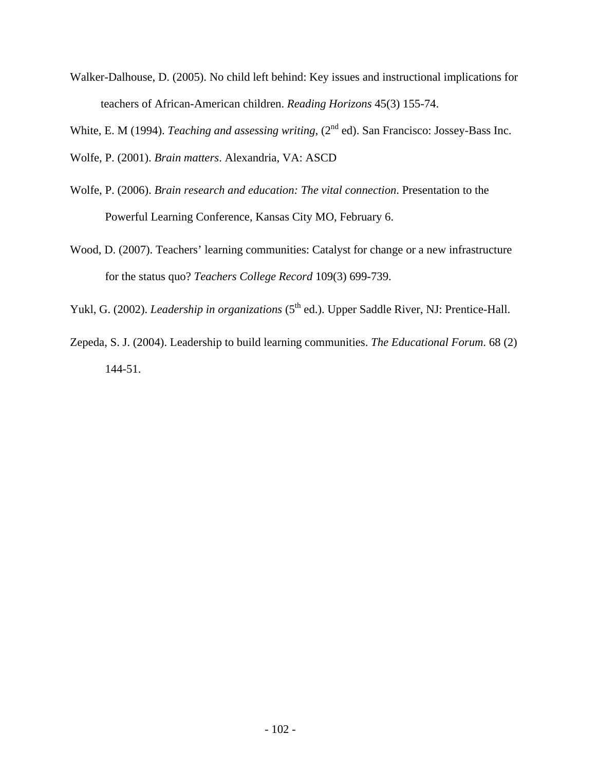Walker-Dalhouse, D. (2005). No child left behind: Key issues and instructional implications for teachers of African-American children. *Reading Horizons* 45(3) 155-74.

White, E. M (1994). *Teaching and assessing writing*, (2nd ed). San Francisco: Jossey-Bass Inc.

Wolfe, P. (2001). *Brain matters*. Alexandria, VA: ASCD

Wolfe, P. (2006). *Brain research and education: The vital connection*. Presentation to the Powerful Learning Conference, Kansas City MO, February 6.

Wood, D. (2007). Teachers' learning communities: Catalyst for change or a new infrastructure for the status quo? *Teachers College Record* 109(3) 699-739.

Yukl, G. (2002). *Leadership in organizations* (5th ed.). Upper Saddle River, NJ: Prentice-Hall.

Zepeda, S. J. (2004). Leadership to build learning communities. *The Educational Forum*. 68 (2) 144-51.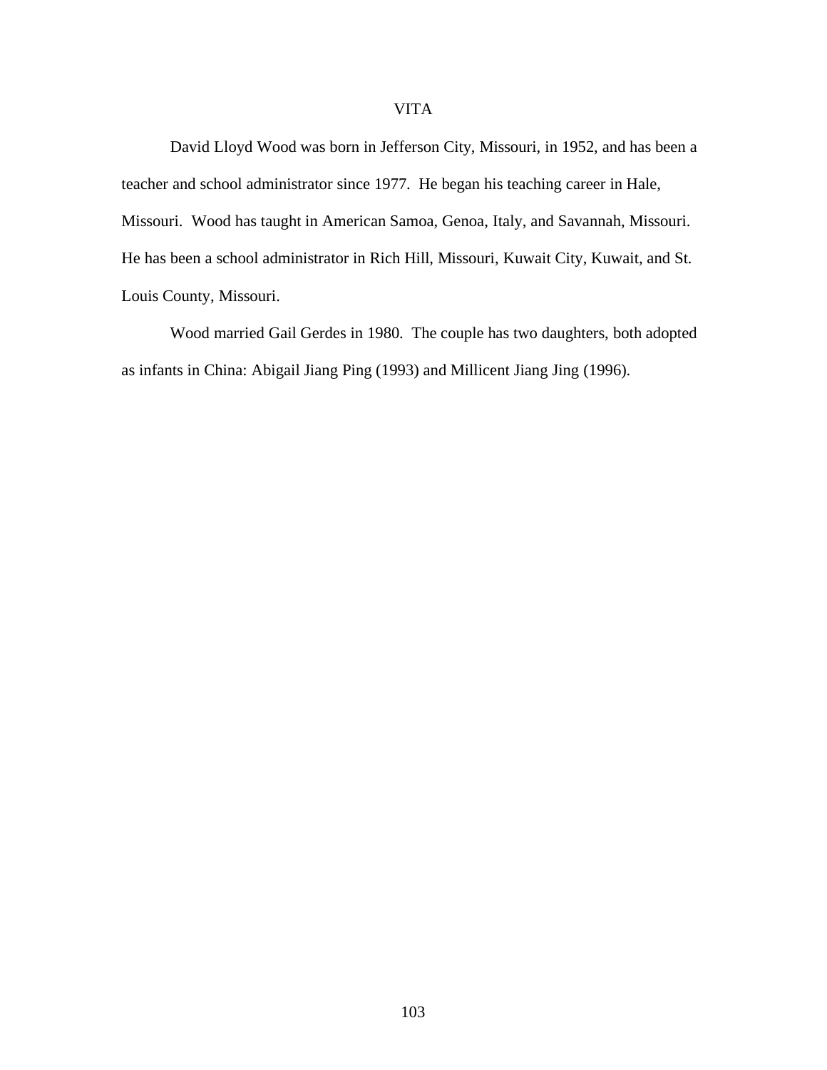# VITA

David Lloyd Wood was born in Jefferson City, Missouri, in 1952, and has been a teacher and school administrator since 1977. He began his teaching career in Hale, Missouri. Wood has taught in American Samoa, Genoa, Italy, and Savannah, Missouri. He has been a school administrator in Rich Hill, Missouri, Kuwait City, Kuwait, and St. Louis County, Missouri.

Wood married Gail Gerdes in 1980. The couple has two daughters, both adopted as infants in China: Abigail Jiang Ping (1993) and Millicent Jiang Jing (1996).